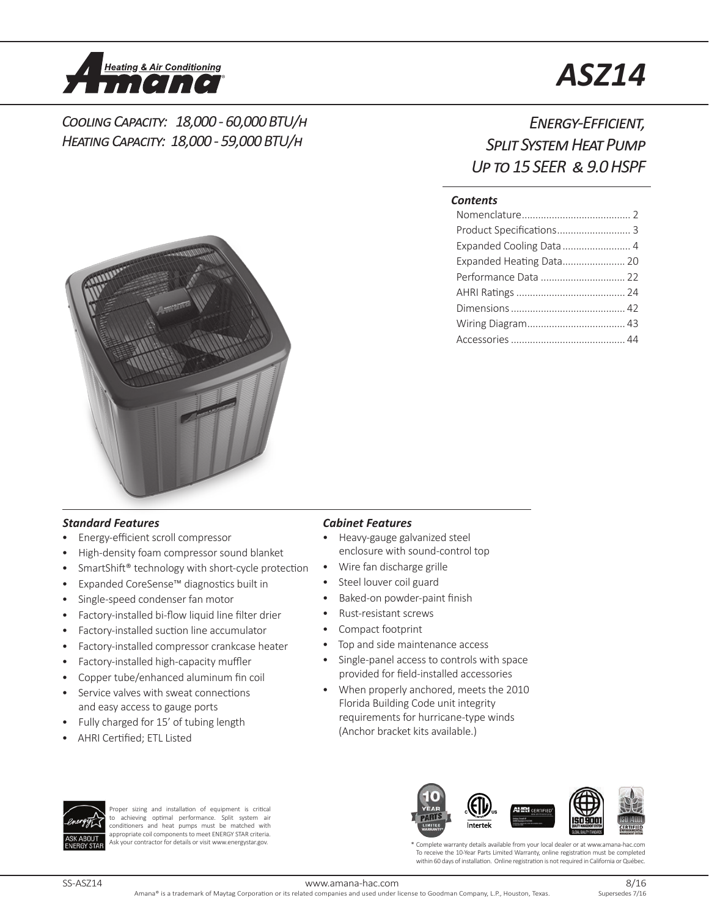# ASZ14

*Cooling Capacity: 18,000 - 60,000 BTU/h*
*Heating Capacity: 18,000 - 59,000 BTU/h*

## *Energy-Efficient, Split System Heat Pump Up to 15 SEER & 9.0 HSPF*

***Contents***

- Nomenclature ........ 2
- Product Specifications ........ 3
- Expanded Cooling Data ........ 4
- Expanded Heating Data ........ 20
- Performance Data ........ 22
- AHRI Ratings ........ 24
- Dimensions ........ 42
- Wiring Diagram ........ 43
- Accessories ........ 44

### *Standard Features*

- Energy-efficient scroll compressor
- High-density foam compressor sound blanket
- SmartShift® technology with short-cycle protection
- Expanded CoreSense™ diagnostics built in
- Single-speed condenser fan motor
- Factory-installed bi-flow liquid line filter drier
- Factory-installed suction line accumulator
- Factory-installed compressor crankcase heater
- Factory-installed high-capacity muffler
- Copper tube/enhanced aluminum fin coil
- Service valves with sweat connections and easy access to gauge ports
- Fully charged for 15' of tubing length
- AHRI Certified; ETL Listed

### *Cabinet Features*

- Heavy-gauge galvanized steel enclosure with sound-control top
- Wire fan discharge grille
- Steel louver coil guard
- Baked-on powder-paint finish
- Rust-resistant screws
- Compact footprint
- Top and side maintenance access
- Single-panel access to controls with space provided for field-installed accessories
- When properly anchored, meets the 2010 Florida Building Code unit integrity requirements for hurricane-type winds (Anchor bracket kits available.)

Proper sizing and installation of equipment is critical to achieving optimal performance. Split system air conditioners and heat pumps must be matched with appropriate coil components to meet ENERGY STAR criteria. Ask your contractor for details or visit www.energystar.gov.

\* Complete warranty details available from your local dealer or at www.amana-hac.com To receive the 10-Year Parts Limited Warranty, online registration must be completed within 60 days of installation. Online registration is not required in California or Québec.

SS-ASZ14 | www.amana-hac.com | 8/16 Supersedes 7/16

Amana® is a trademark of Maytag Corporation or its related companies and used under license to Goodman Company, L.P., Houston, Texas.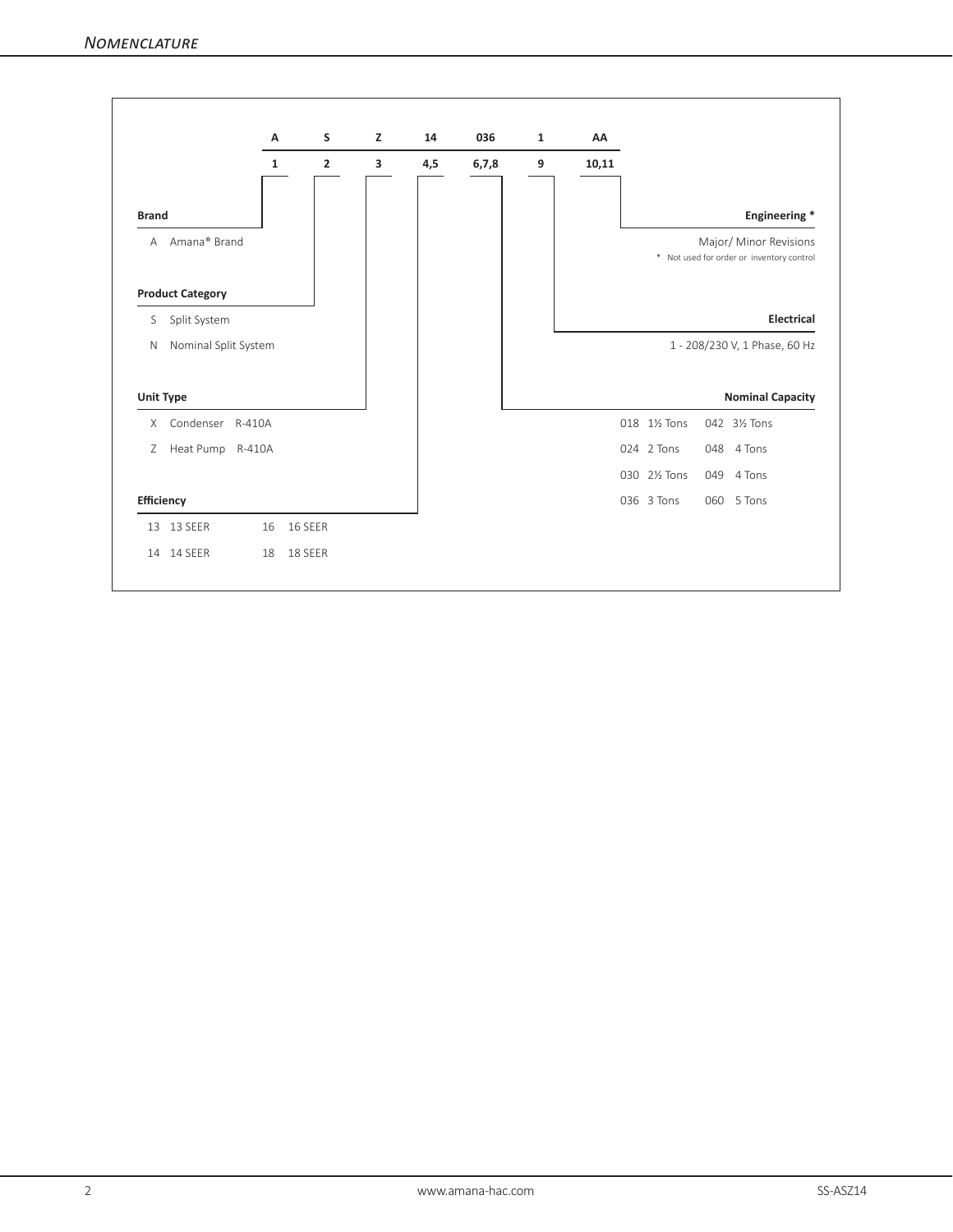## Nomenclature

| A | S | Z | 14 | 036 | 1 | AA |
|---|---|---|---|---|---|---|
| 1 | 2 | 3 | 4,5 | 6,7,8 | 9 | 10,11 |

**Brand**

A Amana® Brand

**Product Category**

S Split System

N Nominal Split System

**Unit Type**

X Condenser R-410A

Z Heat Pump R-410A

**Efficiency**

| | | | |
|---|---|---|---|
| 13 | 13 SEER | 16 | 16 SEER |
| 14 | 14 SEER | 18 | 18 SEER |

**Engineering ***

Major/ Minor Revisions

* Not used for order or inventory control

**Electrical**

1 - 208/230 V, 1 Phase, 60 Hz

**Nominal Capacity**

| | | | |
|---|---|---|---|
| 018 | 1½ Tons | 042 | 3½ Tons |
| 024 | 2 Tons | 048 | 4 Tons |
| 030 | 2½ Tons | 049 | 4 Tons |
| 036 | 3 Tons | 060 | 5 Tons |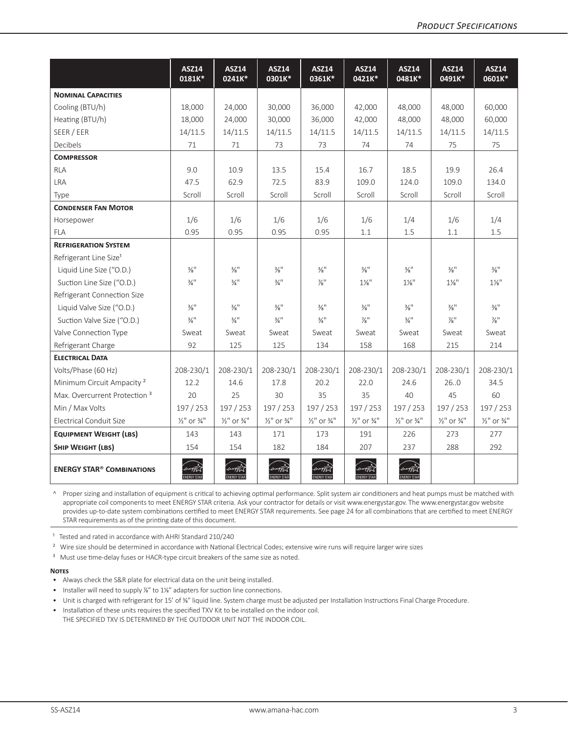| | ASZ14 0181K* | ASZ14 0241K* | ASZ14 0301K* | ASZ14 0361K* | ASZ14 0421K* | ASZ14 0481K* | ASZ14 0491K* | ASZ14 0601K* |
|---|---|---|---|---|---|---|---|---|
| **Nominal Capacities** | | | | | | | | |
| Cooling (BTU/h) | 18,000 | 24,000 | 30,000 | 36,000 | 42,000 | 48,000 | 48,000 | 60,000 |
| Heating (BTU/h) | 18,000 | 24,000 | 30,000 | 36,000 | 42,000 | 48,000 | 48,000 | 60,000 |
| SEER / EER | 14/11.5 | 14/11.5 | 14/11.5 | 14/11.5 | 14/11.5 | 14/11.5 | 14/11.5 | 14/11.5 |
| Decibels | 71 | 71 | 73 | 73 | 74 | 74 | 75 | 75 |
| **Compressor** | | | | | | | | |
| RLA | 9.0 | 10.9 | 13.5 | 15.4 | 16.7 | 18.5 | 19.9 | 26.4 |
| LRA | 47.5 | 62.9 | 72.5 | 83.9 | 109.0 | 124.0 | 109.0 | 134.0 |
| Type | Scroll | Scroll | Scroll | Scroll | Scroll | Scroll | Scroll | Scroll |
| **Condenser Fan Motor** | | | | | | | | |
| Horsepower | 1/6 | 1/6 | 1/6 | 1/6 | 1/6 | 1/4 | 1/6 | 1/4 |
| FLA | 0.95 | 0.95 | 0.95 | 0.95 | 1.1 | 1.5 | 1.1 | 1.5 |
| **Refrigeration System** | | | | | | | | |
| Refrigerant Line Size[1] | | | | | | | | |
| Liquid Line Size ("O.D.) | ⅜" | ⅜" | ⅜" | ⅜" | ⅜" | ⅜" | ⅜" | ⅜" |
| Suction Line Size ("O.D.) | ¾" | ¾" | ¾" | ⅞" | 1⅛" | 1⅛" | 1⅛" | 1⅛" |
| Refrigerant Connection Size | | | | | | | | |
| Liquid Valve Size ("O.D.) | ⅜" | ⅜" | ⅜" | ⅜" | ⅜" | ⅜" | ⅜" | ⅜" |
| Suction Valve Size ("O.D.) | ¾" | ¾" | ¾" | ¾" | ⅞" | ¾" | ⅞" | ⅞" |
| Valve Connection Type | Sweat | Sweat | Sweat | Sweat | Sweat | Sweat | Sweat | Sweat |
| Refrigerant Charge | 92 | 125 | 125 | 134 | 158 | 168 | 215 | 214 |
| **Electrical Data** | | | | | | | | |
| Volts/Phase (60 Hz) | 208-230/1 | 208-230/1 | 208-230/1 | 208-230/1 | 208-230/1 | 208-230/1 | 208-230/1 | 208-230/1 |
| Minimum Circuit Ampacity [2] | 12.2 | 14.6 | 17.8 | 20.2 | 22.0 | 24.6 | 26..0 | 34.5 |
| Max. Overcurrent Protection [3] | 20 | 25 | 30 | 35 | 35 | 40 | 45 | 60 |
| Min / Max Volts | 197 / 253 | 197 / 253 | 197 / 253 | 197 / 253 | 197 / 253 | 197 / 253 | 197 / 253 | 197 / 253 |
| Electrical Conduit Size | ½" or ¾" | ½" or ¾" | ½" or ¾" | ½" or ¾" | ½" or ¾" | ½" or ¾" | ½" or ¾" | ½" or ¾" |
| **Equipment Weight (lbs)** | 143 | 143 | 171 | 173 | 191 | 226 | 273 | 277 |
| **Ship Weight (lbs)** | 154 | 154 | 182 | 184 | 207 | 237 | 288 | 292 |
| **ENERGY STAR® Combinations** | ENERGY STAR | ENERGY STAR | ENERGY STAR | ENERGY STAR | ENERGY STAR | ENERGY STAR | | |

^ Proper sizing and installation of equipment is critical to achieving optimal performance. Split system air conditioners and heat pumps must be matched with appropriate coil components to meet ENERGY STAR criteria. Ask your contractor for details or visit www.energystar.gov. The www.energystar.gov website provides up-to-date system combinations certified to meet ENERGY STAR requirements. See page 24 for all combinations that are certified to meet ENERGY STAR requirements as of the printing date of this document.

[1] Tested and rated in accordance with AHRI Standard 210/240

[2] Wire size should be determined in accordance with National Electrical Codes; extensive wire runs will require larger wire sizes

[3] Must use time-delay fuses or HACR-type circuit breakers of the same size as noted.

**Notes**

- Always check the S&R plate for electrical data on the unit being installed.
- Installer will need to supply ⅞" to 1⅛" adapters for suction line connections.
- Unit is charged with refrigerant for 15' of ⅜" liquid line. System charge must be adjusted per Installation Instructions Final Charge Procedure.
- Installation of these units requires the specified TXV Kit to be installed on the indoor coil.
  THE SPECIFIED TXV IS DETERMINED BY THE OUTDOOR UNIT NOT THE INDOOR COIL.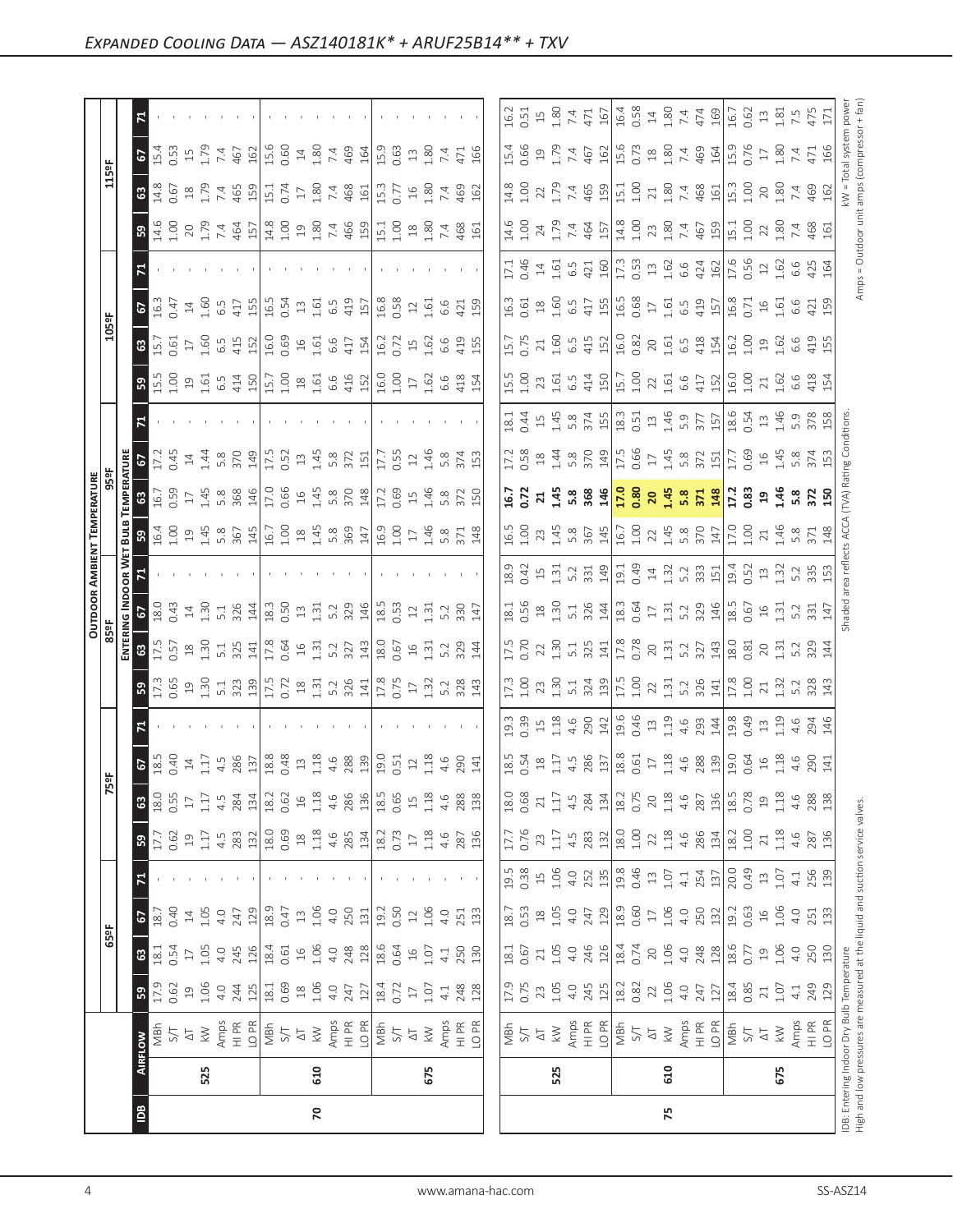# Expanded Cooling Data — ASZ140181K* + ARUF25B14** + TXV

| IDB | AIRFLOW | | 65ºF | | | | 75ºF | | | | 85ºF | | | | 95ºF | | | | 105ºF | | | | 115ºF | | | |
|---|---|---|---|---|---|---|---|---|---|---|---|---|---|---|---|---|---|---|---|---|---|---|---|---|---|---|
| | | | 59 | 63 | 67 | 71 | 59 | 63 | 67 | 71 | 59 | 63 | 67 | 71 | 59 | 63 | 67 | 71 | 59 | 63 | 67 | 71 | 59 | 63 | 67 | 71 |
| 70 | 525 | MBh | 17.9 | 18.1 | 18.7 | - | 17.7 | 18.0 | 18.5 | - | 17.3 | 17.5 | 18.0 | - | 16.4 | 16.7 | 17.2 | - | 15.5 | 15.7 | 16.3 | - | 14.6 | 14.8 | 15.4 | - |
| | | S/T | 0.62 | 0.54 | 0.40 | - | 0.62 | 0.55 | 0.40 | - | 0.65 | 0.57 | 0.43 | - | 1.00 | 0.59 | 0.45 | - | 1.00 | 0.61 | 0.47 | - | 1.00 | 0.67 | 0.53 | - |
| | | ΔT | 19 | 17 | 14 | - | 19 | 17 | 14 | - | 19 | 18 | 14 | - | 19 | 17 | 14 | - | 19 | 17 | 14 | - | 20 | 18 | 15 | - |
| | | kW | 1.06 | 1.05 | 1.05 | - | 1.17 | 1.17 | 1.17 | - | 1.30 | 1.30 | 1.30 | - | 1.45 | 1.45 | 1.44 | - | 1.61 | 1.60 | 1.60 | - | 1.79 | 1.79 | 1.79 | - |
| | | Amps | 4.0 | 4.0 | 4.0 | - | 4.5 | 4.5 | 4.5 | - | 5.1 | 5.1 | 5.1 | - | 5.8 | 5.8 | 5.8 | - | 6.5 | 6.5 | 6.5 | - | 7.4 | 7.4 | 7.4 | - |
| | | HI PR | 244 | 245 | 247 | - | 283 | 284 | 286 | - | 323 | 325 | 326 | - | 367 | 368 | 370 | - | 414 | 415 | 417 | - | 464 | 465 | 467 | - |
| | | LO PR | 125 | 126 | 129 | - | 132 | 134 | 137 | - | 139 | 141 | 144 | - | 145 | 146 | 149 | - | 150 | 152 | 155 | - | 157 | 159 | 162 | - |
| | 610 | MBh | 18.1 | 18.4 | 18.9 | - | 18.0 | 18.2 | 18.8 | - | 17.5 | 17.8 | 18.3 | - | 16.7 | 17.0 | 17.5 | - | 15.7 | 16.0 | 16.5 | - | 14.8 | 15.1 | 15.6 | - |
| | | S/T | 0.69 | 0.61 | 0.47 | - | 0.69 | 0.62 | 0.48 | - | 0.72 | 0.64 | 0.50 | - | 1.00 | 0.66 | 0.52 | - | 1.00 | 0.69 | 0.54 | - | 1.00 | 0.74 | 0.60 | - |
| | | ΔT | 18 | 16 | 13 | - | 18 | 16 | 13 | - | 18 | 16 | 13 | - | 18 | 16 | 13 | - | 18 | 16 | 13 | - | 19 | 17 | 14 | - |
| | | kW | 1.06 | 1.06 | 1.06 | - | 1.18 | 1.18 | 1.18 | - | 1.31 | 1.31 | 1.31 | - | 1.45 | 1.45 | 1.45 | - | 1.61 | 1.61 | 1.61 | - | 1.80 | 1.80 | 1.80 | - |
| | | Amps | 4.0 | 4.0 | 4.0 | - | 4.6 | 4.6 | 4.6 | - | 5.2 | 5.2 | 5.2 | - | 5.8 | 5.8 | 5.8 | - | 6.6 | 6.6 | 6.5 | - | 7.4 | 7.4 | 7.4 | - |
| | | HI PR | 247 | 248 | 250 | - | 285 | 286 | 288 | - | 326 | 327 | 329 | - | 369 | 370 | 372 | - | 416 | 417 | 419 | - | 466 | 468 | 469 | - |
| | | LO PR | 127 | 128 | 131 | - | 134 | 136 | 139 | - | 141 | 143 | 146 | - | 147 | 148 | 151 | - | 152 | 154 | 157 | - | 159 | 161 | 164 | - |
| | 675 | MBh | 18.4 | 18.6 | 19.2 | - | 18.2 | 18.5 | 19.0 | - | 17.8 | 18.0 | 18.5 | - | 16.9 | 17.2 | 17.7 | - | 16.0 | 16.2 | 16.8 | - | 15.1 | 15.3 | 15.9 | - |
| | | S/T | 0.72 | 0.64 | 0.50 | - | 0.73 | 0.65 | 0.51 | - | 0.75 | 0.67 | 0.53 | - | 1.00 | 0.69 | 0.55 | - | 1.00 | 0.72 | 0.58 | - | 1.00 | 0.77 | 0.63 | - |
| | | ΔT | 17 | 16 | 12 | - | 17 | 15 | 12 | - | 17 | 16 | 12 | - | 17 | 15 | 12 | - | 17 | 15 | 12 | - | 18 | 16 | 13 | - |
| | | kW | 1.07 | 1.07 | 1.06 | - | 1.18 | 1.18 | 1.18 | - | 1.32 | 1.31 | 1.31 | - | 1.46 | 1.46 | 1.46 | - | 1.62 | 1.62 | 1.61 | - | 1.80 | 1.80 | 1.80 | - |
| | | Amps | 4.1 | 4.1 | 4.0 | - | 4.6 | 4.6 | 4.6 | - | 5.2 | 5.2 | 5.2 | - | 5.8 | 5.8 | 5.8 | - | 6.6 | 6.6 | 6.6 | - | 7.4 | 7.4 | 7.4 | - |
| | | HI PR | 248 | 250 | 251 | - | 287 | 288 | 290 | - | 328 | 329 | 330 | - | 371 | 372 | 374 | - | 418 | 419 | 421 | - | 468 | 469 | 471 | - |
| | | LO PR | 128 | 130 | 133 | - | 136 | 138 | 141 | - | 143 | 144 | 147 | - | 148 | 150 | 153 | - | 154 | 155 | 159 | - | 161 | 162 | 166 | - |
| 75 | 525 | MBh | 17.9 | 18.1 | 18.7 | 19.5 | 17.7 | 18.0 | 18.5 | 19.3 | 17.3 | 17.5 | 18.1 | 18.9 | 16.5 | **16.7** | 17.2 | 18.1 | 15.5 | 15.7 | 16.3 | 17.1 | 14.6 | 14.8 | 15.4 | 16.2 |
| | | S/T | 0.75 | 0.67 | 0.53 | 0.38 | 0.76 | 0.68 | 0.54 | 0.39 | 1.00 | 0.70 | 0.56 | 0.42 | 1.00 | **0.72** | 0.58 | 0.44 | 1.00 | 0.75 | 0.61 | 0.46 | 1.00 | 1.00 | 0.66 | 0.51 |
| | | ΔT | 23 | 21 | 18 | 15 | 23 | 21 | 18 | 15 | 23 | 22 | 18 | 15 | 23 | **21** | 18 | 15 | 23 | 21 | 18 | 14 | 24 | 22 | 19 | 15 |
| | | kW | 1.05 | 1.05 | 1.05 | 1.06 | 1.17 | 1.17 | 1.17 | 1.18 | 1.30 | 1.30 | 1.30 | 1.31 | 1.45 | **1.45** | 1.44 | 1.45 | 1.61 | 1.60 | 1.60 | 1.61 | 1.79 | 1.79 | 1.79 | 1.80 |
| | | Amps | 4.0 | 4.0 | 4.0 | 4.0 | 4.5 | 4.5 | 4.5 | 4.6 | 5.1 | 5.1 | 5.1 | 5.2 | 5.8 | **5.8** | 5.8 | 5.8 | 6.5 | 6.5 | 6.5 | 6.5 | 7.4 | 7.4 | 7.4 | 7.4 |
| | | HI PR | 245 | 246 | 247 | 252 | 283 | 284 | 286 | 290 | 324 | 325 | 326 | 331 | 367 | **368** | 370 | 374 | 414 | 415 | 417 | 421 | 464 | 465 | 467 | 471 |
| | | LO PR | 125 | 126 | 129 | 135 | 132 | 134 | 137 | 142 | 139 | 141 | 144 | 149 | 145 | **146** | 149 | 155 | 150 | 152 | 155 | 160 | 157 | 159 | 162 | 167 |
| | 610 | MBh | 18.2 | 18.4 | 18.9 | 19.8 | 18.0 | 18.2 | 18.8 | 19.6 | 17.5 | 17.8 | 18.3 | 19.1 | 16.7 | **17.0** | 17.5 | 18.3 | 15.7 | 16.0 | 16.5 | 17.3 | 14.8 | 15.1 | 15.6 | 16.4 |
| | | S/T | 0.82 | 0.74 | 0.60 | 0.46 | 1.00 | 0.75 | 0.61 | 0.46 | 1.00 | 0.78 | 0.64 | 0.49 | 1.00 | **0.80** | 0.66 | 0.51 | 1.00 | 0.82 | 0.68 | 0.53 | 1.00 | 1.00 | 0.73 | 0.58 |
| | | ΔT | 22 | 20 | 17 | 13 | 22 | 20 | 17 | 13 | 22 | 20 | 17 | 14 | 22 | **20** | 17 | 13 | 22 | 20 | 17 | 13 | 23 | 21 | 18 | 14 |
| | | kW | 1.06 | 1.06 | 1.06 | 1.07 | 1.18 | 1.18 | 1.18 | 1.19 | 1.31 | 1.31 | 1.31 | 1.32 | 1.45 | **1.45** | 1.45 | 1.46 | 1.61 | 1.61 | 1.61 | 1.62 | 1.80 | 1.80 | 1.80 | 1.80 |
| | | Amps | 4.0 | 4.0 | 4.0 | 4.1 | 4.6 | 4.6 | 4.6 | 4.6 | 5.2 | 5.2 | 5.2 | 5.2 | 5.8 | **5.8** | 5.8 | 5.9 | 6.6 | 6.5 | 6.5 | 6.6 | 7.4 | 7.4 | 7.4 | 7.4 |
| | | HI PR | 247 | 248 | 250 | 254 | 286 | 287 | 288 | 293 | 326 | 327 | 329 | 333 | 370 | **371** | 372 | 377 | 417 | 418 | 419 | 424 | 467 | 468 | 469 | 474 |
| | | LO PR | 127 | 128 | 132 | 137 | 134 | 136 | 139 | 144 | 141 | 143 | 146 | 151 | 147 | **148** | 151 | 157 | 152 | 154 | 157 | 162 | 159 | 161 | 164 | 169 |
| | 675 | MBh | 18.4 | 18.6 | 19.2 | 20.0 | 18.2 | 18.5 | 19.0 | 19.8 | 17.8 | 18.0 | 18.5 | 19.4 | 17.0 | **17.2** | 17.7 | 18.6 | 16.0 | 16.2 | 16.8 | 17.6 | 15.1 | 15.3 | 15.9 | 16.7 |
| | | S/T | 0.85 | 0.77 | 0.63 | 0.49 | 1.00 | 0.78 | 0.64 | 0.49 | 1.00 | 0.81 | 0.67 | 0.52 | 1.00 | **0.83** | 0.69 | 0.54 | 1.00 | 1.00 | 0.71 | 0.56 | 1.00 | 1.00 | 0.76 | 0.62 |
| | | ΔT | 21 | 19 | 16 | 13 | 21 | 19 | 16 | 13 | 21 | 20 | 16 | 13 | 21 | **19** | 16 | 13 | 21 | 19 | 16 | 12 | 22 | 20 | 17 | 13 |
| | | kW | 1.07 | 1.06 | 1.06 | 1.07 | 1.18 | 1.18 | 1.18 | 1.19 | 1.32 | 1.31 | 1.31 | 1.32 | 1.46 | **1.46** | 1.45 | 1.46 | 1.62 | 1.62 | 1.61 | 1.62 | 1.80 | 1.80 | 1.80 | 1.81 |
| | | Amps | 4.1 | 4.0 | 4.0 | 4.1 | 4.6 | 4.6 | 4.6 | 4.6 | 5.2 | 5.2 | 5.2 | 5.2 | 5.8 | **5.8** | 5.8 | 5.9 | 6.6 | 6.6 | 6.6 | 6.6 | 7.4 | 7.4 | 7.4 | 7.5 |
| | | HI PR | 249 | 250 | 251 | 256 | 287 | 288 | 290 | 294 | 328 | 329 | 331 | 335 | 371 | **372** | 374 | 378 | 418 | 419 | 421 | 425 | 468 | 469 | 471 | 475 |
| | | LO PR | 129 | 130 | 133 | 139 | 136 | 138 | 141 | 146 | 143 | 144 | 147 | 153 | 148 | **150** | 153 | 158 | 154 | 155 | 159 | 164 | 161 | 162 | 166 | 171 |

Column headers: OUTDOOR AMBIENT TEMPERATURE; ENTERING INDOOR WET BULB TEMPERATURE

IDB: Entering Indoor Dry Bulb Temperature
High and low pressures are measured at the liquid and suction service valves.

Shaded area reflects ACCA (TVA) Rating Conditions.

kW = Total system power
Amps = Outdoor unit amps (compressor + fan)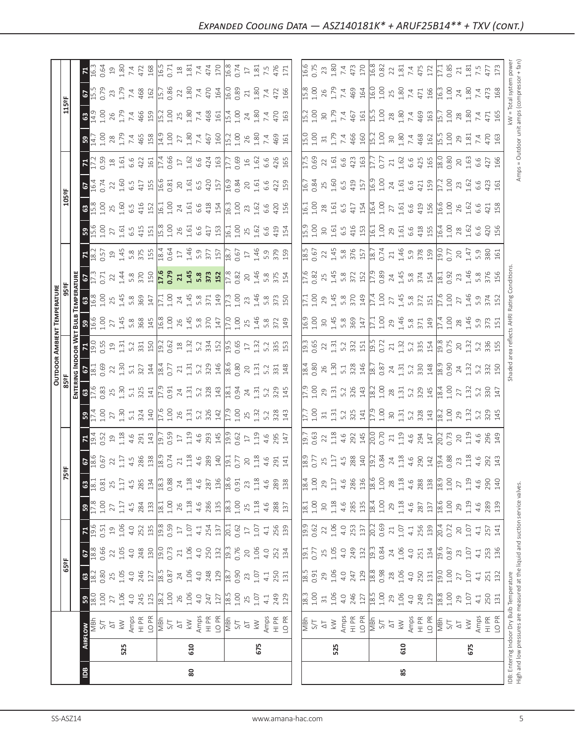## Expanded Cooling Data — ASZ140181K* + ARUF25B14** + TXV (cont.)

| IDB | Airflow | | Outdoor Ambient Temperature | | | | | | | | | | | | | | | | | | | |
|---|---|---|---|---|---|---|---|---|---|---|---|---|---|---|---|---|---|---|---|---|---|---|
| | | | 65ºF | | | | 75ºF | | | | 85ºF | | | | 95ºF | | | | 105ºF | | | | 115ºF | | | |
| | | | Entering Indoor Wet Bulb Temperature | | | | | | | | | | | | | | | | | | | | | | | |
| | | | 59 | 63 | 67 | 71 | 59 | 63 | 67 | 71 | 59 | 63 | 67 | 71 | 59 | 63 | 67 | 71 | 59 | 63 | 67 | 71 | 59 | 63 | 67 | 71 |
| 80 | 525 | MBh | 18.0 | 18.2 | 18.8 | 19.6 | 17.8 | 18.1 | 18.6 | 19.4 | 17.4 | 17.6 | 18.1 | 19.0 | 16.6 | 16.8 | 17.3 | 18.2 | 15.6 | 15.8 | 16.4 | 17.2 | 14.7 | 14.9 | 15.5 | 16.3 |
| | | S/T | 1.00 | 0.80 | 0.66 | 0.51 | 1.00 | 0.81 | 0.67 | 0.52 | 1.00 | 0.83 | 0.69 | 0.55 | 1.00 | 1.00 | 0.71 | 0.57 | 1.00 | 1.00 | 0.74 | 0.59 | 1.00 | 1.00 | 0.79 | 0.64 |
| | | ΔT | 27 | 25 | 22 | 19 | 27 | 25 | 22 | 19 | 27 | 25 | 22 | 19 | 27 | 25 | 22 | 19 | 27 | 25 | 22 | 18 | 28 | 26 | 23 | 19 |
| | | kW | 1.06 | 1.05 | 1.05 | 1.06 | 1.17 | 1.17 | 1.17 | 1.18 | 1.30 | 1.30 | 1.30 | 1.31 | 1.45 | 1.45 | 1.44 | 1.45 | 1.61 | 1.60 | 1.60 | 1.61 | 1.79 | 1.79 | 1.79 | 1.80 |
| | | Amps | 4.0 | 4.0 | 4.0 | 4.0 | 4.5 | 4.5 | 4.5 | 4.6 | 5.1 | 5.1 | 5.1 | 5.2 | 5.8 | 5.8 | 5.8 | 5.8 | 6.5 | 6.5 | 6.5 | 6.6 | 7.4 | 7.4 | 7.4 | 7.4 |
| | | HI PR | 245 | 246 | 248 | 252 | 284 | 285 | 286 | 291 | 324 | 325 | 327 | 331 | 368 | 369 | 370 | 375 | 415 | 416 | 417 | 422 | 465 | 466 | 468 | 472 |
| | | LO PR | 125 | 127 | 130 | 135 | 133 | 134 | 138 | 143 | 140 | 141 | 144 | 150 | 145 | 147 | 150 | 155 | 151 | 152 | 155 | 161 | 158 | 159 | 162 | 168 |
| | 610 | MBh | 18.2 | 18.5 | 19.0 | 19.8 | 18.1 | 18.3 | 18.9 | 19.7 | 17.6 | 17.9 | 18.4 | 19.2 | 16.8 | 17.1 | **17.6** | 18.4 | 15.8 | 16.1 | 16.6 | 17.4 | 14.9 | 15.2 | 15.7 | 16.5 |
| | | S/T | 1.00 | 0.87 | 0.73 | 0.59 | 1.00 | 0.88 | 0.74 | 0.59 | 1.00 | 0.91 | 0.77 | 0.62 | 1.00 | 1.00 | **0.79** | 0.64 | 1.00 | 1.00 | 0.81 | 0.66 | 1.00 | 1.00 | 0.86 | 0.71 |
| | | ΔT | 26 | 24 | 21 | 17 | 26 | 24 | 21 | 17 | 26 | 24 | 21 | 18 | 26 | 24 | **21** | 17 | 26 | 24 | 20 | 17 | 27 | 25 | 22 | 18 |
| | | kW | 1.06 | 1.06 | 1.06 | 1.07 | 1.18 | 1.18 | 1.18 | 1.19 | 1.31 | 1.31 | 1.31 | 1.32 | 1.45 | 1.45 | **1.45** | 1.46 | 1.61 | 1.61 | 1.61 | 1.62 | 1.80 | 1.80 | 1.80 | 1.81 |
| | | Amps | 4.0 | 4.0 | 4.0 | 4.1 | 4.6 | 4.6 | 4.6 | 4.6 | 5.2 | 5.2 | 5.2 | 5.2 | 5.8 | 5.8 | **5.8** | 5.9 | 6.6 | 6.6 | 6.5 | 6.6 | 7.4 | 7.4 | 7.4 | 7.4 |
| | | HI PR | 247 | 248 | 250 | 254 | 286 | 287 | 289 | 293 | 326 | 328 | 329 | 334 | 370 | 371 | **373** | 377 | 417 | 418 | 420 | 424 | 467 | 468 | 470 | 474 |
| | | LO PR | 127 | 129 | 132 | 137 | 135 | 136 | 140 | 145 | 142 | 143 | 146 | 152 | 147 | 149 | **152** | 157 | 153 | 154 | 157 | 163 | 160 | 161 | 164 | 170 |
| | 675 | MBh | 18.5 | 18.7 | 19.3 | 20.1 | 18.3 | 18.6 | 19.1 | 19.9 | 17.9 | 18.1 | 18.6 | 19.5 | 17.0 | 17.3 | 17.8 | 18.7 | 16.1 | 16.3 | 16.9 | 17.7 | 15.2 | 15.4 | 16.0 | 16.8 |
| | | S/T | 1.00 | 0.90 | 0.76 | 0.62 | 1.00 | 0.91 | 0.77 | 0.62 | 1.00 | 0.94 | 0.80 | 0.65 | 1.00 | 1.00 | 0.82 | 0.67 | 1.00 | 1.00 | 0.84 | 0.69 | 1.00 | 1.00 | 0.89 | 0.74 |
| | | ΔT | 25 | 23 | 20 | 17 | 25 | 23 | 20 | 17 | 25 | 24 | 20 | 17 | 25 | 23 | 20 | 17 | 25 | 23 | 20 | 16 | 26 | 24 | 21 | 17 |
| | | kW | 1.07 | 1.07 | 1.06 | 1.07 | 1.18 | 1.18 | 1.18 | 1.19 | 1.32 | 1.31 | 1.31 | 1.32 | 1.46 | 1.46 | 1.46 | 1.46 | 1.62 | 1.62 | 1.61 | 1.62 | 1.80 | 1.80 | 1.80 | 1.81 |
| | | Amps | 4.1 | 4.1 | 4.0 | 4.1 | 4.6 | 4.6 | 4.6 | 4.6 | 5.2 | 5.2 | 5.2 | 5.2 | 5.8 | 5.8 | 5.8 | 5.9 | 6.6 | 6.6 | 6.6 | 6.6 | 7.4 | 7.4 | 7.4 | 7.5 |
| | | HI PR | 249 | 250 | 252 | 256 | 288 | 289 | 291 | 295 | 328 | 329 | 331 | 335 | 372 | 373 | 375 | 379 | 419 | 420 | 422 | 426 | 469 | 470 | 472 | 476 |
| | | LO PR | 129 | 131 | 134 | 139 | 137 | 138 | 141 | 147 | 143 | 145 | 148 | 153 | 149 | 150 | 154 | 159 | 154 | 156 | 159 | 165 | 161 | 163 | 166 | 171 |
| 85 | 525 | MBh | 18.3 | 18.5 | 19.1 | 19.9 | 18.1 | 18.4 | 18.9 | 19.7 | 17.7 | 17.9 | 18.4 | 19.3 | 16.9 | 17.1 | 17.6 | 18.5 | 15.9 | 16.1 | 16.7 | 17.5 | 15.0 | 15.2 | 15.8 | 16.6 |
| | | S/T | 1.00 | 0.91 | 0.77 | 0.62 | 1.00 | 1.00 | 0.77 | 0.63 | 1.00 | 1.00 | 0.80 | 0.65 | 1.00 | 1.00 | 0.82 | 0.67 | 1.00 | 1.00 | 0.84 | 0.69 | 1.00 | 1.00 | 1.00 | 0.75 |
| | | ΔT | 31 | 29 | 25 | 22 | 30 | 29 | 25 | 22 | 31 | 29 | 26 | 22 | 30 | 29 | 25 | 22 | 30 | 28 | 25 | 22 | 31 | 30 | 26 | 23 |
| | | kW | 1.06 | 1.06 | 1.05 | 1.06 | 1.18 | 1.17 | 1.17 | 1.18 | 1.31 | 1.31 | 1.30 | 1.31 | 1.45 | 1.45 | 1.45 | 1.45 | 1.61 | 1.61 | 1.60 | 1.61 | 1.79 | 1.79 | 1.79 | 1.80 |
| | | Amps | 4.0 | 4.0 | 4.0 | 4.0 | 4.6 | 4.6 | 4.5 | 4.6 | 5.2 | 5.2 | 5.1 | 5.2 | 5.8 | 5.8 | 5.8 | 5.8 | 6.5 | 6.5 | 6.5 | 6.6 | 7.4 | 7.4 | 7.4 | 7.4 |
| | | HI PR | 246 | 247 | 249 | 253 | 285 | 286 | 288 | 292 | 325 | 326 | 328 | 332 | 369 | 370 | 372 | 376 | 416 | 417 | 419 | 423 | 466 | 467 | 469 | 473 |
| | | LO PR | 127 | 129 | 132 | 137 | 135 | 136 | 140 | 145 | 141 | 143 | 146 | 151 | 147 | 149 | 152 | 157 | 153 | 154 | 157 | 163 | 160 | 161 | 164 | 170 |
| | 610 | MBh | 18.5 | 18.8 | 19.3 | 20.2 | 18.4 | 18.6 | 19.2 | 20.0 | 17.9 | 18.2 | 18.7 | 19.5 | 17.1 | 17.4 | 17.9 | 18.7 | 16.1 | 16.4 | 16.9 | 17.7 | 15.2 | 15.5 | 16.0 | 16.8 |
| | | S/T | 1.00 | 0.98 | 0.84 | 0.69 | 1.00 | 1.00 | 0.84 | 0.70 | 1.00 | 1.00 | 0.87 | 0.72 | 1.00 | 1.00 | 0.89 | 0.74 | 1.00 | 1.00 | 1.00 | 0.77 | 1.00 | 1.00 | 1.00 | 0.82 |
| | | ΔT | 29 | 28 | 24 | 21 | 29 | 28 | 24 | 21 | 30 | 28 | 24 | 21 | 29 | 27 | 24 | 21 | 29 | 27 | 24 | 21 | 30 | 28 | 25 | 22 |
| | | kW | 1.06 | 1.06 | 1.06 | 1.07 | 1.18 | 1.18 | 1.18 | 1.19 | 1.31 | 1.31 | 1.31 | 1.32 | 1.46 | 1.45 | 1.45 | 1.46 | 1.61 | 1.61 | 1.61 | 1.62 | 1.80 | 1.80 | 1.80 | 1.81 |
| | | Amps | 4.0 | 4.0 | 4.0 | 4.1 | 4.6 | 4.6 | 4.6 | 4.6 | 5.2 | 5.2 | 5.2 | 5.2 | 5.8 | 5.8 | 5.8 | 5.9 | 6.6 | 6.6 | 6.6 | 6.6 | 7.4 | 7.4 | 7.4 | 7.4 |
| | | HI PR | 249 | 250 | 251 | 256 | 287 | 288 | 290 | 294 | 328 | 329 | 330 | 335 | 371 | 372 | 374 | 378 | 418 | 419 | 421 | 425 | 468 | 469 | 471 | 475 |
| | | LO PR | 129 | 131 | 134 | 139 | 137 | 138 | 142 | 147 | 143 | 145 | 148 | 154 | 149 | 151 | 154 | 159 | 155 | 156 | 159 | 165 | 162 | 163 | 166 | 172 |
| | 675 | MBh | 18.8 | 19.0 | 19.6 | 20.4 | 18.6 | 18.9 | 19.4 | 20.2 | 18.2 | 18.4 | 18.9 | 19.8 | 17.4 | 17.6 | 18.1 | 19.0 | 16.4 | 16.6 | 17.2 | 18.0 | 15.5 | 15.7 | 16.3 | 17.1 |
| | | S/T | 1.00 | 1.00 | 0.87 | 0.72 | 1.00 | 1.00 | 0.88 | 0.73 | 1.00 | 1.00 | 0.90 | 0.75 | 1.00 | 1.00 | 0.92 | 0.77 | 1.00 | 1.00 | 1.00 | 0.80 | 1.00 | 1.00 | 1.00 | 0.85 |
| | | ΔT | 29 | 27 | 23 | 20 | 29 | 27 | 23 | 20 | 29 | 27 | 24 | 20 | 28 | 27 | 23 | 20 | 28 | 26 | 23 | 20 | 29 | 28 | 24 | 21 |
| | | kW | 1.07 | 1.07 | 1.07 | 1.07 | 1.19 | 1.19 | 1.18 | 1.19 | 1.32 | 1.32 | 1.32 | 1.32 | 1.46 | 1.46 | 1.46 | 1.47 | 1.62 | 1.62 | 1.62 | 1.63 | 1.81 | 1.80 | 1.80 | 1.81 |
| | | Amps | 4.1 | 4.1 | 4.1 | 4.1 | 4.6 | 4.6 | 4.6 | 4.6 | 5.2 | 5.2 | 5.2 | 5.2 | 5.9 | 5.9 | 5.8 | 5.9 | 6.6 | 6.6 | 6.6 | 6.6 | 7.4 | 7.4 | 7.4 | 7.5 |
| | | HI PR | 250 | 251 | 253 | 257 | 289 | 290 | 292 | 296 | 329 | 330 | 332 | 336 | 373 | 374 | 376 | 380 | 420 | 421 | 423 | 427 | 470 | 471 | 473 | 477 |
| | | LO PR | 131 | 132 | 136 | 141 | 139 | 140 | 143 | 149 | 145 | 147 | 150 | 155 | 151 | 152 | 156 | 161 | 156 | 158 | 161 | 166 | 163 | 165 | 168 | 173 |

IDB: Entering Indoor Dry Bulb Temperature
High and low pressures are measured at the liquid and suction service valves.

Shaded area reflects AHRI Rating Conditions.

kW = Total system power
Amps = Outdoor unit amps (compressor + fan)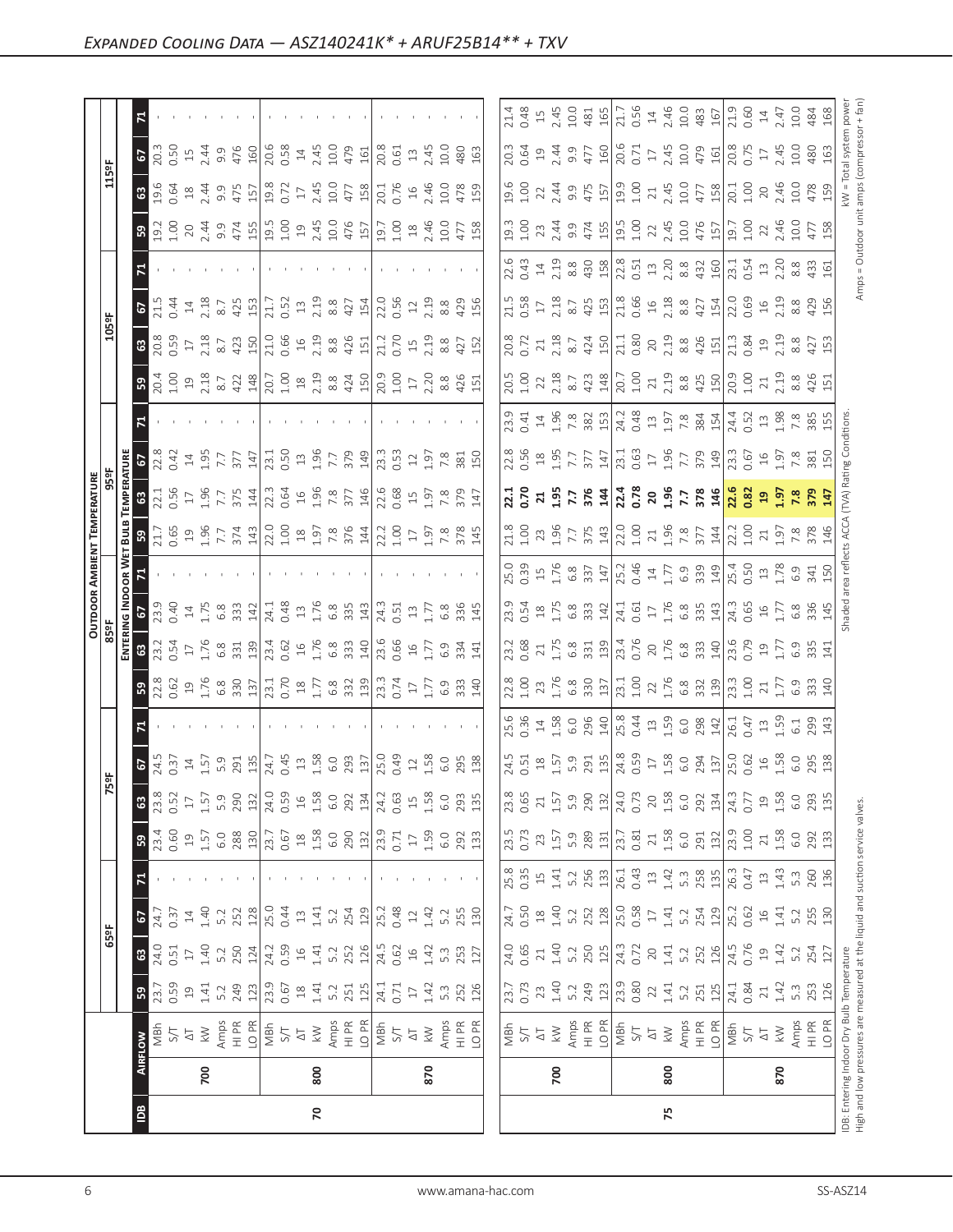## Expanded Cooling Data — ASZ140241K* + ARUF25B14** + TXV

| IDB | Airflow | | 65°F | | | | 75°F | | | | 85°F | | | | 95°F | | | | 105°F | | | | 115°F | | | |
|---|---|---|---|---|---|---|---|---|---|---|---|---|---|---|---|---|---|---|---|---|---|---|---|---|---|---|
| | | | **Entering Indoor Wet Bulb Temperature** | | | | | | | | | | | | | | | | | | | | | | | |
| | | | 59 | 63 | 67 | 71 | 59 | 63 | 67 | 71 | 59 | 63 | 67 | 71 | 59 | 63 | 67 | 71 | 59 | 63 | 67 | 71 | 59 | 63 | 67 | 71 |
| 70 | 700 | MBh | 23.7 | 24.0 | 24.7 | - | 23.4 | 23.8 | 24.5 | - | 22.8 | 23.2 | 23.9 | - | 21.7 | 22.1 | 22.8 | - | 20.4 | 20.8 | 21.5 | - | 19.2 | 19.6 | 20.3 | - |
| | | S/T | 0.59 | 0.51 | 0.37 | - | 0.60 | 0.52 | 0.37 | - | 0.62 | 0.54 | 0.40 | - | 0.65 | 0.56 | 0.42 | - | 1.00 | 0.59 | 0.44 | - | 1.00 | 0.64 | 0.50 | - |
| | | ΔT | 19 | 17 | 14 | - | 19 | 17 | 14 | - | 19 | 17 | 14 | - | 19 | 17 | 14 | - | 19 | 17 | 14 | - | 20 | 18 | 15 | - |
| | | kW | 1.41 | 1.40 | 1.40 | - | 1.57 | 1.57 | 1.57 | - | 1.76 | 1.76 | 1.75 | - | 1.96 | 1.96 | 1.95 | - | 2.18 | 2.18 | 2.18 | - | 2.44 | 2.44 | 2.44 | - |
| | | Amps | 5.2 | 5.2 | 5.2 | - | 6.0 | 5.9 | 5.9 | - | 6.8 | 6.8 | 6.8 | - | 7.7 | 7.7 | 7.7 | - | 8.7 | 8.7 | 8.7 | - | 9.9 | 9.9 | 9.9 | - |
| | | HI PR | 249 | 250 | 252 | - | 288 | 290 | 291 | - | 330 | 331 | 333 | - | 374 | 375 | 377 | - | 422 | 423 | 425 | - | 474 | 475 | 476 | - |
| | | LO PR | 123 | 124 | 128 | - | 130 | 132 | 135 | - | 137 | 139 | 142 | - | 143 | 144 | 147 | - | 148 | 150 | 153 | - | 155 | 157 | 160 | - |
| | 800 | MBh | 23.9 | 24.2 | 25.0 | - | 23.7 | 24.0 | 24.7 | - | 23.1 | 23.4 | 24.1 | - | 22.0 | 22.3 | 23.1 | - | 20.7 | 21.0 | 21.7 | - | 19.5 | 19.8 | 20.6 | - |
| | | S/T | 0.67 | 0.59 | 0.44 | - | 0.67 | 0.59 | 0.45 | - | 0.70 | 0.62 | 0.48 | - | 1.00 | 0.64 | 0.50 | - | 1.00 | 0.66 | 0.52 | - | 1.00 | 0.72 | 0.58 | - |
| | | ΔT | 18 | 16 | 13 | - | 18 | 16 | 13 | - | 18 | 16 | 13 | - | 18 | 16 | 13 | - | 18 | 16 | 13 | - | 19 | 17 | 14 | - |
| | | kW | 1.41 | 1.41 | 1.41 | - | 1.58 | 1.58 | 1.58 | - | 1.77 | 1.76 | 1.76 | - | 1.97 | 1.96 | 1.96 | - | 2.19 | 2.19 | 2.19 | - | 2.45 | 2.45 | 2.45 | - |
| | | Amps | 5.2 | 5.2 | 5.2 | - | 6.0 | 6.0 | 6.0 | - | 6.8 | 6.8 | 6.8 | - | 7.8 | 7.8 | 7.7 | - | 8.8 | 8.8 | 8.8 | - | 10.0 | 10.0 | 10.0 | - |
| | | HI PR | 251 | 252 | 254 | - | 290 | 292 | 293 | - | 332 | 333 | 335 | - | 376 | 377 | 379 | - | 424 | 426 | 427 | - | 476 | 477 | 479 | - |
| | | LO PR | 125 | 126 | 129 | - | 132 | 134 | 137 | - | 139 | 140 | 143 | - | 144 | 146 | 149 | - | 150 | 151 | 154 | - | 157 | 158 | 161 | - |
| | 870 | MBh | 24.1 | 24.5 | 25.2 | - | 23.9 | 24.2 | 25.0 | - | 23.3 | 23.6 | 24.3 | - | 22.2 | 22.6 | 23.3 | - | 20.9 | 21.2 | 22.0 | - | 19.7 | 20.1 | 20.8 | - |
| | | S/T | 0.71 | 0.62 | 0.48 | - | 0.71 | 0.63 | 0.49 | - | 0.74 | 0.66 | 0.51 | - | 1.00 | 0.68 | 0.53 | - | 1.00 | 0.70 | 0.56 | - | 1.00 | 0.76 | 0.61 | - |
| | | ΔT | 17 | 16 | 12 | - | 17 | 15 | 12 | - | 17 | 16 | 13 | - | 17 | 15 | 12 | - | 17 | 15 | 12 | - | 18 | 16 | 13 | - |
| | | kW | 1.42 | 1.42 | 1.42 | - | 1.59 | 1.58 | 1.58 | - | 1.77 | 1.77 | 1.77 | - | 1.97 | 1.97 | 1.97 | - | 2.20 | 2.19 | 2.19 | - | 2.46 | 2.46 | 2.45 | - |
| | | Amps | 5.3 | 5.3 | 5.2 | - | 6.0 | 6.0 | 6.0 | - | 6.9 | 6.9 | 6.8 | - | 7.8 | 7.8 | 7.8 | - | 8.8 | 8.8 | 8.8 | - | 10.0 | 10.0 | 10.0 | - |
| | | HI PR | 252 | 253 | 255 | - | 292 | 293 | 295 | - | 333 | 334 | 336 | - | 378 | 379 | 381 | - | 426 | 427 | 429 | - | 477 | 478 | 480 | - |
| | | LO PR | 126 | 127 | 130 | - | 133 | 135 | 138 | - | 140 | 141 | 145 | - | 145 | 147 | 150 | - | 151 | 152 | 156 | - | 158 | 159 | 163 | - |
| 75 | 700 | MBh | 23.7 | 24.0 | 24.7 | 25.8 | 23.5 | 23.8 | 24.5 | 25.6 | 22.8 | 23.2 | 23.9 | 25.0 | 21.8 | **22.1** | 22.8 | 23.9 | 20.5 | 20.8 | 21.5 | 22.6 | 19.3 | 19.6 | 20.3 | 21.4 |
| | | S/T | 0.73 | 0.65 | 0.50 | 0.35 | 0.73 | 0.65 | 0.51 | 0.36 | 1.00 | 0.68 | 0.54 | 0.39 | 1.00 | **0.70** | 0.56 | 0.41 | 1.00 | 0.72 | 0.58 | 0.43 | 1.00 | 1.00 | 0.64 | 0.48 |
| | | ΔT | 23 | 21 | 18 | 15 | 23 | 21 | 18 | 14 | 23 | 21 | 18 | 15 | 23 | **21** | 18 | 14 | 22 | 21 | 17 | 14 | 23 | 22 | 19 | 15 |
| | | kW | 1.40 | 1.40 | 1.40 | 1.41 | 1.57 | 1.57 | 1.57 | 1.58 | 1.76 | 1.75 | 1.75 | 1.76 | 1.96 | **1.95** | 1.95 | 1.96 | 2.18 | 2.18 | 2.18 | 2.19 | 2.44 | 2.44 | 2.44 | 2.45 |
| | | Amps | 5.2 | 5.2 | 5.2 | 5.2 | 5.9 | 5.9 | 5.9 | 6.0 | 6.8 | 6.8 | 6.8 | 6.8 | 7.7 | **7.7** | 7.7 | 7.8 | 8.7 | 8.7 | 8.7 | 8.8 | 9.9 | 9.9 | 9.9 | 10.0 |
| | | HI PR | 249 | 250 | 252 | 256 | 289 | 290 | 291 | 296 | 330 | 331 | 333 | 337 | 375 | **376** | 377 | 382 | 423 | 424 | 425 | 430 | 474 | 475 | 477 | 481 |
| | | LO PR | 123 | 125 | 128 | 133 | 131 | 132 | 135 | 140 | 137 | 139 | 142 | 147 | 143 | **144** | 147 | 153 | 148 | 150 | 153 | 158 | 155 | 157 | 160 | 165 |
| | 800 | MBh | 23.9 | 24.3 | 25.0 | 26.1 | 23.7 | 24.0 | 24.8 | 25.8 | 23.1 | 23.4 | 24.1 | 25.2 | 22.0 | **22.4** | 23.1 | 24.2 | 20.7 | 21.1 | 21.8 | 22.8 | 19.5 | 19.9 | 20.6 | 21.7 |
| | | S/T | 0.80 | 0.72 | 0.58 | 0.43 | 0.81 | 0.73 | 0.59 | 0.44 | 1.00 | 0.76 | 0.61 | 0.46 | 1.00 | **0.78** | 0.63 | 0.48 | 1.00 | 0.80 | 0.66 | 0.51 | 1.00 | 1.00 | 0.71 | 0.56 |
| | | ΔT | 22 | 20 | 17 | 13 | 21 | 20 | 17 | 13 | 22 | 20 | 17 | 14 | 21 | **20** | 17 | 13 | 21 | 20 | 16 | 13 | 22 | 21 | 17 | 14 |
| | | kW | 1.41 | 1.41 | 1.41 | 1.42 | 1.58 | 1.58 | 1.58 | 1.59 | 1.76 | 1.76 | 1.76 | 1.77 | 1.96 | **1.96** | 1.96 | 1.97 | 2.19 | 2.19 | 2.18 | 2.20 | 2.45 | 2.45 | 2.45 | 2.46 |
| | | Amps | 5.2 | 5.2 | 5.2 | 5.3 | 6.0 | 6.0 | 6.0 | 6.0 | 6.8 | 6.8 | 6.8 | 6.9 | 7.8 | **7.7** | 7.7 | 7.8 | 8.8 | 8.8 | 8.8 | 8.8 | 10.0 | 10.0 | 10.0 | 10.0 |
| | | HI PR | 251 | 252 | 254 | 258 | 291 | 292 | 294 | 298 | 332 | 333 | 335 | 339 | 377 | **378** | 379 | 384 | 425 | 426 | 427 | 432 | 476 | 477 | 479 | 483 |
| | | LO PR | 125 | 126 | 129 | 135 | 132 | 134 | 137 | 142 | 139 | 140 | 143 | 149 | 144 | **146** | 149 | 154 | 150 | 151 | 154 | 160 | 157 | 158 | 161 | 167 |
| | 870 | MBh | 24.1 | 24.5 | 25.2 | 26.3 | 23.9 | 24.3 | 25.0 | 26.1 | 23.3 | 23.6 | 24.3 | 25.4 | 22.2 | **22.6** | 23.3 | 24.4 | 20.9 | 21.3 | 22.0 | 23.1 | 19.7 | 20.1 | 20.8 | 21.9 |
| | | S/T | 0.84 | 0.76 | 0.62 | 0.47 | 1.00 | 0.77 | 0.62 | 0.47 | 1.00 | 0.79 | 0.65 | 0.50 | 1.00 | **0.82** | 0.67 | 0.52 | 1.00 | 0.84 | 0.69 | 0.54 | 1.00 | 1.00 | 0.75 | 0.60 |
| | | ΔT | 21 | 19 | 16 | 13 | 21 | 19 | 16 | 13 | 21 | 19 | 16 | 13 | 21 | **19** | 16 | 13 | 21 | 19 | 16 | 13 | 22 | 20 | 17 | 14 |
| | | kW | 1.42 | 1.42 | 1.41 | 1.43 | 1.58 | 1.58 | 1.58 | 1.59 | 1.77 | 1.77 | 1.77 | 1.78 | 1.97 | **1.97** | 1.97 | 1.98 | 2.19 | 2.19 | 2.19 | 2.20 | 2.46 | 2.46 | 2.45 | 2.47 |
| | | Amps | 5.3 | 5.2 | 5.2 | 5.3 | 6.0 | 6.0 | 6.0 | 6.1 | 6.9 | 6.9 | 6.8 | 6.9 | 7.8 | **7.8** | 7.8 | 7.8 | 8.8 | 8.8 | 8.8 | 8.8 | 10.0 | 10.0 | 10.0 | 10.0 |
| | | HI PR | 253 | 254 | 255 | 260 | 292 | 293 | 295 | 299 | 333 | 335 | 336 | 341 | 378 | **379** | 381 | 385 | 426 | 427 | 429 | 433 | 477 | 478 | 480 | 484 |
| | | LO PR | 126 | 127 | 130 | 136 | 133 | 135 | 138 | 143 | 140 | 141 | 145 | 150 | 146 | **147** | 150 | 155 | 151 | 153 | 156 | 161 | 158 | 159 | 163 | 168 |

IDB: Entering Indoor Dry Bulb Temperature
High and low pressures are measured at the liquid and suction service valves.

Shaded area reflects ACCA (TVA) Rating Conditions.

kW = Total system power
Amps = Outdoor unit amps (compressor + fan)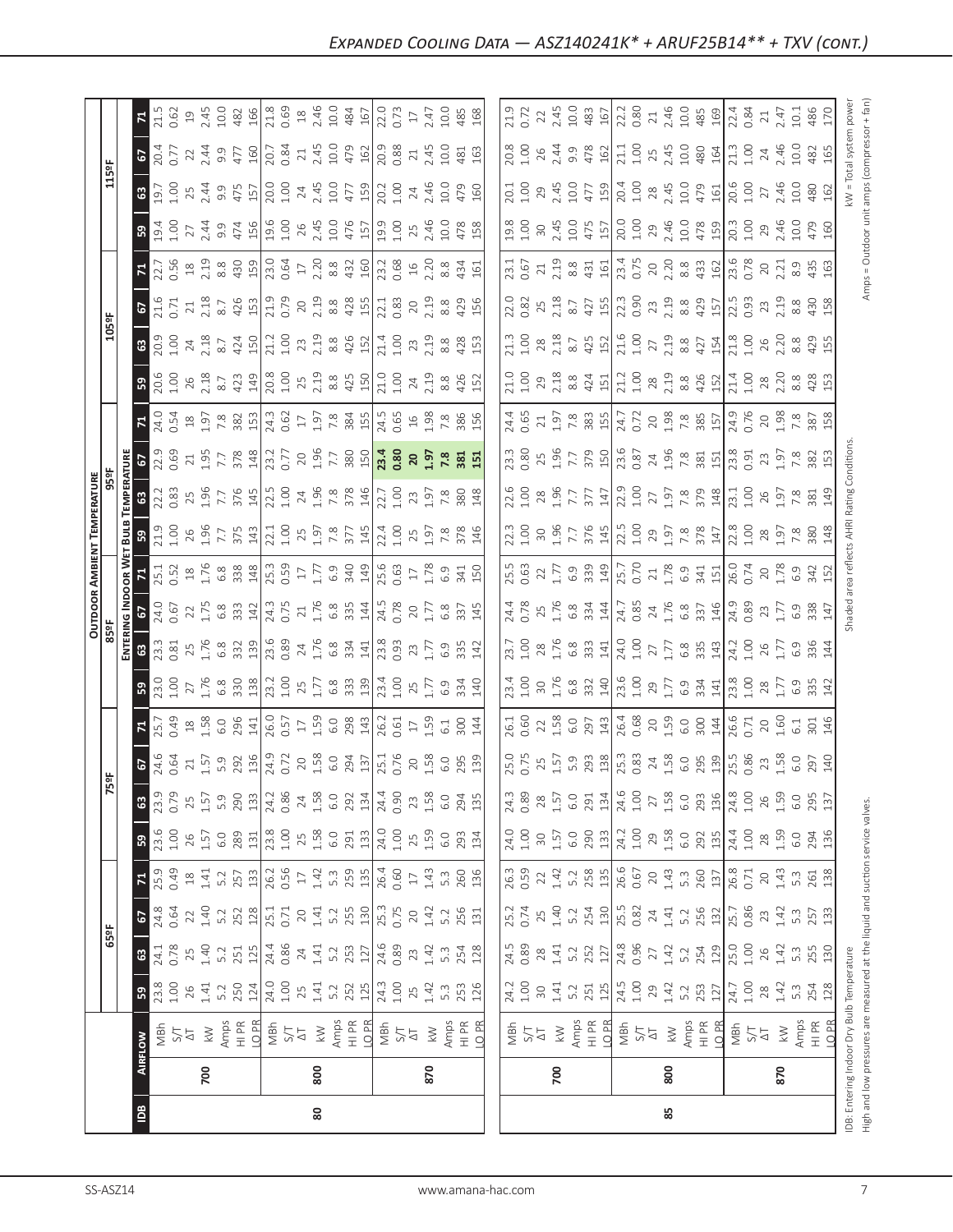# Expanded Cooling Data — ASZ140241K* + ARUF25B14** + TXV (cont.)

| IDB | Airflow | | 65ºF | | | | 75ºF | | | | 85ºF | | | | 95ºF | | | | 105ºF | | | | 115ºF | | | |
|---|---|---|---|---|---|---|---|---|---|---|---|---|---|---|---|---|---|---|---|---|---|---|---|---|---|---|
| | | | Entering Indoor Wet Bulb Temperature | | | | | | | | | | | | | | | | | | | | | | | |
| | | | 59 | 63 | 67 | 71 | 59 | 63 | 67 | 71 | 59 | 63 | 67 | 71 | 59 | 63 | 67 | 71 | 59 | 63 | 67 | 71 | 59 | 63 | 67 | 71 |
| 80 | 700 | MBh | 23.8 | 24.1 | 24.8 | 25.9 | 23.6 | 23.9 | 24.6 | 25.7 | 23.0 | 23.3 | 24.0 | 25.1 | 21.9 | 22.2 | 22.9 | 24.0 | 20.6 | 20.9 | 21.6 | 22.7 | 19.4 | 19.7 | 20.4 | 21.5 |
| | | S/T | 1.00 | 0.78 | 0.64 | 0.49 | 1.00 | 0.79 | 0.64 | 0.49 | 1.00 | 0.81 | 0.67 | 0.52 | 1.00 | 0.83 | 0.69 | 0.54 | 1.00 | 1.00 | 0.71 | 0.56 | 1.00 | 1.00 | 0.77 | 0.62 |
| | | ΔT | 26 | 25 | 22 | 18 | 26 | 25 | 21 | 18 | 27 | 25 | 22 | 18 | 26 | 25 | 21 | 18 | 26 | 24 | 21 | 18 | 27 | 25 | 22 | 19 |
| | | kW | 1.41 | 1.40 | 1.40 | 1.41 | 1.57 | 1.57 | 1.57 | 1.58 | 1.76 | 1.76 | 1.75 | 1.76 | 1.96 | 1.96 | 1.95 | 1.97 | 2.18 | 2.18 | 2.18 | 2.19 | 2.44 | 2.44 | 2.44 | 2.45 |
| | | Amps | 5.2 | 5.2 | 5.2 | 5.2 | 6.0 | 5.9 | 5.9 | 6.0 | 6.8 | 6.8 | 6.8 | 6.8 | 7.7 | 7.7 | 7.7 | 7.8 | 8.7 | 8.7 | 8.7 | 8.8 | 9.9 | 9.9 | 9.9 | 10.0 |
| | | HI PR | 250 | 251 | 252 | 257 | 289 | 290 | 292 | 296 | 330 | 332 | 333 | 338 | 375 | 376 | 378 | 382 | 423 | 424 | 426 | 430 | 474 | 475 | 477 | 482 |
| | | LO PR | 124 | 125 | 128 | 133 | 131 | 133 | 136 | 141 | 138 | 139 | 142 | 148 | 143 | 145 | 148 | 153 | 149 | 150 | 153 | 159 | 156 | 157 | 160 | 166 |
| | 800 | MBh | 24.0 | 24.4 | 25.1 | 26.2 | 23.8 | 24.2 | 24.9 | 26.0 | 23.2 | 23.6 | 24.3 | 25.3 | 22.1 | 22.5 | 23.2 | 24.3 | 20.8 | 21.2 | 21.9 | 23.0 | 19.6 | 20.0 | 20.7 | 21.8 |
| | | S/T | 1.00 | 0.86 | 0.71 | 0.56 | 1.00 | 0.86 | 0.72 | 0.57 | 1.00 | 0.89 | 0.75 | 0.59 | 1.00 | 1.00 | 0.77 | 0.62 | 1.00 | 1.00 | 0.79 | 0.64 | 1.00 | 1.00 | 0.84 | 0.69 |
| | | ΔT | 25 | 24 | 20 | 17 | 25 | 24 | 20 | 17 | 25 | 24 | 21 | 17 | 25 | 24 | 20 | 17 | 25 | 23 | 20 | 17 | 26 | 24 | 21 | 18 |
| | | kW | 1.41 | 1.41 | 1.41 | 1.42 | 1.58 | 1.58 | 1.58 | 1.59 | 1.77 | 1.76 | 1.76 | 1.77 | 1.97 | 1.96 | 1.96 | 1.97 | 2.19 | 2.19 | 2.19 | 2.20 | 2.45 | 2.45 | 2.45 | 2.46 |
| | | Amps | 5.2 | 5.2 | 5.2 | 5.3 | 6.0 | 6.0 | 6.0 | 6.0 | 6.8 | 6.8 | 6.8 | 6.9 | 7.8 | 7.8 | 7.7 | 7.8 | 8.8 | 8.8 | 8.8 | 8.8 | 10.0 | 10.0 | 10.0 | 10.0 |
| | | HI PR | 252 | 253 | 255 | 259 | 291 | 292 | 294 | 298 | 333 | 334 | 335 | 340 | 377 | 378 | 380 | 384 | 425 | 426 | 428 | 432 | 476 | 477 | 479 | 484 |
| | | LO PR | 125 | 127 | 130 | 135 | 133 | 134 | 137 | 143 | 139 | 141 | 144 | 149 | 145 | 146 | 150 | 155 | 150 | 152 | 155 | 160 | 157 | 159 | 162 | 167 |
| | 870 | MBh | 24.3 | 24.6 | 25.3 | 26.4 | 24.0 | 24.4 | 25.1 | 26.2 | 23.4 | 23.8 | 24.5 | 25.6 | 22.4 | 22.7 | **23.4** | 24.5 | 21.0 | 21.4 | 22.1 | 23.2 | 19.9 | 20.2 | 20.9 | 22.0 |
| | | S/T | 1.00 | 0.89 | 0.75 | 0.60 | 1.00 | 0.90 | 0.76 | 0.61 | 1.00 | 0.93 | 0.78 | 0.63 | 1.00 | 1.00 | **0.80** | 0.65 | 1.00 | 1.00 | 0.83 | 0.68 | 1.00 | 1.00 | 0.88 | 0.73 |
| | | ΔT | 25 | 23 | 20 | 17 | 25 | 23 | 20 | 17 | 25 | 23 | 20 | 17 | 25 | 23 | **20** | 16 | 24 | 23 | 20 | 16 | 25 | 24 | 21 | 17 |
| | | kW | 1.42 | 1.42 | 1.42 | 1.43 | 1.59 | 1.58 | 1.58 | 1.59 | 1.77 | 1.77 | 1.77 | 1.78 | 1.97 | 1.97 | **1.97** | 1.98 | 2.19 | 2.19 | 2.19 | 2.20 | 2.46 | 2.46 | 2.45 | 2.47 |
| | | Amps | 5.3 | 5.3 | 5.2 | 5.3 | 6.0 | 6.0 | 6.0 | 6.1 | 6.9 | 6.9 | 6.8 | 6.9 | 7.8 | 7.8 | **7.8** | 7.8 | 8.8 | 8.8 | 8.8 | 8.8 | 10.0 | 10.0 | 10.0 | 10.0 |
| | | HI PR | 253 | 254 | 256 | 260 | 293 | 294 | 295 | 300 | 334 | 335 | 337 | 341 | 378 | 380 | **381** | 386 | 426 | 428 | 429 | 434 | 478 | 479 | 481 | 485 |
| | | LO PR | 126 | 128 | 131 | 136 | 134 | 135 | 139 | 144 | 140 | 142 | 145 | 150 | 146 | 148 | **151** | 156 | 152 | 153 | 156 | 161 | 158 | 160 | 163 | 168 |
| 85 | 700 | MBh | 24.2 | 24.5 | 25.2 | 26.3 | 24.0 | 24.3 | 25.0 | 26.1 | 23.4 | 23.7 | 24.4 | 25.5 | 22.3 | 22.6 | 23.3 | 24.4 | 21.0 | 21.3 | 22.0 | 23.1 | 19.8 | 20.1 | 20.8 | 21.9 |
| | | S/T | 1.00 | 0.89 | 0.74 | 0.59 | 1.00 | 0.89 | 0.75 | 0.60 | 1.00 | 1.00 | 0.78 | 0.63 | 1.00 | 1.00 | 0.80 | 0.65 | 1.00 | 1.00 | 0.82 | 0.67 | 1.00 | 1.00 | 1.00 | 0.72 |
| | | ΔT | 30 | 28 | 25 | 22 | 30 | 28 | 25 | 22 | 30 | 28 | 25 | 22 | 30 | 28 | 25 | 21 | 29 | 28 | 25 | 21 | 30 | 29 | 26 | 22 |
| | | kW | 1.41 | 1.41 | 1.40 | 1.42 | 1.57 | 1.57 | 1.57 | 1.58 | 1.76 | 1.76 | 1.76 | 1.77 | 1.96 | 1.96 | 1.96 | 1.97 | 2.18 | 2.18 | 2.18 | 2.19 | 2.45 | 2.45 | 2.44 | 2.45 |
| | | Amps | 5.2 | 5.2 | 5.2 | 5.2 | 6.0 | 6.0 | 5.9 | 6.0 | 6.8 | 6.8 | 6.8 | 6.9 | 7.7 | 7.7 | 7.7 | 7.8 | 8.8 | 8.7 | 8.7 | 8.8 | 10.0 | 10.0 | 9.9 | 10.0 |
| | | HI PR | 251 | 252 | 254 | 258 | 290 | 291 | 293 | 297 | 332 | 333 | 334 | 339 | 376 | 377 | 379 | 383 | 424 | 425 | 427 | 431 | 475 | 477 | 478 | 483 |
| | | LO PR | 125 | 127 | 130 | 135 | 133 | 134 | 138 | 143 | 140 | 141 | 144 | 149 | 145 | 147 | 150 | 155 | 151 | 152 | 155 | 161 | 157 | 159 | 162 | 167 |
| | 800 | MBh | 24.5 | 24.8 | 25.5 | 26.6 | 24.2 | 24.6 | 25.3 | 26.4 | 23.6 | 24.0 | 24.7 | 25.7 | 22.5 | 22.9 | 23.6 | 24.7 | 21.2 | 21.6 | 22.3 | 23.4 | 20.0 | 20.4 | 21.1 | 22.2 |
| | | S/T | 1.00 | 0.96 | 0.82 | 0.67 | 1.00 | 1.00 | 0.83 | 0.68 | 1.00 | 1.00 | 0.85 | 0.70 | 1.00 | 1.00 | 0.87 | 0.72 | 1.00 | 1.00 | 0.90 | 0.75 | 1.00 | 1.00 | 1.00 | 0.80 |
| | | ΔT | 29 | 27 | 24 | 20 | 29 | 27 | 24 | 20 | 29 | 27 | 24 | 21 | 29 | 27 | 24 | 20 | 28 | 27 | 23 | 20 | 29 | 28 | 25 | 21 |
| | | kW | 1.42 | 1.42 | 1.41 | 1.43 | 1.58 | 1.58 | 1.58 | 1.59 | 1.77 | 1.77 | 1.76 | 1.78 | 1.97 | 1.97 | 1.96 | 1.98 | 2.19 | 2.19 | 2.19 | 2.20 | 2.46 | 2.45 | 2.45 | 2.46 |
| | | Amps | 5.2 | 5.2 | 5.2 | 5.3 | 6.0 | 6.0 | 6.0 | 6.0 | 6.9 | 6.8 | 6.8 | 6.9 | 7.8 | 7.8 | 7.8 | 7.8 | 8.8 | 8.8 | 8.8 | 8.8 | 10.0 | 10.0 | 10.0 | 10.0 |
| | | HI PR | 253 | 254 | 256 | 260 | 292 | 293 | 295 | 300 | 334 | 335 | 337 | 341 | 378 | 379 | 381 | 385 | 426 | 427 | 429 | 433 | 478 | 479 | 480 | 485 |
| | | LO PR | 127 | 129 | 132 | 137 | 135 | 136 | 139 | 144 | 141 | 143 | 146 | 151 | 147 | 148 | 151 | 157 | 152 | 154 | 157 | 162 | 159 | 161 | 164 | 169 |
| | 870 | MBh | 24.7 | 25.0 | 25.7 | 26.8 | 24.4 | 24.8 | 25.5 | 26.6 | 23.8 | 24.2 | 24.9 | 26.0 | 22.8 | 23.1 | 23.8 | 24.9 | 21.4 | 21.8 | 22.5 | 23.6 | 20.3 | 20.6 | 21.3 | 22.4 |
| | | S/T | 1.00 | 1.00 | 0.86 | 0.71 | 1.00 | 1.00 | 0.86 | 0.71 | 1.00 | 1.00 | 0.89 | 0.74 | 1.00 | 1.00 | 0.91 | 0.76 | 1.00 | 1.00 | 0.93 | 0.78 | 1.00 | 1.00 | 1.00 | 0.84 |
| | | ΔT | 28 | 26 | 23 | 20 | 28 | 26 | 23 | 20 | 28 | 26 | 23 | 20 | 28 | 26 | 23 | 20 | 28 | 26 | 23 | 20 | 29 | 27 | 24 | 21 |
| | | kW | 1.42 | 1.42 | 1.42 | 1.43 | 1.59 | 1.59 | 1.58 | 1.60 | 1.77 | 1.77 | 1.77 | 1.78 | 1.97 | 1.97 | 1.97 | 1.98 | 2.20 | 2.20 | 2.19 | 2.21 | 2.46 | 2.46 | 2.46 | 2.47 |
| | | Amps | 5.3 | 5.3 | 5.3 | 5.3 | 6.0 | 6.0 | 6.0 | 6.1 | 6.9 | 6.9 | 6.9 | 6.9 | 7.8 | 7.8 | 7.8 | 7.8 | 8.8 | 8.8 | 8.8 | 8.9 | 10.0 | 10.0 | 10.0 | 10.1 |
| | | HI PR | 254 | 255 | 257 | 261 | 294 | 295 | 297 | 301 | 335 | 336 | 338 | 342 | 380 | 381 | 382 | 387 | 428 | 429 | 430 | 435 | 479 | 480 | 482 | 486 |
| | | LO PR | 128 | 130 | 133 | 138 | 136 | 137 | 140 | 146 | 142 | 144 | 147 | 152 | 148 | 149 | 153 | 158 | 153 | 155 | 158 | 163 | 160 | 162 | 165 | 170 |

IDB: Entering Indoor Dry Bulb Temperature
High and low pressures are measured at the liquid and suction service valves.

Shaded area reflects AHRI Rating Conditions.

kW = Total system power
Amps = Outdoor unit amps (compressor + fan)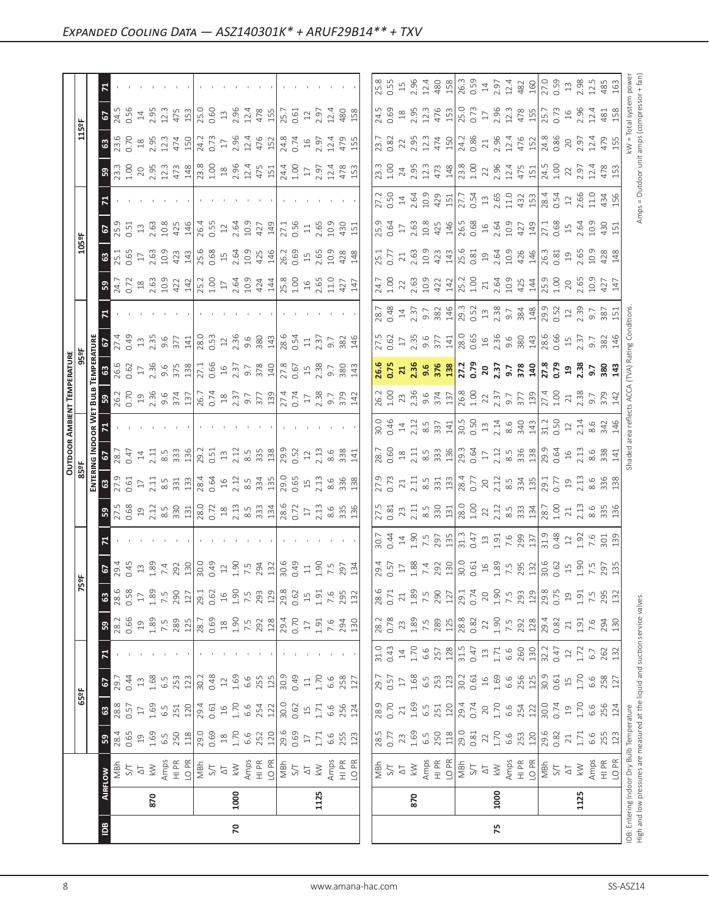## Expanded Cooling Data — ASZ140301K* + ARUF29B14** + TXV

| IDB | Airflow | | 65°F 59 | 65°F 63 | 65°F 67 | 65°F 71 | 75°F 59 | 75°F 63 | 75°F 67 | 75°F 71 | 85°F 59 | 85°F 63 | 85°F 67 | 85°F 71 | 95°F 59 | 95°F 63 | 95°F 67 | 95°F 71 | 105°F 59 | 105°F 63 | 105°F 67 | 105°F 71 | 115°F 59 | 115°F 63 | 115°F 67 | 115°F 71 |
|---|---|---|---|---|---|---|---|---|---|---|---|---|---|---|---|---|---|---|---|---|---|---|---|---|---|---|
| 70 | 870 | MBh | 28.4 | 28.8 | 29.7 | - | 28.2 | 28.6 | 29.4 | - | 27.5 | 27.9 | 28.7 | - | 26.2 | 26.6 | 27.4 | - | 24.7 | 25.1 | 25.9 | - | 23.3 | 23.6 | 24.5 | - |
| | | S/T | 0.65 | 0.57 | 0.44 | - | 0.66 | 0.58 | 0.45 | - | 0.68 | 0.61 | 0.47 | - | 0.70 | 0.62 | 0.49 | - | 0.72 | 0.65 | 0.51 | - | 1.00 | 0.70 | 0.56 | - |
| | | ΔT | 19 | 17 | 13 | - | 19 | 17 | 13 | - | 19 | 17 | 14 | - | 19 | 17 | 13 | - | 18 | 17 | 13 | - | 20 | 18 | 14 | - |
| | | kW | 1.69 | 1.69 | 1.68 | - | 1.89 | 1.89 | 1.89 | - | 2.12 | 2.11 | 2.11 | - | 2.36 | 2.36 | 2.35 | - | 2.63 | 2.63 | 2.63 | - | 2.95 | 2.95 | 2.95 | - |
| | | Amps | 6.5 | 6.5 | 6.5 | - | 7.5 | 7.5 | 7.4 | - | 8.5 | 8.5 | 8.5 | - | 9.6 | 9.6 | 9.6 | - | 10.9 | 10.9 | 10.8 | - | 12.3 | 12.3 | 12.3 | - |
| | | HI PR | 250 | 251 | 253 | - | 289 | 290 | 292 | - | 330 | 331 | 333 | - | 374 | 375 | 377 | - | 422 | 423 | 425 | - | 473 | 474 | 475 | - |
| | | LO PR | 118 | 120 | 123 | - | 125 | 127 | 130 | - | 131 | 133 | 136 | - | 137 | 138 | 141 | - | 142 | 143 | 146 | - | 148 | 150 | 153 | - |
| | 1000 | MBh | 29.0 | 29.4 | 30.2 | - | 28.7 | 29.1 | 30.0 | - | 28.0 | 28.4 | 29.2 | - | 26.7 | 27.1 | 28.0 | - | 25.2 | 25.6 | 26.4 | - | 23.8 | 24.2 | 25.0 | - |
| | | S/T | 0.69 | 0.61 | 0.48 | - | 0.69 | 0.62 | 0.49 | - | 0.72 | 0.64 | 0.51 | - | 0.74 | 0.66 | 0.53 | - | 1.00 | 0.68 | 0.55 | - | 1.00 | 0.73 | 0.60 | - |
| | | ΔT | 18 | 16 | 12 | - | 18 | 16 | 12 | - | 18 | 16 | 13 | - | 18 | 16 | 12 | - | 17 | 15 | 12 | - | 18 | 17 | 13 | - |
| | | kW | 1.70 | 1.70 | 1.69 | - | 1.90 | 1.90 | 1.90 | - | 2.13 | 2.12 | 2.12 | - | 2.37 | 2.37 | 2.36 | - | 2.64 | 2.64 | 2.64 | - | 2.96 | 2.96 | 2.96 | - |
| | | Amps | 6.6 | 6.6 | 6.6 | - | 7.5 | 7.5 | 7.5 | - | 8.5 | 8.5 | 8.5 | - | 9.7 | 9.7 | 9.6 | - | 10.9 | 10.9 | 10.9 | - | 12.4 | 12.4 | 12.4 | - |
| | | HI PR | 252 | 254 | 255 | - | 292 | 293 | 294 | - | 333 | 334 | 335 | - | 377 | 378 | 380 | - | 424 | 425 | 427 | - | 475 | 476 | 478 | - |
| | | LO PR | 120 | 122 | 125 | - | 128 | 129 | 132 | - | 134 | 135 | 138 | - | 139 | 140 | 143 | - | 144 | 146 | 149 | - | 151 | 152 | 155 | - |
| | 1125 | MBh | 29.6 | 30.0 | 30.9 | - | 29.4 | 29.8 | 30.6 | - | 28.6 | 29.0 | 29.9 | - | 27.4 | 27.8 | 28.6 | - | 25.8 | 26.2 | 27.1 | - | 24.4 | 24.8 | 25.7 | - |
| | | S/T | 0.69 | 0.62 | 0.49 | - | 0.70 | 0.62 | 0.49 | - | 0.72 | 0.65 | 0.52 | - | 0.74 | 0.67 | 0.54 | - | 1.00 | 0.69 | 0.56 | - | 1.00 | 0.74 | 0.61 | - |
| | | ΔT | 17 | 15 | 11 | - | 17 | 15 | 11 | - | 17 | 15 | 12 | - | 17 | 15 | 11 | - | 16 | 15 | 11 | - | 17 | 16 | 12 | - |
| | | kW | 1.71 | 1.71 | 1.70 | - | 1.91 | 1.91 | 1.90 | - | 2.13 | 2.13 | 2.13 | - | 2.38 | 2.38 | 2.37 | - | 2.65 | 2.65 | 2.65 | - | 2.97 | 2.97 | 2.97 | - |
| | | Amps | 6.6 | 6.6 | 6.6 | - | 7.6 | 7.6 | 7.5 | - | 8.6 | 8.6 | 8.6 | - | 9.7 | 9.7 | 9.7 | - | 11.0 | 10.9 | 10.9 | - | 12.4 | 12.4 | 12.4 | - |
| | | HI PR | 255 | 256 | 258 | - | 294 | 295 | 297 | - | 335 | 336 | 338 | - | 379 | 380 | 382 | - | 427 | 428 | 430 | - | 478 | 479 | 480 | - |
| | | LO PR | 123 | 124 | 127 | - | 130 | 132 | 134 | - | 136 | 138 | 141 | - | 142 | 143 | 146 | - | 147 | 148 | 151 | - | 153 | 155 | 158 | - |
| 75 | 870 | MBh | 28.5 | 28.9 | 29.7 | 31.0 | 28.2 | 28.6 | 29.4 | 30.7 | 27.5 | 27.9 | 28.7 | 30.0 | 26.2 | **26.6** | 27.5 | 28.7 | 24.7 | 25.1 | 25.9 | 27.2 | 23.3 | 23.7 | 24.5 | 25.8 |
| | | S/T | 0.77 | 0.70 | 0.57 | 0.43 | 0.78 | 0.71 | 0.57 | 0.44 | 0.81 | 0.73 | 0.60 | 0.46 | 1.00 | **0.75** | 0.62 | 0.48 | 1.00 | 0.77 | 0.64 | 0.50 | 1.00 | 0.82 | 0.69 | 0.55 |
| | | ΔT | 23 | 21 | 17 | 14 | 23 | 21 | 17 | 14 | 23 | 21 | 18 | 14 | 23 | **21** | 17 | 14 | 22 | 21 | 17 | 14 | 24 | 22 | 18 | 15 |
| | | kW | 1.69 | 1.69 | 1.68 | 1.70 | 1.89 | 1.89 | 1.88 | 1.90 | 2.11 | 2.11 | 2.11 | 2.12 | 2.36 | **2.36** | 2.35 | 2.37 | 2.63 | 2.63 | 2.63 | 2.64 | 2.95 | 2.95 | 2.95 | 2.96 |
| | | Amps | 6.5 | 6.5 | 6.5 | 6.6 | 7.5 | 7.5 | 7.4 | 7.5 | 8.5 | 8.5 | 8.5 | 8.5 | 9.6 | **9.6** | 9.6 | 9.7 | 10.9 | 10.9 | 10.8 | 10.9 | 12.3 | 12.3 | 12.3 | 12.4 |
| | | HI PR | 250 | 251 | 253 | 257 | 289 | 290 | 292 | 297 | 330 | 331 | 333 | 337 | 374 | **376** | 377 | 382 | 422 | 423 | 425 | 429 | 473 | 474 | 476 | 480 |
| | | LO PR | 118 | 120 | 123 | 128 | 125 | 127 | 130 | 135 | 131 | 133 | 136 | 141 | 137 | **138** | 141 | 146 | 142 | 143 | 146 | 151 | 148 | 150 | 153 | 158 |
| | 1000 | MBh | 29.0 | 29.4 | 30.2 | 31.5 | 28.8 | 29.1 | 30.0 | 31.3 | 28.0 | 28.4 | 29.3 | 30.5 | 26.8 | **27.2** | 28.0 | 29.3 | 25.2 | 25.6 | 26.5 | 27.7 | 23.8 | 24.2 | 25.0 | 26.3 |
| | | S/T | 0.81 | 0.74 | 0.61 | 0.47 | 0.82 | 0.74 | 0.61 | 0.47 | 1.00 | 0.77 | 0.64 | 0.50 | 1.00 | **0.79** | 0.65 | 0.52 | 1.00 | 0.81 | 0.68 | 0.54 | 1.00 | 0.86 | 0.73 | 0.59 |
| | | ΔT | 22 | 20 | 16 | 13 | 22 | 20 | 16 | 13 | 22 | 20 | 17 | 13 | 22 | **20** | 16 | 13 | 21 | 19 | 16 | 13 | 22 | 21 | 17 | 14 |
| | | kW | 1.70 | 1.70 | 1.69 | 1.71 | 1.90 | 1.90 | 1.89 | 1.91 | 2.12 | 2.12 | 2.12 | 2.14 | 2.37 | **2.37** | 2.36 | 2.38 | 2.64 | 2.64 | 2.64 | 2.65 | 2.96 | 2.96 | 2.96 | 2.97 |
| | | Amps | 6.6 | 6.6 | 6.6 | 6.6 | 7.5 | 7.5 | 7.5 | 7.6 | 8.5 | 8.5 | 8.5 | 8.6 | 9.7 | **9.7** | 9.6 | 9.7 | 10.9 | 10.9 | 10.9 | 11.0 | 12.4 | 12.4 | 12.3 | 12.4 |
| | | HI PR | 253 | 254 | 256 | 260 | 292 | 293 | 295 | 299 | 333 | 334 | 336 | 340 | 377 | **378** | 380 | 384 | 425 | 426 | 427 | 432 | 475 | 476 | 478 | 482 |
| | | LO PR | 120 | 122 | 125 | 130 | 128 | 129 | 132 | 137 | 134 | 135 | 138 | 143 | 139 | **140** | 143 | 148 | 144 | 146 | 149 | 153 | 151 | 152 | 155 | 160 |
| | 1125 | MBh | 29.6 | 30.0 | 30.9 | 32.2 | 29.4 | 29.8 | 30.6 | 31.9 | 28.7 | 29.1 | 29.9 | 31.2 | 27.4 | **27.8** | 28.6 | 29.9 | 25.9 | 26.3 | 27.1 | 28.4 | 24.5 | 24.8 | 25.7 | 27.0 |
| | | S/T | 0.82 | 0.74 | 0.61 | 0.47 | 0.82 | 0.75 | 0.62 | 0.48 | 1.00 | 0.77 | 0.64 | 0.50 | 1.00 | **0.79** | 0.66 | 0.52 | 1.00 | 0.81 | 0.68 | 0.54 | 1.00 | 0.86 | 0.73 | 0.59 |
| | | ΔT | 21 | 19 | 15 | 12 | 21 | 19 | 15 | 12 | 21 | 19 | 16 | 12 | 21 | **19** | 15 | 12 | 20 | 19 | 15 | 12 | 22 | 20 | 16 | 13 |
| | | kW | 1.71 | 1.70 | 1.70 | 1.72 | 1.91 | 1.91 | 1.90 | 1.92 | 2.13 | 2.13 | 2.13 | 2.14 | 2.38 | **2.38** | 2.37 | 2.39 | 2.65 | 2.65 | 2.64 | 2.66 | 2.97 | 2.97 | 2.96 | 2.98 |
| | | Amps | 6.6 | 6.6 | 6.6 | 6.7 | 7.6 | 7.5 | 7.5 | 7.6 | 8.6 | 8.6 | 8.6 | 8.6 | 9.7 | **9.7** | 9.7 | 9.7 | 10.9 | 10.9 | 10.9 | 11.0 | 12.4 | 12.4 | 12.4 | 12.5 |
| | | HI PR | 255 | 256 | 258 | 262 | 294 | 295 | 297 | 301 | 335 | 336 | 338 | 342 | 379 | **380** | 382 | 387 | 427 | 428 | 430 | 434 | 478 | 479 | 481 | 485 |
| | | LO PR | 123 | 124 | 127 | 132 | 130 | 132 | 135 | 139 | 136 | 138 | 141 | 146 | 142 | **143** | 146 | 151 | 147 | 148 | 151 | 156 | 153 | 155 | 158 | 163 |

Column headings: Outdoor Ambient Temperature (65°F–115°F); Entering Indoor Wet Bulb Temperature (59, 63, 67, 71).

IDB: Entering Indoor Dry Bulb Temperature
High and low pressures are measured at the liquid and suction service valves.

Shaded area reflects ACCA (TVA) Rating Conditions.

kW = Total system power
Amps = Outdoor unit amps (compressor + fan)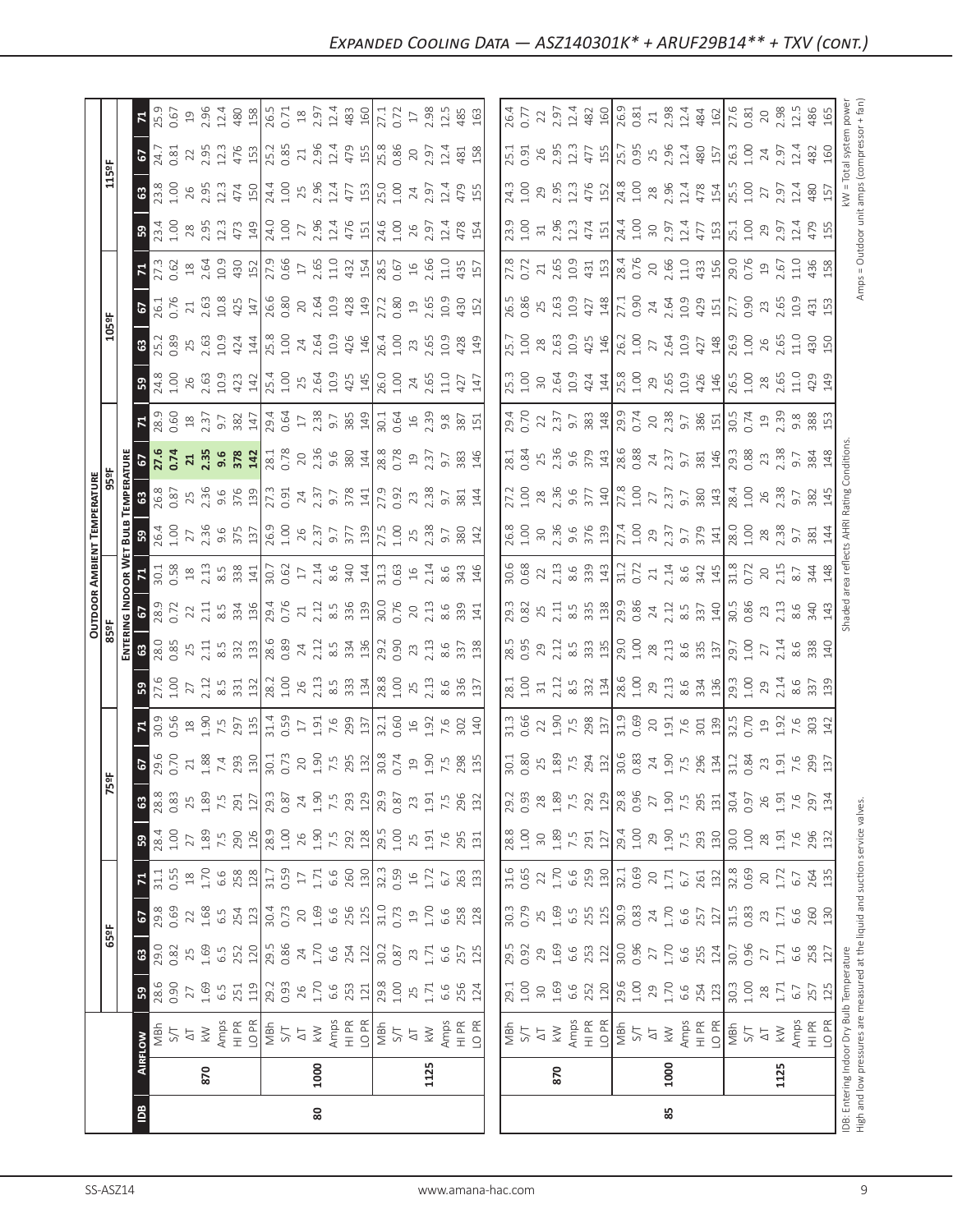## Expanded Cooling Data — ASZ140301K* + ARUF29B14** + TXV (cont.)

| IDB | Airflow | | 65ºF 59 | 65ºF 63 | 65ºF 67 | 65ºF 71 | 75ºF 59 | 75ºF 63 | 75ºF 67 | 75ºF 71 | 85ºF 59 | 85ºF 63 | 85ºF 67 | 85ºF 71 | 95ºF 59 | 95ºF 63 | 95ºF 67 | 95ºF 71 | 105ºF 59 | 105ºF 63 | 105ºF 67 | 105ºF 71 | 115ºF 59 | 115ºF 63 | 115ºF 67 | 115ºF 71 |
|---|---|---|---|---|---|---|---|---|---|---|---|---|---|---|---|---|---|---|---|---|---|---|---|---|---|---|
| 80 | 870 | MBh | 28.6 | 29.0 | 29.8 | 31.1 | 28.4 | 28.8 | 29.6 | 30.9 | 27.6 | 28.0 | 28.9 | 30.1 | 26.4 | 26.8 | **27.6** | 28.9 | 24.8 | 25.2 | 26.1 | 27.3 | 23.4 | 23.8 | 24.7 | 25.9 |
| | | S/T | 0.90 | 0.82 | 0.69 | 0.55 | 1.00 | 0.83 | 0.70 | 0.56 | 1.00 | 0.85 | 0.72 | 0.58 | 1.00 | 0.87 | **0.74** | 0.60 | 1.00 | 0.89 | 0.76 | 0.62 | 1.00 | 1.00 | 0.81 | 0.67 |
| | | ΔT | 27 | 25 | 22 | 18 | 27 | 25 | 21 | 18 | 27 | 25 | 22 | 18 | 27 | 25 | **21** | 18 | 26 | 25 | 21 | 18 | 28 | 26 | 22 | 19 |
| | | kW | 1.69 | 1.69 | 1.68 | 1.70 | 1.89 | 1.89 | 1.88 | 1.90 | 2.12 | 2.11 | 2.11 | 2.13 | 2.36 | 2.36 | **2.35** | 2.37 | 2.63 | 2.63 | 2.63 | 2.64 | 2.95 | 2.95 | 2.95 | 2.96 |
| | | Amps | 6.5 | 6.5 | 6.5 | 6.6 | 7.5 | 7.5 | 7.4 | 7.5 | 8.5 | 8.5 | 8.5 | 8.5 | 9.6 | 9.6 | **9.6** | 9.7 | 10.9 | 10.9 | 10.8 | 10.9 | 12.3 | 12.3 | 12.3 | 12.4 |
| | | HI PR | 251 | 252 | 254 | 258 | 290 | 291 | 293 | 297 | 331 | 332 | 334 | 338 | 375 | 376 | **378** | 382 | 423 | 424 | 425 | 430 | 473 | 474 | 476 | 480 |
| | | LO PR | 119 | 120 | 123 | 128 | 126 | 127 | 130 | 135 | 132 | 133 | 136 | 141 | 137 | 139 | **142** | 147 | 142 | 144 | 147 | 152 | 149 | 150 | 153 | 158 |
| | 1000 | MBh | 29.2 | 29.5 | 30.4 | 31.7 | 28.9 | 29.3 | 30.1 | 31.4 | 28.2 | 28.6 | 29.4 | 30.7 | 26.9 | 27.3 | 28.1 | 29.4 | 25.4 | 25.8 | 26.6 | 27.9 | 24.0 | 24.4 | 25.2 | 26.5 |
| | | S/T | 0.93 | 0.86 | 0.73 | 0.59 | 1.00 | 0.87 | 0.73 | 0.59 | 1.00 | 0.89 | 0.76 | 0.62 | 1.00 | 0.91 | 0.78 | 0.64 | 1.00 | 1.00 | 0.80 | 0.66 | 1.00 | 1.00 | 0.85 | 0.71 |
| | | ΔT | 26 | 24 | 20 | 17 | 26 | 24 | 20 | 17 | 26 | 24 | 21 | 17 | 26 | 24 | 20 | 17 | 25 | 24 | 20 | 17 | 27 | 25 | 21 | 18 |
| | | kW | 1.70 | 1.70 | 1.69 | 1.71 | 1.90 | 1.90 | 1.90 | 1.91 | 2.13 | 2.12 | 2.12 | 2.14 | 2.37 | 2.37 | 2.36 | 2.38 | 2.64 | 2.64 | 2.64 | 2.65 | 2.96 | 2.96 | 2.96 | 2.97 |
| | | Amps | 6.6 | 6.6 | 6.6 | 6.6 | 7.5 | 7.5 | 7.5 | 7.6 | 8.5 | 8.5 | 8.5 | 8.6 | 9.7 | 9.7 | 9.6 | 9.7 | 10.9 | 10.9 | 10.9 | 11.0 | 12.4 | 12.4 | 12.4 | 12.4 |
| | | HI PR | 253 | 254 | 256 | 260 | 292 | 293 | 295 | 299 | 333 | 334 | 336 | 340 | 377 | 378 | 380 | 385 | 425 | 426 | 428 | 432 | 476 | 477 | 479 | 483 |
| | | LO PR | 121 | 122 | 125 | 130 | 128 | 129 | 132 | 137 | 134 | 136 | 139 | 144 | 139 | 141 | 144 | 149 | 145 | 146 | 149 | 154 | 151 | 153 | 155 | 160 |
| | 1125 | MBh | 29.8 | 30.2 | 31.0 | 32.3 | 29.5 | 29.9 | 30.8 | 32.1 | 28.8 | 29.2 | 30.0 | 31.3 | 27.5 | 27.9 | 28.8 | 30.1 | 26.0 | 26.4 | 27.2 | 28.5 | 24.6 | 25.0 | 25.8 | 27.1 |
| | | S/T | 1.00 | 0.87 | 0.73 | 0.59 | 1.00 | 0.87 | 0.74 | 0.60 | 1.00 | 0.90 | 0.76 | 0.63 | 1.00 | 0.92 | 0.78 | 0.64 | 1.00 | 1.00 | 0.80 | 0.67 | 1.00 | 1.00 | 0.86 | 0.72 |
| | | ΔT | 25 | 23 | 19 | 16 | 25 | 23 | 19 | 16 | 25 | 23 | 20 | 16 | 25 | 23 | 19 | 16 | 24 | 23 | 19 | 16 | 26 | 24 | 20 | 17 |
| | | kW | 1.71 | 1.71 | 1.70 | 1.72 | 1.91 | 1.91 | 1.90 | 1.92 | 2.13 | 2.13 | 2.13 | 2.14 | 2.38 | 2.38 | 2.37 | 2.39 | 2.65 | 2.65 | 2.65 | 2.66 | 2.97 | 2.97 | 2.97 | 2.98 |
| | | Amps | 6.6 | 6.6 | 6.6 | 6.7 | 7.6 | 7.5 | 7.5 | 7.6 | 8.6 | 8.6 | 8.6 | 8.6 | 9.7 | 9.7 | 9.7 | 9.8 | 11.0 | 10.9 | 10.9 | 11.0 | 12.4 | 12.4 | 12.4 | 12.5 |
| | | HI PR | 256 | 257 | 258 | 263 | 295 | 296 | 298 | 302 | 336 | 337 | 339 | 343 | 380 | 381 | 383 | 387 | 427 | 428 | 430 | 435 | 478 | 479 | 481 | 485 |
| | | LO PR | 124 | 125 | 128 | 133 | 131 | 132 | 135 | 140 | 137 | 138 | 141 | 146 | 142 | 144 | 146 | 151 | 147 | 149 | 152 | 157 | 154 | 155 | 158 | 163 |
| 85 | 870 | MBh | 29.1 | 29.5 | 30.3 | 31.6 | 28.8 | 29.2 | 30.1 | 31.3 | 28.1 | 28.5 | 29.3 | 30.6 | 26.8 | 27.2 | 28.1 | 29.4 | 25.3 | 25.7 | 26.5 | 27.8 | 23.9 | 24.3 | 25.1 | 26.4 |
| | | S/T | 1.00 | 0.92 | 0.79 | 0.65 | 1.00 | 0.93 | 0.80 | 0.66 | 1.00 | 0.95 | 0.82 | 0.68 | 1.00 | 1.00 | 0.84 | 0.70 | 1.00 | 1.00 | 0.86 | 0.72 | 1.00 | 1.00 | 0.91 | 0.77 |
| | | ΔT | 30 | 29 | 25 | 22 | 30 | 28 | 25 | 22 | 31 | 29 | 25 | 22 | 30 | 28 | 25 | 22 | 30 | 28 | 25 | 21 | 31 | 29 | 26 | 22 |
| | | kW | 1.69 | 1.69 | 1.69 | 1.70 | 1.89 | 1.89 | 1.89 | 1.90 | 2.12 | 2.12 | 2.11 | 2.13 | 2.36 | 2.36 | 2.36 | 2.37 | 2.64 | 2.63 | 2.63 | 2.65 | 2.96 | 2.95 | 2.95 | 2.97 |
| | | Amps | 6.6 | 6.5 | 6.5 | 6.6 | 7.5 | 7.5 | 7.5 | 7.5 | 8.5 | 8.5 | 8.5 | 8.6 | 9.6 | 9.6 | 9.6 | 9.7 | 10.9 | 10.9 | 10.9 | 10.9 | 12.3 | 12.3 | 12.3 | 12.4 |
| | | HI PR | 252 | 253 | 255 | 259 | 291 | 292 | 294 | 298 | 332 | 333 | 335 | 339 | 376 | 377 | 379 | 383 | 424 | 425 | 427 | 431 | 474 | 476 | 477 | 482 |
| | | LO PR | 120 | 122 | 125 | 130 | 127 | 129 | 132 | 137 | 134 | 135 | 138 | 143 | 139 | 140 | 143 | 148 | 144 | 146 | 148 | 153 | 151 | 152 | 155 | 160 |
| | 1000 | MBh | 29.6 | 30.0 | 30.9 | 32.1 | 29.4 | 29.8 | 30.6 | 31.9 | 28.6 | 29.0 | 29.9 | 31.2 | 27.4 | 27.8 | 28.6 | 29.9 | 25.8 | 26.2 | 27.1 | 28.4 | 24.4 | 24.8 | 25.7 | 26.9 |
| | | S/T | 1.00 | 0.96 | 0.83 | 0.69 | 1.00 | 0.96 | 0.83 | 0.69 | 1.00 | 1.00 | 0.86 | 0.72 | 1.00 | 1.00 | 0.88 | 0.74 | 1.00 | 1.00 | 0.90 | 0.76 | 1.00 | 1.00 | 0.95 | 0.81 |
| | | ΔT | 29 | 27 | 24 | 20 | 29 | 27 | 24 | 20 | 29 | 28 | 24 | 21 | 29 | 27 | 24 | 20 | 29 | 27 | 24 | 20 | 30 | 28 | 25 | 21 |
| | | kW | 1.70 | 1.70 | 1.70 | 1.71 | 1.90 | 1.90 | 1.90 | 1.91 | 2.13 | 2.13 | 2.12 | 2.14 | 2.37 | 2.37 | 2.37 | 2.38 | 2.65 | 2.64 | 2.64 | 2.66 | 2.97 | 2.96 | 2.96 | 2.98 |
| | | Amps | 6.6 | 6.6 | 6.6 | 6.7 | 7.5 | 7.5 | 7.5 | 7.6 | 8.6 | 8.6 | 8.5 | 8.6 | 9.7 | 9.7 | 9.7 | 9.7 | 10.9 | 10.9 | 10.9 | 11.0 | 12.4 | 12.4 | 12.4 | 12.4 |
| | | HI PR | 254 | 255 | 257 | 261 | 293 | 295 | 296 | 301 | 334 | 335 | 337 | 342 | 379 | 380 | 381 | 386 | 426 | 427 | 429 | 433 | 477 | 478 | 480 | 484 |
| | | LO PR | 123 | 124 | 127 | 132 | 130 | 131 | 134 | 139 | 136 | 137 | 140 | 145 | 141 | 143 | 146 | 151 | 146 | 148 | 151 | 156 | 153 | 154 | 157 | 162 |
| | 1125 | MBh | 30.3 | 30.7 | 31.5 | 32.8 | 30.0 | 30.4 | 31.2 | 32.5 | 29.3 | 29.7 | 30.5 | 31.8 | 28.0 | 28.4 | 29.3 | 30.5 | 26.5 | 26.9 | 27.7 | 29.0 | 25.1 | 25.5 | 26.3 | 27.6 |
| | | S/T | 1.00 | 0.96 | 0.83 | 0.69 | 1.00 | 0.97 | 0.84 | 0.70 | 1.00 | 1.00 | 0.86 | 0.72 | 1.00 | 1.00 | 0.88 | 0.74 | 1.00 | 1.00 | 0.90 | 0.76 | 1.00 | 1.00 | 1.00 | 0.81 |
| | | ΔT | 28 | 27 | 23 | 20 | 28 | 26 | 23 | 19 | 29 | 27 | 23 | 20 | 28 | 26 | 23 | 19 | 28 | 26 | 23 | 19 | 29 | 27 | 24 | 20 |
| | | kW | 1.71 | 1.71 | 1.71 | 1.72 | 1.91 | 1.91 | 1.91 | 1.92 | 2.14 | 2.14 | 2.13 | 2.15 | 2.38 | 2.38 | 2.38 | 2.39 | 2.65 | 2.65 | 2.65 | 2.67 | 2.97 | 2.97 | 2.97 | 2.98 |
| | | Amps | 6.7 | 6.6 | 6.6 | 6.7 | 7.6 | 7.6 | 7.6 | 7.6 | 8.6 | 8.6 | 8.6 | 8.7 | 9.7 | 9.7 | 9.7 | 9.8 | 11.0 | 11.0 | 10.9 | 11.0 | 12.4 | 12.4 | 12.4 | 12.5 |
| | | HI PR | 257 | 258 | 260 | 264 | 296 | 297 | 299 | 303 | 337 | 338 | 340 | 344 | 381 | 382 | 384 | 388 | 429 | 430 | 431 | 436 | 479 | 480 | 482 | 486 |
| | | LO PR | 125 | 127 | 130 | 135 | 132 | 134 | 137 | 142 | 139 | 140 | 143 | 148 | 144 | 145 | 148 | 153 | 149 | 150 | 153 | 158 | 155 | 157 | 160 | 165 |

Column headings: Outdoor Ambient Temperature (65ºF, 75ºF, 85ºF, 95ºF, 105ºF, 115ºF); Entering Indoor Wet Bulb Temperature (59, 63, 67, 71).

IDB: Entering Indoor Dry Bulb Temperature
High and low pressures are measured at the liquid and suction service valves.

Shaded area reflects AHRI Rating Conditions.

kW = Total system power
Amps = Outdoor unit amps (compressor + fan)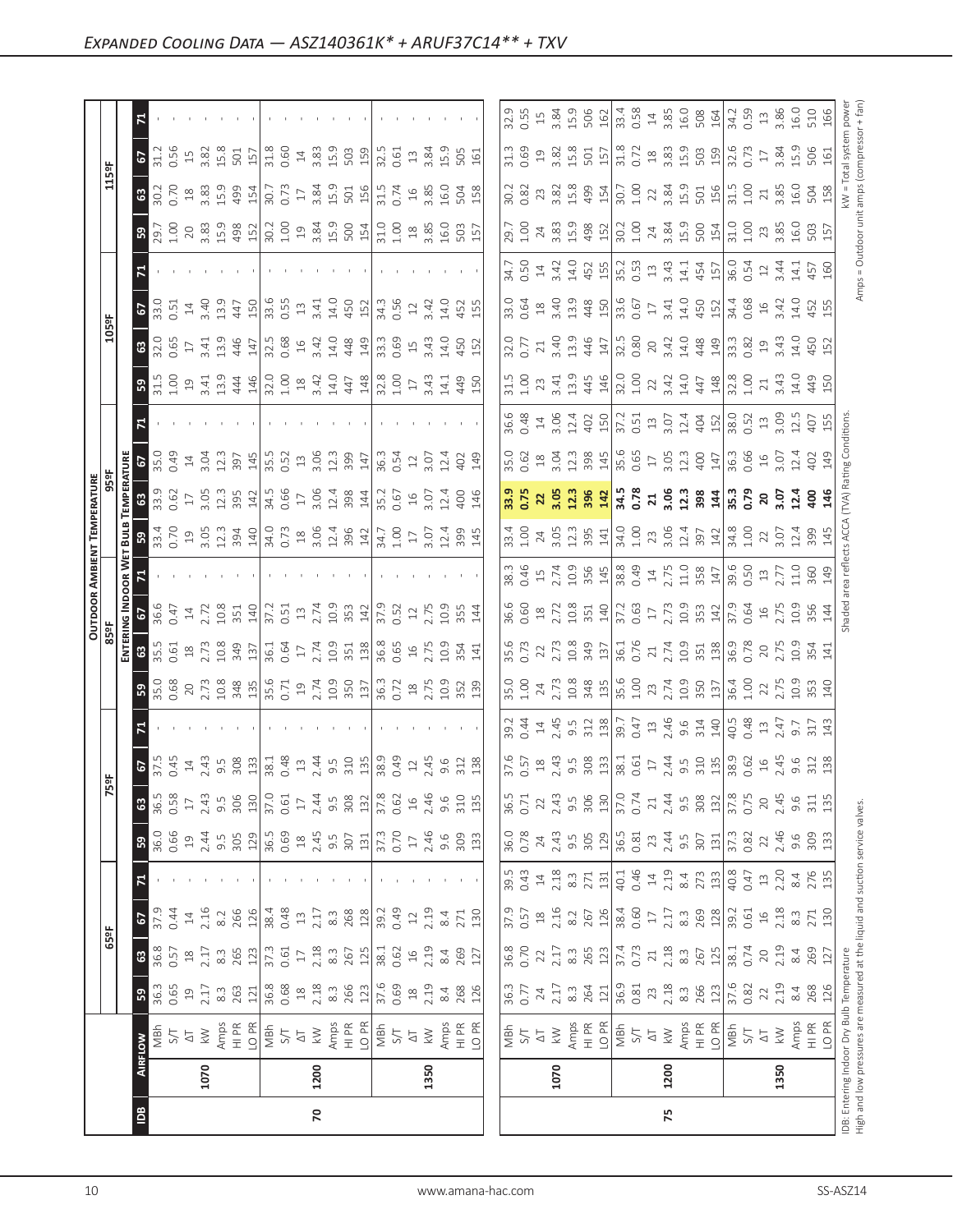## Expanded Cooling Data — ASZ140361K* + ARUF37C14** + TXV

| IDB | Airflow | | Outdoor Ambient Temperature | | | | | | | | | | | | | | | | | | | |
|---|---|---|---|---|---|---|---|---|---|---|---|---|---|---|---|---|---|---|---|---|---|---|
| | | | 65ºF | | | | 75ºF | | | | 85ºF | | | | 95ºF | | | | 105ºF | | | | 115ºF | | | |
| | | | Entering Indoor Wet Bulb Temperature | | | | | | | | | | | | | | | | | | | | | | | |
| | | | 59 | 63 | 67 | 71 | 59 | 63 | 67 | 71 | 59 | 63 | 67 | 71 | 59 | 63 | 67 | 71 | 59 | 63 | 67 | 71 | 59 | 63 | 67 | 71 |
| 70 | 1070 | MBh | 36.3 | 36.8 | 37.9 | - | 36.0 | 36.5 | 37.5 | - | 35.0 | 35.5 | 36.6 | - | 33.4 | 33.9 | 35.0 | - | 31.5 | 32.0 | 33.0 | - | 29.7 | 30.2 | 31.2 | - |
| | | S/T | 0.65 | 0.57 | 0.44 | - | 0.66 | 0.58 | 0.45 | - | 0.68 | 0.61 | 0.47 | - | 0.70 | 0.62 | 0.49 | - | 1.00 | 0.65 | 0.51 | - | 1.00 | 0.70 | 0.56 | - |
| | | ΔT | 19 | 18 | 14 | - | 19 | 17 | 14 | - | 20 | 18 | 14 | - | 19 | 17 | 14 | - | 19 | 17 | 14 | - | 20 | 18 | 15 | - |
| | | kW | 2.17 | 2.17 | 2.16 | - | 2.44 | 2.43 | 2.43 | - | 2.73 | 2.73 | 2.72 | - | 3.05 | 3.05 | 3.04 | - | 3.41 | 3.41 | 3.40 | - | 3.83 | 3.83 | 3.82 | - |
| | | Amps | 8.3 | 8.3 | 8.2 | - | 9.5 | 9.5 | 9.5 | - | 10.8 | 10.8 | 10.8 | - | 12.3 | 12.3 | 12.3 | - | 13.9 | 13.9 | 13.9 | - | 15.9 | 15.9 | 15.8 | - |
| | | HI PR | 263 | 265 | 266 | - | 305 | 306 | 308 | - | 348 | 349 | 351 | - | 394 | 395 | 397 | - | 444 | 446 | 447 | - | 498 | 499 | 501 | - |
| | | LO PR | 121 | 123 | 126 | - | 129 | 130 | 133 | - | 135 | 137 | 140 | - | 140 | 142 | 145 | - | 146 | 147 | 150 | - | 152 | 154 | 157 | - |
| | 1200 | MBh | 36.8 | 37.3 | 38.4 | - | 36.5 | 37.0 | 38.1 | - | 35.6 | 36.1 | 37.2 | - | 34.0 | 34.5 | 35.5 | - | 32.0 | 32.5 | 33.6 | - | 30.2 | 30.7 | 31.8 | - |
| | | S/T | 0.68 | 0.61 | 0.48 | - | 0.69 | 0.61 | 0.48 | - | 0.71 | 0.64 | 0.51 | - | 0.73 | 0.66 | 0.52 | - | 1.00 | 0.68 | 0.55 | - | 1.00 | 0.73 | 0.60 | - |
| | | ΔT | 18 | 17 | 13 | - | 18 | 17 | 13 | - | 19 | 17 | 13 | - | 18 | 17 | 13 | - | 18 | 16 | 13 | - | 19 | 17 | 14 | - |
| | | kW | 2.18 | 2.18 | 2.17 | - | 2.45 | 2.44 | 2.44 | - | 2.74 | 2.74 | 2.74 | - | 3.06 | 3.06 | 3.06 | - | 3.42 | 3.42 | 3.41 | - | 3.84 | 3.84 | 3.83 | - |
| | | Amps | 8.3 | 8.3 | 8.3 | - | 9.5 | 9.5 | 9.5 | - | 10.9 | 10.9 | 10.9 | - | 12.4 | 12.4 | 12.3 | - | 14.0 | 14.0 | 14.0 | - | 15.9 | 15.9 | 15.9 | - |
| | | HI PR | 266 | 267 | 268 | - | 307 | 308 | 310 | - | 350 | 351 | 353 | - | 396 | 398 | 399 | - | 447 | 448 | 450 | - | 500 | 501 | 503 | - |
| | | LO PR | 123 | 125 | 128 | - | 131 | 132 | 135 | - | 137 | 138 | 142 | - | 142 | 144 | 147 | - | 148 | 149 | 152 | - | 154 | 156 | 159 | - |
| | 1350 | MBh | 37.6 | 38.1 | 39.2 | - | 37.3 | 37.8 | 38.9 | - | 36.3 | 36.8 | 37.9 | - | 34.7 | 35.2 | 36.3 | - | 32.8 | 33.3 | 34.3 | - | 31.0 | 31.5 | 32.5 | - |
| | | S/T | 0.69 | 0.62 | 0.49 | - | 0.70 | 0.62 | 0.49 | - | 0.72 | 0.65 | 0.52 | - | 1.00 | 0.67 | 0.54 | - | 1.00 | 0.69 | 0.56 | - | 1.00 | 0.74 | 0.61 | - |
| | | ΔT | 18 | 16 | 12 | - | 17 | 16 | 12 | - | 18 | 16 | 12 | - | 17 | 16 | 12 | - | 17 | 15 | 12 | - | 18 | 16 | 13 | - |
| | | kW | 2.19 | 2.19 | 2.19 | - | 2.46 | 2.46 | 2.45 | - | 2.75 | 2.75 | 2.75 | - | 3.07 | 3.07 | 3.07 | - | 3.43 | 3.43 | 3.42 | - | 3.85 | 3.85 | 3.84 | - |
| | | Amps | 8.4 | 8.4 | 8.4 | - | 9.6 | 9.6 | 9.6 | - | 10.9 | 10.9 | 10.9 | - | 12.4 | 12.4 | 12.4 | - | 14.1 | 14.0 | 14.0 | - | 16.0 | 16.0 | 15.9 | - |
| | | HI PR | 268 | 269 | 271 | - | 309 | 310 | 312 | - | 352 | 354 | 355 | - | 399 | 400 | 402 | - | 449 | 450 | 452 | - | 503 | 504 | 505 | - |
| | | LO PR | 126 | 127 | 130 | - | 133 | 135 | 138 | - | 139 | 141 | 144 | - | 145 | 146 | 149 | - | 150 | 152 | 155 | - | 157 | 158 | 161 | - |
| 75 | 1070 | MBh | 36.3 | 36.8 | 37.9 | 39.5 | 36.0 | 36.5 | 37.6 | 39.2 | 35.0 | 35.6 | 36.6 | 38.3 | 33.4 | **33.9** | 35.0 | 36.6 | 31.5 | 32.0 | 33.0 | 34.7 | 29.7 | 30.2 | 31.3 | 32.9 |
| | | S/T | 0.77 | 0.70 | 0.57 | 0.43 | 0.78 | 0.71 | 0.57 | 0.44 | 1.00 | 0.73 | 0.60 | 0.46 | 1.00 | **0.75** | 0.62 | 0.48 | 1.00 | 0.77 | 0.64 | 0.50 | 1.00 | 0.82 | 0.69 | 0.55 |
| | | ΔT | 24 | 22 | 18 | 14 | 24 | 22 | 18 | 14 | 24 | 22 | 18 | 15 | 24 | **22** | 18 | 14 | 23 | 21 | 18 | 14 | 24 | 23 | 19 | 15 |
| | | kW | 2.17 | 2.17 | 2.16 | 2.18 | 2.43 | 2.43 | 2.43 | 2.45 | 2.73 | 2.73 | 2.72 | 2.74 | 3.05 | **3.05** | 3.04 | 3.06 | 3.41 | 3.40 | 3.40 | 3.42 | 3.83 | 3.82 | 3.82 | 3.84 |
| | | Amps | 8.3 | 8.3 | 8.2 | 8.3 | 9.5 | 9.5 | 9.5 | 9.5 | 10.8 | 10.8 | 10.8 | 10.9 | 12.3 | **12.3** | 12.3 | 12.4 | 13.9 | 13.9 | 13.9 | 14.0 | 15.9 | 15.8 | 15.8 | 15.9 |
| | | HI PR | 264 | 265 | 267 | 271 | 305 | 306 | 308 | 312 | 348 | 349 | 351 | 356 | 395 | **396** | 398 | 402 | 445 | 446 | 448 | 452 | 498 | 499 | 501 | 506 |
| | | LO PR | 121 | 123 | 126 | 131 | 129 | 130 | 133 | 138 | 135 | 137 | 140 | 145 | 141 | **142** | 145 | 150 | 146 | 147 | 150 | 155 | 152 | 154 | 157 | 162 |
| | 1200 | MBh | 36.9 | 37.4 | 38.4 | 40.1 | 36.5 | 37.0 | 38.1 | 39.7 | 35.6 | 36.1 | 37.2 | 38.8 | 34.0 | **34.5** | 35.6 | 37.2 | 32.0 | 32.5 | 33.6 | 35.2 | 30.2 | 30.7 | 31.8 | 33.4 |
| | | S/T | 0.81 | 0.73 | 0.60 | 0.46 | 0.81 | 0.74 | 0.61 | 0.47 | 1.00 | 0.76 | 0.63 | 0.49 | 1.00 | **0.78** | 0.65 | 0.51 | 1.00 | 0.80 | 0.67 | 0.53 | 1.00 | 1.00 | 0.72 | 0.58 |
| | | ΔT | 23 | 21 | 17 | 14 | 23 | 21 | 17 | 13 | 23 | 21 | 17 | 14 | 23 | **21** | 17 | 13 | 22 | 20 | 17 | 13 | 24 | 22 | 18 | 14 |
| | | kW | 2.18 | 2.18 | 2.17 | 2.19 | 2.44 | 2.44 | 2.44 | 2.46 | 2.74 | 2.74 | 2.73 | 2.75 | 3.06 | **3.06** | 3.05 | 3.07 | 3.42 | 3.42 | 3.41 | 3.43 | 3.84 | 3.84 | 3.83 | 3.85 |
| | | Amps | 8.3 | 8.3 | 8.3 | 8.4 | 9.5 | 9.5 | 9.5 | 9.6 | 10.9 | 10.9 | 10.9 | 11.0 | 12.4 | **12.3** | 12.3 | 12.4 | 14.0 | 14.0 | 14.0 | 14.1 | 15.9 | 15.9 | 15.9 | 16.0 |
| | | HI PR | 266 | 267 | 269 | 273 | 307 | 308 | 310 | 314 | 350 | 351 | 353 | 358 | 397 | **398** | 400 | 404 | 447 | 448 | 450 | 454 | 500 | 501 | 503 | 508 |
| | | LO PR | 123 | 125 | 128 | 133 | 131 | 132 | 135 | 140 | 137 | 138 | 142 | 147 | 142 | **144** | 147 | 152 | 148 | 149 | 152 | 157 | 154 | 156 | 159 | 164 |
| | 1350 | MBh | 37.6 | 38.1 | 39.2 | 40.8 | 37.3 | 37.8 | 38.9 | 40.5 | 36.4 | 36.9 | 37.9 | 39.6 | 34.8 | **35.3** | 36.3 | 38.0 | 32.8 | 33.3 | 34.4 | 36.0 | 31.0 | 31.5 | 32.6 | 34.2 |
| | | S/T | 0.82 | 0.74 | 0.61 | 0.47 | 0.82 | 0.75 | 0.62 | 0.48 | 1.00 | 0.78 | 0.64 | 0.50 | 1.00 | **0.79** | 0.66 | 0.52 | 1.00 | 0.82 | 0.68 | 0.54 | 1.00 | 1.00 | 0.73 | 0.59 |
| | | ΔT | 22 | 20 | 16 | 13 | 22 | 20 | 16 | 13 | 22 | 20 | 16 | 13 | 22 | **20** | 16 | 13 | 21 | 19 | 16 | 12 | 23 | 21 | 17 | 13 |
| | | kW | 2.19 | 2.19 | 2.18 | 2.20 | 2.46 | 2.45 | 2.45 | 2.47 | 2.75 | 2.75 | 2.75 | 2.77 | 3.07 | **3.07** | 3.07 | 3.09 | 3.43 | 3.43 | 3.42 | 3.44 | 3.85 | 3.85 | 3.84 | 3.86 |
| | | Amps | 8.4 | 8.4 | 8.3 | 8.4 | 9.6 | 9.6 | 9.6 | 9.7 | 10.9 | 10.9 | 10.9 | 11.0 | 12.4 | **12.4** | 12.4 | 12.5 | 14.0 | 14.0 | 14.0 | 14.1 | 16.0 | 16.0 | 15.9 | 16.0 |
| | | HI PR | 268 | 269 | 271 | 276 | 309 | 311 | 312 | 317 | 353 | 354 | 356 | 360 | 399 | **400** | 402 | 407 | 449 | 450 | 452 | 457 | 503 | 504 | 506 | 510 |
| | | LO PR | 126 | 127 | 130 | 135 | 133 | 135 | 138 | 143 | 140 | 141 | 144 | 149 | 145 | **146** | 149 | 155 | 150 | 152 | 155 | 160 | 157 | 158 | 161 | 166 |

IDB: Entering Indoor Dry Bulb Temperature
High and low pressures are measured at the liquid and suction service valves.

Shaded area reflects ACCA (TVA) Rating Conditions.

kW = Total system power
Amps = Outdoor unit amps (compressor + fan)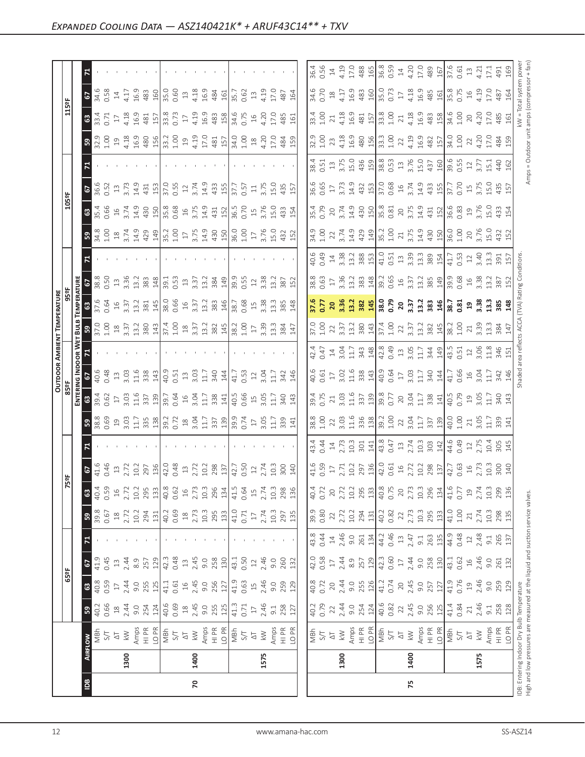# *Expanded Cooling Data — ASZ140421K* + ARUF43C14** + TXV*

| IDB | Airflow | | Outdoor Ambient Temperature | | | | | | | | | | | | | | | | | | | | | | | |
|---|---|---|---|---|---|---|---|---|---|---|---|---|---|---|---|---|---|---|---|---|---|---|---|---|---|---|
| | | | 65ºF | | | | 75ºF | | | | 85ºF | | | | 95ºF | | | | 105ºF | | | | 115ºF | | | |
| | | | Entering Indoor Wet Bulb Temperature | | | | | | | | | | | | | | | | | | | | | | | |
| | | | 59 | 63 | 67 | 71 | 59 | 63 | 67 | 71 | 59 | 63 | 67 | 71 | 59 | 63 | 67 | 71 | 59 | 63 | 67 | 71 | 59 | 63 | 67 | 71 |
| 70 | 1300 | MBh | 40.2 | 40.8 | 41.9 | - | 39.8 | 40.4 | 41.6 | - | 38.8 | 39.4 | 40.6 | - | 37.0 | 37.6 | 38.8 | - | 34.8 | 35.4 | 36.6 | - | 32.9 | 33.4 | 34.6 | - |
| | | S/T | 0.66 | 0.59 | 0.45 | - | 0.67 | 0.59 | 0.46 | - | 0.69 | 0.62 | 0.48 | - | 1.00 | 0.64 | 0.50 | - | 1.00 | 0.66 | 0.52 | - | 1.00 | 0.71 | 0.58 | - |
| | | ΔT | 18 | 17 | 13 | - | 18 | 16 | 13 | - | 19 | 17 | 13 | - | 18 | 16 | 13 | - | 18 | 16 | 13 | - | 19 | 17 | 14 | - |
| | | kW | 2.44 | 2.44 | 2.44 | - | 2.72 | 2.72 | 2.72 | - | 3.03 | 3.03 | 3.03 | - | 3.37 | 3.37 | 3.36 | - | 3.74 | 3.74 | 3.73 | - | 4.18 | 4.18 | 4.17 | - |
| | | Amps | 9.0 | 9.0 | 8.9 | - | 10.2 | 10.2 | 10.2 | - | 11.7 | 11.6 | 11.6 | - | 13.2 | 13.2 | 13.2 | - | 14.9 | 14.9 | 14.9 | - | 16.9 | 16.9 | 16.9 | - |
| | | HI PR | 254 | 255 | 257 | - | 294 | 295 | 297 | - | 335 | 337 | 338 | - | 380 | 381 | 383 | - | 429 | 430 | 431 | - | 480 | 481 | 483 | - |
| | | LO PR | 124 | 125 | 129 | - | 131 | 133 | 136 | - | 138 | 139 | 143 | - | 143 | 145 | 148 | - | 149 | 150 | 153 | - | 156 | 157 | 160 | - |
| | 1400 | MBh | 40.6 | 41.1 | 42.3 | - | 40.2 | 40.8 | 42.0 | - | 39.2 | 39.7 | 40.9 | - | 37.4 | 38.0 | 39.1 | - | 35.2 | 35.8 | 37.0 | - | 33.2 | 33.8 | 35.0 | - |
| | | S/T | 0.69 | 0.61 | 0.48 | - | 0.69 | 0.62 | 0.48 | - | 0.72 | 0.64 | 0.51 | - | 1.00 | 0.66 | 0.53 | - | 1.00 | 0.68 | 0.55 | - | 1.00 | 0.73 | 0.60 | - |
| | | ΔT | 18 | 16 | 13 | - | 18 | 16 | 13 | - | 18 | 16 | 13 | - | 18 | 16 | 13 | - | 17 | 16 | 12 | - | 19 | 17 | 13 | - |
| | | kW | 2.45 | 2.45 | 2.45 | - | 2.73 | 2.73 | 2.72 | - | 3.04 | 3.04 | 3.03 | - | 3.37 | 3.37 | 3.37 | - | 3.75 | 3.75 | 3.74 | - | 4.19 | 4.19 | 4.18 | - |
| | | Amps | 9.0 | 9.0 | 9.0 | - | 10.3 | 10.3 | 10.2 | - | 11.7 | 11.7 | 11.7 | - | 13.2 | 13.2 | 13.2 | - | 14.9 | 14.9 | 14.9 | - | 17.0 | 16.9 | 16.9 | - |
| | | HI PR | 255 | 256 | 258 | - | 295 | 296 | 298 | - | 337 | 338 | 340 | - | 382 | 383 | 384 | - | 430 | 431 | 433 | - | 481 | 483 | 484 | - |
| | | LO PR | 125 | 127 | 130 | - | 133 | 134 | 137 | - | 139 | 141 | 144 | - | 145 | 146 | 149 | - | 150 | 152 | 155 | - | 157 | 158 | 161 | - |
| | 1575 | MBh | 41.3 | 41.9 | 43.1 | - | 41.0 | 41.5 | 42.7 | - | 39.9 | 40.5 | 41.7 | - | 38.2 | 38.7 | 39.9 | - | 36.0 | 36.5 | 37.7 | - | 34.0 | 34.6 | 35.7 | - |
| | | S/T | 0.71 | 0.63 | 0.50 | - | 0.71 | 0.64 | 0.50 | - | 0.74 | 0.66 | 0.53 | - | 1.00 | 0.68 | 0.55 | - | 1.00 | 0.70 | 0.57 | - | 1.00 | 0.75 | 0.62 | - |
| | | ΔT | 17 | 15 | 12 | - | 17 | 15 | 12 | - | 17 | 15 | 12 | - | 17 | 15 | 12 | - | 17 | 15 | 11 | - | 18 | 16 | 13 | - |
| | | kW | 2.46 | 2.46 | 2.46 | - | 2.74 | 2.74 | 2.74 | - | 3.05 | 3.05 | 3.04 | - | 3.39 | 3.38 | 3.38 | - | 3.76 | 3.76 | 3.75 | - | 4.20 | 4.20 | 4.19 | - |
| | | Amps | 9.1 | 9.0 | 9.0 | - | 10.3 | 10.3 | 10.3 | - | 11.7 | 11.7 | 11.7 | - | 13.3 | 13.3 | 13.2 | - | 15.0 | 15.0 | 15.0 | - | 17.0 | 17.0 | 17.0 | - |
| | | HI PR | 258 | 259 | 260 | - | 297 | 298 | 300 | - | 339 | 340 | 342 | - | 384 | 385 | 387 | - | 432 | 433 | 435 | - | 484 | 485 | 487 | - |
| | | LO PR | 127 | 129 | 132 | - | 135 | 136 | 140 | - | 141 | 143 | 146 | - | 147 | 148 | 152 | - | 152 | 154 | 157 | - | 159 | 161 | 164 | - |
| 75 | 1300 | MBh | 40.2 | 40.8 | 42.0 | 43.8 | 39.9 | 40.4 | 41.6 | 43.4 | 38.8 | 39.4 | 40.6 | 42.4 | 37.0 | **37.6** | 38.8 | 40.6 | 34.9 | 35.4 | 36.6 | 38.4 | 32.9 | 33.4 | 34.6 | 36.4 |
| | | S/T | 0.79 | 0.72 | 0.58 | 0.44 | 0.80 | 0.72 | 0.59 | 0.44 | 1.00 | 0.75 | 0.61 | 0.47 | 1.00 | **0.77** | 0.63 | 0.49 | 1.00 | 0.79 | 0.65 | 0.51 | 1.00 | 1.00 | 0.70 | 0.56 |
| | | ΔT | 22 | 20 | 17 | 14 | 22 | 20 | 17 | 14 | 22 | 21 | 17 | 14 | 22 | **20** | 17 | 14 | 22 | 20 | 17 | 13 | 23 | 21 | 18 | 14 |
| | | kW | 2.44 | 2.44 | 2.44 | 2.46 | 2.72 | 2.72 | 2.71 | 2.73 | 3.03 | 3.03 | 3.02 | 3.04 | 3.37 | **3.36** | 3.36 | 3.38 | 3.74 | 3.74 | 3.73 | 3.75 | 4.18 | 4.18 | 4.17 | 4.19 |
| | | Amps | 9.0 | 9.0 | 8.9 | 9.0 | 10.2 | 10.2 | 10.2 | 10.3 | 11.6 | 11.6 | 11.6 | 11.7 | 13.2 | **13.2** | 13.2 | 13.2 | 14.9 | 14.9 | 14.9 | 15.0 | 16.9 | 16.9 | 16.9 | 17.0 |
| | | HI PR | 254 | 255 | 257 | 261 | 294 | 295 | 297 | 301 | 336 | 337 | 338 | 343 | 380 | **382** | 383 | 388 | 429 | 430 | 432 | 436 | 480 | 481 | 483 | 488 |
| | | LO PR | 124 | 126 | 129 | 134 | 131 | 133 | 136 | 141 | 138 | 139 | 143 | 148 | 143 | **145** | 148 | 153 | 149 | 150 | 153 | 159 | 156 | 157 | 160 | 165 |
| | 1400 | MBh | 40.6 | 41.2 | 42.3 | 44.2 | 40.2 | 40.8 | 42.0 | 43.8 | 39.2 | 39.8 | 40.9 | 42.8 | 37.4 | 38.0 | 39.2 | 41.0 | 35.2 | 35.8 | 37.0 | 38.8 | 33.3 | 33.8 | 35.0 | 36.8 |
| | | S/T | 0.82 | 0.74 | 0.60 | 0.46 | 0.82 | 0.75 | 0.61 | 0.47 | 1.00 | 0.77 | 0.64 | 0.49 | 1.00 | 0.79 | 0.65 | 0.51 | 1.00 | 0.81 | 0.68 | 0.53 | 1.00 | 1.00 | 0.73 | 0.59 |
| | | ΔT | 22 | 20 | 17 | 13 | 22 | 20 | 16 | 13 | 22 | 20 | 17 | 13 | 22 | 20 | 16 | 13 | 21 | 20 | 16 | 13 | 22 | 21 | 17 | 14 |
| | | kW | 2.45 | 2.45 | 2.44 | 2.47 | 2.73 | 2.73 | 2.72 | 2.74 | 3.04 | 3.04 | 3.03 | 3.05 | 3.37 | 3.37 | 3.37 | 3.39 | 3.75 | 3.75 | 3.74 | 3.76 | 4.19 | 4.18 | 4.18 | 4.20 |
| | | Amps | 9.0 | 9.0 | 9.0 | 9.1 | 10.3 | 10.3 | 10.2 | 10.3 | 11.7 | 11.7 | 11.7 | 11.7 | 13.2 | 13.2 | 13.2 | 13.3 | 14.9 | 14.9 | 14.9 | 15.0 | 16.9 | 16.9 | 16.9 | 17.0 |
| | | HI PR | 256 | 257 | 258 | 263 | 295 | 296 | 298 | 303 | 337 | 338 | 340 | 344 | 382 | 383 | 385 | 389 | 430 | 431 | 433 | 437 | 482 | 483 | 485 | 489 |
| | | LO PR | 125 | 127 | 130 | 135 | 133 | 134 | 137 | 142 | 139 | 141 | 144 | 149 | 145 | 146 | 149 | 154 | 150 | 152 | 155 | 160 | 157 | 158 | 161 | 167 |
| | 1575 | MBh | 41.4 | 41.9 | 43.1 | 44.9 | 41.0 | 41.6 | 42.7 | 44.6 | 40.0 | 40.5 | 41.7 | 43.5 | 38.2 | 38.7 | 39.9 | 41.7 | 36.0 | 36.6 | 37.7 | 39.6 | 34.0 | 34.6 | 35.8 | 37.6 |
| | | S/T | 0.84 | 0.76 | 0.62 | 0.48 | 1.00 | 0.77 | 0.63 | 0.49 | 1.00 | 0.79 | 0.66 | 0.51 | 1.00 | 0.81 | 0.68 | 0.53 | 1.00 | 0.83 | 0.70 | 0.55 | 1.00 | 1.00 | 0.75 | 0.61 |
| | | ΔT | 21 | 19 | 16 | 12 | 21 | 19 | 16 | 12 | 21 | 19 | 16 | 12 | 21 | 19 | 16 | 12 | 20 | 19 | 15 | 12 | 22 | 20 | 16 | 13 |
| | | kW | 2.46 | 2.46 | 2.46 | 2.48 | 2.74 | 2.74 | 2.73 | 2.75 | 3.05 | 3.05 | 3.04 | 3.06 | 3.39 | 3.38 | 3.38 | 3.40 | 3.76 | 3.76 | 3.75 | 3.77 | 4.20 | 4.20 | 4.19 | 4.21 |
| | | Amps | 9.1 | 9.0 | 9.0 | 9.1 | 10.3 | 10.3 | 10.3 | 10.4 | 11.7 | 11.7 | 11.7 | 11.8 | 13.3 | 13.3 | 13.2 | 13.3 | 15.0 | 15.0 | 15.0 | 15.1 | 17.0 | 17.0 | 17.0 | 17.1 |
| | | HI PR | 258 | 259 | 261 | 265 | 298 | 299 | 300 | 305 | 339 | 340 | 342 | 346 | 384 | 385 | 387 | 391 | 432 | 433 | 435 | 440 | 484 | 485 | 487 | 491 |
| | | LO PR | 128 | 129 | 132 | 137 | 135 | 136 | 140 | 145 | 141 | 143 | 146 | 151 | 147 | 148 | 152 | 157 | 152 | 154 | 157 | 162 | 159 | 161 | 164 | 169 |

IDB: Entering Indoor Dry Bulb Temperature
High and low pressures are measured at the liquid and suction service valves.

Shaded area reflects ACCA (TVA) Rating Conditions.

kW = Total system power
Amps = Outdoor unit amps (compressor + fan)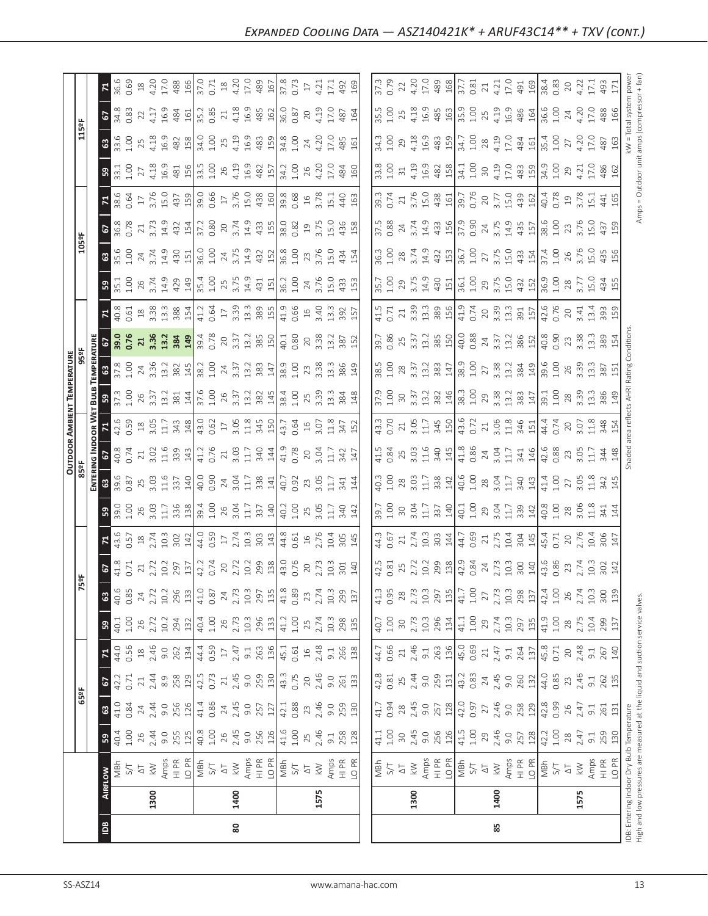## Expanded Cooling Data — ASZ140421K* + ARUF43C14** + TXV (cont.)

| IDB | Airflow | | Outdoor Ambient Temperature | | | | | | | | | | | | | | | |
|---|---|---|---|---|---|---|---|---|---|---|---|---|---|---|---|---|---|---|
| | | | 65ºF | | | | 75ºF | | | | 85ºF | | | | 95ºF | | | | 105ºF | | | | 115ºF | | | |
| | | | Entering Indoor Wet Bulb Temperature | | | | | | | | | | | | | | | | | | | | | | | |
| | | | 59 | 63 | 67 | 71 | 59 | 63 | 67 | 71 | 59 | 63 | 67 | 71 | 59 | 63 | 67 | 71 | 59 | 63 | 67 | 71 | 59 | 63 | 67 | 71 |
| 80 | 1300 | MBh | 40.4 | 41.0 | 42.2 | 44.0 | 40.1 | 40.6 | 41.8 | 43.6 | 39.0 | 39.6 | 40.8 | 42.6 | 37.3 | 37.8 | 39.0 | 40.8 | 35.1 | 35.6 | 36.8 | 38.6 | 33.1 | 33.6 | 34.8 | 36.6 |
| | | S/T | 1.00 | 0.84 | 0.71 | 0.56 | 1.00 | 0.85 | 0.71 | 0.57 | 1.00 | 0.87 | 0.74 | 0.59 | 1.00 | 1.00 | 0.76 | 0.61 | 1.00 | 1.00 | 0.78 | 0.64 | 1.00 | 1.00 | 0.83 | 0.69 |
| | | ΔT | 26 | 24 | 21 | 18 | 26 | 24 | 21 | 18 | 26 | 25 | 21 | 18 | 26 | 24 | 21 | 18 | 26 | 24 | 21 | 17 | 27 | 25 | 22 | 18 |
| | | kW | 2.44 | 2.44 | 2.44 | 2.46 | 2.72 | 2.72 | 2.72 | 2.74 | 3.03 | 3.03 | 3.02 | 3.05 | 3.37 | 3.36 | 3.36 | 3.38 | 3.74 | 3.74 | 3.73 | 3.76 | 4.18 | 4.18 | 4.17 | 4.20 |
| | | Amps | 9.0 | 9.0 | 8.9 | 9.0 | 10.2 | 10.2 | 10.2 | 10.3 | 11.7 | 11.6 | 11.6 | 11.7 | 13.2 | 13.2 | 13.2 | 13.3 | 14.9 | 14.9 | 14.9 | 15.0 | 16.9 | 16.9 | 16.9 | 17.0 |
| | | HI PR | 255 | 256 | 258 | 262 | 294 | 296 | 297 | 302 | 336 | 337 | 339 | 343 | 381 | 382 | 384 | 388 | 429 | 430 | 432 | 437 | 481 | 482 | 484 | 488 |
| | | LO PR | 125 | 126 | 129 | 134 | 132 | 133 | 137 | 142 | 138 | 140 | 143 | 148 | 144 | 145 | 149 | 154 | 149 | 151 | 154 | 159 | 156 | 158 | 161 | 166 |
| | 1400 | MBh | 40.8 | 41.4 | 42.5 | 44.4 | 40.4 | 41.0 | 42.2 | 44.0 | 39.4 | 40.0 | 41.2 | 43.0 | 37.6 | 38.2 | 39.4 | 41.2 | 35.4 | 36.0 | 37.2 | 39.0 | 33.5 | 34.0 | 35.2 | 37.0 |
| | | S/T | 1.00 | 0.86 | 0.73 | 0.59 | 1.00 | 0.87 | 0.74 | 0.59 | 1.00 | 0.90 | 0.76 | 0.62 | 1.00 | 1.00 | 0.78 | 0.64 | 1.00 | 1.00 | 0.80 | 0.66 | 1.00 | 1.00 | 0.85 | 0.71 |
| | | ΔT | 26 | 24 | 21 | 17 | 26 | 24 | 20 | 17 | 26 | 24 | 21 | 17 | 26 | 24 | 20 | 17 | 25 | 24 | 20 | 17 | 26 | 25 | 21 | 18 |
| | | kW | 2.45 | 2.45 | 2.45 | 2.47 | 2.73 | 2.73 | 2.72 | 2.74 | 3.04 | 3.04 | 3.03 | 3.05 | 3.37 | 3.37 | 3.37 | 3.39 | 3.75 | 3.75 | 3.74 | 3.76 | 4.19 | 4.19 | 4.18 | 4.20 |
| | | Amps | 9.0 | 9.0 | 9.0 | 9.1 | 10.3 | 10.3 | 10.2 | 10.3 | 11.7 | 11.7 | 11.7 | 11.8 | 13.2 | 13.2 | 13.2 | 13.3 | 14.9 | 14.9 | 14.9 | 15.0 | 16.9 | 16.9 | 16.9 | 17.0 |
| | | HI PR | 256 | 257 | 259 | 263 | 296 | 297 | 299 | 303 | 337 | 338 | 340 | 345 | 382 | 383 | 385 | 389 | 431 | 432 | 433 | 438 | 482 | 483 | 485 | 489 |
| | | LO PR | 126 | 127 | 130 | 136 | 133 | 135 | 138 | 143 | 140 | 141 | 144 | 150 | 145 | 147 | 150 | 155 | 151 | 152 | 155 | 160 | 157 | 159 | 162 | 167 |
| | 1575 | MBh | 41.6 | 42.1 | 43.3 | 45.1 | 41.2 | 41.8 | 43.0 | 44.8 | 40.2 | 40.7 | 41.9 | 43.7 | 38.4 | 38.9 | 40.1 | 41.9 | 36.2 | 36.8 | 38.0 | 39.8 | 34.2 | 34.8 | 36.0 | 37.8 |
| | | S/T | 1.00 | 0.88 | 0.75 | 0.61 | 1.00 | 0.89 | 0.76 | 0.61 | 1.00 | 0.92 | 0.78 | 0.64 | 1.00 | 1.00 | 0.80 | 0.66 | 1.00 | 1.00 | 0.82 | 0.68 | 1.00 | 1.00 | 0.87 | 0.73 |
| | | ΔT | 25 | 23 | 20 | 16 | 25 | 23 | 20 | 16 | 25 | 23 | 20 | 16 | 25 | 23 | 20 | 16 | 24 | 23 | 19 | 16 | 26 | 24 | 20 | 17 |
| | | kW | 2.46 | 2.46 | 2.46 | 2.48 | 2.74 | 2.74 | 2.73 | 2.76 | 3.05 | 3.05 | 3.04 | 3.07 | 3.39 | 3.38 | 3.38 | 3.40 | 3.76 | 3.76 | 3.75 | 3.78 | 4.20 | 4.20 | 4.19 | 4.21 |
| | | Amps | 9.1 | 9.0 | 9.0 | 9.1 | 10.3 | 10.3 | 10.3 | 10.4 | 11.7 | 11.7 | 11.7 | 11.8 | 13.3 | 13.3 | 13.2 | 13.3 | 15.0 | 15.0 | 15.0 | 15.1 | 17.0 | 17.0 | 17.0 | 17.1 |
| | | HI PR | 258 | 259 | 261 | 266 | 298 | 299 | 301 | 305 | 340 | 341 | 342 | 347 | 384 | 386 | 387 | 392 | 433 | 434 | 436 | 440 | 484 | 485 | 487 | 492 |
| | | LO PR | 128 | 130 | 133 | 138 | 135 | 137 | 140 | 145 | 142 | 144 | 147 | 152 | 148 | 149 | 152 | 157 | 153 | 154 | 158 | 163 | 160 | 161 | 164 | 169 |
| 85 | 1300 | MBh | 41.1 | 41.7 | 42.8 | 44.7 | 40.7 | 41.3 | 42.5 | 44.3 | 39.7 | 40.3 | 41.5 | 43.3 | 37.9 | 38.5 | 39.7 | 41.5 | 35.7 | 36.3 | 37.5 | 39.3 | 33.8 | 34.3 | 35.5 | 37.3 |
| | | S/T | 1.00 | 0.94 | 0.81 | 0.66 | 1.00 | 0.95 | 0.81 | 0.67 | 1.00 | 1.00 | 0.84 | 0.70 | 1.00 | 1.00 | 0.86 | 0.71 | 1.00 | 1.00 | 0.88 | 0.74 | 1.00 | 1.00 | 1.00 | 0.79 |
| | | ΔT | 30 | 28 | 25 | 21 | 30 | 28 | 25 | 21 | 30 | 28 | 25 | 21 | 30 | 28 | 25 | 21 | 29 | 28 | 24 | 21 | 31 | 29 | 25 | 22 |
| | | kW | 2.45 | 2.45 | 2.44 | 2.46 | 2.73 | 2.73 | 2.72 | 2.74 | 3.04 | 3.03 | 3.03 | 3.05 | 3.37 | 3.37 | 3.37 | 3.39 | 3.75 | 3.74 | 3.74 | 3.76 | 4.19 | 4.18 | 4.18 | 4.20 |
| | | Amps | 9.0 | 9.0 | 9.0 | 9.1 | 10.3 | 10.3 | 10.2 | 10.3 | 11.7 | 11.7 | 11.6 | 11.7 | 13.2 | 13.2 | 13.2 | 13.3 | 14.9 | 14.9 | 14.9 | 15.0 | 16.9 | 16.9 | 16.9 | 17.0 |
| | | HI PR | 256 | 257 | 259 | 263 | 296 | 297 | 299 | 303 | 337 | 338 | 340 | 345 | 382 | 383 | 385 | 389 | 430 | 432 | 433 | 438 | 482 | 483 | 485 | 489 |
| | | LO PR | 126 | 128 | 131 | 136 | 134 | 135 | 138 | 144 | 140 | 142 | 145 | 150 | 146 | 147 | 150 | 156 | 151 | 153 | 156 | 161 | 158 | 159 | 163 | 168 |
| | 1400 | MBh | 41.5 | 42.0 | 43.2 | 45.0 | 41.1 | 41.7 | 42.9 | 44.7 | 40.1 | 40.6 | 41.8 | 43.6 | 38.3 | 38.9 | 40.0 | 41.9 | 36.1 | 36.7 | 37.9 | 39.7 | 34.1 | 34.7 | 35.9 | 37.7 |
| | | S/T | 1.00 | 0.97 | 0.83 | 0.69 | 1.00 | 1.00 | 0.84 | 0.69 | 1.00 | 1.00 | 0.86 | 0.72 | 1.00 | 1.00 | 0.88 | 0.74 | 1.00 | 1.00 | 0.90 | 0.76 | 1.00 | 1.00 | 1.00 | 0.81 |
| | | ΔT | 29 | 27 | 24 | 21 | 29 | 27 | 24 | 21 | 29 | 28 | 24 | 21 | 29 | 27 | 24 | 20 | 29 | 27 | 24 | 20 | 30 | 28 | 25 | 21 |
| | | kW | 2.46 | 2.46 | 2.45 | 2.47 | 2.74 | 2.73 | 2.73 | 2.75 | 3.04 | 3.04 | 3.04 | 3.06 | 3.38 | 3.38 | 3.37 | 3.39 | 3.75 | 3.75 | 3.75 | 3.77 | 4.19 | 4.19 | 4.19 | 4.21 |
| | | Amps | 9.0 | 9.0 | 9.0 | 9.1 | 10.3 | 10.3 | 10.3 | 10.4 | 11.7 | 11.7 | 11.7 | 11.8 | 13.2 | 13.2 | 13.2 | 13.3 | 15.0 | 15.0 | 14.9 | 15.0 | 17.0 | 17.0 | 16.9 | 17.0 |
| | | HI PR | 257 | 258 | 260 | 264 | 297 | 298 | 300 | 304 | 339 | 340 | 341 | 346 | 383 | 384 | 386 | 391 | 432 | 433 | 435 | 439 | 483 | 484 | 486 | 491 |
| | | LO PR | 128 | 129 | 132 | 137 | 135 | 137 | 140 | 145 | 142 | 143 | 146 | 151 | 147 | 149 | 152 | 157 | 152 | 154 | 157 | 162 | 159 | 161 | 164 | 169 |
| | 1575 | MBh | 42.2 | 42.8 | 44.0 | 45.8 | 41.9 | 42.4 | 43.6 | 45.4 | 40.8 | 41.4 | 42.6 | 44.4 | 39.1 | 39.6 | 40.8 | 42.6 | 36.9 | 37.4 | 38.6 | 40.4 | 34.9 | 35.4 | 36.6 | 38.4 |
| | | S/T | 1.00 | 0.99 | 0.85 | 0.71 | 1.00 | 1.00 | 0.86 | 0.71 | 1.00 | 1.00 | 0.88 | 0.74 | 1.00 | 1.00 | 0.90 | 0.76 | 1.00 | 1.00 | 1.00 | 0.78 | 1.00 | 1.00 | 1.00 | 0.83 |
| | | ΔT | 28 | 26 | 23 | 20 | 28 | 26 | 23 | 20 | 28 | 27 | 23 | 20 | 28 | 26 | 23 | 20 | 28 | 26 | 23 | 19 | 29 | 27 | 24 | 20 |
| | | kW | 2.47 | 2.47 | 2.46 | 2.48 | 2.75 | 2.74 | 2.74 | 2.76 | 3.06 | 3.05 | 3.05 | 3.07 | 3.39 | 3.39 | 3.38 | 3.41 | 3.77 | 3.76 | 3.76 | 3.78 | 4.21 | 4.20 | 4.20 | 4.22 |
| | | Amps | 9.1 | 9.1 | 9.1 | 9.1 | 10.4 | 10.3 | 10.3 | 10.4 | 11.8 | 11.7 | 11.7 | 11.8 | 13.3 | 13.3 | 13.3 | 13.4 | 15.0 | 15.0 | 15.0 | 15.1 | 17.0 | 17.0 | 17.0 | 17.1 |
| | | HI PR | 259 | 261 | 262 | 267 | 299 | 300 | 302 | 306 | 341 | 342 | 344 | 348 | 386 | 387 | 389 | 393 | 434 | 435 | 437 | 441 | 486 | 487 | 488 | 493 |
| | | LO PR | 130 | 131 | 135 | 140 | 137 | 139 | 142 | 147 | 144 | 145 | 148 | 154 | 149 | 151 | 154 | 159 | 155 | 156 | 159 | 165 | 162 | 163 | 166 | 171 |

IDB: Entering Indoor Dry Bulb Temperature
High and low pressures are measured at the liquid and suction service valves.

Shaded area reflects AHRI Rating Conditions.

kW = Total system power
Amps = Outdoor unit amps (compressor + fan)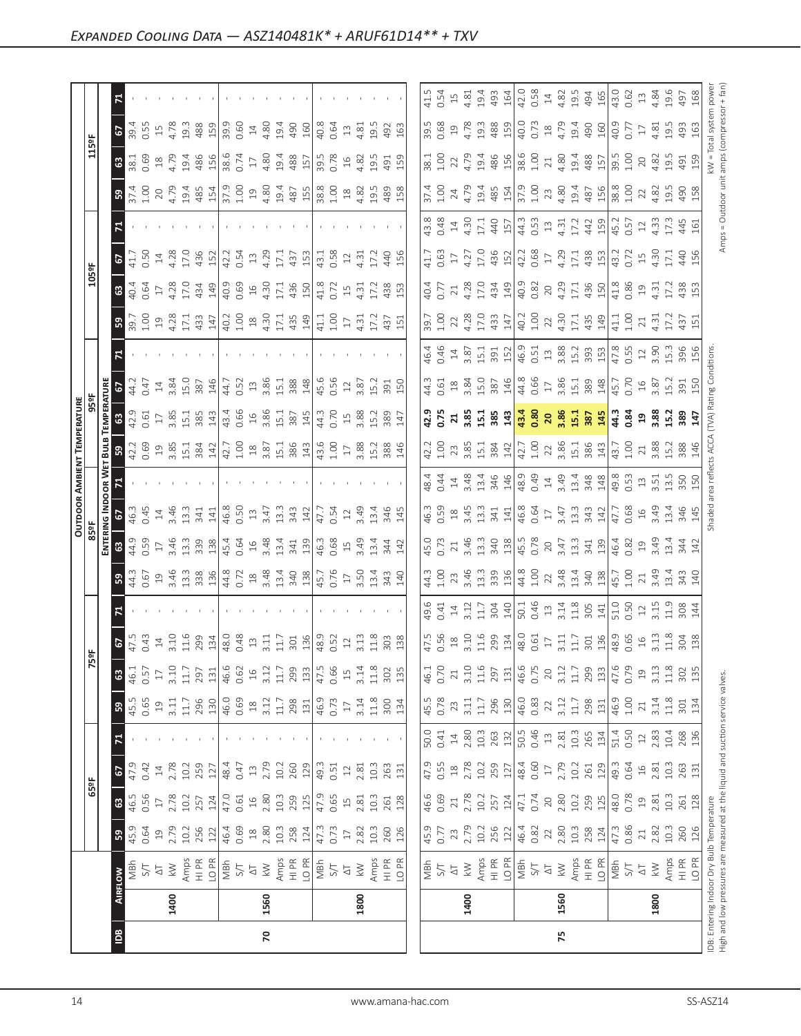## Expanded Cooling Data — ASZ140481K* + ARUF61D14** + TXV

| IDB | Airflow | | 65°F | | | | 75°F | | | | 85°F | | | | 95°F | | | | 105°F | | | | 115°F | | | |
|---|---|---|---|---|---|---|---|---|---|---|---|---|---|---|---|---|---|---|---|---|---|---|---|---|---|---|
| | | | Entering Indoor Wet Bulb Temperature | | | | | | | | | | | | | | | | | | | | | | | |
| | | | 59 | 63 | 67 | 71 | 59 | 63 | 67 | 71 | 59 | 63 | 67 | 71 | 59 | 63 | 67 | 71 | 59 | 63 | 67 | 71 | 59 | 63 | 67 | 71 |
| 70 | 1400 | MBh | 45.9 | 46.5 | 47.9 | - | 45.5 | 46.1 | 47.5 | - | 44.3 | 44.9 | 46.3 | - | 42.2 | 42.9 | 44.2 | - | 39.7 | 40.4 | 41.7 | - | 37.4 | 38.1 | 39.4 | - |
| | | S/T | 0.64 | 0.56 | 0.42 | - | 0.65 | 0.57 | 0.43 | - | 0.67 | 0.59 | 0.45 | - | 0.69 | 0.61 | 0.47 | - | 1.00 | 0.64 | 0.50 | - | 1.00 | 0.69 | 0.55 | - |
| | | ΔT | 19 | 17 | 14 | - | 19 | 17 | 14 | - | 19 | 17 | 14 | - | 19 | 17 | 14 | - | 19 | 17 | 14 | - | 20 | 18 | 15 | - |
| | | kW | 2.79 | 2.78 | 2.78 | - | 3.11 | 3.10 | 3.10 | - | 3.46 | 3.46 | 3.46 | - | 3.85 | 3.85 | 3.84 | - | 4.28 | 4.28 | 4.28 | - | 4.79 | 4.79 | 4.78 | - |
| | | Amps | 10.2 | 10.2 | 10.2 | - | 11.7 | 11.7 | 11.6 | - | 13.3 | 13.3 | 13.3 | - | 15.1 | 15.1 | 15.0 | - | 17.1 | 17.0 | 17.0 | - | 19.4 | 19.4 | 19.3 | - |
| | | HI PR | 256 | 257 | 259 | - | 296 | 297 | 299 | - | 338 | 339 | 341 | - | 384 | 385 | 387 | - | 433 | 434 | 436 | - | 485 | 486 | 488 | - |
| | | LO PR | 122 | 124 | 127 | - | 130 | 131 | 134 | - | 136 | 138 | 141 | - | 142 | 143 | 146 | - | 147 | 149 | 152 | - | 154 | 156 | 159 | - |
| | 1560 | MBh | 46.4 | 47.0 | 48.4 | - | 46.0 | 46.6 | 48.0 | - | 44.8 | 45.4 | 46.8 | - | 42.7 | 43.4 | 44.7 | - | 40.2 | 40.9 | 42.2 | - | 37.9 | 38.6 | 39.9 | - |
| | | S/T | 0.69 | 0.61 | 0.47 | - | 0.69 | 0.62 | 0.48 | - | 0.72 | 0.64 | 0.50 | - | 1.00 | 0.66 | 0.52 | - | 1.00 | 0.69 | 0.54 | - | 1.00 | 0.74 | 0.60 | - |
| | | ΔT | 18 | 16 | 13 | - | 18 | 16 | 13 | - | 18 | 16 | 13 | - | 18 | 16 | 13 | - | 18 | 16 | 13 | - | 19 | 17 | 14 | - |
| | | kW | 2.80 | 2.80 | 2.79 | - | 3.12 | 3.12 | 3.11 | - | 3.48 | 3.48 | 3.47 | - | 3.87 | 3.86 | 3.86 | - | 4.30 | 4.30 | 4.29 | - | 4.80 | 4.80 | 4.80 | - |
| | | Amps | 10.3 | 10.3 | 10.2 | - | 11.7 | 11.7 | 11.7 | - | 13.4 | 13.4 | 13.3 | - | 15.1 | 15.1 | 15.1 | - | 17.1 | 17.1 | 17.1 | - | 19.4 | 19.4 | 19.4 | - |
| | | HI PR | 258 | 259 | 260 | - | 298 | 299 | 301 | - | 340 | 341 | 343 | - | 386 | 387 | 388 | - | 435 | 436 | 437 | - | 487 | 488 | 490 | - |
| | | LO PR | 124 | 125 | 129 | - | 131 | 133 | 136 | - | 138 | 139 | 142 | - | 143 | 145 | 148 | - | 149 | 150 | 153 | - | 155 | 157 | 160 | - |
| | 1800 | MBh | 47.3 | 47.9 | 49.3 | - | 46.9 | 47.5 | 48.9 | - | 45.7 | 46.3 | 47.7 | - | 43.6 | 44.3 | 45.6 | - | 41.1 | 41.8 | 43.1 | - | 38.8 | 39.5 | 40.8 | - |
| | | S/T | 0.73 | 0.65 | 0.51 | - | 0.73 | 0.66 | 0.52 | - | 0.76 | 0.68 | 0.54 | - | 1.00 | 0.70 | 0.56 | - | 1.00 | 0.72 | 0.58 | - | 1.00 | 0.78 | 0.64 | - |
| | | ΔT | 17 | 15 | 12 | - | 17 | 15 | 12 | - | 17 | 15 | 12 | - | 17 | 15 | 12 | - | 17 | 15 | 12 | - | 18 | 16 | 13 | - |
| | | kW | 2.82 | 2.81 | 2.81 | - | 3.14 | 3.14 | 3.13 | - | 3.50 | 3.49 | 3.49 | - | 3.88 | 3.88 | 3.87 | - | 4.31 | 4.31 | 4.31 | - | 4.82 | 4.82 | 4.81 | - |
| | | Amps | 10.3 | 10.3 | 10.3 | - | 11.8 | 11.8 | 11.8 | - | 13.4 | 13.4 | 13.4 | - | 15.2 | 15.2 | 15.2 | - | 17.2 | 17.2 | 17.2 | - | 19.5 | 19.5 | 19.5 | - |
| | | HI PR | 260 | 261 | 263 | - | 300 | 302 | 303 | - | 343 | 344 | 346 | - | 388 | 389 | 391 | - | 437 | 438 | 440 | - | 489 | 491 | 492 | - |
| | | LO PR | 126 | 128 | 131 | - | 134 | 135 | 138 | - | 140 | 142 | 145 | - | 146 | 147 | 150 | - | 151 | 153 | 156 | - | 158 | 159 | 163 | - |
| 75 | 1400 | MBh | 45.9 | 46.6 | 47.9 | 50.0 | 45.5 | 46.1 | 47.5 | 49.6 | 44.3 | 45.0 | 46.3 | 48.4 | 42.2 | **42.9** | 44.3 | 46.4 | 39.7 | 40.4 | 41.7 | 43.8 | 37.4 | 38.1 | 39.5 | 41.5 |
| | | S/T | 0.77 | 0.69 | 0.55 | 0.41 | 0.78 | 0.70 | 0.56 | 0.41 | 1.00 | 0.73 | 0.59 | 0.44 | 1.00 | **0.75** | 0.61 | 0.46 | 1.00 | 0.77 | 0.63 | 0.48 | 1.00 | 1.00 | 0.68 | 0.54 |
| | | ΔT | 23 | 21 | 18 | 14 | 23 | 21 | 18 | 14 | 23 | 21 | 18 | 14 | 23 | **21** | 18 | 14 | 22 | 21 | 17 | 14 | 24 | 22 | 19 | 15 |
| | | kW | 2.79 | 2.78 | 2.78 | 2.80 | 3.11 | 3.10 | 3.10 | 3.12 | 3.46 | 3.46 | 3.45 | 3.48 | 3.85 | **3.85** | 3.84 | 3.87 | 4.28 | 4.28 | 4.27 | 4.30 | 4.79 | 4.79 | 4.78 | 4.81 |
| | | Amps | 10.2 | 10.2 | 10.2 | 10.3 | 11.7 | 11.6 | 11.6 | 11.7 | 13.3 | 13.3 | 13.3 | 13.4 | 15.1 | **15.1** | 15.0 | 15.1 | 17.0 | 17.0 | 17.0 | 17.1 | 19.4 | 19.4 | 19.3 | 19.4 |
| | | HI PR | 256 | 257 | 259 | 263 | 296 | 297 | 299 | 304 | 339 | 340 | 341 | 346 | 384 | **385** | 387 | 391 | 433 | 434 | 436 | 440 | 485 | 486 | 488 | 493 |
| | | LO PR | 122 | 124 | 127 | 132 | 130 | 131 | 134 | 140 | 136 | 138 | 141 | 146 | 142 | **143** | 146 | 152 | 147 | 149 | 152 | 157 | 154 | 156 | 159 | 164 |
| | 1560 | MBh | 46.4 | 47.1 | 48.4 | 50.5 | 46.0 | 46.6 | 48.0 | 50.1 | 44.8 | 45.5 | 46.8 | 48.9 | 42.7 | **43.4** | 44.8 | 46.9 | 40.2 | 40.9 | 42.2 | 44.3 | 37.9 | 38.6 | 40.0 | 42.0 |
| | | S/T | 0.82 | 0.74 | 0.60 | 0.46 | 0.83 | 0.75 | 0.61 | 0.46 | 1.00 | 0.78 | 0.64 | 0.49 | 1.00 | **0.80** | 0.66 | 0.51 | 1.00 | 0.82 | 0.68 | 0.53 | 1.00 | 1.00 | 0.73 | 0.58 |
| | | ΔT | 22 | 20 | 17 | 13 | 22 | 20 | 17 | 13 | 22 | 20 | 17 | 14 | 22 | **20** | 17 | 13 | 22 | 20 | 17 | 13 | 23 | 21 | 18 | 14 |
| | | kW | 2.80 | 2.80 | 2.79 | 2.81 | 3.12 | 3.12 | 3.11 | 3.14 | 3.48 | 3.47 | 3.47 | 3.49 | 3.86 | **3.86** | 3.86 | 3.88 | 4.30 | 4.29 | 4.29 | 4.31 | 4.80 | 4.80 | 4.79 | 4.82 |
| | | Amps | 10.3 | 10.2 | 10.2 | 10.3 | 11.7 | 11.7 | 11.7 | 11.8 | 13.4 | 13.3 | 13.3 | 13.4 | 15.1 | **15.1** | 15.1 | 15.2 | 17.1 | 17.1 | 17.1 | 17.2 | 19.4 | 19.4 | 19.4 | 19.5 |
| | | HI PR | 258 | 259 | 261 | 265 | 298 | 299 | 301 | 305 | 340 | 341 | 343 | 348 | 386 | **387** | 389 | 393 | 435 | 436 | 438 | 442 | 487 | 488 | 490 | 494 |
| | | LO PR | 124 | 125 | 129 | 134 | 131 | 133 | 136 | 141 | 138 | 139 | 142 | 148 | 143 | **145** | 148 | 153 | 149 | 150 | 153 | 159 | 156 | 157 | 160 | 165 |
| | 1800 | MBh | 47.3 | 48.0 | 49.3 | 51.4 | 46.9 | 47.6 | 48.9 | 51.0 | 45.7 | 46.4 | 47.7 | 49.8 | 43.7 | **44.3** | 45.7 | 47.8 | 41.1 | 41.8 | 43.2 | 45.2 | 38.8 | 39.5 | 40.9 | 43.0 |
| | | S/T | 0.86 | 0.78 | 0.64 | 0.50 | 1.00 | 0.79 | 0.65 | 0.50 | 1.00 | 0.82 | 0.68 | 0.53 | 1.00 | **0.84** | 0.70 | 0.55 | 1.00 | 0.86 | 0.72 | 0.57 | 1.00 | 1.00 | 0.77 | 0.62 |
| | | ΔT | 21 | 19 | 16 | 12 | 21 | 19 | 16 | 12 | 21 | 19 | 16 | 13 | 21 | **19** | 16 | 12 | 21 | 19 | 15 | 12 | 22 | 20 | 17 | 13 |
| | | kW | 2.82 | 2.81 | 2.81 | 2.83 | 3.14 | 3.13 | 3.13 | 3.15 | 3.49 | 3.49 | 3.49 | 3.51 | 3.88 | **3.88** | 3.87 | 3.90 | 4.31 | 4.31 | 4.30 | 4.33 | 4.82 | 4.82 | 4.81 | 4.84 |
| | | Amps | 10.3 | 10.3 | 10.3 | 10.4 | 11.8 | 11.8 | 11.8 | 11.9 | 13.4 | 13.4 | 13.4 | 13.5 | 15.2 | **15.2** | 15.2 | 15.3 | 17.2 | 17.2 | 17.1 | 17.3 | 19.5 | 19.5 | 19.5 | 19.6 |
| | | HI PR | 260 | 261 | 263 | 268 | 301 | 302 | 304 | 308 | 343 | 344 | 346 | 350 | 388 | **389** | 391 | 396 | 437 | 438 | 440 | 445 | 490 | 491 | 493 | 497 |
| | | LO PR | 126 | 128 | 131 | 136 | 134 | 135 | 138 | 144 | 140 | 142 | 145 | 150 | 146 | **147** | 150 | 156 | 151 | 153 | 156 | 161 | 158 | 159 | 163 | 168 |

IDB: Entering Indoor Dry Bulb Temperature
High and low pressures are measured at the liquid and suction service valves.

Shaded area reflects ACCA (TVA) Rating Conditions.

kW = Total system power
Amps = Outdoor unit amps (compressor + fan)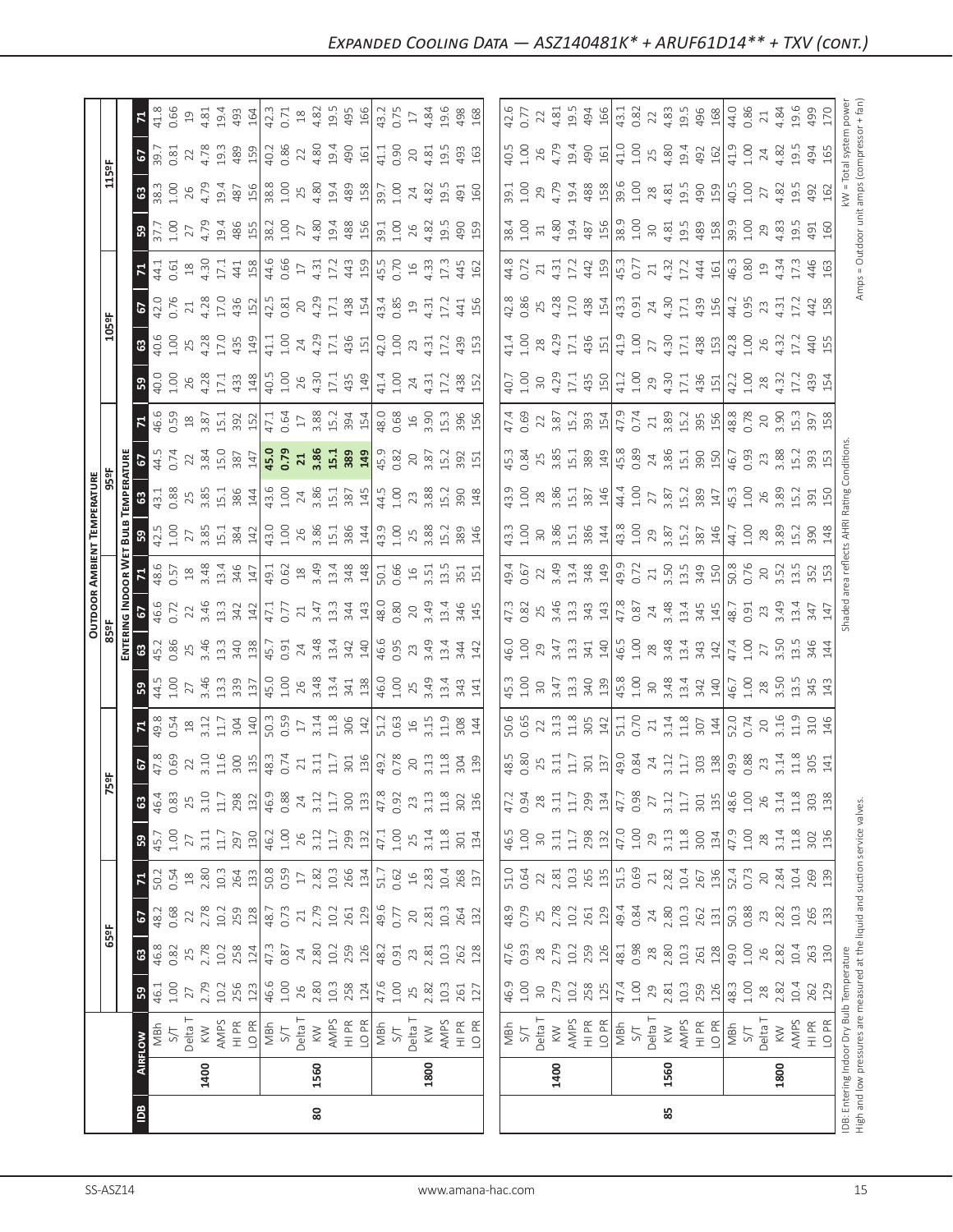## Expanded Cooling Data — ASZ140481K* + ARUF61D14** + TXV (cont.)

| IDB | Airflow | | Outdoor Ambient Temperature | | | | | | | | | | | | | | | | | | | |
|---|---|---|---|---|---|---|---|---|---|---|---|---|---|---|---|---|---|---|---|---|---|---|
| | | | 65ºF | | | | 75ºF | | | | 85ºF | | | | 95ºF | | | | 105ºF | | | | 115ºF | | | |
| | | | Entering Indoor Wet Bulb Temperature | | | | | | | | | | | | | | | | | | | | | | | |
| | | | 59 | 63 | 67 | 71 | 59 | 63 | 67 | 71 | 59 | 63 | 67 | 71 | 59 | 63 | 67 | 71 | 59 | 63 | 67 | 71 | 59 | 63 | 67 | 71 |
| 80 | 1400 | MBh | 46.1 | 46.8 | 48.2 | 50.2 | 45.7 | 46.4 | 47.8 | 49.8 | 44.5 | 45.2 | 46.6 | 48.6 | 42.5 | 43.1 | 44.5 | 46.6 | 40.0 | 40.6 | 42.0 | 44.1 | 37.7 | 38.3 | 39.7 | 41.8 |
| | | S/T | 1.00 | 0.82 | 0.68 | 0.54 | 1.00 | 0.83 | 0.69 | 0.54 | 1.00 | 0.86 | 0.72 | 0.57 | 1.00 | 0.88 | 0.74 | 0.59 | 1.00 | 1.00 | 0.76 | 0.61 | 1.00 | 1.00 | 0.81 | 0.66 |
| | | Delta T | 27 | 25 | 22 | 18 | 27 | 25 | 22 | 18 | 27 | 25 | 22 | 18 | 27 | 25 | 22 | 18 | 26 | 25 | 21 | 18 | 27 | 26 | 22 | 19 |
| | | KW | 2.79 | 2.78 | 2.78 | 2.80 | 3.11 | 3.10 | 3.10 | 3.12 | 3.46 | 3.46 | 3.46 | 3.48 | 3.85 | 3.85 | 3.84 | 3.87 | 4.28 | 4.28 | 4.28 | 4.30 | 4.79 | 4.79 | 4.78 | 4.81 |
| | | AMPS | 10.2 | 10.2 | 10.2 | 10.3 | 11.7 | 11.7 | 11.6 | 11.7 | 13.3 | 13.3 | 13.3 | 13.4 | 15.1 | 15.1 | 15.0 | 15.1 | 17.1 | 17.0 | 17.0 | 17.1 | 19.4 | 19.4 | 19.3 | 19.4 |
| | | HI PR | 256 | 258 | 259 | 264 | 297 | 298 | 300 | 304 | 339 | 340 | 342 | 346 | 384 | 386 | 387 | 392 | 433 | 435 | 436 | 441 | 486 | 487 | 489 | 493 |
| | | LO PR | 123 | 124 | 128 | 133 | 130 | 132 | 135 | 140 | 137 | 138 | 142 | 147 | 142 | 144 | 147 | 152 | 148 | 149 | 152 | 158 | 155 | 156 | 159 | 164 |
| | 1560 | MBh | 46.6 | 47.3 | 48.7 | 50.8 | 46.2 | 46.9 | 48.3 | 50.3 | 45.0 | 45.7 | 47.1 | 49.1 | 43.0 | 43.6 | **45.0** | 47.1 | 40.5 | 41.1 | 42.5 | 44.6 | 38.2 | 38.8 | 40.2 | 42.3 |
| | | S/T | 1.00 | 0.87 | 0.73 | 0.59 | 1.00 | 0.88 | 0.74 | 0.59 | 1.00 | 0.91 | 0.77 | 0.62 | 1.00 | 1.00 | **0.79** | 0.64 | 1.00 | 1.00 | 0.81 | 0.66 | 1.00 | 1.00 | 0.86 | 0.71 |
| | | Delta T | 26 | 24 | 21 | 17 | 26 | 24 | 21 | 17 | 26 | 24 | 21 | 18 | 26 | 24 | **21** | 17 | 26 | 24 | 20 | 17 | 27 | 25 | 22 | 18 |
| | | KW | 2.80 | 2.80 | 2.79 | 2.82 | 3.12 | 3.12 | 3.11 | 3.14 | 3.48 | 3.48 | 3.47 | 3.49 | 3.86 | 3.86 | **3.86** | 3.88 | 4.30 | 4.29 | 4.29 | 4.31 | 4.80 | 4.80 | 4.80 | 4.82 |
| | | AMPS | 10.3 | 10.2 | 10.2 | 10.3 | 11.7 | 11.7 | 11.7 | 11.8 | 13.4 | 13.4 | 13.3 | 13.4 | 15.1 | 15.1 | **15.1** | 15.2 | 17.1 | 17.1 | 17.1 | 17.2 | 19.4 | 19.4 | 19.4 | 19.5 |
| | | HI PR | 258 | 259 | 261 | 266 | 299 | 300 | 301 | 306 | 341 | 342 | 344 | 348 | 386 | 387 | **389** | 394 | 435 | 436 | 438 | 443 | 488 | 489 | 490 | 495 |
| | | LO PR | 124 | 126 | 129 | 134 | 132 | 133 | 136 | 142 | 138 | 140 | 143 | 148 | 144 | 145 | **149** | 154 | 149 | 151 | 154 | 159 | 156 | 158 | 161 | 166 |
| | 1800 | MBh | 47.6 | 48.2 | 49.6 | 51.7 | 47.1 | 47.8 | 49.2 | 51.2 | 46.0 | 46.6 | 48.0 | 50.1 | 43.9 | 44.5 | 45.9 | 48.0 | 41.4 | 42.0 | 43.4 | 45.5 | 39.1 | 39.7 | 41.1 | 43.2 |
| | | S/T | 1.00 | 0.91 | 0.77 | 0.62 | 1.00 | 0.92 | 0.78 | 0.63 | 1.00 | 0.95 | 0.80 | 0.66 | 1.00 | 1.00 | 0.82 | 0.68 | 1.00 | 1.00 | 0.85 | 0.70 | 1.00 | 1.00 | 0.90 | 0.75 |
| | | Delta T | 25 | 23 | 20 | 16 | 25 | 23 | 20 | 16 | 25 | 23 | 20 | 16 | 25 | 23 | 20 | 16 | 24 | 23 | 19 | 16 | 26 | 24 | 20 | 17 |
| | | KW | 2.82 | 2.81 | 2.81 | 2.83 | 3.14 | 3.13 | 3.13 | 3.15 | 3.49 | 3.49 | 3.49 | 3.51 | 3.88 | 3.88 | 3.87 | 3.90 | 4.31 | 4.31 | 4.31 | 4.33 | 4.82 | 4.82 | 4.81 | 4.84 |
| | | AMPS | 10.3 | 10.3 | 10.3 | 10.4 | 11.8 | 11.8 | 11.8 | 11.9 | 13.4 | 13.4 | 13.4 | 13.5 | 15.2 | 15.2 | 15.2 | 15.3 | 17.2 | 17.2 | 17.2 | 17.3 | 19.5 | 19.5 | 19.5 | 19.6 |
| | | HI PR | 261 | 262 | 264 | 268 | 301 | 302 | 304 | 308 | 343 | 344 | 346 | 351 | 389 | 390 | 392 | 396 | 438 | 439 | 441 | 445 | 490 | 491 | 493 | 498 |
| | | LO PR | 127 | 128 | 132 | 137 | 134 | 136 | 139 | 144 | 141 | 142 | 145 | 151 | 146 | 148 | 151 | 156 | 152 | 153 | 156 | 162 | 159 | 160 | 163 | 168 |
| 85 | 1400 | MBh | 46.9 | 47.6 | 48.9 | 51.0 | 46.5 | 47.2 | 48.5 | 50.6 | 45.3 | 46.0 | 47.3 | 49.4 | 43.3 | 43.9 | 45.3 | 47.4 | 40.7 | 41.4 | 42.8 | 44.8 | 38.4 | 39.1 | 40.5 | 42.6 |
| | | S/T | 1.00 | 0.93 | 0.79 | 0.64 | 1.00 | 0.94 | 0.80 | 0.65 | 1.00 | 1.00 | 0.82 | 0.67 | 1.00 | 1.00 | 0.84 | 0.69 | 1.00 | 1.00 | 0.86 | 0.72 | 1.00 | 1.00 | 1.00 | 0.77 |
| | | Delta T | 30 | 28 | 25 | 22 | 30 | 28 | 25 | 22 | 30 | 29 | 25 | 22 | 30 | 28 | 25 | 22 | 30 | 28 | 25 | 21 | 31 | 29 | 26 | 22 |
| | | KW | 2.79 | 2.79 | 2.78 | 2.81 | 3.11 | 3.11 | 3.11 | 3.13 | 3.47 | 3.47 | 3.46 | 3.49 | 3.86 | 3.86 | 3.85 | 3.87 | 4.29 | 4.29 | 4.28 | 4.31 | 4.80 | 4.79 | 4.79 | 4.81 |
| | | AMPS | 10.2 | 10.2 | 10.2 | 10.3 | 11.7 | 11.7 | 11.7 | 11.8 | 13.3 | 13.3 | 13.3 | 13.4 | 15.1 | 15.1 | 15.1 | 15.2 | 17.1 | 17.1 | 17.0 | 17.2 | 19.4 | 19.4 | 19.4 | 19.5 |
| | | HI PR | 258 | 259 | 261 | 265 | 298 | 299 | 301 | 305 | 340 | 341 | 343 | 348 | 386 | 387 | 389 | 393 | 435 | 436 | 438 | 442 | 487 | 488 | 490 | 494 |
| | | LO PR | 125 | 126 | 129 | 135 | 132 | 134 | 137 | 142 | 139 | 140 | 143 | 149 | 144 | 146 | 149 | 154 | 150 | 151 | 154 | 159 | 156 | 158 | 161 | 166 |
| | 1560 | MBh | 47.4 | 48.1 | 49.4 | 51.5 | 47.0 | 47.7 | 49.0 | 51.1 | 45.8 | 46.5 | 47.8 | 49.9 | 43.8 | 44.4 | 45.8 | 47.9 | 41.2 | 41.9 | 43.3 | 45.3 | 38.9 | 39.6 | 41.0 | 43.1 |
| | | S/T | 1.00 | 0.98 | 0.84 | 0.69 | 1.00 | 0.98 | 0.84 | 0.70 | 1.00 | 1.00 | 0.87 | 0.72 | 1.00 | 1.00 | 0.89 | 0.74 | 1.00 | 1.00 | 0.91 | 0.77 | 1.00 | 1.00 | 1.00 | 0.82 |
| | | Delta T | 29 | 28 | 24 | 21 | 29 | 27 | 24 | 21 | 30 | 28 | 24 | 21 | 29 | 27 | 24 | 21 | 29 | 27 | 24 | 21 | 30 | 28 | 25 | 22 |
| | | KW | 2.81 | 2.80 | 2.80 | 2.82 | 3.13 | 3.12 | 3.12 | 3.14 | 3.48 | 3.48 | 3.48 | 3.50 | 3.87 | 3.87 | 3.86 | 3.89 | 4.30 | 4.30 | 4.30 | 4.32 | 4.81 | 4.81 | 4.80 | 4.83 |
| | | AMPS | 10.3 | 10.3 | 10.3 | 10.4 | 11.8 | 11.7 | 11.7 | 11.8 | 13.4 | 13.4 | 13.4 | 13.5 | 15.2 | 15.2 | 15.1 | 15.2 | 17.1 | 17.1 | 17.1 | 17.2 | 19.5 | 19.5 | 19.4 | 19.5 |
| | | HI PR | 259 | 261 | 262 | 267 | 300 | 301 | 303 | 307 | 342 | 343 | 345 | 349 | 387 | 389 | 390 | 395 | 436 | 438 | 439 | 444 | 489 | 490 | 492 | 496 |
| | | LO PR | 126 | 128 | 131 | 136 | 134 | 135 | 138 | 144 | 140 | 142 | 145 | 150 | 146 | 147 | 150 | 156 | 151 | 153 | 156 | 161 | 158 | 159 | 162 | 168 |
| | 1800 | MBh | 48.3 | 49.0 | 50.3 | 52.4 | 47.9 | 48.6 | 49.9 | 52.0 | 46.7 | 47.4 | 48.7 | 50.8 | 44.7 | 45.3 | 46.7 | 48.8 | 42.2 | 42.8 | 44.2 | 46.3 | 39.9 | 40.5 | 41.9 | 44.0 |
| | | S/T | 1.00 | 1.00 | 0.88 | 0.73 | 1.00 | 1.00 | 0.88 | 0.74 | 1.00 | 1.00 | 0.91 | 0.76 | 1.00 | 1.00 | 0.93 | 0.78 | 1.00 | 1.00 | 0.95 | 0.80 | 1.00 | 1.00 | 1.00 | 0.86 |
| | | Delta T | 28 | 26 | 23 | 20 | 28 | 26 | 23 | 20 | 28 | 27 | 23 | 20 | 28 | 26 | 23 | 20 | 28 | 26 | 23 | 19 | 29 | 27 | 24 | 21 |
| | | KW | 2.82 | 2.82 | 2.82 | 2.84 | 3.14 | 3.14 | 3.14 | 3.16 | 3.50 | 3.50 | 3.49 | 3.52 | 3.89 | 3.89 | 3.88 | 3.90 | 4.32 | 4.32 | 4.31 | 4.34 | 4.83 | 4.82 | 4.82 | 4.84 |
| | | AMPS | 10.4 | 10.4 | 10.3 | 10.4 | 11.8 | 11.8 | 11.8 | 11.9 | 13.5 | 13.5 | 13.4 | 13.5 | 15.2 | 15.2 | 15.2 | 15.3 | 17.2 | 17.2 | 17.2 | 17.3 | 19.5 | 19.5 | 19.5 | 19.6 |
| | | HI PR | 262 | 263 | 265 | 269 | 302 | 303 | 305 | 310 | 345 | 346 | 347 | 352 | 390 | 391 | 393 | 397 | 439 | 440 | 442 | 446 | 491 | 492 | 494 | 499 |
| | | LO PR | 129 | 130 | 133 | 139 | 136 | 138 | 141 | 146 | 143 | 144 | 147 | 153 | 148 | 150 | 153 | 158 | 154 | 155 | 158 | 163 | 160 | 162 | 165 | 170 |

IDB: Entering Indoor Dry Bulb Temperature
High and low pressures are measured at the liquid and suction service valves.

Shaded area reflects AHRI Rating Conditions.

kW = Total system power
Amps = Outdoor unit amps (compressor + fan)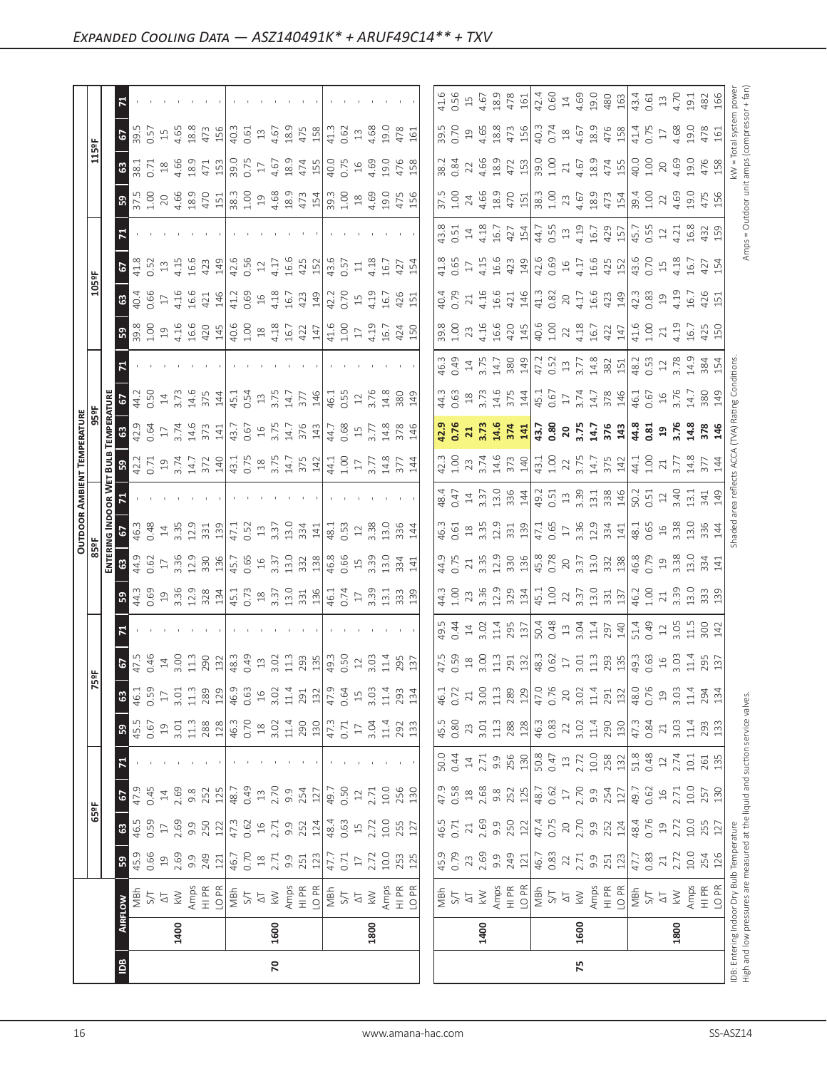## *Expanded Cooling Data — ASZ140491K* + ARUF49C14** + TXV*

| IDB | Airflow | | 65°F | | | | 75°F | | | | 85°F | | | | 95°F | | | | 105°F | | | | 115°F | | | |
|---|---|---|---|---|---|---|---|---|---|---|---|---|---|---|---|---|---|---|---|---|---|---|---|---|---|---|
| | | | **Outdoor Ambient Temperature / Entering Indoor Wet Bulb Temperature** | | | | | | | | | | | | | | | | | | | | | | | |
| | | | 59 | 63 | 67 | 71 | 59 | 63 | 67 | 71 | 59 | 63 | 67 | 71 | 59 | 63 | 67 | 71 | 59 | 63 | 67 | 71 | 59 | 63 | 67 | 71 |
| 70 | 1400 | MBh | 45.9 | 46.5 | 47.9 | - | 45.5 | 46.1 | 47.5 | - | 44.3 | 44.9 | 46.3 | - | 42.2 | 42.9 | 44.2 | - | 39.8 | 40.4 | 41.8 | - | 37.5 | 38.1 | 39.5 | - |
| | | S/T | 0.66 | 0.59 | 0.45 | - | 0.67 | 0.59 | 0.46 | - | 0.69 | 0.62 | 0.48 | - | 0.71 | 0.64 | 0.50 | - | 1.00 | 0.66 | 0.52 | - | 1.00 | 0.71 | 0.57 | - |
| | | ΔT | 19 | 17 | 14 | - | 19 | 17 | 14 | - | 19 | 17 | 14 | - | 19 | 17 | 14 | - | 19 | 17 | 13 | - | 20 | 18 | 15 | - |
| | | kW | 2.69 | 2.69 | 2.69 | - | 3.01 | 3.01 | 3.00 | - | 3.36 | 3.36 | 3.35 | - | 3.74 | 3.74 | 3.73 | - | 4.16 | 4.16 | 4.15 | - | 4.66 | 4.66 | 4.65 | - |
| | | Amps | 9.9 | 9.9 | 9.8 | - | 11.3 | 11.3 | 11.3 | - | 12.9 | 12.9 | 12.9 | - | 14.7 | 14.6 | 14.6 | - | 16.6 | 16.6 | 16.6 | - | 18.9 | 18.9 | 18.8 | - |
| | | HI PR | 249 | 250 | 252 | - | 288 | 289 | 290 | - | 328 | 330 | 331 | - | 372 | 373 | 375 | - | 420 | 421 | 423 | - | 470 | 471 | 473 | - |
| | | LO PR | 121 | 122 | 125 | - | 128 | 129 | 132 | - | 134 | 136 | 139 | - | 140 | 141 | 144 | - | 145 | 146 | 149 | - | 151 | 153 | 156 | - |
| | 1600 | MBh | 46.7 | 47.3 | 48.7 | - | 46.3 | 46.9 | 48.3 | - | 45.1 | 45.7 | 47.1 | - | 43.1 | 43.7 | 45.1 | - | 40.6 | 41.2 | 42.6 | - | 38.3 | 39.0 | 40.3 | - |
| | | S/T | 0.70 | 0.62 | 0.49 | - | 0.70 | 0.63 | 0.49 | - | 0.73 | 0.65 | 0.52 | - | 0.75 | 0.67 | 0.54 | - | 1.00 | 0.69 | 0.56 | - | 1.00 | 0.75 | 0.61 | - |
| | | ΔT | 18 | 16 | 13 | - | 18 | 16 | 13 | - | 18 | 16 | 13 | - | 18 | 16 | 13 | - | 18 | 16 | 12 | - | 19 | 17 | 13 | - |
| | | kW | 2.71 | 2.71 | 2.70 | - | 3.02 | 3.02 | 3.02 | - | 3.37 | 3.37 | 3.37 | - | 3.75 | 3.75 | 3.75 | - | 4.18 | 4.18 | 4.17 | - | 4.68 | 4.67 | 4.67 | - |
| | | Amps | 9.9 | 9.9 | 9.9 | - | 11.4 | 11.4 | 11.3 | - | 13.0 | 13.0 | 13.0 | - | 14.7 | 14.7 | 14.7 | - | 16.7 | 16.7 | 16.6 | - | 18.9 | 18.9 | 18.9 | - |
| | | HI PR | 251 | 252 | 254 | - | 290 | 291 | 293 | - | 331 | 332 | 334 | - | 375 | 376 | 377 | - | 422 | 423 | 425 | - | 473 | 474 | 475 | - |
| | | LO PR | 123 | 124 | 127 | - | 130 | 132 | 135 | - | 136 | 138 | 141 | - | 142 | 143 | 146 | - | 147 | 149 | 152 | - | 154 | 155 | 158 | - |
| | 1800 | MBh | 47.7 | 48.4 | 49.7 | - | 47.3 | 47.9 | 49.3 | - | 46.1 | 46.8 | 48.1 | - | 44.1 | 44.7 | 46.1 | - | 41.6 | 42.2 | 43.6 | - | 39.3 | 40.0 | 41.3 | - |
| | | S/T | 0.71 | 0.63 | 0.50 | - | 0.71 | 0.64 | 0.50 | - | 0.74 | 0.66 | 0.53 | - | 1.00 | 0.68 | 0.55 | - | 1.00 | 0.70 | 0.57 | - | 1.00 | 0.75 | 0.62 | - |
| | | ΔT | 17 | 15 | 12 | - | 17 | 15 | 12 | - | 17 | 15 | 12 | - | 17 | 15 | 12 | - | 17 | 15 | 11 | - | 18 | 16 | 13 | - |
| | | kW | 2.72 | 2.72 | 2.71 | - | 3.04 | 3.03 | 3.03 | - | 3.39 | 3.39 | 3.38 | - | 3.77 | 3.77 | 3.76 | - | 4.19 | 4.19 | 4.18 | - | 4.69 | 4.69 | 4.68 | - |
| | | Amps | 10.0 | 10.0 | 10.0 | - | 11.4 | 11.4 | 11.4 | - | 13.1 | 13.0 | 13.0 | - | 14.8 | 14.8 | 14.8 | - | 16.7 | 16.7 | 16.7 | - | 19.0 | 19.0 | 19.0 | - |
| | | HI PR | 253 | 255 | 256 | - | 292 | 293 | 295 | - | 333 | 334 | 336 | - | 377 | 378 | 380 | - | 424 | 426 | 427 | - | 475 | 476 | 478 | - |
| | | LO PR | 125 | 127 | 130 | - | 133 | 134 | 137 | - | 139 | 141 | 144 | - | 144 | 146 | 149 | - | 150 | 151 | 154 | - | 156 | 158 | 161 | - |
| 75 | 1400 | MBh | 45.9 | 46.5 | 47.9 | 50.0 | 45.5 | 46.1 | 47.5 | 49.5 | 44.3 | 44.9 | 46.3 | 48.4 | 42.3 | **42.9** | 44.3 | 46.3 | 39.8 | 40.4 | 41.8 | 43.8 | 37.5 | 38.2 | 39.5 | 41.6 |
| | | S/T | 0.79 | 0.71 | 0.58 | 0.44 | 0.80 | 0.72 | 0.59 | 0.44 | 1.00 | 0.75 | 0.61 | 0.47 | 1.00 | **0.76** | 0.63 | 0.49 | 1.00 | 0.79 | 0.65 | 0.51 | 1.00 | 0.84 | 0.70 | 0.56 |
| | | ΔT | 23 | 21 | 18 | 14 | 23 | 21 | 18 | 14 | 23 | 21 | 18 | 14 | 23 | **21** | 18 | 14 | 23 | 21 | 17 | 14 | 24 | 22 | 19 | 15 |
| | | kW | 2.69 | 2.69 | 2.68 | 2.71 | 3.01 | 3.00 | 3.00 | 3.02 | 3.36 | 3.35 | 3.35 | 3.37 | 3.74 | **3.73** | 3.73 | 3.75 | 4.16 | 4.16 | 4.15 | 4.18 | 4.66 | 4.66 | 4.65 | 4.67 |
| | | Amps | 9.9 | 9.9 | 9.8 | 9.9 | 11.3 | 11.3 | 11.3 | 11.4 | 12.9 | 12.9 | 12.9 | 13.0 | 14.6 | **14.6** | 14.6 | 14.7 | 16.6 | 16.6 | 16.6 | 16.7 | 18.9 | 18.9 | 18.8 | 18.9 |
| | | HI PR | 249 | 250 | 252 | 256 | 288 | 289 | 291 | 295 | 329 | 330 | 331 | 336 | 373 | **374** | 375 | 380 | 420 | 421 | 423 | 427 | 470 | 472 | 473 | 478 |
| | | LO PR | 121 | 122 | 125 | 130 | 128 | 129 | 132 | 137 | 134 | 136 | 139 | 144 | 140 | **141** | 144 | 149 | 145 | 146 | 149 | 154 | 151 | 153 | 156 | 161 |
| | 1600 | MBh | 46.7 | 47.4 | 48.7 | 50.8 | 46.3 | 47.0 | 48.3 | 50.4 | 45.1 | 45.8 | 47.1 | 49.2 | 43.1 | 43.7 | 45.1 | 47.2 | 40.6 | 41.3 | 42.6 | 44.7 | 38.3 | 39.0 | 40.3 | 42.4 |
| | | S/T | 0.83 | 0.75 | 0.62 | 0.47 | 0.83 | 0.76 | 0.62 | 0.48 | 1.00 | 0.78 | 0.65 | 0.51 | 1.00 | 0.80 | 0.67 | 0.52 | 1.00 | 0.82 | 0.69 | 0.55 | 1.00 | 1.00 | 0.74 | 0.60 |
| | | ΔT | 22 | 20 | 17 | 13 | 22 | 20 | 17 | 13 | 22 | 20 | 17 | 13 | 22 | 20 | 17 | 13 | 22 | 20 | 16 | 13 | 23 | 21 | 18 | 14 |
| | | kW | 2.71 | 2.70 | 2.70 | 2.72 | 3.02 | 3.02 | 3.01 | 3.04 | 3.37 | 3.37 | 3.36 | 3.39 | 3.75 | 3.75 | 3.74 | 3.77 | 4.18 | 4.17 | 4.17 | 4.19 | 4.67 | 4.67 | 4.67 | 4.69 |
| | | Amps | 9.9 | 9.9 | 9.9 | 10.0 | 11.4 | 11.4 | 11.3 | 11.4 | 13.0 | 13.0 | 12.9 | 13.1 | 14.7 | 14.7 | 14.7 | 14.8 | 16.7 | 16.6 | 16.6 | 16.7 | 18.9 | 18.9 | 18.9 | 19.0 |
| | | HI PR | 251 | 252 | 254 | 258 | 290 | 291 | 293 | 297 | 331 | 332 | 334 | 338 | 375 | 376 | 378 | 382 | 422 | 423 | 425 | 429 | 473 | 474 | 476 | 480 |
| | | LO PR | 123 | 124 | 127 | 132 | 130 | 132 | 135 | 140 | 137 | 138 | 141 | 146 | 142 | 143 | 146 | 151 | 147 | 149 | 152 | 157 | 154 | 155 | 158 | 163 |
| | 1800 | MBh | 47.7 | 48.4 | 49.7 | 51.8 | 47.3 | 48.0 | 49.3 | 51.4 | 46.2 | 46.8 | 48.1 | 50.2 | 44.1 | 44.8 | 46.1 | 48.2 | 41.6 | 42.3 | 43.6 | 45.7 | 39.4 | 40.0 | 41.4 | 43.4 |
| | | S/T | 0.83 | 0.76 | 0.62 | 0.48 | 0.84 | 0.76 | 0.63 | 0.49 | 1.00 | 0.79 | 0.65 | 0.51 | 1.00 | 0.81 | 0.67 | 0.53 | 1.00 | 0.83 | 0.70 | 0.55 | 1.00 | 1.00 | 0.75 | 0.61 |
| | | ΔT | 21 | 19 | 16 | 12 | 21 | 19 | 16 | 12 | 21 | 19 | 16 | 12 | 21 | 19 | 16 | 12 | 21 | 19 | 15 | 12 | 22 | 20 | 17 | 13 |
| | | kW | 2.72 | 2.72 | 2.71 | 2.74 | 3.03 | 3.03 | 3.03 | 3.05 | 3.39 | 3.38 | 3.38 | 3.40 | 3.77 | 3.76 | 3.76 | 3.78 | 4.19 | 4.19 | 4.18 | 4.21 | 4.69 | 4.69 | 4.68 | 4.70 |
| | | Amps | 10.0 | 10.0 | 10.0 | 10.1 | 11.4 | 11.4 | 11.4 | 11.5 | 13.0 | 13.0 | 13.0 | 13.1 | 14.8 | 14.8 | 14.7 | 14.9 | 16.7 | 16.7 | 16.7 | 16.8 | 19.0 | 19.0 | 19.0 | 19.1 |
| | | HI PR | 254 | 255 | 257 | 261 | 293 | 294 | 295 | 300 | 333 | 334 | 336 | 341 | 377 | 378 | 380 | 384 | 425 | 426 | 427 | 432 | 475 | 476 | 478 | 482 |
| | | LO PR | 126 | 127 | 130 | 135 | 133 | 134 | 137 | 142 | 139 | 141 | 144 | 149 | 144 | 146 | 149 | 154 | 150 | 151 | 154 | 159 | 156 | 158 | 161 | 166 |

IDB: Entering Indoor Dry Bulb Temperature
High and low pressures are measured at the liquid and suction service valves.

Shaded area reflects ACCA (TVA) Rating Conditions.

kW = Total system power
Amps = Outdoor unit amps (compressor + fan)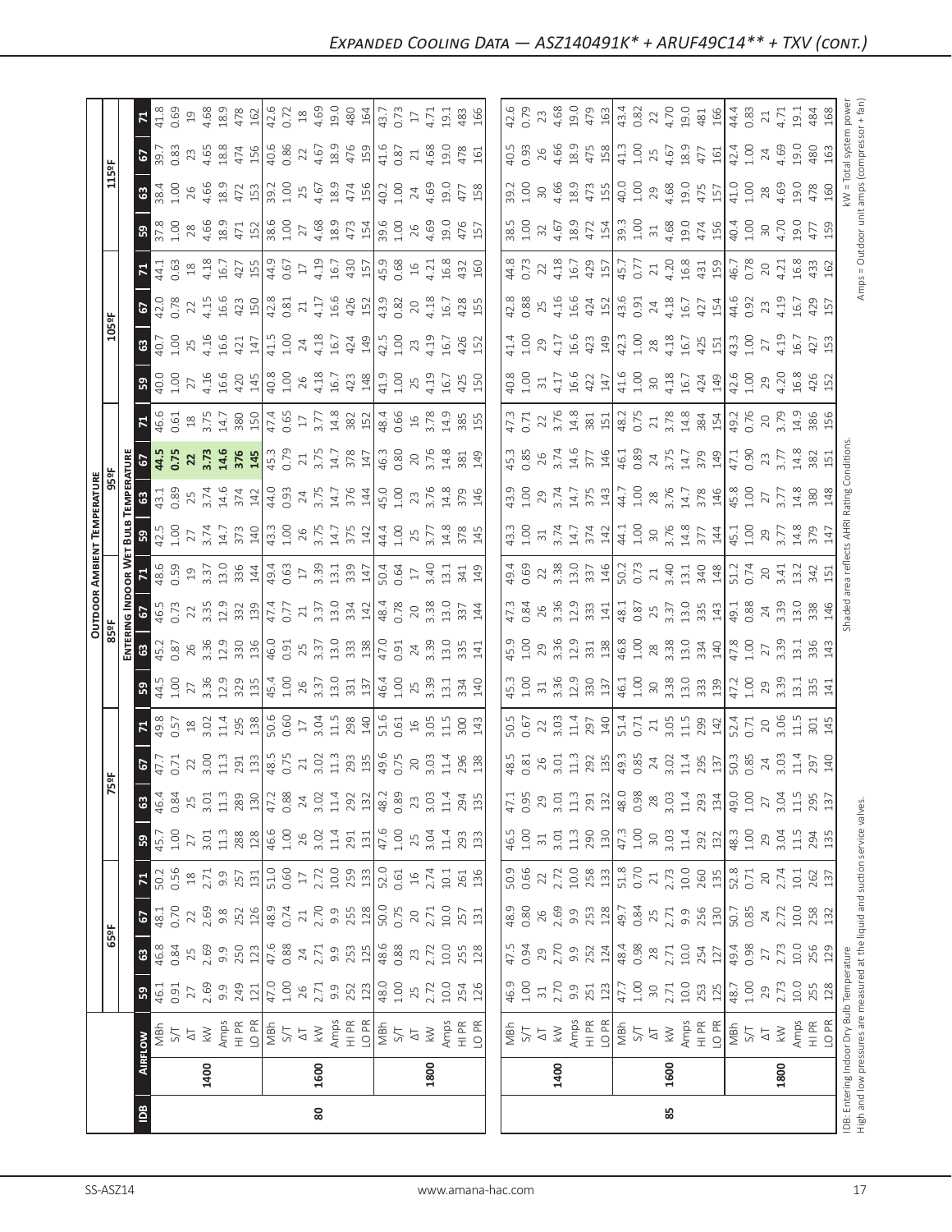# Expanded Cooling Data – ASZ140491K* + ARUF49C14** + TXV (cont.)

| IDB | Airflow | | Outdoor Ambient Temperature | | | | | | | | | | | | | | | | | | | |
|---|---|---|---|---|---|---|---|---|---|---|---|---|---|---|---|---|---|---|---|---|---|---|
| | | | 65ºF | | | | 75ºF | | | | 85ºF | | | | 95ºF | | | | 105ºF | | | | 115ºF | | | |
| | | | Entering Indoor Wet Bulb Temperature | | | | | | | | | | | | | | | | | | | | | | | |
| | | | 59 | 63 | 67 | 71 | 59 | 63 | 67 | 71 | 59 | 63 | 67 | 71 | 59 | 63 | 67 | 71 | 59 | 63 | 67 | 71 | 59 | 63 | 67 | 71 |
| 80 | 1400 | MBh | 46.1 | 46.8 | 48.1 | 50.2 | 45.7 | 46.4 | 47.7 | 49.8 | 44.5 | 45.2 | 46.5 | 48.6 | 42.5 | 43.1 | **44.5** | 46.6 | 40.0 | 40.7 | 42.0 | 44.1 | 37.8 | 38.4 | 39.7 | 41.8 |
| | | S/T | 0.91 | 0.84 | 0.70 | 0.56 | 1.00 | 0.84 | 0.71 | 0.57 | 1.00 | 0.87 | 0.73 | 0.59 | 1.00 | 0.89 | **0.75** | 0.61 | 1.00 | 1.00 | 0.78 | 0.63 | 1.00 | 1.00 | 0.83 | 0.69 |
| | | ΔT | 27 | 25 | 22 | 18 | 27 | 25 | 22 | 18 | 27 | 26 | 22 | 19 | 27 | 25 | **22** | 18 | 27 | 25 | 22 | 18 | 28 | 26 | 23 | 19 |
| | | kW | 2.69 | 2.69 | 2.69 | 2.71 | 3.01 | 3.01 | 3.00 | 3.02 | 3.36 | 3.36 | 3.35 | 3.37 | 3.74 | 3.74 | **3.73** | 3.75 | 4.16 | 4.16 | 4.15 | 4.18 | 4.66 | 4.66 | 4.65 | 4.68 |
| | | Amps | 9.9 | 9.9 | 9.8 | 9.9 | 11.3 | 11.3 | 11.3 | 11.4 | 12.9 | 12.9 | 12.9 | 13.0 | 14.7 | 14.6 | **14.6** | 14.7 | 16.6 | 16.6 | 16.6 | 16.7 | 18.9 | 18.9 | 18.8 | 18.9 |
| | | HI PR | 249 | 250 | 252 | 257 | 288 | 289 | 291 | 295 | 329 | 330 | 332 | 336 | 373 | 374 | **376** | 380 | 420 | 421 | 423 | 427 | 471 | 472 | 474 | 478 |
| | | LO PR | 121 | 123 | 126 | 131 | 128 | 130 | 133 | 138 | 135 | 136 | 139 | 144 | 140 | 142 | **145** | 150 | 145 | 147 | 150 | 155 | 152 | 153 | 156 | 162 |
| | 1600 | MBh | 47.0 | 47.6 | 48.9 | 51.0 | 46.6 | 47.2 | 48.5 | 50.6 | 45.4 | 46.0 | 47.4 | 49.4 | 43.3 | 44.0 | 45.3 | 47.4 | 40.8 | 41.5 | 42.8 | 44.9 | 38.6 | 39.2 | 40.6 | 42.6 |
| | | S/T | 1.00 | 0.88 | 0.74 | 0.60 | 1.00 | 0.88 | 0.75 | 0.60 | 1.00 | 0.91 | 0.77 | 0.63 | 1.00 | 0.93 | 0.79 | 0.65 | 1.00 | 1.00 | 0.81 | 0.67 | 1.00 | 1.00 | 0.86 | 0.72 |
| | | ΔT | 26 | 24 | 21 | 17 | 26 | 24 | 21 | 17 | 26 | 25 | 21 | 17 | 26 | 24 | 21 | 17 | 26 | 24 | 21 | 17 | 27 | 25 | 22 | 18 |
| | | kW | 2.71 | 2.71 | 2.70 | 2.72 | 3.02 | 3.02 | 3.02 | 3.04 | 3.37 | 3.37 | 3.37 | 3.39 | 3.75 | 3.75 | 3.75 | 3.77 | 4.18 | 4.18 | 4.17 | 4.19 | 4.68 | 4.67 | 4.67 | 4.69 |
| | | Amps | 9.9 | 9.9 | 9.9 | 10.0 | 11.4 | 11.4 | 11.3 | 11.5 | 13.0 | 13.0 | 13.0 | 13.1 | 14.7 | 14.7 | 14.7 | 14.8 | 16.7 | 16.7 | 16.6 | 16.7 | 18.9 | 18.9 | 18.9 | 19.0 |
| | | HI PR | 252 | 253 | 255 | 259 | 291 | 292 | 293 | 298 | 331 | 333 | 334 | 339 | 375 | 376 | 378 | 382 | 423 | 424 | 426 | 430 | 473 | 474 | 476 | 480 |
| | | LO PR | 123 | 125 | 128 | 133 | 131 | 132 | 135 | 140 | 137 | 138 | 142 | 147 | 142 | 144 | 147 | 152 | 148 | 149 | 152 | 157 | 154 | 156 | 159 | 164 |
| | 1800 | MBh | 48.0 | 48.6 | 50.0 | 52.0 | 47.6 | 48.2 | 49.6 | 51.6 | 46.4 | 47.0 | 48.4 | 50.4 | 44.4 | 45.0 | 46.3 | 48.4 | 41.9 | 42.5 | 43.9 | 45.9 | 39.6 | 40.2 | 41.6 | 43.7 |
| | | S/T | 1.00 | 0.88 | 0.75 | 0.61 | 1.00 | 0.89 | 0.75 | 0.61 | 1.00 | 0.91 | 0.78 | 0.64 | 1.00 | 1.00 | 0.80 | 0.66 | 1.00 | 1.00 | 0.82 | 0.68 | 1.00 | 1.00 | 0.87 | 0.73 |
| | | ΔT | 25 | 23 | 20 | 16 | 25 | 23 | 20 | 16 | 25 | 24 | 20 | 17 | 25 | 23 | 20 | 16 | 25 | 23 | 20 | 16 | 26 | 24 | 21 | 17 |
| | | kW | 2.72 | 2.72 | 2.71 | 2.74 | 3.04 | 3.03 | 3.03 | 3.05 | 3.39 | 3.39 | 3.38 | 3.40 | 3.77 | 3.76 | 3.76 | 3.78 | 4.19 | 4.19 | 4.18 | 4.21 | 4.69 | 4.69 | 4.68 | 4.71 |
| | | Amps | 10.0 | 10.0 | 10.0 | 10.1 | 11.4 | 11.4 | 11.4 | 11.5 | 13.1 | 13.0 | 13.0 | 13.1 | 14.8 | 14.8 | 14.8 | 14.9 | 16.7 | 16.7 | 16.7 | 16.8 | 19.0 | 19.0 | 19.0 | 19.1 |
| | | HI PR | 254 | 255 | 257 | 261 | 293 | 294 | 296 | 300 | 334 | 335 | 337 | 341 | 378 | 379 | 381 | 385 | 425 | 426 | 428 | 432 | 476 | 477 | 478 | 483 |
| | | LO PR | 126 | 128 | 131 | 136 | 133 | 135 | 138 | 143 | 140 | 141 | 144 | 149 | 145 | 146 | 149 | 155 | 150 | 152 | 155 | 160 | 157 | 158 | 161 | 166 |
| 85 | 1400 | MBh | 46.9 | 47.5 | 48.9 | 50.9 | 46.5 | 47.1 | 48.5 | 50.5 | 45.3 | 45.9 | 47.3 | 49.4 | 43.3 | 43.9 | 45.3 | 47.3 | 40.8 | 41.4 | 42.8 | 44.8 | 38.5 | 39.2 | 40.5 | 42.6 |
| | | S/T | 1.00 | 0.94 | 0.80 | 0.66 | 1.00 | 0.95 | 0.81 | 0.67 | 1.00 | 1.00 | 0.84 | 0.69 | 1.00 | 1.00 | 0.85 | 0.71 | 1.00 | 1.00 | 0.88 | 0.73 | 1.00 | 1.00 | 0.93 | 0.79 |
| | | ΔT | 31 | 29 | 26 | 22 | 31 | 29 | 26 | 22 | 31 | 29 | 26 | 22 | 31 | 29 | 26 | 22 | 31 | 29 | 25 | 22 | 32 | 30 | 26 | 23 |
| | | kW | 2.70 | 2.70 | 2.69 | 2.72 | 3.01 | 3.01 | 3.01 | 3.03 | 3.36 | 3.36 | 3.36 | 3.38 | 3.74 | 3.74 | 3.74 | 3.76 | 4.17 | 4.17 | 4.16 | 4.18 | 4.67 | 4.66 | 4.66 | 4.68 |
| | | Amps | 9.9 | 9.9 | 9.9 | 10.0 | 11.3 | 11.3 | 11.3 | 11.4 | 12.9 | 12.9 | 12.9 | 13.0 | 14.7 | 14.7 | 14.6 | 14.8 | 16.6 | 16.6 | 16.6 | 16.7 | 18.9 | 18.9 | 18.9 | 19.0 |
| | | HI PR | 251 | 252 | 253 | 258 | 290 | 291 | 292 | 297 | 330 | 331 | 333 | 337 | 374 | 375 | 377 | 381 | 422 | 423 | 424 | 429 | 472 | 473 | 475 | 479 |
| | | LO PR | 123 | 124 | 128 | 133 | 130 | 132 | 135 | 140 | 137 | 138 | 141 | 146 | 142 | 143 | 146 | 151 | 147 | 149 | 152 | 157 | 154 | 155 | 158 | 163 |
| | 1600 | MBh | 47.7 | 48.4 | 49.7 | 51.8 | 47.3 | 48.0 | 49.3 | 51.4 | 46.1 | 46.8 | 48.1 | 50.2 | 44.1 | 44.7 | 46.1 | 48.2 | 41.6 | 42.3 | 43.6 | 45.7 | 39.3 | 40.0 | 41.3 | 43.4 |
| | | S/T | 1.00 | 0.98 | 0.84 | 0.70 | 1.00 | 0.98 | 0.85 | 0.71 | 1.00 | 1.00 | 0.87 | 0.73 | 1.00 | 1.00 | 0.89 | 0.75 | 1.00 | 1.00 | 0.91 | 0.77 | 1.00 | 1.00 | 1.00 | 0.82 |
| | | ΔT | 30 | 28 | 25 | 21 | 30 | 28 | 24 | 21 | 30 | 28 | 25 | 21 | 30 | 28 | 24 | 21 | 30 | 28 | 24 | 21 | 31 | 29 | 25 | 22 |
| | | kW | 2.71 | 2.71 | 2.71 | 2.73 | 3.03 | 3.03 | 3.02 | 3.05 | 3.38 | 3.38 | 3.37 | 3.40 | 3.76 | 3.76 | 3.75 | 3.78 | 4.18 | 4.18 | 4.18 | 4.20 | 4.68 | 4.68 | 4.67 | 4.70 |
| | | Amps | 10.0 | 10.0 | 9.9 | 10.0 | 11.4 | 11.4 | 11.4 | 11.5 | 13.0 | 13.0 | 13.0 | 13.1 | 14.8 | 14.7 | 14.7 | 14.8 | 16.7 | 16.7 | 16.7 | 16.8 | 19.0 | 19.0 | 18.9 | 19.0 |
| | | HI PR | 253 | 254 | 256 | 260 | 292 | 293 | 295 | 299 | 333 | 334 | 335 | 340 | 377 | 378 | 379 | 384 | 424 | 425 | 427 | 431 | 474 | 475 | 477 | 481 |
| | | LO PR | 125 | 127 | 130 | 135 | 132 | 134 | 137 | 142 | 139 | 140 | 143 | 148 | 144 | 146 | 149 | 154 | 149 | 151 | 154 | 159 | 156 | 157 | 161 | 166 |
| | 1800 | MBh | 48.7 | 49.4 | 50.7 | 52.8 | 48.3 | 49.0 | 50.3 | 52.4 | 47.2 | 47.8 | 49.1 | 51.2 | 45.1 | 45.8 | 47.1 | 49.2 | 42.6 | 43.3 | 44.6 | 46.7 | 40.4 | 41.0 | 42.4 | 44.4 |
| | | S/T | 1.00 | 0.98 | 0.85 | 0.71 | 1.00 | 1.00 | 0.85 | 0.71 | 1.00 | 1.00 | 0.88 | 0.74 | 1.00 | 1.00 | 0.90 | 0.76 | 1.00 | 1.00 | 0.92 | 0.78 | 1.00 | 1.00 | 1.00 | 0.83 |
| | | ΔT | 29 | 27 | 24 | 20 | 29 | 27 | 24 | 20 | 29 | 27 | 24 | 20 | 29 | 27 | 23 | 20 | 29 | 27 | 23 | 20 | 30 | 28 | 24 | 21 |
| | | kW | 2.73 | 2.73 | 2.72 | 2.74 | 3.04 | 3.04 | 3.03 | 3.06 | 3.39 | 3.39 | 3.39 | 3.41 | 3.77 | 3.77 | 3.77 | 3.79 | 4.20 | 4.19 | 4.19 | 4.21 | 4.70 | 4.69 | 4.69 | 4.71 |
| | | Amps | 10.0 | 10.0 | 10.0 | 10.1 | 11.5 | 11.5 | 11.4 | 11.5 | 13.1 | 13.1 | 13.0 | 13.2 | 14.8 | 14.8 | 14.8 | 14.9 | 16.8 | 16.7 | 16.7 | 16.8 | 19.0 | 19.0 | 19.0 | 19.1 |
| | | HI PR | 255 | 256 | 258 | 262 | 294 | 295 | 297 | 301 | 335 | 336 | 338 | 342 | 379 | 380 | 382 | 386 | 426 | 427 | 429 | 433 | 477 | 478 | 480 | 484 |
| | | LO PR | 128 | 129 | 132 | 137 | 135 | 137 | 140 | 145 | 141 | 143 | 146 | 151 | 147 | 148 | 151 | 156 | 152 | 153 | 157 | 162 | 159 | 160 | 163 | 168 |

IDB: Entering Indoor Dry Bulb Temperature
High and low pressures are measured at the liquid and suction service valves.

Shaded area reflects AHRI Rating Conditions.

kW = Total system power
Amps = Outdoor unit amps (compressor + fan)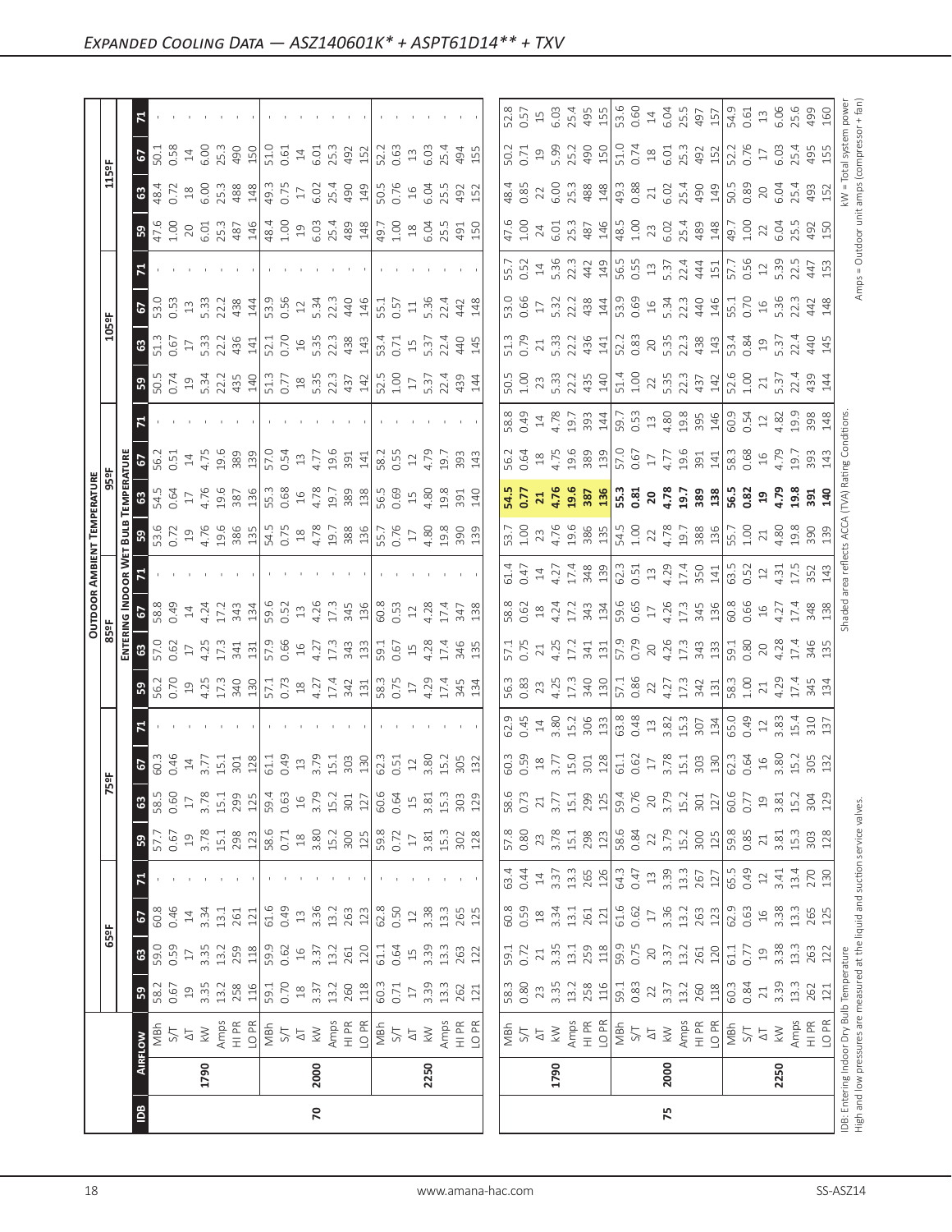# Expanded Cooling Data — ASZ140601K* + ASPT61D14** + TXV

| IDB | AIRFLOW | | 65ºF | | | | 75ºF | | | | 85ºF | | | | 95ºF | | | | 105ºF | | | | 115ºF | | | |
|---|---|---|---|---|---|---|---|---|---|---|---|---|---|---|---|---|---|---|---|---|---|---|---|---|---|---|
| | | | Entering Indoor Wet Bulb Temperature | | | | | | | | | | | | | | | | | | | | | | | |
| | | | 59 | 63 | 67 | 71 | 59 | 63 | 67 | 71 | 59 | 63 | 67 | 71 | 59 | 63 | 67 | 71 | 59 | 63 | 67 | 71 | 59 | 63 | 67 | 71 |
| 70 | 1790 | MBh | 58.2 | 59.0 | 60.8 | - | 57.7 | 58.5 | 60.3 | - | 56.2 | 57.0 | 58.8 | - | 53.6 | 54.5 | 56.2 | - | 50.5 | 51.3 | 53.0 | - | 47.6 | 48.4 | 50.1 | - |
| | | S/T | 0.67 | 0.59 | 0.46 | - | 0.67 | 0.60 | 0.46 | - | 0.70 | 0.62 | 0.49 | - | 0.72 | 0.64 | 0.51 | - | 0.74 | 0.67 | 0.53 | - | 1.00 | 0.72 | 0.58 | - |
| | | ΔT | 19 | 17 | 14 | - | 19 | 17 | 14 | - | 19 | 17 | 14 | - | 19 | 17 | 14 | - | 19 | 17 | 13 | - | 20 | 18 | 14 | - |
| | | kW | 3.35 | 3.35 | 3.34 | - | 3.78 | 3.78 | 3.77 | - | 4.25 | 4.25 | 4.24 | - | 4.76 | 4.76 | 4.75 | - | 5.34 | 5.33 | 5.33 | - | 6.01 | 6.00 | 6.00 | - |
| | | Amps | 13.2 | 13.2 | 13.1 | - | 15.1 | 15.1 | 15.1 | - | 17.3 | 17.3 | 17.2 | - | 19.6 | 19.6 | 19.6 | - | 22.2 | 22.2 | 22.2 | - | 25.3 | 25.3 | 25.3 | - |
| | | HI PR | 258 | 259 | 261 | - | 298 | 299 | 301 | - | 340 | 341 | 343 | - | 386 | 387 | 389 | - | 435 | 436 | 438 | - | 487 | 488 | 490 | - |
| | | LO PR | 116 | 118 | 121 | - | 123 | 125 | 128 | - | 130 | 131 | 134 | - | 135 | 136 | 139 | - | 140 | 141 | 144 | - | 146 | 148 | 150 | - |
| | 2000 | MBh | 59.1 | 59.9 | 61.6 | - | 58.6 | 59.4 | 61.1 | - | 57.1 | 57.9 | 59.6 | - | 54.5 | 55.3 | 57.0 | - | 51.3 | 52.1 | 53.9 | - | 48.4 | 49.3 | 51.0 | - |
| | | S/T | 0.70 | 0.62 | 0.49 | - | 0.71 | 0.63 | 0.49 | - | 0.73 | 0.66 | 0.52 | - | 0.75 | 0.68 | 0.54 | - | 0.77 | 0.70 | 0.56 | - | 1.00 | 0.75 | 0.61 | - |
| | | ΔT | 18 | 16 | 13 | - | 18 | 16 | 13 | - | 18 | 16 | 13 | - | 18 | 16 | 13 | - | 18 | 16 | 12 | - | 19 | 17 | 14 | - |
| | | kW | 3.37 | 3.37 | 3.36 | - | 3.80 | 3.79 | 3.79 | - | 4.27 | 4.27 | 4.26 | - | 4.78 | 4.78 | 4.77 | - | 5.35 | 5.35 | 5.34 | - | 6.03 | 6.02 | 6.01 | - |
| | | Amps | 13.2 | 13.2 | 13.2 | - | 15.2 | 15.2 | 15.1 | - | 17.4 | 17.3 | 17.3 | - | 19.7 | 19.7 | 19.6 | - | 22.3 | 22.3 | 22.3 | - | 25.4 | 25.4 | 25.3 | - |
| | | HI PR | 260 | 261 | 263 | - | 300 | 301 | 303 | - | 342 | 343 | 345 | - | 388 | 389 | 391 | - | 437 | 438 | 440 | - | 489 | 490 | 492 | - |
| | | LO PR | 118 | 120 | 123 | - | 125 | 127 | 130 | - | 131 | 133 | 136 | - | 136 | 138 | 141 | - | 142 | 143 | 146 | - | 148 | 149 | 152 | - |
| | 2250 | MBh | 60.3 | 61.1 | 62.8 | - | 59.8 | 60.6 | 62.3 | - | 58.3 | 59.1 | 60.8 | - | 55.7 | 56.5 | 58.2 | - | 52.5 | 53.4 | 55.1 | - | 49.7 | 50.5 | 52.2 | - |
| | | S/T | 0.71 | 0.64 | 0.50 | - | 0.72 | 0.64 | 0.51 | - | 0.75 | 0.67 | 0.53 | - | 0.76 | 0.69 | 0.55 | - | 1.00 | 0.71 | 0.57 | - | 1.00 | 0.76 | 0.63 | - |
| | | ΔT | 17 | 15 | 12 | - | 17 | 15 | 12 | - | 17 | 15 | 12 | - | 17 | 15 | 12 | - | 17 | 15 | 11 | - | 18 | 16 | 13 | - |
| | | kW | 3.39 | 3.39 | 3.38 | - | 3.81 | 3.81 | 3.80 | - | 4.29 | 4.28 | 4.28 | - | 4.80 | 4.80 | 4.79 | - | 5.37 | 5.37 | 5.36 | - | 6.04 | 6.04 | 6.03 | - |
| | | Amps | 13.3 | 13.3 | 13.3 | - | 15.3 | 15.3 | 15.2 | - | 17.4 | 17.4 | 17.4 | - | 19.8 | 19.8 | 19.7 | - | 22.4 | 22.4 | 22.4 | - | 25.5 | 25.5 | 25.4 | - |
| | | HI PR | 262 | 263 | 265 | - | 302 | 303 | 305 | - | 345 | 346 | 347 | - | 390 | 391 | 393 | - | 439 | 440 | 442 | - | 491 | 492 | 494 | - |
| | | LO PR | 121 | 122 | 125 | - | 128 | 129 | 132 | - | 134 | 135 | 138 | - | 139 | 140 | 143 | - | 144 | 145 | 148 | - | 150 | 152 | 155 | - |
| 75 | 1790 | MBh | 58.3 | 59.1 | 60.8 | 63.4 | 57.8 | 58.6 | 60.3 | 62.9 | 56.3 | 57.1 | 58.8 | 61.4 | 53.7 | **54.5** | 56.2 | 58.8 | 50.5 | 51.3 | 53.0 | 55.7 | 47.6 | 48.4 | 50.2 | 52.8 |
| | | S/T | 0.80 | 0.72 | 0.59 | 0.44 | 0.80 | 0.73 | 0.59 | 0.45 | 0.83 | 0.75 | 0.62 | 0.47 | 1.00 | **0.77** | 0.64 | 0.49 | 1.00 | 0.79 | 0.66 | 0.52 | 1.00 | 0.85 | 0.71 | 0.57 |
| | | ΔT | 23 | 21 | 18 | 14 | 23 | 21 | 18 | 14 | 23 | 21 | 18 | 14 | 23 | **21** | 18 | 14 | 23 | 21 | 17 | 14 | 24 | 22 | 19 | 15 |
| | | kW | 3.35 | 3.35 | 3.34 | 3.37 | 3.78 | 3.77 | 3.77 | 3.80 | 4.25 | 4.25 | 4.24 | 4.27 | 4.76 | **4.76** | 4.75 | 4.78 | 5.33 | 5.33 | 5.32 | 5.36 | 6.01 | 6.00 | 5.99 | 6.03 |
| | | Amps | 13.2 | 13.1 | 13.1 | 13.3 | 15.1 | 15.1 | 15.0 | 15.2 | 17.3 | 17.2 | 17.2 | 17.4 | 19.6 | **19.6** | 19.6 | 19.7 | 22.2 | 22.2 | 22.2 | 22.3 | 25.3 | 25.3 | 25.2 | 25.4 |
| | | HI PR | 258 | 259 | 261 | 265 | 298 | 299 | 301 | 306 | 340 | 341 | 343 | 348 | 386 | **387** | 389 | 393 | 435 | 436 | 438 | 442 | 487 | 488 | 490 | 495 |
| | | LO PR | 116 | 118 | 121 | 126 | 123 | 125 | 128 | 133 | 130 | 131 | 134 | 139 | 135 | **136** | 139 | 144 | 140 | 141 | 144 | 149 | 146 | 148 | 150 | 155 |
| | 2000 | MBh | 59.1 | 59.9 | 61.6 | 64.3 | 58.6 | 59.4 | 61.1 | 63.8 | 57.1 | 57.9 | 59.6 | 62.3 | 54.5 | **55.3** | 57.0 | 59.7 | 51.4 | 52.2 | 53.9 | 56.5 | 48.5 | 49.3 | 51.0 | 53.6 |
| | | S/T | 0.83 | 0.75 | 0.62 | 0.47 | 0.84 | 0.76 | 0.62 | 0.48 | 0.86 | 0.79 | 0.65 | 0.51 | 1.00 | **0.81** | 0.67 | 0.53 | 1.00 | 0.83 | 0.69 | 0.55 | 1.00 | 0.88 | 0.74 | 0.60 |
| | | ΔT | 22 | 20 | 17 | 13 | 22 | 20 | 17 | 13 | 22 | 20 | 17 | 13 | 22 | **20** | 17 | 13 | 22 | 20 | 16 | 13 | 23 | 21 | 18 | 14 |
| | | kW | 3.37 | 3.37 | 3.36 | 3.39 | 3.79 | 3.79 | 3.78 | 3.82 | 4.27 | 4.26 | 4.26 | 4.29 | 4.78 | **4.78** | 4.77 | 4.80 | 5.35 | 5.35 | 5.34 | 5.37 | 6.02 | 6.02 | 6.01 | 6.04 |
| | | Amps | 13.2 | 13.2 | 13.2 | 13.3 | 15.2 | 15.1 | 15.1 | 15.3 | 17.3 | 17.3 | 17.3 | 17.4 | 19.7 | **19.7** | 19.6 | 19.8 | 22.3 | 22.3 | 22.3 | 22.4 | 25.4 | 25.4 | 25.3 | 25.5 |
| | | HI PR | 260 | 261 | 263 | 267 | 300 | 301 | 303 | 307 | 342 | 343 | 345 | 350 | 388 | **389** | 391 | 395 | 437 | 438 | 440 | 444 | 489 | 490 | 492 | 497 |
| | | LO PR | 118 | 120 | 123 | 127 | 125 | 127 | 130 | 134 | 131 | 133 | 136 | 141 | 136 | **138** | 141 | 146 | 142 | 143 | 146 | 151 | 148 | 149 | 152 | 157 |
| | 2250 | MBh | 60.3 | 61.1 | 62.9 | 65.5 | 59.8 | 60.6 | 62.3 | 65.0 | 58.3 | 59.1 | 60.8 | 63.5 | 55.7 | **56.5** | 58.3 | 60.9 | 52.6 | 53.4 | 55.1 | 57.7 | 49.7 | 50.5 | 52.2 | 54.9 |
| | | S/T | 0.84 | 0.77 | 0.63 | 0.49 | 0.85 | 0.77 | 0.64 | 0.49 | 1.00 | 0.80 | 0.66 | 0.52 | 1.00 | **0.82** | 0.68 | 0.54 | 1.00 | 0.84 | 0.70 | 0.56 | 1.00 | 0.89 | 0.76 | 0.61 |
| | | ΔT | 21 | 19 | 16 | 12 | 21 | 19 | 16 | 12 | 21 | 20 | 16 | 12 | 21 | **19** | 16 | 12 | 21 | 19 | 16 | 12 | 22 | 20 | 17 | 13 |
| | | kW | 3.39 | 3.38 | 3.38 | 3.41 | 3.81 | 3.81 | 3.80 | 3.83 | 4.29 | 4.28 | 4.27 | 4.31 | 4.80 | **4.79** | 4.79 | 4.82 | 5.37 | 5.37 | 5.36 | 5.39 | 6.04 | 6.04 | 6.03 | 6.06 |
| | | Amps | 13.3 | 13.3 | 13.3 | 13.4 | 15.3 | 15.2 | 15.2 | 15.4 | 17.4 | 17.4 | 17.4 | 17.5 | 19.8 | **19.8** | 19.7 | 19.9 | 22.4 | 22.4 | 22.3 | 22.5 | 25.5 | 25.4 | 25.4 | 25.6 |
| | | HI PR | 262 | 263 | 265 | 270 | 303 | 304 | 305 | 310 | 345 | 346 | 348 | 352 | 390 | **391** | 393 | 398 | 439 | 440 | 442 | 447 | 492 | 493 | 495 | 499 |
| | | LO PR | 121 | 122 | 125 | 130 | 128 | 129 | 132 | 137 | 134 | 135 | 138 | 143 | 139 | **140** | 143 | 148 | 144 | 145 | 148 | 153 | 150 | 152 | 155 | 160 |

IDB: Entering Indoor Dry Bulb Temperature
High and low pressures are measured at the liquid and suction service valves.

Shaded area reflects ACCA (TVA) Rating Conditions.

kW = Total system power
Amps = Outdoor unit amps (compressor + fan)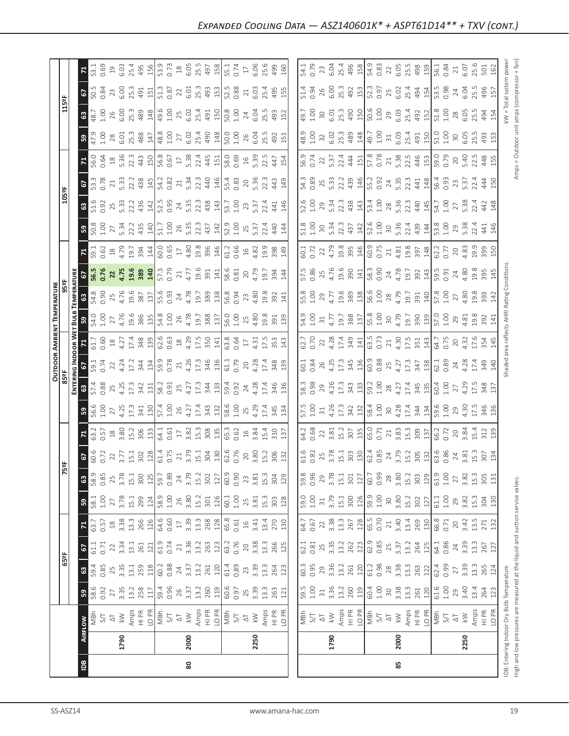## Expanded Cooling Data — ASZ140601K* + ASPT61D14** + TXV (cont.)

| IDB | Airflow | | Outdoor Ambient Temperature | | | | | | | | | | | | | | | |
|---|---|---|---|---|---|---|---|---|---|---|---|---|---|---|---|---|---|---|
| | | | 65ºF | | | | 75ºF | | | | 85ºF | | | | 95ºF | | | | 105ºF | | | | 115ºF | | | |
| | | | Entering Indoor Wet Bulb Temperature | | | | | | | | | | | | | | | | | | | | | | | |
| | | | 59 | 63 | 67 | 71 | 59 | 63 | 67 | 71 | 59 | 63 | 67 | 71 | 59 | 63 | 67 | 71 | 59 | 63 | 67 | 71 | 59 | 63 | 67 | 71 |
| 80 | 1790 | MBh | 58.6 | 59.4 | 61.1 | 63.7 | 58.1 | 58.9 | 60.6 | 63.2 | 56.6 | 57.4 | 59.1 | 61.7 | 54.0 | 54.8 | 56.5 | 59.1 | 50.8 | 51.6 | 53.3 | 56.0 | 47.9 | 48.7 | 50.5 | 53.1 |
| | | S/T | 0.92 | 0.85 | 0.71 | 0.57 | 1.00 | 0.85 | 0.72 | 0.57 | 1.00 | 0.88 | 0.74 | 0.60 | 1.00 | 0.90 | 0.76 | 0.62 | 1.00 | 0.92 | 0.78 | 0.64 | 1.00 | 1.00 | 0.84 | 0.69 |
| | | ΔT | 27 | 25 | 22 | 18 | 27 | 25 | 22 | 18 | 27 | 25 | 22 | 18 | 27 | 25 | 22 | 18 | 27 | 25 | 21 | 18 | 28 | 26 | 23 | 19 |
| | | kW | 3.35 | 3.35 | 3.34 | 3.38 | 3.78 | 3.78 | 3.77 | 3.80 | 4.25 | 4.25 | 4.24 | 4.27 | 4.76 | 4.76 | 4.75 | 4.79 | 5.34 | 5.33 | 5.33 | 5.36 | 6.01 | 6.00 | 6.00 | 6.03 |
| | | Amps | 13.2 | 13.1 | 13.1 | 13.3 | 15.1 | 15.1 | 15.1 | 15.2 | 17.3 | 17.3 | 17.2 | 17.4 | 19.6 | 19.6 | 19.6 | 19.7 | 22.2 | 22.2 | 22.2 | 22.3 | 25.3 | 25.3 | 25.3 | 25.4 |
| | | HI PR | 258 | 259 | 261 | 266 | 299 | 300 | 302 | 306 | 341 | 342 | 344 | 348 | 386 | 387 | 389 | 394 | 435 | 436 | 438 | 443 | 488 | 489 | 491 | 495 |
| | | LO PR | 117 | 118 | 121 | 126 | 124 | 125 | 128 | 133 | 130 | 131 | 134 | 139 | 135 | 137 | 140 | 144 | 140 | 142 | 145 | 150 | 147 | 148 | 151 | 156 |
| | 2000 | MBh | 59.4 | 60.2 | 61.9 | 64.6 | 58.9 | 59.7 | 61.4 | 64.1 | 57.4 | 58.2 | 59.9 | 62.6 | 54.8 | 55.6 | 57.3 | 60.0 | 51.7 | 52.5 | 54.2 | 56.8 | 48.8 | 49.6 | 51.3 | 53.9 |
| | | S/T | 0.96 | 0.88 | 0.74 | 0.60 | 1.00 | 0.89 | 0.75 | 0.61 | 1.00 | 0.91 | 0.78 | 0.63 | 1.00 | 0.93 | 0.79 | 0.65 | 1.00 | 0.95 | 0.82 | 0.67 | 1.00 | 1.00 | 0.87 | 0.73 |
| | | ΔT | 26 | 24 | 21 | 17 | 26 | 24 | 21 | 17 | 26 | 25 | 21 | 18 | 26 | 24 | 21 | 17 | 26 | 24 | 21 | 17 | 27 | 25 | 22 | 18 |
| | | kW | 3.37 | 3.37 | 3.36 | 3.39 | 3.80 | 3.79 | 3.79 | 3.82 | 4.27 | 4.27 | 4.26 | 4.29 | 4.78 | 4.78 | 4.77 | 4.80 | 5.35 | 5.35 | 5.34 | 5.38 | 6.02 | 6.02 | 6.01 | 6.05 |
| | | Amps | 13.2 | 13.2 | 13.2 | 13.3 | 15.2 | 15.2 | 15.1 | 15.3 | 17.4 | 17.3 | 17.3 | 17.5 | 19.7 | 19.7 | 19.6 | 19.8 | 22.3 | 22.3 | 22.3 | 22.4 | 25.4 | 25.4 | 25.3 | 25.5 |
| | | HI PR | 260 | 261 | 263 | 268 | 301 | 302 | 304 | 308 | 343 | 344 | 346 | 350 | 388 | 389 | 391 | 396 | 437 | 438 | 440 | 445 | 490 | 491 | 493 | 497 |
| | | LO PR | 119 | 120 | 123 | 128 | 126 | 127 | 130 | 135 | 132 | 133 | 136 | 141 | 137 | 138 | 141 | 146 | 142 | 143 | 146 | 151 | 148 | 150 | 153 | 158 |
| | 2250 | MBh | 60.6 | 61.4 | 63.2 | 65.8 | 60.1 | 60.9 | 62.6 | 65.3 | 58.6 | 59.4 | 61.1 | 63.8 | 56.0 | 56.8 | 58.6 | 61.2 | 52.9 | 53.7 | 55.4 | 58.0 | 50.0 | 50.8 | 52.5 | 55.1 |
| | | S/T | 0.97 | 0.89 | 0.76 | 0.61 | 1.00 | 0.90 | 0.76 | 0.62 | 1.00 | 0.92 | 0.79 | 0.64 | 1.00 | 0.94 | 0.81 | 0.66 | 1.00 | 1.00 | 0.83 | 0.69 | 1.00 | 1.00 | 0.88 | 0.74 |
| | | ΔT | 25 | 23 | 20 | 16 | 25 | 23 | 20 | 16 | 25 | 24 | 20 | 17 | 25 | 23 | 20 | 16 | 25 | 23 | 20 | 16 | 26 | 24 | 21 | 17 |
| | | kW | 3.39 | 3.39 | 3.38 | 3.41 | 3.81 | 3.81 | 3.80 | 3.84 | 4.29 | 4.28 | 4.28 | 4.31 | 4.80 | 4.80 | 4.79 | 4.82 | 5.37 | 5.37 | 5.36 | 5.39 | 6.04 | 6.04 | 6.03 | 6.06 |
| | | Amps | 13.3 | 13.3 | 13.3 | 13.4 | 15.3 | 15.3 | 15.2 | 15.4 | 17.4 | 17.4 | 17.4 | 17.5 | 19.8 | 19.8 | 19.7 | 19.9 | 22.4 | 22.4 | 22.3 | 22.5 | 25.5 | 25.5 | 25.4 | 25.6 |
| | | HI PR | 263 | 264 | 266 | 270 | 303 | 304 | 306 | 310 | 345 | 346 | 348 | 353 | 391 | 392 | 394 | 398 | 440 | 441 | 443 | 447 | 492 | 493 | 495 | 499 |
| | | LO PR | 121 | 123 | 125 | 130 | 128 | 129 | 132 | 137 | 134 | 136 | 139 | 143 | 139 | 141 | 144 | 149 | 144 | 146 | 149 | 154 | 151 | 152 | 155 | 160 |
| 85 | 1790 | MBh | 59.5 | 60.3 | 62.1 | 64.7 | 59.0 | 59.8 | 61.6 | 64.2 | 57.5 | 58.3 | 60.1 | 62.7 | 54.9 | 55.8 | 57.5 | 60.1 | 51.8 | 52.6 | 54.3 | 56.9 | 48.9 | 49.7 | 51.4 | 54.1 |
| | | S/T | 1.00 | 0.95 | 0.81 | 0.67 | 1.00 | 0.96 | 0.82 | 0.68 | 1.00 | 0.98 | 0.84 | 0.70 | 1.00 | 1.00 | 0.86 | 0.72 | 1.00 | 1.00 | 0.89 | 0.74 | 1.00 | 1.00 | 0.94 | 0.79 |
| | | ΔT | 31 | 29 | 25 | 22 | 31 | 29 | 25 | 22 | 31 | 29 | 26 | 22 | 31 | 29 | 25 | 22 | 30 | 29 | 25 | 22 | 32 | 30 | 26 | 23 |
| | | kW | 3.36 | 3.36 | 3.35 | 3.38 | 3.79 | 3.78 | 3.78 | 3.81 | 4.26 | 4.26 | 4.25 | 4.28 | 4.77 | 4.77 | 4.76 | 4.79 | 5.34 | 5.34 | 5.33 | 5.37 | 6.02 | 6.01 | 6.00 | 6.04 |
| | | Amps | 13.2 | 13.2 | 13.2 | 13.3 | 15.1 | 15.1 | 15.1 | 15.2 | 17.3 | 17.3 | 17.3 | 17.4 | 19.7 | 19.6 | 19.6 | 19.8 | 22.3 | 22.3 | 22.2 | 22.4 | 25.3 | 25.3 | 25.3 | 25.4 |
| | | HI PR | 260 | 261 | 262 | 267 | 300 | 301 | 303 | 307 | 342 | 343 | 345 | 349 | 388 | 389 | 390 | 395 | 437 | 438 | 439 | 444 | 489 | 490 | 492 | 496 |
| | | LO PR | 119 | 120 | 123 | 128 | 126 | 127 | 130 | 135 | 132 | 133 | 136 | 141 | 137 | 138 | 141 | 146 | 142 | 143 | 146 | 151 | 148 | 150 | 153 | 158 |
| | 2000 | MBh | 60.4 | 61.2 | 62.9 | 65.5 | 59.9 | 60.7 | 62.4 | 65.0 | 58.4 | 59.2 | 60.9 | 63.5 | 55.8 | 56.6 | 58.3 | 60.9 | 52.6 | 53.4 | 55.2 | 57.8 | 49.7 | 50.6 | 52.3 | 54.9 |
| | | S/T | 1.00 | 0.98 | 0.85 | 0.70 | 1.00 | 0.99 | 0.85 | 0.71 | 1.00 | 1.00 | 0.88 | 0.73 | 1.00 | 1.00 | 0.90 | 0.75 | 1.00 | 1.00 | 0.92 | 0.78 | 1.00 | 1.00 | 0.97 | 0.83 |
| | | ΔT | 30 | 28 | 25 | 21 | 30 | 28 | 24 | 21 | 30 | 28 | 25 | 21 | 30 | 28 | 24 | 21 | 30 | 28 | 24 | 21 | 31 | 29 | 25 | 22 |
| | | kW | 3.38 | 3.38 | 3.37 | 3.40 | 3.80 | 3.80 | 3.79 | 3.83 | 4.28 | 4.27 | 4.27 | 4.30 | 4.79 | 4.79 | 4.78 | 4.81 | 5.36 | 5.36 | 5.35 | 5.38 | 6.03 | 6.03 | 6.02 | 6.05 |
| | | Amps | 13.3 | 13.3 | 13.2 | 13.4 | 15.2 | 15.2 | 15.2 | 15.3 | 17.4 | 17.4 | 17.3 | 17.5 | 19.7 | 19.7 | 19.7 | 19.8 | 22.4 | 22.3 | 22.3 | 22.5 | 25.4 | 25.4 | 25.4 | 25.5 |
| | | HI PR | 261 | 263 | 264 | 269 | 302 | 303 | 305 | 309 | 344 | 345 | 347 | 351 | 390 | 391 | 392 | 397 | 439 | 440 | 441 | 446 | 491 | 492 | 494 | 498 |
| | | LO PR | 120 | 122 | 125 | 130 | 127 | 129 | 132 | 137 | 134 | 135 | 138 | 143 | 139 | 140 | 143 | 148 | 144 | 145 | 148 | 153 | 150 | 152 | 154 | 159 |
| | 2250 | MBh | 61.6 | 62.4 | 64.1 | 66.8 | 61.1 | 61.9 | 63.6 | 66.2 | 59.6 | 60.4 | 62.1 | 64.7 | 57.0 | 57.8 | 59.5 | 62.2 | 53.8 | 54.7 | 56.4 | 59.0 | 51.0 | 51.8 | 53.5 | 56.1 |
| | | S/T | 1.00 | 0.99 | 0.86 | 0.71 | 1.00 | 1.00 | 0.86 | 0.72 | 1.00 | 1.00 | 0.89 | 0.75 | 1.00 | 1.00 | 0.91 | 0.77 | 1.00 | 1.00 | 0.93 | 0.79 | 1.00 | 1.00 | 0.98 | 0.84 |
| | | ΔT | 29 | 27 | 24 | 20 | 29 | 27 | 24 | 20 | 29 | 27 | 24 | 20 | 29 | 27 | 24 | 20 | 29 | 27 | 23 | 20 | 30 | 28 | 24 | 21 |
| | | kW | 3.40 | 3.39 | 3.39 | 3.42 | 3.82 | 3.82 | 3.81 | 3.84 | 4.30 | 4.29 | 4.28 | 4.32 | 4.81 | 4.80 | 4.80 | 4.83 | 5.38 | 5.38 | 5.37 | 5.40 | 6.05 | 6.05 | 6.04 | 6.07 |
| | | Amps | 13.4 | 13.3 | 13.3 | 13.5 | 15.3 | 15.3 | 15.3 | 15.4 | 17.5 | 17.5 | 17.4 | 17.6 | 19.8 | 19.8 | 19.8 | 19.9 | 22.4 | 22.4 | 22.4 | 22.5 | 25.5 | 25.5 | 25.5 | 25.6 |
| | | HI PR | 264 | 265 | 267 | 271 | 304 | 305 | 307 | 312 | 346 | 348 | 349 | 354 | 392 | 393 | 395 | 399 | 441 | 442 | 444 | 448 | 493 | 494 | 496 | 501 |
| | | LO PR | 123 | 124 | 127 | 132 | 130 | 131 | 134 | 139 | 136 | 137 | 140 | 145 | 141 | 142 | 145 | 150 | 146 | 148 | 150 | 155 | 153 | 154 | 157 | 162 |

IDB: Entering Indoor Dry Bulb Temperature
High and low pressures are measured at the liquid and suction service valves.
Shaded area reflects AHRI Rating Conditions.
kW = Total system power
Amps = Outdoor unit amps (compressor + fan)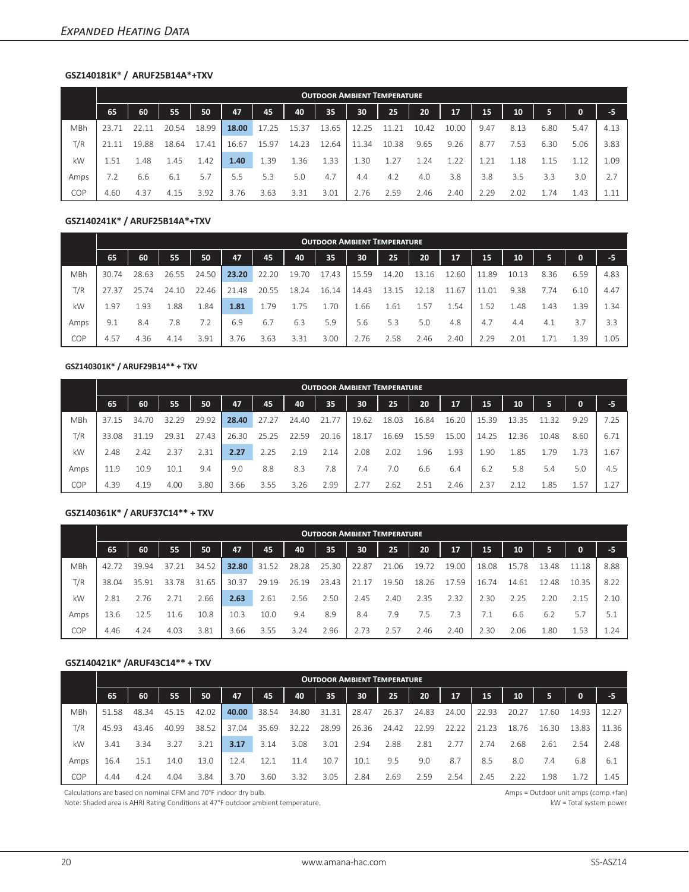## Expanded Heating Data

### GSZ140181K* / ARUF25B14A*+TXV

| | Outdoor Ambient Temperature | | | | | | | | | | | | | | | | |
|---|---|---|---|---|---|---|---|---|---|---|---|---|---|---|---|---|---|
| | 65 | 60 | 55 | 50 | 47 | 45 | 40 | 35 | 30 | 25 | 20 | 17 | 15 | 10 | 5 | 0 | -5 |
| MBh | 23.71 | 22.11 | 20.54 | 18.99 | **18.00** | 17.25 | 15.37 | 13.65 | 12.25 | 11.21 | 10.42 | 10.00 | 9.47 | 8.13 | 6.80 | 5.47 | 4.13 |
| T/R | 21.11 | 19.88 | 18.64 | 17.41 | 16.67 | 15.97 | 14.23 | 12.64 | 11.34 | 10.38 | 9.65 | 9.26 | 8.77 | 7.53 | 6.30 | 5.06 | 3.83 |
| kW | 1.51 | 1.48 | 1.45 | 1.42 | **1.40** | 1.39 | 1.36 | 1.33 | 1.30 | 1.27 | 1.24 | 1.22 | 1.21 | 1.18 | 1.15 | 1.12 | 1.09 |
| Amps | 7.2 | 6.6 | 6.1 | 5.7 | 5.5 | 5.3 | 5.0 | 4.7 | 4.4 | 4.2 | 4.0 | 3.8 | 3.8 | 3.5 | 3.3 | 3.0 | 2.7 |
| COP | 4.60 | 4.37 | 4.15 | 3.92 | 3.76 | 3.63 | 3.31 | 3.01 | 2.76 | 2.59 | 2.46 | 2.40 | 2.29 | 2.02 | 1.74 | 1.43 | 1.11 |

### GSZ140241K* / ARUF25B14A*+TXV

| | Outdoor Ambient Temperature | | | | | | | | | | | | | | | | |
|---|---|---|---|---|---|---|---|---|---|---|---|---|---|---|---|---|---|
| | 65 | 60 | 55 | 50 | 47 | 45 | 40 | 35 | 30 | 25 | 20 | 17 | 15 | 10 | 5 | 0 | -5 |
| MBh | 30.74 | 28.63 | 26.55 | 24.50 | **23.20** | 22.20 | 19.70 | 17.43 | 15.59 | 14.20 | 13.16 | 12.60 | 11.89 | 10.13 | 8.36 | 6.59 | 4.83 |
| T/R | 27.37 | 25.74 | 24.10 | 22.46 | 21.48 | 20.55 | 18.24 | 16.14 | 14.43 | 13.15 | 12.18 | 11.67 | 11.01 | 9.38 | 7.74 | 6.10 | 4.47 |
| kW | 1.97 | 1.93 | 1.88 | 1.84 | **1.81** | 1.79 | 1.75 | 1.70 | 1.66 | 1.61 | 1.57 | 1.54 | 1.52 | 1.48 | 1.43 | 1.39 | 1.34 |
| Amps | 9.1 | 8.4 | 7.8 | 7.2 | 6.9 | 6.7 | 6.3 | 5.9 | 5.6 | 5.3 | 5.0 | 4.8 | 4.7 | 4.4 | 4.1 | 3.7 | 3.3 |
| COP | 4.57 | 4.36 | 4.14 | 3.91 | 3.76 | 3.63 | 3.31 | 3.00 | 2.76 | 2.58 | 2.46 | 2.40 | 2.29 | 2.01 | 1.71 | 1.39 | 1.05 |

### GSZ140301K* / ARUF29B14** + TXV

| | Outdoor Ambient Temperature | | | | | | | | | | | | | | | | |
|---|---|---|---|---|---|---|---|---|---|---|---|---|---|---|---|---|---|
| | 65 | 60 | 55 | 50 | 47 | 45 | 40 | 35 | 30 | 25 | 20 | 17 | 15 | 10 | 5 | 0 | -5 |
| MBh | 37.15 | 34.70 | 32.29 | 29.92 | **28.40** | 27.27 | 24.40 | 21.77 | 19.62 | 18.03 | 16.84 | 16.20 | 15.39 | 13.35 | 11.32 | 9.29 | 7.25 |
| T/R | 33.08 | 31.19 | 29.31 | 27.43 | 26.30 | 25.25 | 22.59 | 20.16 | 18.17 | 16.69 | 15.59 | 15.00 | 14.25 | 12.36 | 10.48 | 8.60 | 6.71 |
| kW | 2.48 | 2.42 | 2.37 | 2.31 | **2.27** | 2.25 | 2.19 | 2.14 | 2.08 | 2.02 | 1.96 | 1.93 | 1.90 | 1.85 | 1.79 | 1.73 | 1.67 |
| Amps | 11.9 | 10.9 | 10.1 | 9.4 | 9.0 | 8.8 | 8.3 | 7.8 | 7.4 | 7.0 | 6.6 | 6.4 | 6.2 | 5.8 | 5.4 | 5.0 | 4.5 |
| COP | 4.39 | 4.19 | 4.00 | 3.80 | 3.66 | 3.55 | 3.26 | 2.99 | 2.77 | 2.62 | 2.51 | 2.46 | 2.37 | 2.12 | 1.85 | 1.57 | 1.27 |

### GSZ140361K* / ARUF37C14** + TXV

| | Outdoor Ambient Temperature | | | | | | | | | | | | | | | | |
|---|---|---|---|---|---|---|---|---|---|---|---|---|---|---|---|---|---|
| | 65 | 60 | 55 | 50 | 47 | 45 | 40 | 35 | 30 | 25 | 20 | 17 | 15 | 10 | 5 | 0 | -5 |
| MBh | 42.72 | 39.94 | 37.21 | 34.52 | **32.80** | 31.52 | 28.28 | 25.30 | 22.87 | 21.06 | 19.72 | 19.00 | 18.08 | 15.78 | 13.48 | 11.18 | 8.88 |
| T/R | 38.04 | 35.91 | 33.78 | 31.65 | 30.37 | 29.19 | 26.19 | 23.43 | 21.17 | 19.50 | 18.26 | 17.59 | 16.74 | 14.61 | 12.48 | 10.35 | 8.22 |
| kW | 2.81 | 2.76 | 2.71 | 2.66 | **2.63** | 2.61 | 2.56 | 2.50 | 2.45 | 2.40 | 2.35 | 2.32 | 2.30 | 2.25 | 2.20 | 2.15 | 2.10 |
| Amps | 13.6 | 12.5 | 11.6 | 10.8 | 10.3 | 10.0 | 9.4 | 8.9 | 8.4 | 7.9 | 7.5 | 7.3 | 7.1 | 6.6 | 6.2 | 5.7 | 5.1 |
| COP | 4.46 | 4.24 | 4.03 | 3.81 | 3.66 | 3.55 | 3.24 | 2.96 | 2.73 | 2.57 | 2.46 | 2.40 | 2.30 | 2.06 | 1.80 | 1.53 | 1.24 |

### GSZ140421K* /ARUF43C14** + TXV

| | Outdoor Ambient Temperature | | | | | | | | | | | | | | | | |
|---|---|---|---|---|---|---|---|---|---|---|---|---|---|---|---|---|---|
| | 65 | 60 | 55 | 50 | 47 | 45 | 40 | 35 | 30 | 25 | 20 | 17 | 15 | 10 | 5 | 0 | -5 |
| MBh | 51.58 | 48.34 | 45.15 | 42.02 | **40.00** | 38.54 | 34.80 | 31.31 | 28.47 | 26.37 | 24.83 | 24.00 | 22.93 | 20.27 | 17.60 | 14.93 | 12.27 |
| T/R | 45.93 | 43.46 | 40.99 | 38.52 | 37.04 | 35.69 | 32.22 | 28.99 | 26.36 | 24.42 | 22.99 | 22.22 | 21.23 | 18.76 | 16.30 | 13.83 | 11.36 |
| kW | 3.41 | 3.34 | 3.27 | 3.21 | **3.17** | 3.14 | 3.08 | 3.01 | 2.94 | 2.88 | 2.81 | 2.77 | 2.74 | 2.68 | 2.61 | 2.54 | 2.48 |
| Amps | 16.4 | 15.1 | 14.0 | 13.0 | 12.4 | 12.1 | 11.4 | 10.7 | 10.1 | 9.5 | 9.0 | 8.7 | 8.5 | 8.0 | 7.4 | 6.8 | 6.1 |
| COP | 4.44 | 4.24 | 4.04 | 3.84 | 3.70 | 3.60 | 3.32 | 3.05 | 2.84 | 2.69 | 2.59 | 2.54 | 2.45 | 2.22 | 1.98 | 1.72 | 1.45 |

Calculations are based on nominal CFM and 70°F indoor dry bulb.
Note: Shaded area is AHRI Rating Conditions at 47°F outdoor ambient temperature.

Amps = Outdoor unit amps (comp.+fan)
kW = Total system power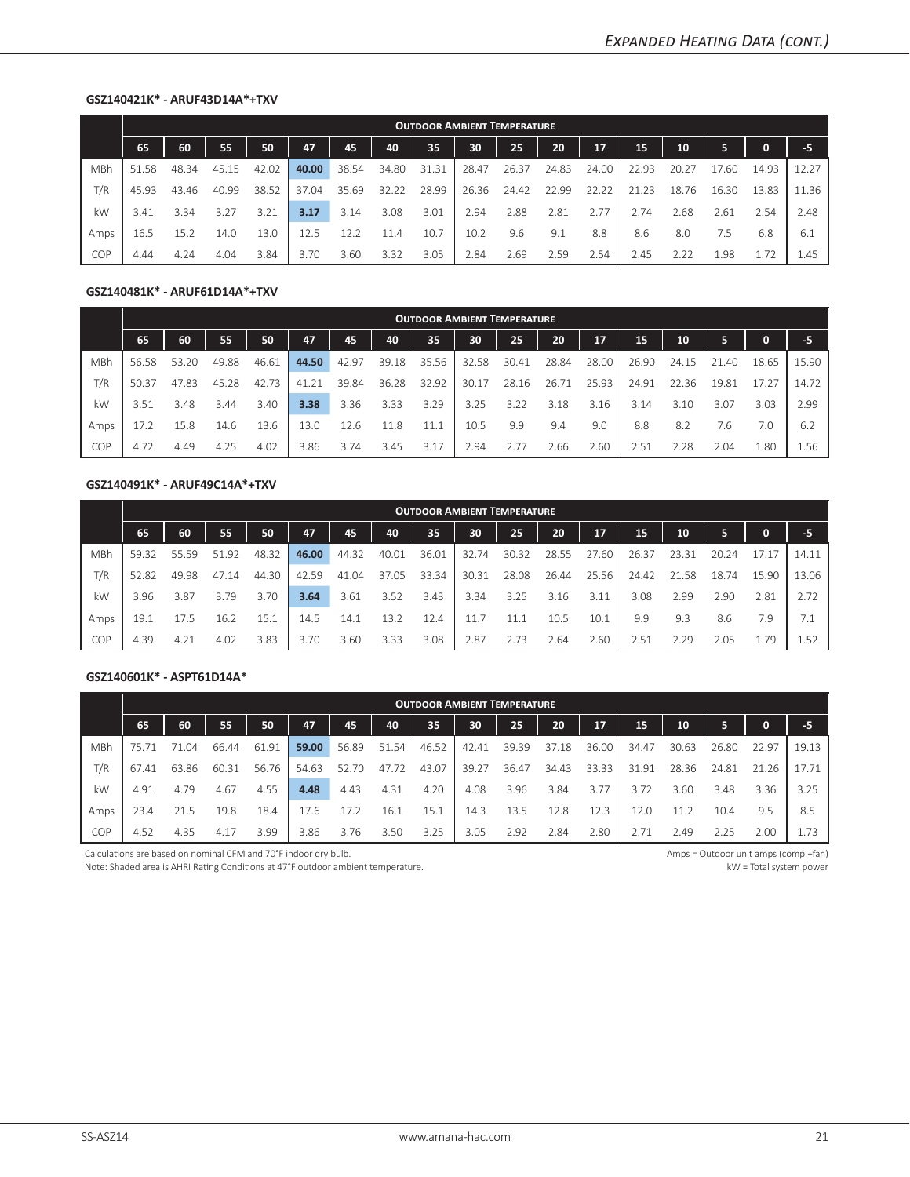## GSZ140421K* - ARUF43D14A*+TXV

| | Outdoor Ambient Temperature | | | | | | | | | | | | | | | | |
|---|---|---|---|---|---|---|---|---|---|---|---|---|---|---|---|---|---|
| | 65 | 60 | 55 | 50 | 47 | 45 | 40 | 35 | 30 | 25 | 20 | 17 | 15 | 10 | 5 | 0 | -5 |
| MBh | 51.58 | 48.34 | 45.15 | 42.02 | **40.00** | 38.54 | 34.80 | 31.31 | 28.47 | 26.37 | 24.83 | 24.00 | 22.93 | 20.27 | 17.60 | 14.93 | 12.27 |
| T/R | 45.93 | 43.46 | 40.99 | 38.52 | 37.04 | 35.69 | 32.22 | 28.99 | 26.36 | 24.42 | 22.99 | 22.22 | 21.23 | 18.76 | 16.30 | 13.83 | 11.36 |
| kW | 3.41 | 3.34 | 3.27 | 3.21 | **3.17** | 3.14 | 3.08 | 3.01 | 2.94 | 2.88 | 2.81 | 2.77 | 2.74 | 2.68 | 2.61 | 2.54 | 2.48 |
| Amps | 16.5 | 15.2 | 14.0 | 13.0 | 12.5 | 12.2 | 11.4 | 10.7 | 10.2 | 9.6 | 9.1 | 8.8 | 8.6 | 8.0 | 7.5 | 6.8 | 6.1 |
| COP | 4.44 | 4.24 | 4.04 | 3.84 | 3.70 | 3.60 | 3.32 | 3.05 | 2.84 | 2.69 | 2.59 | 2.54 | 2.45 | 2.22 | 1.98 | 1.72 | 1.45 |

## GSZ140481K* - ARUF61D14A*+TXV

| | Outdoor Ambient Temperature | | | | | | | | | | | | | | | | |
|---|---|---|---|---|---|---|---|---|---|---|---|---|---|---|---|---|---|
| | 65 | 60 | 55 | 50 | 47 | 45 | 40 | 35 | 30 | 25 | 20 | 17 | 15 | 10 | 5 | 0 | -5 |
| MBh | 56.58 | 53.20 | 49.88 | 46.61 | **44.50** | 42.97 | 39.18 | 35.56 | 32.58 | 30.41 | 28.84 | 28.00 | 26.90 | 24.15 | 21.40 | 18.65 | 15.90 |
| T/R | 50.37 | 47.83 | 45.28 | 42.73 | 41.21 | 39.84 | 36.28 | 32.92 | 30.17 | 28.16 | 26.71 | 25.93 | 24.91 | 22.36 | 19.81 | 17.27 | 14.72 |
| kW | 3.51 | 3.48 | 3.44 | 3.40 | **3.38** | 3.36 | 3.33 | 3.29 | 3.25 | 3.22 | 3.18 | 3.16 | 3.14 | 3.10 | 3.07 | 3.03 | 2.99 |
| Amps | 17.2 | 15.8 | 14.6 | 13.6 | 13.0 | 12.6 | 11.8 | 11.1 | 10.5 | 9.9 | 9.4 | 9.0 | 8.8 | 8.2 | 7.6 | 7.0 | 6.2 |
| COP | 4.72 | 4.49 | 4.25 | 4.02 | 3.86 | 3.74 | 3.45 | 3.17 | 2.94 | 2.77 | 2.66 | 2.60 | 2.51 | 2.28 | 2.04 | 1.80 | 1.56 |

## GSZ140491K* - ARUF49C14A*+TXV

| | Outdoor Ambient Temperature | | | | | | | | | | | | | | | | |
|---|---|---|---|---|---|---|---|---|---|---|---|---|---|---|---|---|---|
| | 65 | 60 | 55 | 50 | 47 | 45 | 40 | 35 | 30 | 25 | 20 | 17 | 15 | 10 | 5 | 0 | -5 |
| MBh | 59.32 | 55.59 | 51.92 | 48.32 | **46.00** | 44.32 | 40.01 | 36.01 | 32.74 | 30.32 | 28.55 | 27.60 | 26.37 | 23.31 | 20.24 | 17.17 | 14.11 |
| T/R | 52.82 | 49.98 | 47.14 | 44.30 | 42.59 | 41.04 | 37.05 | 33.34 | 30.31 | 28.08 | 26.44 | 25.56 | 24.42 | 21.58 | 18.74 | 15.90 | 13.06 |
| kW | 3.96 | 3.87 | 3.79 | 3.70 | **3.64** | 3.61 | 3.52 | 3.43 | 3.34 | 3.25 | 3.16 | 3.11 | 3.08 | 2.99 | 2.90 | 2.81 | 2.72 |
| Amps | 19.1 | 17.5 | 16.2 | 15.1 | 14.5 | 14.1 | 13.2 | 12.4 | 11.7 | 11.1 | 10.5 | 10.1 | 9.9 | 9.3 | 8.6 | 7.9 | 7.1 |
| COP | 4.39 | 4.21 | 4.02 | 3.83 | 3.70 | 3.60 | 3.33 | 3.08 | 2.87 | 2.73 | 2.64 | 2.60 | 2.51 | 2.29 | 2.05 | 1.79 | 1.52 |

## GSZ140601K* - ASPT61D14A*

| | Outdoor Ambient Temperature | | | | | | | | | | | | | | | | |
|---|---|---|---|---|---|---|---|---|---|---|---|---|---|---|---|---|---|
| | 65 | 60 | 55 | 50 | 47 | 45 | 40 | 35 | 30 | 25 | 20 | 17 | 15 | 10 | 5 | 0 | -5 |
| MBh | 75.71 | 71.04 | 66.44 | 61.91 | **59.00** | 56.89 | 51.54 | 46.52 | 42.41 | 39.39 | 37.18 | 36.00 | 34.47 | 30.63 | 26.80 | 22.97 | 19.13 |
| T/R | 67.41 | 63.86 | 60.31 | 56.76 | 54.63 | 52.70 | 47.72 | 43.07 | 39.27 | 36.47 | 34.43 | 33.33 | 31.91 | 28.36 | 24.81 | 21.26 | 17.71 |
| kW | 4.91 | 4.79 | 4.67 | 4.55 | **4.48** | 4.43 | 4.31 | 4.20 | 4.08 | 3.96 | 3.84 | 3.77 | 3.72 | 3.60 | 3.48 | 3.36 | 3.25 |
| Amps | 23.4 | 21.5 | 19.8 | 18.4 | 17.6 | 17.2 | 16.1 | 15.1 | 14.3 | 13.5 | 12.8 | 12.3 | 12.0 | 11.2 | 10.4 | 9.5 | 8.5 |
| COP | 4.52 | 4.35 | 4.17 | 3.99 | 3.86 | 3.76 | 3.50 | 3.25 | 3.05 | 2.92 | 2.84 | 2.80 | 2.71 | 2.49 | 2.25 | 2.00 | 1.73 |

Calculations are based on nominal CFM and 70°F indoor dry bulb.
Note: Shaded area is AHRI Rating Conditions at 47°F outdoor ambient temperature.

Amps = Outdoor unit amps (comp.+fan)
kW = Total system power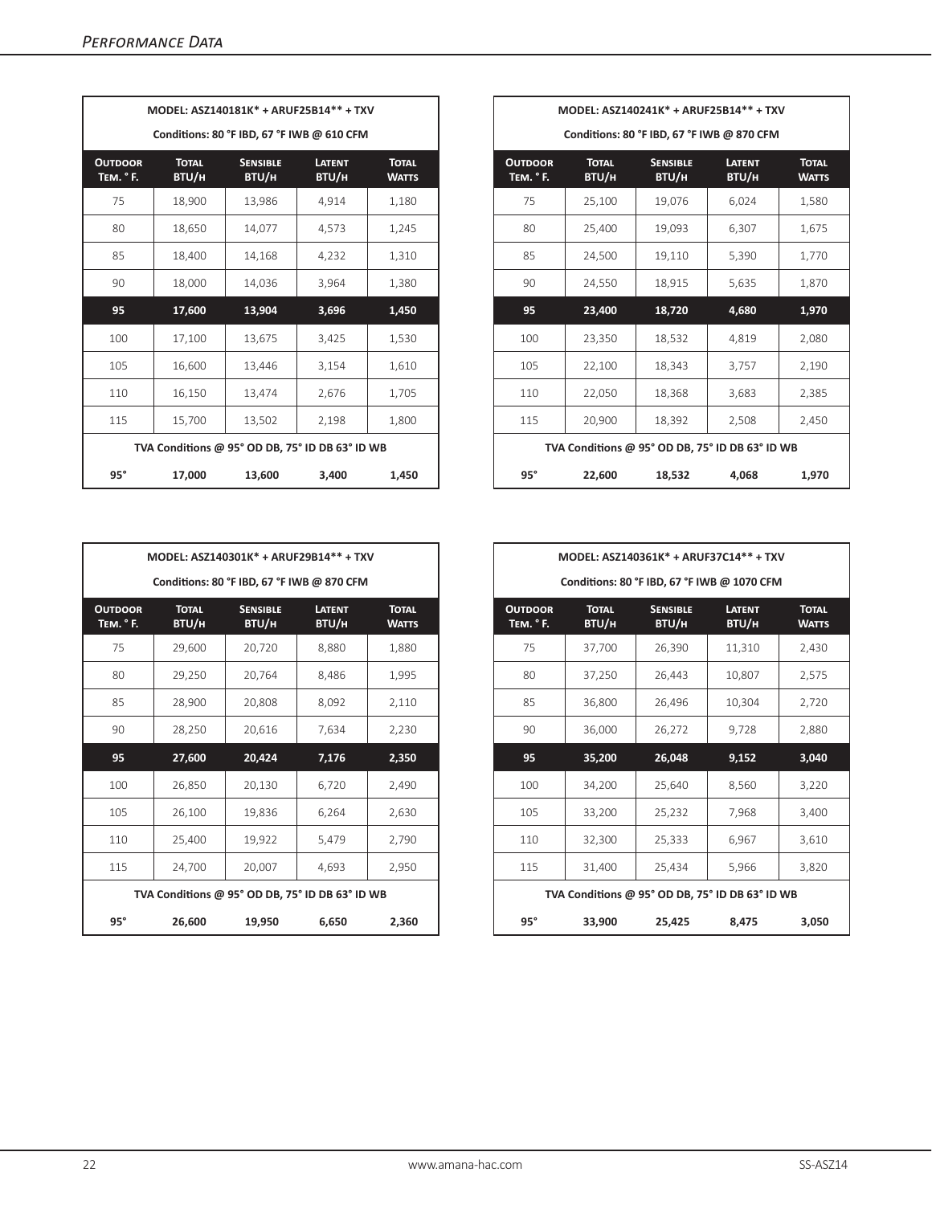## Performance Data

| MODEL: ASZ140181K* + ARUF25B14** + TXV | | | | |
|---|---|---|---|---|
| Conditions: 80 °F IBD, 67 °F IWB @ 610 CFM | | | | |
| **Outdoor Tem. ° F.** | **Total BTU/h** | **Sensible BTU/h** | **Latent BTU/h** | **Total Watts** |
| 75 | 18,900 | 13,986 | 4,914 | 1,180 |
| 80 | 18,650 | 14,077 | 4,573 | 1,245 |
| 85 | 18,400 | 14,168 | 4,232 | 1,310 |
| 90 | 18,000 | 14,036 | 3,964 | 1,380 |
| **95** | **17,600** | **13,904** | **3,696** | **1,450** |
| 100 | 17,100 | 13,675 | 3,425 | 1,530 |
| 105 | 16,600 | 13,446 | 3,154 | 1,610 |
| 110 | 16,150 | 13,474 | 2,676 | 1,705 |
| 115 | 15,700 | 13,502 | 2,198 | 1,800 |
| TVA Conditions @ 95° OD DB, 75° ID DB 63° ID WB | | | | |
| **95°** | **17,000** | **13,600** | **3,400** | **1,450** |

| MODEL: ASZ140241K* + ARUF25B14** + TXV | | | | |
|---|---|---|---|---|
| Conditions: 80 °F IBD, 67 °F IWB @ 870 CFM | | | | |
| **Outdoor Tem. ° F.** | **Total BTU/h** | **Sensible BTU/h** | **Latent BTU/h** | **Total Watts** |
| 75 | 25,100 | 19,076 | 6,024 | 1,580 |
| 80 | 25,400 | 19,093 | 6,307 | 1,675 |
| 85 | 24,500 | 19,110 | 5,390 | 1,770 |
| 90 | 24,550 | 18,915 | 5,635 | 1,870 |
| **95** | **23,400** | **18,720** | **4,680** | **1,970** |
| 100 | 23,350 | 18,532 | 4,819 | 2,080 |
| 105 | 22,100 | 18,343 | 3,757 | 2,190 |
| 110 | 22,050 | 18,368 | 3,683 | 2,385 |
| 115 | 20,900 | 18,392 | 2,508 | 2,450 |
| TVA Conditions @ 95° OD DB, 75° ID DB 63° ID WB | | | | |
| **95°** | **22,600** | **18,532** | **4,068** | **1,970** |

| MODEL: ASZ140301K* + ARUF29B14** + TXV | | | | |
|---|---|---|---|---|
| Conditions: 80 °F IBD, 67 °F IWB @ 870 CFM | | | | |
| **Outdoor Tem. ° F.** | **Total BTU/h** | **Sensible BTU/h** | **Latent BTU/h** | **Total Watts** |
| 75 | 29,600 | 20,720 | 8,880 | 1,880 |
| 80 | 29,250 | 20,764 | 8,486 | 1,995 |
| 85 | 28,900 | 20,808 | 8,092 | 2,110 |
| 90 | 28,250 | 20,616 | 7,634 | 2,230 |
| **95** | **27,600** | **20,424** | **7,176** | **2,350** |
| 100 | 26,850 | 20,130 | 6,720 | 2,490 |
| 105 | 26,100 | 19,836 | 6,264 | 2,630 |
| 110 | 25,400 | 19,922 | 5,479 | 2,790 |
| 115 | 24,700 | 20,007 | 4,693 | 2,950 |
| TVA Conditions @ 95° OD DB, 75° ID DB 63° ID WB | | | | |
| **95°** | **26,600** | **19,950** | **6,650** | **2,360** |

| MODEL: ASZ140361K* + ARUF37C14** + TXV | | | | |
|---|---|---|---|---|
| Conditions: 80 °F IBD, 67 °F IWB @ 1070 CFM | | | | |
| **Outdoor Tem. ° F.** | **Total BTU/h** | **Sensible BTU/h** | **Latent BTU/h** | **Total Watts** |
| 75 | 37,700 | 26,390 | 11,310 | 2,430 |
| 80 | 37,250 | 26,443 | 10,807 | 2,575 |
| 85 | 36,800 | 26,496 | 10,304 | 2,720 |
| 90 | 36,000 | 26,272 | 9,728 | 2,880 |
| **95** | **35,200** | **26,048** | **9,152** | **3,040** |
| 100 | 34,200 | 25,640 | 8,560 | 3,220 |
| 105 | 33,200 | 25,232 | 7,968 | 3,400 |
| 110 | 32,300 | 25,333 | 6,967 | 3,610 |
| 115 | 31,400 | 25,434 | 5,966 | 3,820 |
| TVA Conditions @ 95° OD DB, 75° ID DB 63° ID WB | | | | |
| **95°** | **33,900** | **25,425** | **8,475** | **3,050** |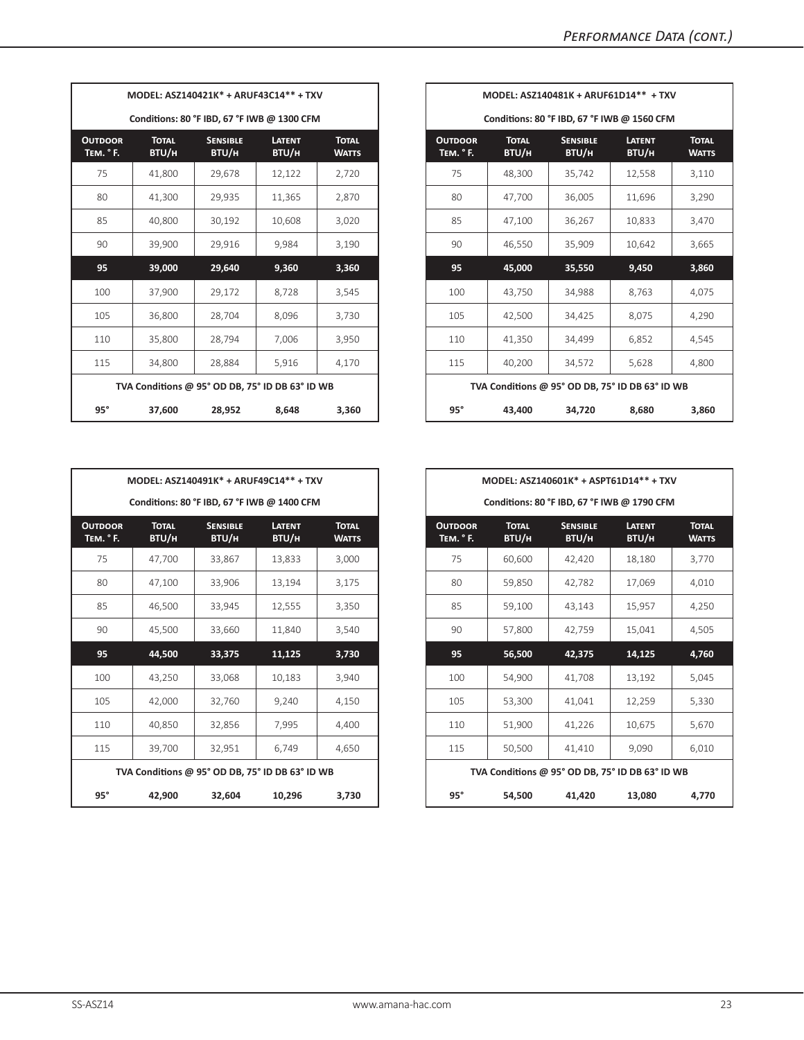## Performance Data (cont.)

| MODEL: ASZ140421K* + ARUF43C14** + TXV | | | | |
|---|---|---|---|---|
| Conditions: 80 °F IBD, 67 °F IWB @ 1300 CFM | | | | |
| **Outdoor Tem. ° F.** | **Total BTU/h** | **Sensible BTU/h** | **Latent BTU/h** | **Total Watts** |
| 75 | 41,800 | 29,678 | 12,122 | 2,720 |
| 80 | 41,300 | 29,935 | 11,365 | 2,870 |
| 85 | 40,800 | 30,192 | 10,608 | 3,020 |
| 90 | 39,900 | 29,916 | 9,984 | 3,190 |
| **95** | **39,000** | **29,640** | **9,360** | **3,360** |
| 100 | 37,900 | 29,172 | 8,728 | 3,545 |
| 105 | 36,800 | 28,704 | 8,096 | 3,730 |
| 110 | 35,800 | 28,794 | 7,006 | 3,950 |
| 115 | 34,800 | 28,884 | 5,916 | 4,170 |
| **TVA Conditions @ 95° OD DB, 75° ID DB 63° ID WB** | | | | |
| **95°** | **37,600** | **28,952** | **8,648** | **3,360** |

| MODEL: ASZ140481K + ARUF61D14** + TXV | | | | |
|---|---|---|---|---|
| Conditions: 80 °F IBD, 67 °F IWB @ 1560 CFM | | | | |
| **Outdoor Tem. ° F.** | **Total BTU/h** | **Sensible BTU/h** | **Latent BTU/h** | **Total Watts** |
| 75 | 48,300 | 35,742 | 12,558 | 3,110 |
| 80 | 47,700 | 36,005 | 11,696 | 3,290 |
| 85 | 47,100 | 36,267 | 10,833 | 3,470 |
| 90 | 46,550 | 35,909 | 10,642 | 3,665 |
| **95** | **45,000** | **35,550** | **9,450** | **3,860** |
| 100 | 43,750 | 34,988 | 8,763 | 4,075 |
| 105 | 42,500 | 34,425 | 8,075 | 4,290 |
| 110 | 41,350 | 34,499 | 6,852 | 4,545 |
| 115 | 40,200 | 34,572 | 5,628 | 4,800 |
| **TVA Conditions @ 95° OD DB, 75° ID DB 63° ID WB** | | | | |
| **95°** | **43,400** | **34,720** | **8,680** | **3,860** |

| MODEL: ASZ140491K* + ARUF49C14** + TXV | | | | |
|---|---|---|---|---|
| Conditions: 80 °F IBD, 67 °F IWB @ 1400 CFM | | | | |
| **Outdoor Tem. ° F.** | **Total BTU/h** | **Sensible BTU/h** | **Latent BTU/h** | **Total Watts** |
| 75 | 47,700 | 33,867 | 13,833 | 3,000 |
| 80 | 47,100 | 33,906 | 13,194 | 3,175 |
| 85 | 46,500 | 33,945 | 12,555 | 3,350 |
| 90 | 45,500 | 33,660 | 11,840 | 3,540 |
| **95** | **44,500** | **33,375** | **11,125** | **3,730** |
| 100 | 43,250 | 33,068 | 10,183 | 3,940 |
| 105 | 42,000 | 32,760 | 9,240 | 4,150 |
| 110 | 40,850 | 32,856 | 7,995 | 4,400 |
| 115 | 39,700 | 32,951 | 6,749 | 4,650 |
| **TVA Conditions @ 95° OD DB, 75° ID DB 63° ID WB** | | | | |
| **95°** | **42,900** | **32,604** | **10,296** | **3,730** |

| MODEL: ASZ140601K* + ASPT61D14** + TXV | | | | |
|---|---|---|---|---|
| Conditions: 80 °F IBD, 67 °F IWB @ 1790 CFM | | | | |
| **Outdoor Tem. ° F.** | **Total BTU/h** | **Sensible BTU/h** | **Latent BTU/h** | **Total Watts** |
| 75 | 60,600 | 42,420 | 18,180 | 3,770 |
| 80 | 59,850 | 42,782 | 17,069 | 4,010 |
| 85 | 59,100 | 43,143 | 15,957 | 4,250 |
| 90 | 57,800 | 42,759 | 15,041 | 4,505 |
| **95** | **56,500** | **42,375** | **14,125** | **4,760** |
| 100 | 54,900 | 41,708 | 13,192 | 5,045 |
| 105 | 53,300 | 41,041 | 12,259 | 5,330 |
| 110 | 51,900 | 41,226 | 10,675 | 5,670 |
| 115 | 50,500 | 41,410 | 9,090 | 6,010 |
| **TVA Conditions @ 95° OD DB, 75° ID DB 63° ID WB** | | | | |
| **95°** | **54,500** | **41,420** | **13,080** | **4,770** |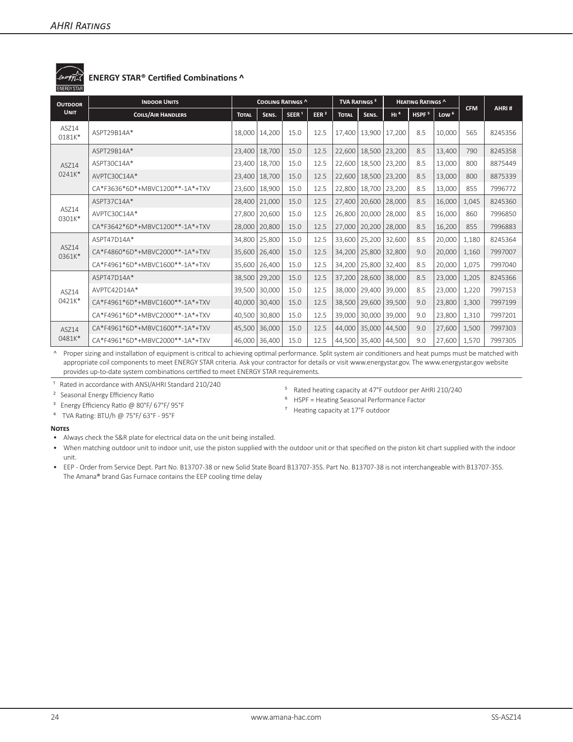## ENERGY STAR® Certified Combinations ^

| Outdoor Unit | Indoor Units | Cooling Ratings ^ | | | | TVA Ratings [3] | | Heating Ratings ^ | | | CFM | AHRI # |
|---|---|---|---|---|---|---|---|---|---|---|---|---|
| | Coils/Air Handlers | Total | Sens. | SEER [1] | EER [2] | Total | Sens. | HI [4] | HSPF [5] | Low [6] | | |
| ASZ14 0181K* | ASPT29B14A* | 18,000 | 14,200 | 15.0 | 12.5 | 17,400 | 13,900 | 17,200 | 8.5 | 10,000 | 565 | 8245356 |
| ASZ14 0241K* | ASPT29B14A* | 23,400 | 18,700 | 15.0 | 12.5 | 22,600 | 18,500 | 23,200 | 8.5 | 13,400 | 790 | 8245358 |
| | ASPT30C14A* | 23,400 | 18,700 | 15.0 | 12.5 | 22,600 | 18,500 | 23,200 | 8.5 | 13,000 | 800 | 8875449 |
| | AVPTC30C14A* | 23,400 | 18,700 | 15.0 | 12.5 | 22,600 | 18,500 | 23,200 | 8.5 | 13,000 | 800 | 8875339 |
| | CA*F3636*6D*+MBVC1200**-1A*+TXV | 23,600 | 18,900 | 15.0 | 12.5 | 22,800 | 18,700 | 23,200 | 8.5 | 13,000 | 855 | 7996772 |
| ASZ14 0301K* | ASPT37C14A* | 28,400 | 21,000 | 15.0 | 12.5 | 27,400 | 20,600 | 28,000 | 8.5 | 16,000 | 1,045 | 8245360 |
| | AVPTC30C14A* | 27,800 | 20,600 | 15.0 | 12.5 | 26,800 | 20,000 | 28,000 | 8.5 | 16,000 | 860 | 7996850 |
| | CA*F3642*6D*+MBVC1200**-1A*+TXV | 28,000 | 20,800 | 15.0 | 12.5 | 27,000 | 20,200 | 28,000 | 8.5 | 16,200 | 855 | 7996883 |
| ASZ14 0361K* | ASPT47D14A* | 34,800 | 25,800 | 15.0 | 12.5 | 33,600 | 25,200 | 32,600 | 8.5 | 20,000 | 1,180 | 8245364 |
| | CA*F4860*6D*+MBVC2000**-1A*+TXV | 35,600 | 26,400 | 15.0 | 12.5 | 34,200 | 25,800 | 32,800 | 9.0 | 20,000 | 1,160 | 7997007 |
| | CA*F4961*6D*+MBVC1600**-1A*+TXV | 35,600 | 26,400 | 15.0 | 12.5 | 34,200 | 25,800 | 32,400 | 8.5 | 20,000 | 1,075 | 7997040 |
| ASZ14 0421K* | ASPT47D14A* | 38,500 | 29,200 | 15.0 | 12.5 | 37,200 | 28,600 | 38,000 | 8.5 | 23,000 | 1,205 | 8245366 |
| | AVPTC42D14A* | 39,500 | 30,000 | 15.0 | 12.5 | 38,000 | 29,400 | 39,000 | 8.5 | 23,000 | 1,220 | 7997153 |
| | CA*F4961*6D*+MBVC1600**-1A*+TXV | 40,000 | 30,400 | 15.0 | 12.5 | 38,500 | 29,600 | 39,500 | 9.0 | 23,800 | 1,300 | 7997199 |
| | CA*F4961*6D*+MBVC2000**-1A*+TXV | 40,500 | 30,800 | 15.0 | 12.5 | 39,000 | 30,000 | 39,000 | 9.0 | 23,800 | 1,310 | 7997201 |
| ASZ14 0481K* | CA*F4961*6D*+MBVC1600**-1A*+TXV | 45,500 | 36,000 | 15.0 | 12.5 | 44,000 | 35,000 | 44,500 | 9.0 | 27,600 | 1,500 | 7997303 |
| | CA*F4961*6D*+MBVC2000**-1A*+TXV | 46,000 | 36,400 | 15.0 | 12.5 | 44,500 | 35,400 | 44,500 | 9.0 | 27,600 | 1,570 | 7997305 |

^ Proper sizing and installation of equipment is critical to achieving optimal performance. Split system air conditioners and heat pumps must be matched with appropriate coil components to meet ENERGY STAR criteria. Ask your contractor for details or visit www.energystar.gov. The www.energystar.gov website provides up-to-date system combinations certified to meet ENERGY STAR requirements.

[1] Rated in accordance with ANSI/AHRI Standard 210/240
[2] Seasonal Energy Efficiency Ratio
[3] Energy Efficiency Ratio @ 80°F/ 67°F/ 95°F
[4] TVA Rating: BTU/h @ 75°F/ 63°F - 95°F
[5] Rated heating capacity at 47°F outdoor per AHRI 210/240
[6] HSPF = Heating Seasonal Performance Factor
[7] Heating capacity at 17°F outdoor

**Notes**

- Always check the S&R plate for electrical data on the unit being installed.
- When matching outdoor unit to indoor unit, use the piston supplied with the outdoor unit or that specified on the piston kit chart supplied with the indoor unit.
- EEP - Order from Service Dept. Part No. B13707-38 or new Solid State Board B13707-35S. Part No. B13707-38 is not interchangeable with B13707-35S. The Amana® brand Gas Furnace contains the EEP cooling time delay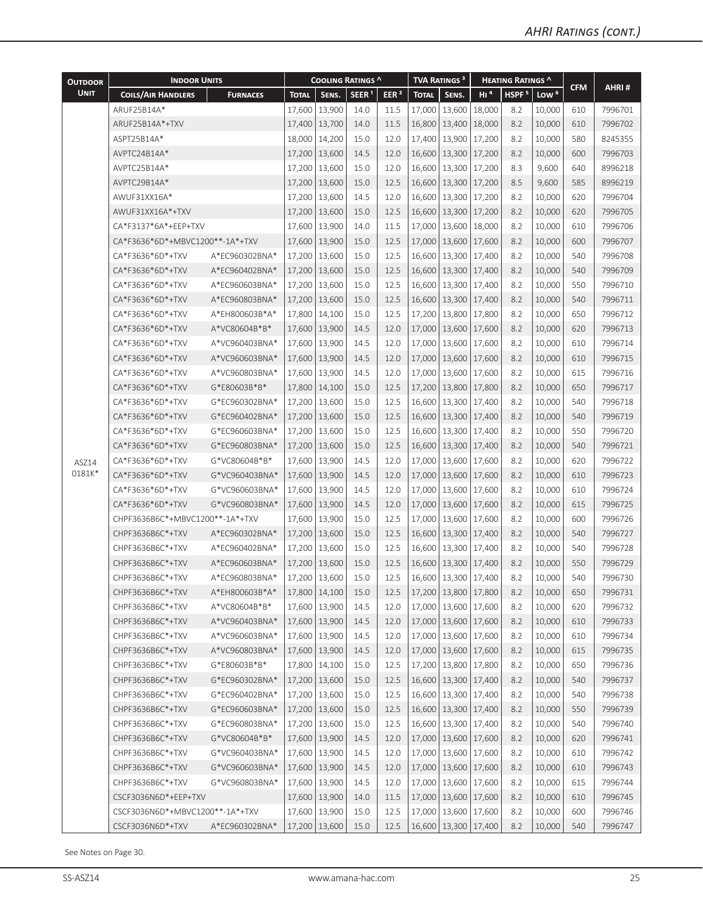## AHRI Ratings (cont.)

| Outdoor Unit | Indoor Units | | Cooling Ratings ^ | | | | TVA Ratings [3] | | Heating Ratings ^ | | | CFM | AHRI # |
|---|---|---|---|---|---|---|---|---|---|---|---|---|---|
| | Coils/Air Handlers | Furnaces | Total | Sens. | SEER [1] | EER [2] | Total | Sens. | HI [4] | HSPF [5] | Low [6] | | |
| ASZ14 0181K* | ARUF25B14A* | | 17,600 | 13,900 | 14.0 | 11.5 | 17,000 | 13,600 | 18,000 | 8.2 | 10,000 | 610 | 7996701 |
| | ARUF25B14A*+TXV | | 17,400 | 13,700 | 14.0 | 11.5 | 16,800 | 13,400 | 18,000 | 8.2 | 10,000 | 610 | 7996702 |
| | ASPT25B14A* | | 18,000 | 14,200 | 15.0 | 12.0 | 17,400 | 13,900 | 17,200 | 8.2 | 10,000 | 580 | 8245355 |
| | AVPTC24B14A* | | 17,200 | 13,600 | 14.5 | 12.0 | 16,600 | 13,300 | 17,200 | 8.2 | 10,000 | 600 | 7996703 |
| | AVPTC25B14A* | | 17,200 | 13,600 | 15.0 | 12.0 | 16,600 | 13,300 | 17,200 | 8.3 | 9,600 | 640 | 8996218 |
| | AVPTC29B14A* | | 17,200 | 13,600 | 15.0 | 12.5 | 16,600 | 13,300 | 17,200 | 8.5 | 9,600 | 585 | 8996219 |
| | AWUF31XX16A* | | 17,200 | 13,600 | 14.5 | 12.0 | 16,600 | 13,300 | 17,200 | 8.2 | 10,000 | 620 | 7996704 |
| | AWUF31XX16A*+TXV | | 17,200 | 13,600 | 15.0 | 12.5 | 16,600 | 13,300 | 17,200 | 8.2 | 10,000 | 620 | 7996705 |
| | CA*F3137*6A*+EEP+TXV | | 17,600 | 13,900 | 14.0 | 11.5 | 17,000 | 13,600 | 18,000 | 8.2 | 10,000 | 610 | 7996706 |
| | CA*F3636*6D*+MBVC1200**-1A*+TXV | | 17,600 | 13,900 | 15.0 | 12.5 | 17,000 | 13,600 | 17,600 | 8.2 | 10,000 | 600 | 7996707 |
| | CA*F3636*6D*+TXV | A*EC960302BNA* | 17,200 | 13,600 | 15.0 | 12.5 | 16,600 | 13,300 | 17,400 | 8.2 | 10,000 | 540 | 7996708 |
| | CA*F3636*6D*+TXV | A*EC960402BNA* | 17,200 | 13,600 | 15.0 | 12.5 | 16,600 | 13,300 | 17,400 | 8.2 | 10,000 | 540 | 7996709 |
| | CA*F3636*6D*+TXV | A*EC960603BNA* | 17,200 | 13,600 | 15.0 | 12.5 | 16,600 | 13,300 | 17,400 | 8.2 | 10,000 | 550 | 7996710 |
| | CA*F3636*6D*+TXV | A*EC960803BNA* | 17,200 | 13,600 | 15.0 | 12.5 | 16,600 | 13,300 | 17,400 | 8.2 | 10,000 | 540 | 7996711 |
| | CA*F3636*6D*+TXV | A*EH800603B*A* | 17,800 | 14,100 | 15.0 | 12.5 | 17,200 | 13,800 | 17,800 | 8.2 | 10,000 | 650 | 7996712 |
| | CA*F3636*6D*+TXV | A*VC80604B*B* | 17,600 | 13,900 | 14.5 | 12.0 | 17,000 | 13,600 | 17,600 | 8.2 | 10,000 | 620 | 7996713 |
| | CA*F3636*6D*+TXV | A*VC960403BNA* | 17,600 | 13,900 | 14.5 | 12.0 | 17,000 | 13,600 | 17,600 | 8.2 | 10,000 | 610 | 7996714 |
| | CA*F3636*6D*+TXV | A*VC960603BNA* | 17,600 | 13,900 | 14.5 | 12.0 | 17,000 | 13,600 | 17,600 | 8.2 | 10,000 | 610 | 7996715 |
| | CA*F3636*6D*+TXV | A*VC960803BNA* | 17,600 | 13,900 | 14.5 | 12.0 | 17,000 | 13,600 | 17,600 | 8.2 | 10,000 | 615 | 7996716 |
| | CA*F3636*6D*+TXV | G*E80603B*B* | 17,800 | 14,100 | 15.0 | 12.5 | 17,200 | 13,800 | 17,800 | 8.2 | 10,000 | 650 | 7996717 |
| | CA*F3636*6D*+TXV | G*EC960302BNA* | 17,200 | 13,600 | 15.0 | 12.5 | 16,600 | 13,300 | 17,400 | 8.2 | 10,000 | 540 | 7996718 |
| | CA*F3636*6D*+TXV | G*EC960402BNA* | 17,200 | 13,600 | 15.0 | 12.5 | 16,600 | 13,300 | 17,400 | 8.2 | 10,000 | 540 | 7996719 |
| | CA*F3636*6D*+TXV | G*EC960603BNA* | 17,200 | 13,600 | 15.0 | 12.5 | 16,600 | 13,300 | 17,400 | 8.2 | 10,000 | 550 | 7996720 |
| | CA*F3636*6D*+TXV | G*EC960803BNA* | 17,200 | 13,600 | 15.0 | 12.5 | 16,600 | 13,300 | 17,400 | 8.2 | 10,000 | 540 | 7996721 |
| | CA*F3636*6D*+TXV | G*VC80604B*B* | 17,600 | 13,900 | 14.5 | 12.0 | 17,000 | 13,600 | 17,600 | 8.2 | 10,000 | 620 | 7996722 |
| | CA*F3636*6D*+TXV | G*VC960403BNA* | 17,600 | 13,900 | 14.5 | 12.0 | 17,000 | 13,600 | 17,600 | 8.2 | 10,000 | 610 | 7996723 |
| | CA*F3636*6D*+TXV | G*VC960603BNA* | 17,600 | 13,900 | 14.5 | 12.0 | 17,000 | 13,600 | 17,600 | 8.2 | 10,000 | 610 | 7996724 |
| | CA*F3636*6D*+TXV | G*VC960803BNA* | 17,600 | 13,900 | 14.5 | 12.0 | 17,000 | 13,600 | 17,600 | 8.2 | 10,000 | 615 | 7996725 |
| | CHPF3636B6C*+MBVC1200**-1A*+TXV | | 17,600 | 13,900 | 15.0 | 12.5 | 17,000 | 13,600 | 17,600 | 8.2 | 10,000 | 600 | 7996726 |
| | CHPF3636B6C*+TXV | A*EC960302BNA* | 17,200 | 13,600 | 15.0 | 12.5 | 16,600 | 13,300 | 17,400 | 8.2 | 10,000 | 540 | 7996727 |
| | CHPF3636B6C*+TXV | A*EC960402BNA* | 17,200 | 13,600 | 15.0 | 12.5 | 16,600 | 13,300 | 17,400 | 8.2 | 10,000 | 540 | 7996728 |
| | CHPF3636B6C*+TXV | A*EC960603BNA* | 17,200 | 13,600 | 15.0 | 12.5 | 16,600 | 13,300 | 17,400 | 8.2 | 10,000 | 550 | 7996729 |
| | CHPF3636B6C*+TXV | A*EC960803BNA* | 17,200 | 13,600 | 15.0 | 12.5 | 16,600 | 13,300 | 17,400 | 8.2 | 10,000 | 540 | 7996730 |
| | CHPF3636B6C*+TXV | A*EH800603B*A* | 17,800 | 14,100 | 15.0 | 12.5 | 17,200 | 13,800 | 17,800 | 8.2 | 10,000 | 650 | 7996731 |
| | CHPF3636B6C*+TXV | A*VC80604B*B* | 17,600 | 13,900 | 14.5 | 12.0 | 17,000 | 13,600 | 17,600 | 8.2 | 10,000 | 620 | 7996732 |
| | CHPF3636B6C*+TXV | A*VC960403BNA* | 17,600 | 13,900 | 14.5 | 12.0 | 17,000 | 13,600 | 17,600 | 8.2 | 10,000 | 610 | 7996733 |
| | CHPF3636B6C*+TXV | A*VC960603BNA* | 17,600 | 13,900 | 14.5 | 12.0 | 17,000 | 13,600 | 17,600 | 8.2 | 10,000 | 610 | 7996734 |
| | CHPF3636B6C*+TXV | A*VC960803BNA* | 17,600 | 13,900 | 14.5 | 12.0 | 17,000 | 13,600 | 17,600 | 8.2 | 10,000 | 615 | 7996735 |
| | CHPF3636B6C*+TXV | G*E80603B*B* | 17,800 | 14,100 | 15.0 | 12.5 | 17,200 | 13,800 | 17,800 | 8.2 | 10,000 | 650 | 7996736 |
| | CHPF3636B6C*+TXV | G*EC960302BNA* | 17,200 | 13,600 | 15.0 | 12.5 | 16,600 | 13,300 | 17,400 | 8.2 | 10,000 | 540 | 7996737 |
| | CHPF3636B6C*+TXV | G*EC960402BNA* | 17,200 | 13,600 | 15.0 | 12.5 | 16,600 | 13,300 | 17,400 | 8.2 | 10,000 | 540 | 7996738 |
| | CHPF3636B6C*+TXV | G*EC960603BNA* | 17,200 | 13,600 | 15.0 | 12.5 | 16,600 | 13,300 | 17,400 | 8.2 | 10,000 | 550 | 7996739 |
| | CHPF3636B6C*+TXV | G*EC960803BNA* | 17,200 | 13,600 | 15.0 | 12.5 | 16,600 | 13,300 | 17,400 | 8.2 | 10,000 | 540 | 7996740 |
| | CHPF3636B6C*+TXV | G*VC80604B*B* | 17,600 | 13,900 | 14.5 | 12.0 | 17,000 | 13,600 | 17,600 | 8.2 | 10,000 | 620 | 7996741 |
| | CHPF3636B6C*+TXV | G*VC960403BNA* | 17,600 | 13,900 | 14.5 | 12.0 | 17,000 | 13,600 | 17,600 | 8.2 | 10,000 | 610 | 7996742 |
| | CHPF3636B6C*+TXV | G*VC960603BNA* | 17,600 | 13,900 | 14.5 | 12.0 | 17,000 | 13,600 | 17,600 | 8.2 | 10,000 | 610 | 7996743 |
| | CHPF3636B6C*+TXV | G*VC960803BNA* | 17,600 | 13,900 | 14.5 | 12.0 | 17,000 | 13,600 | 17,600 | 8.2 | 10,000 | 615 | 7996744 |
| | CSCF3036N6D*+EEP+TXV | | 17,600 | 13,900 | 14.0 | 11.5 | 17,000 | 13,600 | 17,600 | 8.2 | 10,000 | 610 | 7996745 |
| | CSCF3036N6D*+MBVC1200**-1A*+TXV | | 17,600 | 13,900 | 15.0 | 12.5 | 17,000 | 13,600 | 17,600 | 8.2 | 10,000 | 600 | 7996746 |
| | CSCF3036N6D*+TXV | A*EC960302BNA* | 17,200 | 13,600 | 15.0 | 12.5 | 16,600 | 13,300 | 17,400 | 8.2 | 10,000 | 540 | 7996747 |

See Notes on Page 30.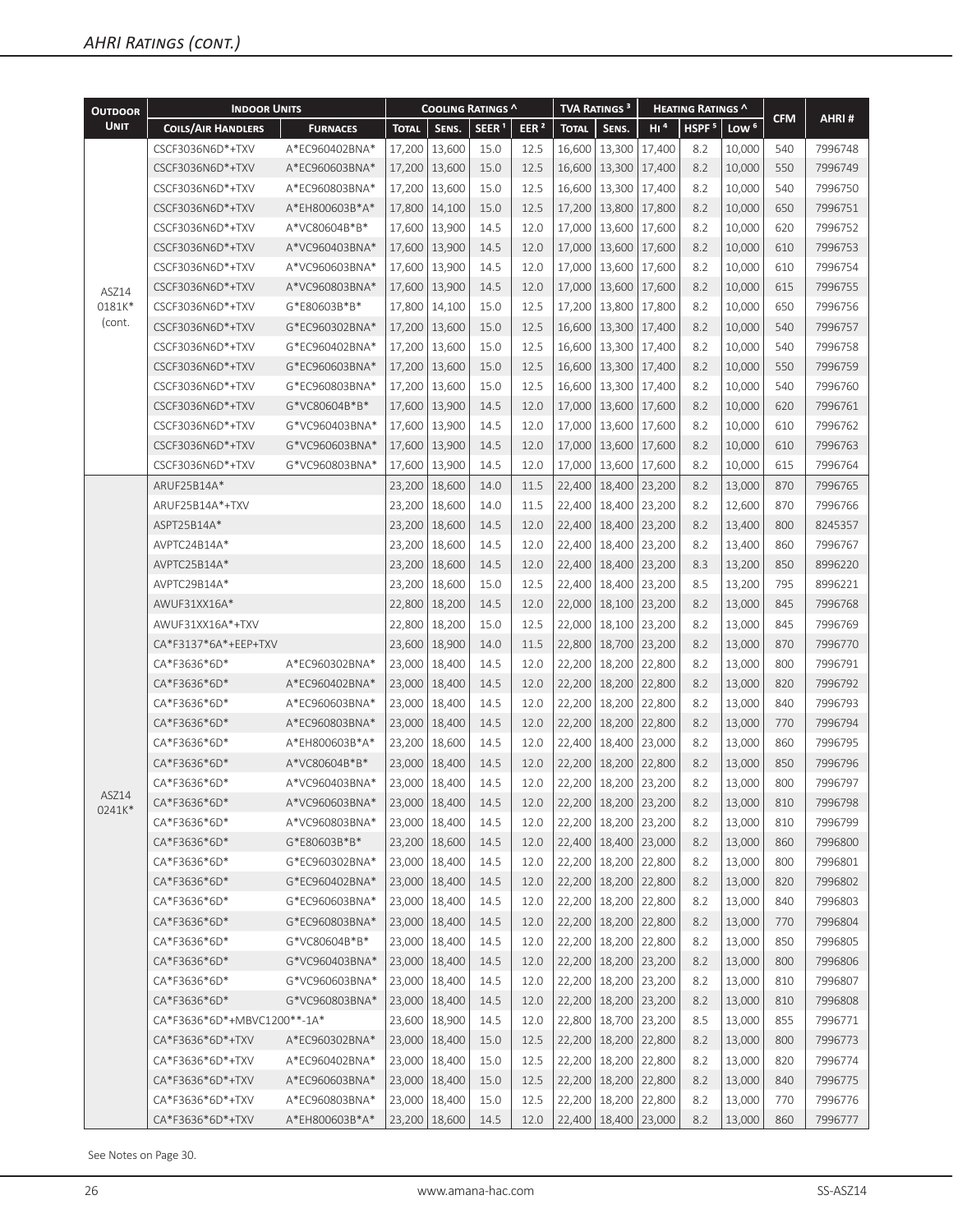## AHRI Ratings (cont.)

| Outdoor Unit | Indoor Units | | Cooling Ratings ^ | | | | TVA Ratings [3] | | Heating Ratings ^ | | | CFM | AHRI # |
|---|---|---|---|---|---|---|---|---|---|---|---|---|---|
| | Coils/Air Handlers | Furnaces | Total | Sens. | SEER [1] | EER [2] | Total | Sens. | HI [4] | HSPF [5] | Low [6] | | |
| ASZ14 0181K* (cont. | CSCF3036N6D*+TXV | A*EC960402BNA* | 17,200 | 13,600 | 15.0 | 12.5 | 16,600 | 13,300 | 17,400 | 8.2 | 10,000 | 540 | 7996748 |
| | CSCF3036N6D*+TXV | A*EC960603BNA* | 17,200 | 13,600 | 15.0 | 12.5 | 16,600 | 13,300 | 17,400 | 8.2 | 10,000 | 550 | 7996749 |
| | CSCF3036N6D*+TXV | A*EC960803BNA* | 17,200 | 13,600 | 15.0 | 12.5 | 16,600 | 13,300 | 17,400 | 8.2 | 10,000 | 540 | 7996750 |
| | CSCF3036N6D*+TXV | A*EH800603B*A* | 17,800 | 14,100 | 15.0 | 12.5 | 17,200 | 13,800 | 17,800 | 8.2 | 10,000 | 650 | 7996751 |
| | CSCF3036N6D*+TXV | A*VC80604B*B* | 17,600 | 13,900 | 14.5 | 12.0 | 17,000 | 13,600 | 17,600 | 8.2 | 10,000 | 620 | 7996752 |
| | CSCF3036N6D*+TXV | A*VC960403BNA* | 17,600 | 13,900 | 14.5 | 12.0 | 17,000 | 13,600 | 17,600 | 8.2 | 10,000 | 610 | 7996753 |
| | CSCF3036N6D*+TXV | A*VC960603BNA* | 17,600 | 13,900 | 14.5 | 12.0 | 17,000 | 13,600 | 17,600 | 8.2 | 10,000 | 610 | 7996754 |
| | CSCF3036N6D*+TXV | A*VC960803BNA* | 17,600 | 13,900 | 14.5 | 12.0 | 17,000 | 13,600 | 17,600 | 8.2 | 10,000 | 615 | 7996755 |
| | CSCF3036N6D*+TXV | G*E80603B*B* | 17,800 | 14,100 | 15.0 | 12.5 | 17,200 | 13,800 | 17,800 | 8.2 | 10,000 | 650 | 7996756 |
| | CSCF3036N6D*+TXV | G*EC960302BNA* | 17,200 | 13,600 | 15.0 | 12.5 | 16,600 | 13,300 | 17,400 | 8.2 | 10,000 | 540 | 7996757 |
| | CSCF3036N6D*+TXV | G*EC960402BNA* | 17,200 | 13,600 | 15.0 | 12.5 | 16,600 | 13,300 | 17,400 | 8.2 | 10,000 | 540 | 7996758 |
| | CSCF3036N6D*+TXV | G*EC960603BNA* | 17,200 | 13,600 | 15.0 | 12.5 | 16,600 | 13,300 | 17,400 | 8.2 | 10,000 | 550 | 7996759 |
| | CSCF3036N6D*+TXV | G*EC960803BNA* | 17,200 | 13,600 | 15.0 | 12.5 | 16,600 | 13,300 | 17,400 | 8.2 | 10,000 | 540 | 7996760 |
| | CSCF3036N6D*+TXV | G*VC80604B*B* | 17,600 | 13,900 | 14.5 | 12.0 | 17,000 | 13,600 | 17,600 | 8.2 | 10,000 | 620 | 7996761 |
| | CSCF3036N6D*+TXV | G*VC960403BNA* | 17,600 | 13,900 | 14.5 | 12.0 | 17,000 | 13,600 | 17,600 | 8.2 | 10,000 | 610 | 7996762 |
| | CSCF3036N6D*+TXV | G*VC960603BNA* | 17,600 | 13,900 | 14.5 | 12.0 | 17,000 | 13,600 | 17,600 | 8.2 | 10,000 | 610 | 7996763 |
| | CSCF3036N6D*+TXV | G*VC960803BNA* | 17,600 | 13,900 | 14.5 | 12.0 | 17,000 | 13,600 | 17,600 | 8.2 | 10,000 | 615 | 7996764 |
| ASZ14 0241K* | ARUF25B14A* | | 23,200 | 18,600 | 14.0 | 11.5 | 22,400 | 18,400 | 23,200 | 8.2 | 13,000 | 870 | 7996765 |
| | ARUF25B14A*+TXV | | 23,200 | 18,600 | 14.0 | 11.5 | 22,400 | 18,400 | 23,200 | 8.2 | 12,600 | 870 | 7996766 |
| | ASPT25B14A* | | 23,200 | 18,600 | 14.5 | 12.0 | 22,400 | 18,400 | 23,200 | 8.2 | 13,400 | 800 | 8245357 |
| | AVPTC24B14A* | | 23,200 | 18,600 | 14.5 | 12.0 | 22,400 | 18,400 | 23,200 | 8.2 | 13,400 | 860 | 7996767 |
| | AVPTC25B14A* | | 23,200 | 18,600 | 14.5 | 12.0 | 22,400 | 18,400 | 23,200 | 8.3 | 13,200 | 850 | 8996220 |
| | AVPTC29B14A* | | 23,200 | 18,600 | 15.0 | 12.5 | 22,400 | 18,400 | 23,200 | 8.5 | 13,200 | 795 | 8996221 |
| | AWUF31XX16A* | | 22,800 | 18,200 | 14.5 | 12.0 | 22,000 | 18,100 | 23,200 | 8.2 | 13,000 | 845 | 7996768 |
| | AWUF31XX16A*+TXV | | 22,800 | 18,200 | 15.0 | 12.5 | 22,000 | 18,100 | 23,200 | 8.2 | 13,000 | 845 | 7996769 |
| | CA*F3137*6A*+EEP+TXV | | 23,600 | 18,900 | 14.0 | 11.5 | 22,800 | 18,700 | 23,200 | 8.2 | 13,000 | 870 | 7996770 |
| | CA*F3636*6D* | A*EC960302BNA* | 23,000 | 18,400 | 14.5 | 12.0 | 22,200 | 18,200 | 22,800 | 8.2 | 13,000 | 800 | 7996791 |
| | CA*F3636*6D* | A*EC960402BNA* | 23,000 | 18,400 | 14.5 | 12.0 | 22,200 | 18,200 | 22,800 | 8.2 | 13,000 | 820 | 7996792 |
| | CA*F3636*6D* | A*EC960603BNA* | 23,000 | 18,400 | 14.5 | 12.0 | 22,200 | 18,200 | 22,800 | 8.2 | 13,000 | 840 | 7996793 |
| | CA*F3636*6D* | A*EC960803BNA* | 23,000 | 18,400 | 14.5 | 12.0 | 22,200 | 18,200 | 22,800 | 8.2 | 13,000 | 770 | 7996794 |
| | CA*F3636*6D* | A*EH800603B*A* | 23,200 | 18,600 | 14.5 | 12.0 | 22,400 | 18,400 | 23,000 | 8.2 | 13,000 | 860 | 7996795 |
| | CA*F3636*6D* | A*VC80604B*B* | 23,000 | 18,400 | 14.5 | 12.0 | 22,200 | 18,200 | 22,800 | 8.2 | 13,000 | 850 | 7996796 |
| | CA*F3636*6D* | A*VC960403BNA* | 23,000 | 18,400 | 14.5 | 12.0 | 22,200 | 18,200 | 23,200 | 8.2 | 13,000 | 800 | 7996797 |
| | CA*F3636*6D* | A*VC960603BNA* | 23,000 | 18,400 | 14.5 | 12.0 | 22,200 | 18,200 | 23,200 | 8.2 | 13,000 | 810 | 7996798 |
| | CA*F3636*6D* | A*VC960803BNA* | 23,000 | 18,400 | 14.5 | 12.0 | 22,200 | 18,200 | 23,200 | 8.2 | 13,000 | 810 | 7996799 |
| | CA*F3636*6D* | G*E80603B*B* | 23,200 | 18,600 | 14.5 | 12.0 | 22,400 | 18,400 | 23,000 | 8.2 | 13,000 | 860 | 7996800 |
| | CA*F3636*6D* | G*EC960302BNA* | 23,000 | 18,400 | 14.5 | 12.0 | 22,200 | 18,200 | 22,800 | 8.2 | 13,000 | 800 | 7996801 |
| | CA*F3636*6D* | G*EC960402BNA* | 23,000 | 18,400 | 14.5 | 12.0 | 22,200 | 18,200 | 22,800 | 8.2 | 13,000 | 820 | 7996802 |
| | CA*F3636*6D* | G*EC960603BNA* | 23,000 | 18,400 | 14.5 | 12.0 | 22,200 | 18,200 | 22,800 | 8.2 | 13,000 | 840 | 7996803 |
| | CA*F3636*6D* | G*EC960803BNA* | 23,000 | 18,400 | 14.5 | 12.0 | 22,200 | 18,200 | 22,800 | 8.2 | 13,000 | 770 | 7996804 |
| | CA*F3636*6D* | G*VC80604B*B* | 23,000 | 18,400 | 14.5 | 12.0 | 22,200 | 18,200 | 22,800 | 8.2 | 13,000 | 850 | 7996805 |
| | CA*F3636*6D* | G*VC960403BNA* | 23,000 | 18,400 | 14.5 | 12.0 | 22,200 | 18,200 | 23,200 | 8.2 | 13,000 | 800 | 7996806 |
| | CA*F3636*6D* | G*VC960603BNA* | 23,000 | 18,400 | 14.5 | 12.0 | 22,200 | 18,200 | 23,200 | 8.2 | 13,000 | 810 | 7996807 |
| | CA*F3636*6D* | G*VC960803BNA* | 23,000 | 18,400 | 14.5 | 12.0 | 22,200 | 18,200 | 23,200 | 8.2 | 13,000 | 810 | 7996808 |
| | CA*F3636*6D*+MBVC1200**-1A* | | 23,600 | 18,900 | 14.5 | 12.0 | 22,800 | 18,700 | 23,200 | 8.5 | 13,000 | 855 | 7996771 |
| | CA*F3636*6D*+TXV | A*EC960302BNA* | 23,000 | 18,400 | 15.0 | 12.5 | 22,200 | 18,200 | 22,800 | 8.2 | 13,000 | 800 | 7996773 |
| | CA*F3636*6D*+TXV | A*EC960402BNA* | 23,000 | 18,400 | 15.0 | 12.5 | 22,200 | 18,200 | 22,800 | 8.2 | 13,000 | 820 | 7996774 |
| | CA*F3636*6D*+TXV | A*EC960603BNA* | 23,000 | 18,400 | 15.0 | 12.5 | 22,200 | 18,200 | 22,800 | 8.2 | 13,000 | 840 | 7996775 |
| | CA*F3636*6D*+TXV | A*EC960803BNA* | 23,000 | 18,400 | 15.0 | 12.5 | 22,200 | 18,200 | 22,800 | 8.2 | 13,000 | 770 | 7996776 |
| | CA*F3636*6D*+TXV | A*EH800603B*A* | 23,200 | 18,600 | 14.5 | 12.0 | 22,400 | 18,400 | 23,000 | 8.2 | 13,000 | 860 | 7996777 |

See Notes on Page 30.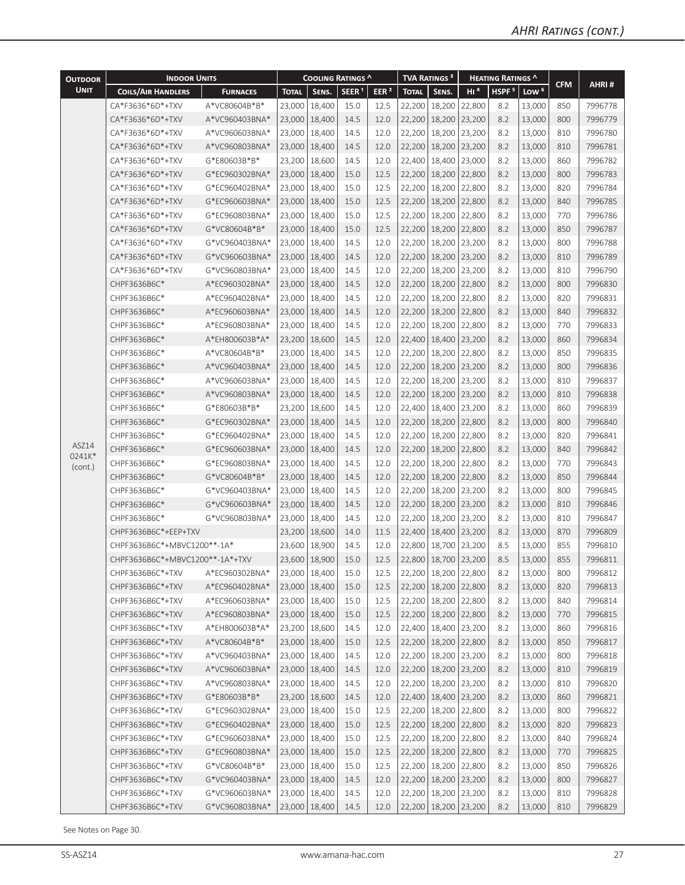## AHRI Ratings (cont.)

| Outdoor Unit | Indoor Units | | Cooling Ratings ^ | | | | TVA Ratings ³ | | Heating Ratings ^ | | | CFM | AHRI # |
|---|---|---|---|---|---|---|---|---|---|---|---|---|---|
| | Coils/Air Handlers | Furnaces | Total | Sens. | SEER ¹ | EER ² | Total | Sens. | HI ⁴ | HSPF ⁵ | Low ⁶ | | |
| ASZ14 0241K* (cont.) | CA*F3636*6D*+TXV | A*VC80604B*B* | 23,000 | 18,400 | 15.0 | 12.5 | 22,200 | 18,200 | 22,800 | 8.2 | 13,000 | 850 | 7996778 |
| | CA*F3636*6D*+TXV | A*VC960403BNA* | 23,000 | 18,400 | 14.5 | 12.0 | 22,200 | 18,200 | 23,200 | 8.2 | 13,000 | 800 | 7996779 |
| | CA*F3636*6D*+TXV | A*VC960603BNA* | 23,000 | 18,400 | 14.5 | 12.0 | 22,200 | 18,200 | 23,200 | 8.2 | 13,000 | 810 | 7996780 |
| | CA*F3636*6D*+TXV | A*VC960803BNA* | 23,000 | 18,400 | 14.5 | 12.0 | 22,200 | 18,200 | 23,200 | 8.2 | 13,000 | 810 | 7996781 |
| | CA*F3636*6D*+TXV | G*E80603B*B* | 23,200 | 18,600 | 14.5 | 12.0 | 22,400 | 18,400 | 23,000 | 8.2 | 13,000 | 860 | 7996782 |
| | CA*F3636*6D*+TXV | G*EC960302BNA* | 23,000 | 18,400 | 15.0 | 12.5 | 22,200 | 18,200 | 22,800 | 8.2 | 13,000 | 800 | 7996783 |
| | CA*F3636*6D*+TXV | G*EC960402BNA* | 23,000 | 18,400 | 15.0 | 12.5 | 22,200 | 18,200 | 22,800 | 8.2 | 13,000 | 820 | 7996784 |
| | CA*F3636*6D*+TXV | G*EC960603BNA* | 23,000 | 18,400 | 15.0 | 12.5 | 22,200 | 18,200 | 22,800 | 8.2 | 13,000 | 840 | 7996785 |
| | CA*F3636*6D*+TXV | G*EC960803BNA* | 23,000 | 18,400 | 15.0 | 12.5 | 22,200 | 18,200 | 22,800 | 8.2 | 13,000 | 770 | 7996786 |
| | CA*F3636*6D*+TXV | G*VC80604B*B* | 23,000 | 18,400 | 15.0 | 12.5 | 22,200 | 18,200 | 22,800 | 8.2 | 13,000 | 850 | 7996787 |
| | CA*F3636*6D*+TXV | G*VC960403BNA* | 23,000 | 18,400 | 14.5 | 12.0 | 22,200 | 18,200 | 23,200 | 8.2 | 13,000 | 800 | 7996788 |
| | CA*F3636*6D*+TXV | G*VC960603BNA* | 23,000 | 18,400 | 14.5 | 12.0 | 22,200 | 18,200 | 23,200 | 8.2 | 13,000 | 810 | 7996789 |
| | CA*F3636*6D*+TXV | G*VC960803BNA* | 23,000 | 18,400 | 14.5 | 12.0 | 22,200 | 18,200 | 23,200 | 8.2 | 13,000 | 810 | 7996790 |
| | CHPF3636B6C* | A*EC960302BNA* | 23,000 | 18,400 | 14.5 | 12.0 | 22,200 | 18,200 | 22,800 | 8.2 | 13,000 | 800 | 7996830 |
| | CHPF3636B6C* | A*EC960402BNA* | 23,000 | 18,400 | 14.5 | 12.0 | 22,200 | 18,200 | 22,800 | 8.2 | 13,000 | 820 | 7996831 |
| | CHPF3636B6C* | A*EC960603BNA* | 23,000 | 18,400 | 14.5 | 12.0 | 22,200 | 18,200 | 22,800 | 8.2 | 13,000 | 840 | 7996832 |
| | CHPF3636B6C* | A*EC960803BNA* | 23,000 | 18,400 | 14.5 | 12.0 | 22,200 | 18,200 | 22,800 | 8.2 | 13,000 | 770 | 7996833 |
| | CHPF3636B6C* | A*EH800603B*A* | 23,200 | 18,600 | 14.5 | 12.0 | 22,400 | 18,400 | 23,200 | 8.2 | 13,000 | 860 | 7996834 |
| | CHPF3636B6C* | A*VC80604B*B* | 23,000 | 18,400 | 14.5 | 12.0 | 22,200 | 18,200 | 22,800 | 8.2 | 13,000 | 850 | 7996835 |
| | CHPF3636B6C* | A*VC960403BNA* | 23,000 | 18,400 | 14.5 | 12.0 | 22,200 | 18,200 | 23,200 | 8.2 | 13,000 | 800 | 7996836 |
| | CHPF3636B6C* | A*VC960603BNA* | 23,000 | 18,400 | 14.5 | 12.0 | 22,200 | 18,200 | 23,200 | 8.2 | 13,000 | 810 | 7996837 |
| | CHPF3636B6C* | A*VC960803BNA* | 23,000 | 18,400 | 14.5 | 12.0 | 22,200 | 18,200 | 23,200 | 8.2 | 13,000 | 810 | 7996838 |
| | CHPF3636B6C* | G*E80603B*B* | 23,200 | 18,600 | 14.5 | 12.0 | 22,400 | 18,400 | 23,200 | 8.2 | 13,000 | 860 | 7996839 |
| | CHPF3636B6C* | G*EC960302BNA* | 23,000 | 18,400 | 14.5 | 12.0 | 22,200 | 18,200 | 22,800 | 8.2 | 13,000 | 800 | 7996840 |
| | CHPF3636B6C* | G*EC960402BNA* | 23,000 | 18,400 | 14.5 | 12.0 | 22,200 | 18,200 | 22,800 | 8.2 | 13,000 | 820 | 7996841 |
| | CHPF3636B6C* | G*EC960603BNA* | 23,000 | 18,400 | 14.5 | 12.0 | 22,200 | 18,200 | 22,800 | 8.2 | 13,000 | 840 | 7996842 |
| | CHPF3636B6C* | G*EC960803BNA* | 23,000 | 18,400 | 14.5 | 12.0 | 22,200 | 18,200 | 22,800 | 8.2 | 13,000 | 770 | 7996843 |
| | CHPF3636B6C* | G*VC80604B*B* | 23,000 | 18,400 | 14.5 | 12.0 | 22,200 | 18,200 | 22,800 | 8.2 | 13,000 | 850 | 7996844 |
| | CHPF3636B6C* | G*VC960403BNA* | 23,000 | 18,400 | 14.5 | 12.0 | 22,200 | 18,200 | 23,200 | 8.2 | 13,000 | 800 | 7996845 |
| | CHPF3636B6C* | G*VC960603BNA* | 23,000 | 18,400 | 14.5 | 12.0 | 22,200 | 18,200 | 23,200 | 8.2 | 13,000 | 810 | 7996846 |
| | CHPF3636B6C* | G*VC960803BNA* | 23,000 | 18,400 | 14.5 | 12.0 | 22,200 | 18,200 | 23,200 | 8.2 | 13,000 | 810 | 7996847 |
| | CHPF3636B6C*+EEP+TXV | | 23,200 | 18,600 | 14.0 | 11.5 | 22,400 | 18,400 | 23,200 | 8.2 | 13,000 | 870 | 7996809 |
| | CHPF3636B6C*+MBVC1200**-1A* | | 23,600 | 18,900 | 14.5 | 12.0 | 22,800 | 18,700 | 23,200 | 8.5 | 13,000 | 855 | 7996810 |
| | CHPF3636B6C*+MBVC1200**-1A*+TXV | | 23,600 | 18,900 | 15.0 | 12.5 | 22,800 | 18,700 | 23,200 | 8.5 | 13,000 | 855 | 7996811 |
| | CHPF3636B6C*+TXV | A*EC960302BNA* | 23,000 | 18,400 | 15.0 | 12.5 | 22,200 | 18,200 | 22,800 | 8.2 | 13,000 | 800 | 7996812 |
| | CHPF3636B6C*+TXV | A*EC960402BNA* | 23,000 | 18,400 | 15.0 | 12.5 | 22,200 | 18,200 | 22,800 | 8.2 | 13,000 | 820 | 7996813 |
| | CHPF3636B6C*+TXV | A*EC960603BNA* | 23,000 | 18,400 | 15.0 | 12.5 | 22,200 | 18,200 | 22,800 | 8.2 | 13,000 | 840 | 7996814 |
| | CHPF3636B6C*+TXV | A*EC960803BNA* | 23,000 | 18,400 | 15.0 | 12.5 | 22,200 | 18,200 | 22,800 | 8.2 | 13,000 | 770 | 7996815 |
| | CHPF3636B6C*+TXV | A*EH800603B*A* | 23,200 | 18,600 | 14.5 | 12.0 | 22,400 | 18,400 | 23,200 | 8.2 | 13,000 | 860 | 7996816 |
| | CHPF3636B6C*+TXV | A*VC80604B*B* | 23,000 | 18,400 | 15.0 | 12.5 | 22,200 | 18,200 | 22,800 | 8.2 | 13,000 | 850 | 7996817 |
| | CHPF3636B6C*+TXV | A*VC960403BNA* | 23,000 | 18,400 | 14.5 | 12.0 | 22,200 | 18,200 | 23,200 | 8.2 | 13,000 | 800 | 7996818 |
| | CHPF3636B6C*+TXV | A*VC960603BNA* | 23,000 | 18,400 | 14.5 | 12.0 | 22,200 | 18,200 | 23,200 | 8.2 | 13,000 | 810 | 7996819 |
| | CHPF3636B6C*+TXV | A*VC960803BNA* | 23,000 | 18,400 | 14.5 | 12.0 | 22,200 | 18,200 | 23,200 | 8.2 | 13,000 | 810 | 7996820 |
| | CHPF3636B6C*+TXV | G*E80603B*B* | 23,200 | 18,600 | 14.5 | 12.0 | 22,400 | 18,400 | 23,200 | 8.2 | 13,000 | 860 | 7996821 |
| | CHPF3636B6C*+TXV | G*EC960302BNA* | 23,000 | 18,400 | 15.0 | 12.5 | 22,200 | 18,200 | 22,800 | 8.2 | 13,000 | 800 | 7996822 |
| | CHPF3636B6C*+TXV | G*EC960402BNA* | 23,000 | 18,400 | 15.0 | 12.5 | 22,200 | 18,200 | 22,800 | 8.2 | 13,000 | 820 | 7996823 |
| | CHPF3636B6C*+TXV | G*EC960603BNA* | 23,000 | 18,400 | 15.0 | 12.5 | 22,200 | 18,200 | 22,800 | 8.2 | 13,000 | 840 | 7996824 |
| | CHPF3636B6C*+TXV | G*EC960803BNA* | 23,000 | 18,400 | 15.0 | 12.5 | 22,200 | 18,200 | 22,800 | 8.2 | 13,000 | 770 | 7996825 |
| | CHPF3636B6C*+TXV | G*VC80604B*B* | 23,000 | 18,400 | 15.0 | 12.5 | 22,200 | 18,200 | 22,800 | 8.2 | 13,000 | 850 | 7996826 |
| | CHPF3636B6C*+TXV | G*VC960403BNA* | 23,000 | 18,400 | 14.5 | 12.0 | 22,200 | 18,200 | 23,200 | 8.2 | 13,000 | 800 | 7996827 |
| | CHPF3636B6C*+TXV | G*VC960603BNA* | 23,000 | 18,400 | 14.5 | 12.0 | 22,200 | 18,200 | 23,200 | 8.2 | 13,000 | 810 | 7996828 |
| | CHPF3636B6C*+TXV | G*VC960803BNA* | 23,000 | 18,400 | 14.5 | 12.0 | 22,200 | 18,200 | 23,200 | 8.2 | 13,000 | 810 | 7996829 |

See Notes on Page 30.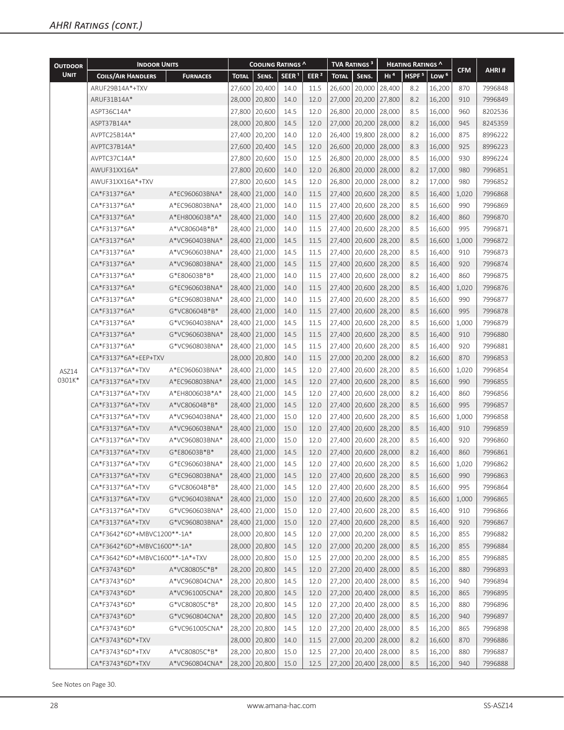## AHRI Ratings (cont.)

| Outdoor Unit | Indoor Units | | Cooling Ratings ^ | | | | TVA Ratings ³ | | Heating Ratings ^ | | | CFM | AHRI # |
|---|---|---|---|---|---|---|---|---|---|---|---|---|---|
| | Coils/Air Handlers | Furnaces | Total | Sens. | SEER ¹ | EER ² | Total | Sens. | HI ⁴ | HSPF ⁵ | Low ⁶ | | |
| ASZ14 0301K* | ARUF29B14A*+TXV | | 27,600 | 20,400 | 14.0 | 11.5 | 26,600 | 20,000 | 28,400 | 8.2 | 16,200 | 870 | 7996848 |
| | ARUF31B14A* | | 28,000 | 20,800 | 14.0 | 12.0 | 27,000 | 20,200 | 27,800 | 8.2 | 16,200 | 910 | 7996849 |
| | ASPT36C14A* | | 27,800 | 20,600 | 14.5 | 12.0 | 26,800 | 20,000 | 28,000 | 8.5 | 16,000 | 960 | 8202536 |
| | ASPT37B14A* | | 28,000 | 20,800 | 14.5 | 12.0 | 27,000 | 20,200 | 28,000 | 8.2 | 16,000 | 945 | 8245359 |
| | AVPTC25B14A* | | 27,400 | 20,200 | 14.0 | 12.0 | 26,400 | 19,800 | 28,000 | 8.2 | 16,000 | 875 | 8996222 |
| | AVPTC37B14A* | | 27,600 | 20,400 | 14.5 | 12.0 | 26,600 | 20,000 | 28,000 | 8.3 | 16,000 | 925 | 8996223 |
| | AVPTC37C14A* | | 27,800 | 20,600 | 15.0 | 12.5 | 26,800 | 20,000 | 28,000 | 8.5 | 16,000 | 930 | 8996224 |
| | AWUF31XX16A* | | 27,800 | 20,600 | 14.0 | 12.0 | 26,800 | 20,000 | 28,000 | 8.2 | 17,000 | 980 | 7996851 |
| | AWUF31XX16A*+TXV | | 27,800 | 20,600 | 14.5 | 12.0 | 26,800 | 20,000 | 28,000 | 8.2 | 17,000 | 980 | 7996852 |
| | CA*F3137*6A* | A*EC960603BNA* | 28,400 | 21,000 | 14.0 | 11.5 | 27,400 | 20,600 | 28,200 | 8.5 | 16,400 | 1,020 | 7996868 |
| | CA*F3137*6A* | A*EC960803BNA* | 28,400 | 21,000 | 14.0 | 11.5 | 27,400 | 20,600 | 28,200 | 8.5 | 16,600 | 990 | 7996869 |
| | CA*F3137*6A* | A*EH800603B*A* | 28,400 | 21,000 | 14.0 | 11.5 | 27,400 | 20,600 | 28,000 | 8.2 | 16,400 | 860 | 7996870 |
| | CA*F3137*6A* | A*VC80604B*B* | 28,400 | 21,000 | 14.0 | 11.5 | 27,400 | 20,600 | 28,200 | 8.5 | 16,600 | 995 | 7996871 |
| | CA*F3137*6A* | A*VC960403BNA* | 28,400 | 21,000 | 14.5 | 11.5 | 27,400 | 20,600 | 28,200 | 8.5 | 16,600 | 1,000 | 7996872 |
| | CA*F3137*6A* | A*VC960603BNA* | 28,400 | 21,000 | 14.5 | 11.5 | 27,400 | 20,600 | 28,200 | 8.5 | 16,400 | 910 | 7996873 |
| | CA*F3137*6A* | A*VC960803BNA* | 28,400 | 21,000 | 14.5 | 11.5 | 27,400 | 20,600 | 28,200 | 8.5 | 16,400 | 920 | 7996874 |
| | CA*F3137*6A* | G*E80603B*B* | 28,400 | 21,000 | 14.0 | 11.5 | 27,400 | 20,600 | 28,000 | 8.2 | 16,400 | 860 | 7996875 |
| | CA*F3137*6A* | G*EC960603BNA* | 28,400 | 21,000 | 14.0 | 11.5 | 27,400 | 20,600 | 28,200 | 8.5 | 16,400 | 1,020 | 7996876 |
| | CA*F3137*6A* | G*EC960803BNA* | 28,400 | 21,000 | 14.0 | 11.5 | 27,400 | 20,600 | 28,200 | 8.5 | 16,600 | 990 | 7996877 |
| | CA*F3137*6A* | G*VC80604B*B* | 28,400 | 21,000 | 14.0 | 11.5 | 27,400 | 20,600 | 28,200 | 8.5 | 16,600 | 995 | 7996878 |
| | CA*F3137*6A* | G*VC960403BNA* | 28,400 | 21,000 | 14.5 | 11.5 | 27,400 | 20,600 | 28,200 | 8.5 | 16,600 | 1,000 | 7996879 |
| | CA*F3137*6A* | G*VC960603BNA* | 28,400 | 21,000 | 14.5 | 11.5 | 27,400 | 20,600 | 28,200 | 8.5 | 16,400 | 910 | 7996880 |
| | CA*F3137*6A* | G*VC960803BNA* | 28,400 | 21,000 | 14.5 | 11.5 | 27,400 | 20,600 | 28,200 | 8.5 | 16,400 | 920 | 7996881 |
| | CA*F3137*6A*+EEP+TXV | | 28,000 | 20,800 | 14.0 | 11.5 | 27,000 | 20,200 | 28,000 | 8.2 | 16,600 | 870 | 7996853 |
| | CA*F3137*6A*+TXV | A*EC960603BNA* | 28,400 | 21,000 | 14.5 | 12.0 | 27,400 | 20,600 | 28,200 | 8.5 | 16,600 | 1,020 | 7996854 |
| | CA*F3137*6A*+TXV | A*EC960803BNA* | 28,400 | 21,000 | 14.5 | 12.0 | 27,400 | 20,600 | 28,200 | 8.5 | 16,600 | 990 | 7996855 |
| | CA*F3137*6A*+TXV | A*EH800603B*A* | 28,400 | 21,000 | 14.5 | 12.0 | 27,400 | 20,600 | 28,000 | 8.2 | 16,400 | 860 | 7996856 |
| | CA*F3137*6A*+TXV | A*VC80604B*B* | 28,400 | 21,000 | 14.5 | 12.0 | 27,400 | 20,600 | 28,200 | 8.5 | 16,600 | 995 | 7996857 |
| | CA*F3137*6A*+TXV | A*VC960403BNA* | 28,400 | 21,000 | 15.0 | 12.0 | 27,400 | 20,600 | 28,200 | 8.5 | 16,600 | 1,000 | 7996858 |
| | CA*F3137*6A*+TXV | A*VC960603BNA* | 28,400 | 21,000 | 15.0 | 12.0 | 27,400 | 20,600 | 28,200 | 8.5 | 16,400 | 910 | 7996859 |
| | CA*F3137*6A*+TXV | A*VC960803BNA* | 28,400 | 21,000 | 15.0 | 12.0 | 27,400 | 20,600 | 28,200 | 8.5 | 16,400 | 920 | 7996860 |
| | CA*F3137*6A*+TXV | G*E80603B*B* | 28,400 | 21,000 | 14.5 | 12.0 | 27,400 | 20,600 | 28,000 | 8.2 | 16,400 | 860 | 7996861 |
| | CA*F3137*6A*+TXV | G*EC960603BNA* | 28,400 | 21,000 | 14.5 | 12.0 | 27,400 | 20,600 | 28,200 | 8.5 | 16,600 | 1,020 | 7996862 |
| | CA*F3137*6A*+TXV | G*EC960803BNA* | 28,400 | 21,000 | 14.5 | 12.0 | 27,400 | 20,600 | 28,200 | 8.5 | 16,600 | 990 | 7996863 |
| | CA*F3137*6A*+TXV | G*VC80604B*B* | 28,400 | 21,000 | 14.5 | 12.0 | 27,400 | 20,600 | 28,200 | 8.5 | 16,600 | 995 | 7996864 |
| | CA*F3137*6A*+TXV | G*VC960403BNA* | 28,400 | 21,000 | 15.0 | 12.0 | 27,400 | 20,600 | 28,200 | 8.5 | 16,600 | 1,000 | 7996865 |
| | CA*F3137*6A*+TXV | G*VC960603BNA* | 28,400 | 21,000 | 15.0 | 12.0 | 27,400 | 20,600 | 28,200 | 8.5 | 16,400 | 910 | 7996866 |
| | CA*F3137*6A*+TXV | G*VC960803BNA* | 28,400 | 21,000 | 15.0 | 12.0 | 27,400 | 20,600 | 28,200 | 8.5 | 16,400 | 920 | 7996867 |
| | CA*F3642*6D*+MBVC1200**-1A* | | 28,000 | 20,800 | 14.5 | 12.0 | 27,000 | 20,200 | 28,000 | 8.5 | 16,200 | 855 | 7996882 |
| | CA*F3642*6D*+MBVC1600**-1A* | | 28,000 | 20,800 | 14.5 | 12.0 | 27,000 | 20,200 | 28,000 | 8.5 | 16,200 | 855 | 7996884 |
| | CA*F3642*6D*+MBVC1600**-1A*+TXV | | 28,000 | 20,800 | 15.0 | 12.5 | 27,000 | 20,200 | 28,000 | 8.5 | 16,200 | 855 | 7996885 |
| | CA*F3743*6D* | A*VC80805C*B* | 28,200 | 20,800 | 14.5 | 12.0 | 27,200 | 20,400 | 28,000 | 8.5 | 16,200 | 880 | 7996893 |
| | CA*F3743*6D* | A*VC960804CNA* | 28,200 | 20,800 | 14.5 | 12.0 | 27,200 | 20,400 | 28,000 | 8.5 | 16,200 | 940 | 7996894 |
| | CA*F3743*6D* | A*VC961005CNA* | 28,200 | 20,800 | 14.5 | 12.0 | 27,200 | 20,400 | 28,000 | 8.5 | 16,200 | 865 | 7996895 |
| | CA*F3743*6D* | G*VC80805C*B* | 28,200 | 20,800 | 14.5 | 12.0 | 27,200 | 20,400 | 28,000 | 8.5 | 16,200 | 880 | 7996896 |
| | CA*F3743*6D* | G*VC960804CNA* | 28,200 | 20,800 | 14.5 | 12.0 | 27,200 | 20,400 | 28,000 | 8.5 | 16,200 | 940 | 7996897 |
| | CA*F3743*6D* | G*VC961005CNA* | 28,200 | 20,800 | 14.5 | 12.0 | 27,200 | 20,400 | 28,000 | 8.5 | 16,200 | 865 | 7996898 |
| | CA*F3743*6D*+TXV | | 28,000 | 20,800 | 14.0 | 11.5 | 27,000 | 20,200 | 28,000 | 8.2 | 16,600 | 870 | 7996886 |
| | CA*F3743*6D*+TXV | A*VC80805C*B* | 28,200 | 20,800 | 15.0 | 12.5 | 27,200 | 20,400 | 28,000 | 8.5 | 16,200 | 880 | 7996887 |
| | CA*F3743*6D*+TXV | A*VC960804CNA* | 28,200 | 20,800 | 15.0 | 12.5 | 27,200 | 20,400 | 28,000 | 8.5 | 16,200 | 940 | 7996888 |

See Notes on Page 30.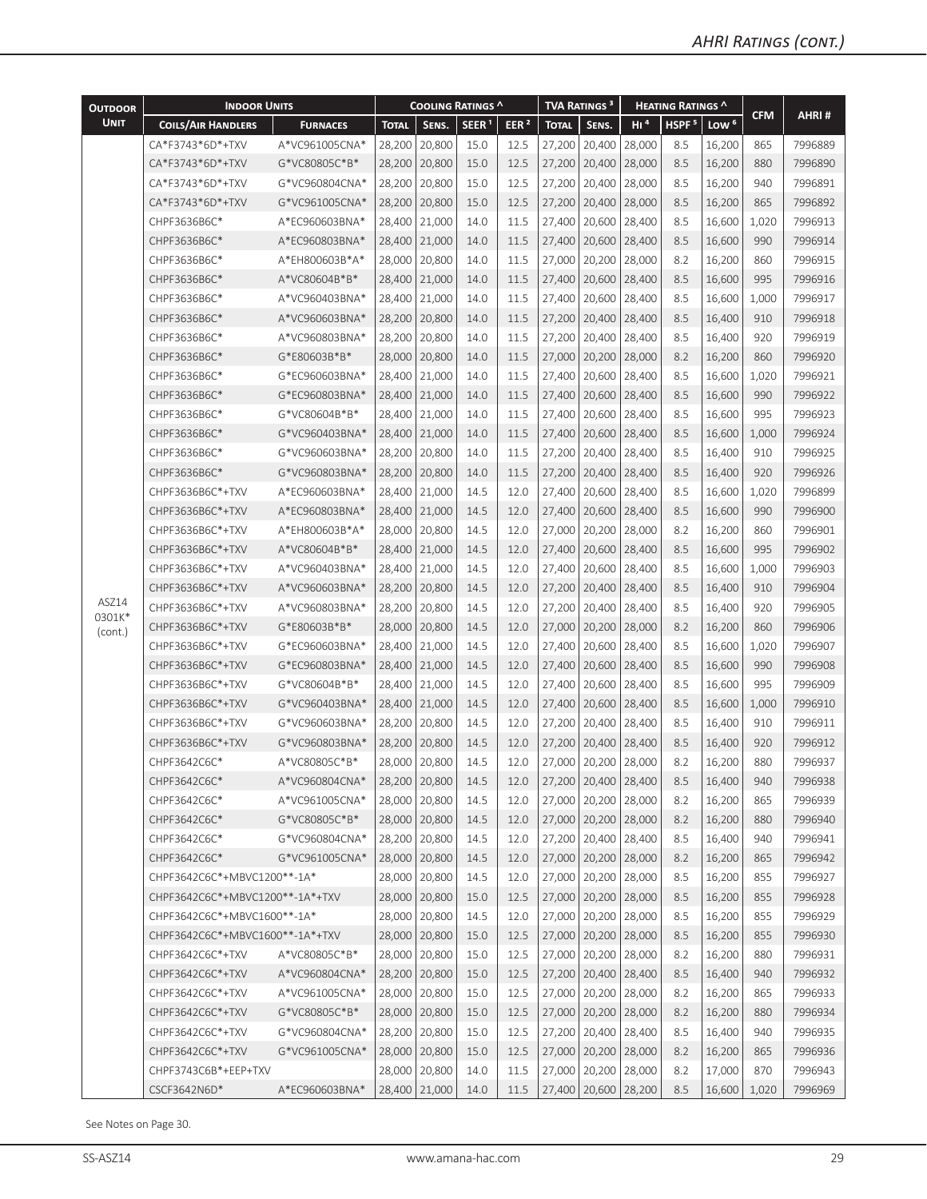## AHRI Ratings (cont.)

| Outdoor Unit | Indoor Units | | Cooling Ratings ^ | | | | TVA Ratings ³ | | Heating Ratings ^ | | | CFM | AHRI # |
|---|---|---|---|---|---|---|---|---|---|---|---|---|---|
| | Coils/Air Handlers | Furnaces | Total | Sens. | SEER ¹ | EER ² | Total | Sens. | HI ⁴ | HSPF ⁵ | Low ⁶ | | |
| ASZ14 0301K* (cont.) | CA*F3743*6D*+TXV | A*VC961005CNA* | 28,200 | 20,800 | 15.0 | 12.5 | 27,200 | 20,400 | 28,000 | 8.5 | 16,200 | 865 | 7996889 |
| | CA*F3743*6D*+TXV | G*VC80805C*B* | 28,200 | 20,800 | 15.0 | 12.5 | 27,200 | 20,400 | 28,000 | 8.5 | 16,200 | 880 | 7996890 |
| | CA*F3743*6D*+TXV | G*VC960804CNA* | 28,200 | 20,800 | 15.0 | 12.5 | 27,200 | 20,400 | 28,000 | 8.5 | 16,200 | 940 | 7996891 |
| | CA*F3743*6D*+TXV | G*VC961005CNA* | 28,200 | 20,800 | 15.0 | 12.5 | 27,200 | 20,400 | 28,000 | 8.5 | 16,200 | 865 | 7996892 |
| | CHPF3636B6C* | A*EC960603BNA* | 28,400 | 21,000 | 14.0 | 11.5 | 27,400 | 20,600 | 28,400 | 8.5 | 16,600 | 1,020 | 7996913 |
| | CHPF3636B6C* | A*EC960803BNA* | 28,400 | 21,000 | 14.0 | 11.5 | 27,400 | 20,600 | 28,400 | 8.5 | 16,600 | 990 | 7996914 |
| | CHPF3636B6C* | A*EH800603B*A* | 28,000 | 20,800 | 14.0 | 11.5 | 27,000 | 20,200 | 28,000 | 8.2 | 16,200 | 860 | 7996915 |
| | CHPF3636B6C* | A*VC80604B*B* | 28,400 | 21,000 | 14.0 | 11.5 | 27,400 | 20,600 | 28,400 | 8.5 | 16,600 | 995 | 7996916 |
| | CHPF3636B6C* | A*VC960403BNA* | 28,400 | 21,000 | 14.0 | 11.5 | 27,400 | 20,600 | 28,400 | 8.5 | 16,600 | 1,000 | 7996917 |
| | CHPF3636B6C* | A*VC960603BNA* | 28,200 | 20,800 | 14.0 | 11.5 | 27,200 | 20,400 | 28,400 | 8.5 | 16,400 | 910 | 7996918 |
| | CHPF3636B6C* | A*VC960803BNA* | 28,200 | 20,800 | 14.0 | 11.5 | 27,200 | 20,400 | 28,400 | 8.5 | 16,400 | 920 | 7996919 |
| | CHPF3636B6C* | G*E80603B*B* | 28,000 | 20,800 | 14.0 | 11.5 | 27,000 | 20,200 | 28,000 | 8.2 | 16,200 | 860 | 7996920 |
| | CHPF3636B6C* | G*EC960603BNA* | 28,400 | 21,000 | 14.0 | 11.5 | 27,400 | 20,600 | 28,400 | 8.5 | 16,600 | 1,020 | 7996921 |
| | CHPF3636B6C* | G*EC960803BNA* | 28,400 | 21,000 | 14.0 | 11.5 | 27,400 | 20,600 | 28,400 | 8.5 | 16,600 | 990 | 7996922 |
| | CHPF3636B6C* | G*VC80604B*B* | 28,400 | 21,000 | 14.0 | 11.5 | 27,400 | 20,600 | 28,400 | 8.5 | 16,600 | 995 | 7996923 |
| | CHPF3636B6C* | G*VC960403BNA* | 28,400 | 21,000 | 14.0 | 11.5 | 27,400 | 20,600 | 28,400 | 8.5 | 16,600 | 1,000 | 7996924 |
| | CHPF3636B6C* | G*VC960603BNA* | 28,200 | 20,800 | 14.0 | 11.5 | 27,200 | 20,400 | 28,400 | 8.5 | 16,400 | 910 | 7996925 |
| | CHPF3636B6C* | G*VC960803BNA* | 28,200 | 20,800 | 14.0 | 11.5 | 27,200 | 20,400 | 28,400 | 8.5 | 16,400 | 920 | 7996926 |
| | CHPF3636B6C*+TXV | A*EC960603BNA* | 28,400 | 21,000 | 14.5 | 12.0 | 27,400 | 20,600 | 28,400 | 8.5 | 16,600 | 1,020 | 7996899 |
| | CHPF3636B6C*+TXV | A*EC960803BNA* | 28,400 | 21,000 | 14.5 | 12.0 | 27,400 | 20,600 | 28,400 | 8.5 | 16,600 | 990 | 7996900 |
| | CHPF3636B6C*+TXV | A*EH800603B*A* | 28,000 | 20,800 | 14.5 | 12.0 | 27,000 | 20,200 | 28,000 | 8.2 | 16,200 | 860 | 7996901 |
| | CHPF3636B6C*+TXV | A*VC80604B*B* | 28,400 | 21,000 | 14.5 | 12.0 | 27,400 | 20,600 | 28,400 | 8.5 | 16,600 | 995 | 7996902 |
| | CHPF3636B6C*+TXV | A*VC960403BNA* | 28,400 | 21,000 | 14.5 | 12.0 | 27,400 | 20,600 | 28,400 | 8.5 | 16,600 | 1,000 | 7996903 |
| | CHPF3636B6C*+TXV | A*VC960603BNA* | 28,200 | 20,800 | 14.5 | 12.0 | 27,200 | 20,400 | 28,400 | 8.5 | 16,400 | 910 | 7996904 |
| | CHPF3636B6C*+TXV | A*VC960803BNA* | 28,200 | 20,800 | 14.5 | 12.0 | 27,200 | 20,400 | 28,400 | 8.5 | 16,400 | 920 | 7996905 |
| | CHPF3636B6C*+TXV | G*E80603B*B* | 28,000 | 20,800 | 14.5 | 12.0 | 27,000 | 20,200 | 28,000 | 8.2 | 16,200 | 860 | 7996906 |
| | CHPF3636B6C*+TXV | G*EC960603BNA* | 28,400 | 21,000 | 14.5 | 12.0 | 27,400 | 20,600 | 28,400 | 8.5 | 16,600 | 1,020 | 7996907 |
| | CHPF3636B6C*+TXV | G*EC960803BNA* | 28,400 | 21,000 | 14.5 | 12.0 | 27,400 | 20,600 | 28,400 | 8.5 | 16,600 | 990 | 7996908 |
| | CHPF3636B6C*+TXV | G*VC80604B*B* | 28,400 | 21,000 | 14.5 | 12.0 | 27,400 | 20,600 | 28,400 | 8.5 | 16,600 | 995 | 7996909 |
| | CHPF3636B6C*+TXV | G*VC960403BNA* | 28,400 | 21,000 | 14.5 | 12.0 | 27,400 | 20,600 | 28,400 | 8.5 | 16,600 | 1,000 | 7996910 |
| | CHPF3636B6C*+TXV | G*VC960603BNA* | 28,200 | 20,800 | 14.5 | 12.0 | 27,200 | 20,400 | 28,400 | 8.5 | 16,400 | 910 | 7996911 |
| | CHPF3636B6C*+TXV | G*VC960803BNA* | 28,200 | 20,800 | 14.5 | 12.0 | 27,200 | 20,400 | 28,400 | 8.5 | 16,400 | 920 | 7996912 |
| | CHPF3642C6C* | A*VC80805C*B* | 28,000 | 20,800 | 14.5 | 12.0 | 27,000 | 20,200 | 28,000 | 8.2 | 16,200 | 880 | 7996937 |
| | CHPF3642C6C* | A*VC960804CNA* | 28,200 | 20,800 | 14.5 | 12.0 | 27,200 | 20,400 | 28,400 | 8.5 | 16,400 | 940 | 7996938 |
| | CHPF3642C6C* | A*VC961005CNA* | 28,000 | 20,800 | 14.5 | 12.0 | 27,000 | 20,200 | 28,000 | 8.2 | 16,200 | 865 | 7996939 |
| | CHPF3642C6C* | G*VC80805C*B* | 28,000 | 20,800 | 14.5 | 12.0 | 27,000 | 20,200 | 28,000 | 8.2 | 16,200 | 880 | 7996940 |
| | CHPF3642C6C* | G*VC960804CNA* | 28,200 | 20,800 | 14.5 | 12.0 | 27,200 | 20,400 | 28,400 | 8.5 | 16,400 | 940 | 7996941 |
| | CHPF3642C6C* | G*VC961005CNA* | 28,000 | 20,800 | 14.5 | 12.0 | 27,000 | 20,200 | 28,000 | 8.2 | 16,200 | 865 | 7996942 |
| | CHPF3642C6C*+MBVC1200**-1A* | | 28,000 | 20,800 | 14.5 | 12.0 | 27,000 | 20,200 | 28,000 | 8.5 | 16,200 | 855 | 7996927 |
| | CHPF3642C6C*+MBVC1200**-1A*+TXV | | 28,000 | 20,800 | 15.0 | 12.5 | 27,000 | 20,200 | 28,000 | 8.5 | 16,200 | 855 | 7996928 |
| | CHPF3642C6C*+MBVC1600**-1A* | | 28,000 | 20,800 | 14.5 | 12.0 | 27,000 | 20,200 | 28,000 | 8.5 | 16,200 | 855 | 7996929 |
| | CHPF3642C6C*+MBVC1600**-1A*+TXV | | 28,000 | 20,800 | 15.0 | 12.5 | 27,000 | 20,200 | 28,000 | 8.5 | 16,200 | 855 | 7996930 |
| | CHPF3642C6C*+TXV | A*VC80805C*B* | 28,000 | 20,800 | 15.0 | 12.5 | 27,000 | 20,200 | 28,000 | 8.2 | 16,200 | 880 | 7996931 |
| | CHPF3642C6C*+TXV | A*VC960804CNA* | 28,200 | 20,800 | 15.0 | 12.5 | 27,200 | 20,400 | 28,400 | 8.5 | 16,400 | 940 | 7996932 |
| | CHPF3642C6C*+TXV | A*VC961005CNA* | 28,000 | 20,800 | 15.0 | 12.5 | 27,000 | 20,200 | 28,000 | 8.2 | 16,200 | 865 | 7996933 |
| | CHPF3642C6C*+TXV | G*VC80805C*B* | 28,000 | 20,800 | 15.0 | 12.5 | 27,000 | 20,200 | 28,000 | 8.2 | 16,200 | 880 | 7996934 |
| | CHPF3642C6C*+TXV | G*VC960804CNA* | 28,200 | 20,800 | 15.0 | 12.5 | 27,200 | 20,400 | 28,400 | 8.5 | 16,400 | 940 | 7996935 |
| | CHPF3642C6C*+TXV | G*VC961005CNA* | 28,000 | 20,800 | 15.0 | 12.5 | 27,000 | 20,200 | 28,000 | 8.2 | 16,200 | 865 | 7996936 |
| | CHPF3743C6B*+EEP+TXV | | 28,000 | 20,800 | 14.0 | 11.5 | 27,000 | 20,200 | 28,000 | 8.2 | 17,000 | 870 | 7996943 |
| | CSCF3642N6D* | A*EC960603BNA* | 28,400 | 21,000 | 14.0 | 11.5 | 27,400 | 20,600 | 28,200 | 8.5 | 16,600 | 1,020 | 7996969 |

See Notes on Page 30.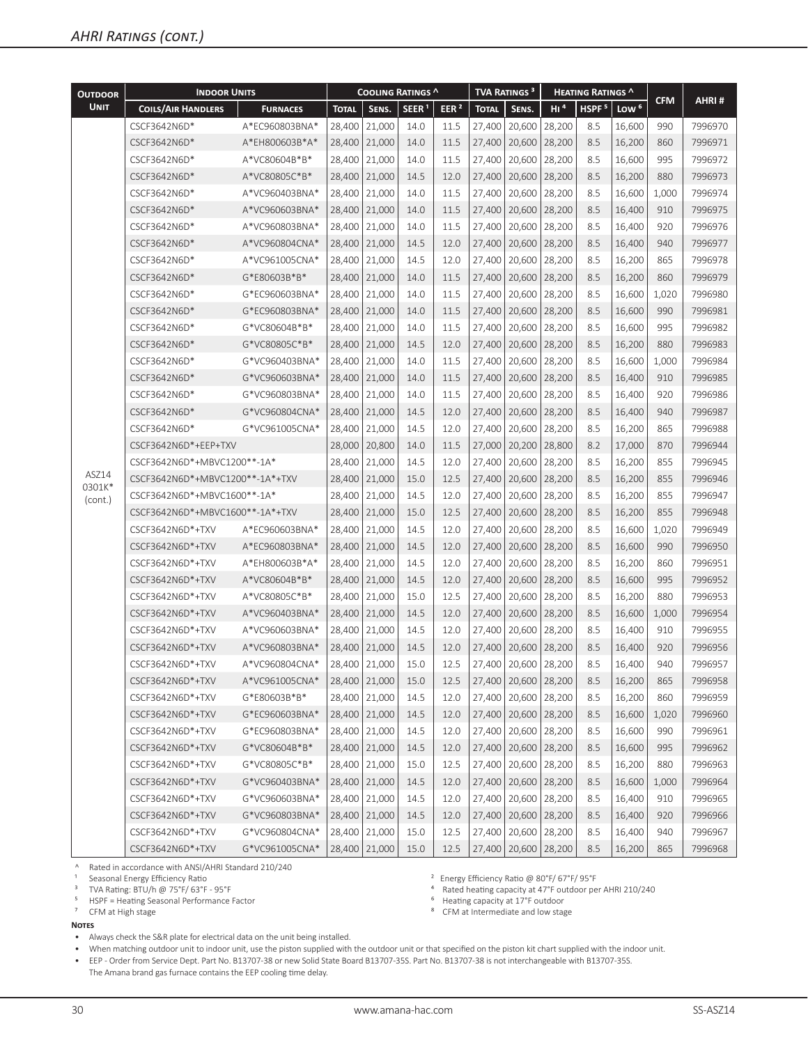## AHRI Ratings (cont.)

| Outdoor Unit | Indoor Units | | Cooling Ratings ^ | | | | TVA Ratings ³ | | Heating Ratings ^ | | | CFM | AHRI # |
|---|---|---|---|---|---|---|---|---|---|---|---|---|---|
| | Coils/Air Handlers | Furnaces | Total | Sens. | SEER ¹ | EER ² | Total | Sens. | HI ⁴ | HSPF ⁵ | Low ⁶ | | |
| ASZ14 0301K* (cont.) | CSCF3642N6D* | A*EC960803BNA* | 28,400 | 21,000 | 14.0 | 11.5 | 27,400 | 20,600 | 28,200 | 8.5 | 16,600 | 990 | 7996970 |
| | CSCF3642N6D* | A*EH800603B*A* | 28,400 | 21,000 | 14.0 | 11.5 | 27,400 | 20,600 | 28,200 | 8.5 | 16,200 | 860 | 7996971 |
| | CSCF3642N6D* | A*VC80604B*B* | 28,400 | 21,000 | 14.0 | 11.5 | 27,400 | 20,600 | 28,200 | 8.5 | 16,600 | 995 | 7996972 |
| | CSCF3642N6D* | A*VC80805C*B* | 28,400 | 21,000 | 14.5 | 12.0 | 27,400 | 20,600 | 28,200 | 8.5 | 16,200 | 880 | 7996973 |
| | CSCF3642N6D* | A*VC960403BNA* | 28,400 | 21,000 | 14.0 | 11.5 | 27,400 | 20,600 | 28,200 | 8.5 | 16,600 | 1,000 | 7996974 |
| | CSCF3642N6D* | A*VC960603BNA* | 28,400 | 21,000 | 14.0 | 11.5 | 27,400 | 20,600 | 28,200 | 8.5 | 16,400 | 910 | 7996975 |
| | CSCF3642N6D* | A*VC960803BNA* | 28,400 | 21,000 | 14.0 | 11.5 | 27,400 | 20,600 | 28,200 | 8.5 | 16,400 | 920 | 7996976 |
| | CSCF3642N6D* | A*VC960804CNA* | 28,400 | 21,000 | 14.5 | 12.0 | 27,400 | 20,600 | 28,200 | 8.5 | 16,400 | 940 | 7996977 |
| | CSCF3642N6D* | A*VC961005CNA* | 28,400 | 21,000 | 14.5 | 12.0 | 27,400 | 20,600 | 28,200 | 8.5 | 16,200 | 865 | 7996978 |
| | CSCF3642N6D* | G*E80603B*B* | 28,400 | 21,000 | 14.0 | 11.5 | 27,400 | 20,600 | 28,200 | 8.5 | 16,200 | 860 | 7996979 |
| | CSCF3642N6D* | G*EC960603BNA* | 28,400 | 21,000 | 14.0 | 11.5 | 27,400 | 20,600 | 28,200 | 8.5 | 16,600 | 1,020 | 7996980 |
| | CSCF3642N6D* | G*EC960803BNA* | 28,400 | 21,000 | 14.0 | 11.5 | 27,400 | 20,600 | 28,200 | 8.5 | 16,600 | 990 | 7996981 |
| | CSCF3642N6D* | G*VC80604B*B* | 28,400 | 21,000 | 14.0 | 11.5 | 27,400 | 20,600 | 28,200 | 8.5 | 16,600 | 995 | 7996982 |
| | CSCF3642N6D* | G*VC80805C*B* | 28,400 | 21,000 | 14.5 | 12.0 | 27,400 | 20,600 | 28,200 | 8.5 | 16,200 | 880 | 7996983 |
| | CSCF3642N6D* | G*VC960403BNA* | 28,400 | 21,000 | 14.0 | 11.5 | 27,400 | 20,600 | 28,200 | 8.5 | 16,600 | 1,000 | 7996984 |
| | CSCF3642N6D* | G*VC960603BNA* | 28,400 | 21,000 | 14.0 | 11.5 | 27,400 | 20,600 | 28,200 | 8.5 | 16,400 | 910 | 7996985 |
| | CSCF3642N6D* | G*VC960803BNA* | 28,400 | 21,000 | 14.0 | 11.5 | 27,400 | 20,600 | 28,200 | 8.5 | 16,400 | 920 | 7996986 |
| | CSCF3642N6D* | G*VC960804CNA* | 28,400 | 21,000 | 14.5 | 12.0 | 27,400 | 20,600 | 28,200 | 8.5 | 16,400 | 940 | 7996987 |
| | CSCF3642N6D* | G*VC961005CNA* | 28,400 | 21,000 | 14.5 | 12.0 | 27,400 | 20,600 | 28,200 | 8.5 | 16,200 | 865 | 7996988 |
| | CSCF3642N6D*+EEP+TXV | | 28,000 | 20,800 | 14.0 | 11.5 | 27,000 | 20,200 | 28,800 | 8.2 | 17,000 | 870 | 7996944 |
| | CSCF3642N6D*+MBVC1200**-1A* | | 28,400 | 21,000 | 14.5 | 12.0 | 27,400 | 20,600 | 28,200 | 8.5 | 16,200 | 855 | 7996945 |
| | CSCF3642N6D*+MBVC1200**-1A*+TXV | | 28,400 | 21,000 | 15.0 | 12.5 | 27,400 | 20,600 | 28,200 | 8.5 | 16,200 | 855 | 7996946 |
| | CSCF3642N6D*+MBVC1600**-1A* | | 28,400 | 21,000 | 14.5 | 12.0 | 27,400 | 20,600 | 28,200 | 8.5 | 16,200 | 855 | 7996947 |
| | CSCF3642N6D*+MBVC1600**-1A*+TXV | | 28,400 | 21,000 | 15.0 | 12.5 | 27,400 | 20,600 | 28,200 | 8.5 | 16,200 | 855 | 7996948 |
| | CSCF3642N6D*+TXV | A*EC960603BNA* | 28,400 | 21,000 | 14.5 | 12.0 | 27,400 | 20,600 | 28,200 | 8.5 | 16,600 | 1,020 | 7996949 |
| | CSCF3642N6D*+TXV | A*EC960803BNA* | 28,400 | 21,000 | 14.5 | 12.0 | 27,400 | 20,600 | 28,200 | 8.5 | 16,600 | 990 | 7996950 |
| | CSCF3642N6D*+TXV | A*EH800603B*A* | 28,400 | 21,000 | 14.5 | 12.0 | 27,400 | 20,600 | 28,200 | 8.5 | 16,200 | 860 | 7996951 |
| | CSCF3642N6D*+TXV | A*VC80604B*B* | 28,400 | 21,000 | 14.5 | 12.0 | 27,400 | 20,600 | 28,200 | 8.5 | 16,600 | 995 | 7996952 |
| | CSCF3642N6D*+TXV | A*VC80805C*B* | 28,400 | 21,000 | 15.0 | 12.5 | 27,400 | 20,600 | 28,200 | 8.5 | 16,200 | 880 | 7996953 |
| | CSCF3642N6D*+TXV | A*VC960403BNA* | 28,400 | 21,000 | 14.5 | 12.0 | 27,400 | 20,600 | 28,200 | 8.5 | 16,600 | 1,000 | 7996954 |
| | CSCF3642N6D*+TXV | A*VC960603BNA* | 28,400 | 21,000 | 14.5 | 12.0 | 27,400 | 20,600 | 28,200 | 8.5 | 16,400 | 910 | 7996955 |
| | CSCF3642N6D*+TXV | A*VC960803BNA* | 28,400 | 21,000 | 14.5 | 12.0 | 27,400 | 20,600 | 28,200 | 8.5 | 16,400 | 920 | 7996956 |
| | CSCF3642N6D*+TXV | A*VC960804CNA* | 28,400 | 21,000 | 15.0 | 12.5 | 27,400 | 20,600 | 28,200 | 8.5 | 16,400 | 940 | 7996957 |
| | CSCF3642N6D*+TXV | A*VC961005CNA* | 28,400 | 21,000 | 15.0 | 12.5 | 27,400 | 20,600 | 28,200 | 8.5 | 16,200 | 865 | 7996958 |
| | CSCF3642N6D*+TXV | G*E80603B*B* | 28,400 | 21,000 | 14.5 | 12.0 | 27,400 | 20,600 | 28,200 | 8.5 | 16,200 | 860 | 7996959 |
| | CSCF3642N6D*+TXV | G*EC960603BNA* | 28,400 | 21,000 | 14.5 | 12.0 | 27,400 | 20,600 | 28,200 | 8.5 | 16,600 | 1,020 | 7996960 |
| | CSCF3642N6D*+TXV | G*EC960803BNA* | 28,400 | 21,000 | 14.5 | 12.0 | 27,400 | 20,600 | 28,200 | 8.5 | 16,600 | 990 | 7996961 |
| | CSCF3642N6D*+TXV | G*VC80604B*B* | 28,400 | 21,000 | 14.5 | 12.0 | 27,400 | 20,600 | 28,200 | 8.5 | 16,600 | 995 | 7996962 |
| | CSCF3642N6D*+TXV | G*VC80805C*B* | 28,400 | 21,000 | 15.0 | 12.5 | 27,400 | 20,600 | 28,200 | 8.5 | 16,200 | 880 | 7996963 |
| | CSCF3642N6D*+TXV | G*VC960403BNA* | 28,400 | 21,000 | 14.5 | 12.0 | 27,400 | 20,600 | 28,200 | 8.5 | 16,600 | 1,000 | 7996964 |
| | CSCF3642N6D*+TXV | G*VC960603BNA* | 28,400 | 21,000 | 14.5 | 12.0 | 27,400 | 20,600 | 28,200 | 8.5 | 16,400 | 910 | 7996965 |
| | CSCF3642N6D*+TXV | G*VC960803BNA* | 28,400 | 21,000 | 14.5 | 12.0 | 27,400 | 20,600 | 28,200 | 8.5 | 16,400 | 920 | 7996966 |
| | CSCF3642N6D*+TXV | G*VC960804CNA* | 28,400 | 21,000 | 15.0 | 12.5 | 27,400 | 20,600 | 28,200 | 8.5 | 16,400 | 940 | 7996967 |
| | CSCF3642N6D*+TXV | G*VC961005CNA* | 28,400 | 21,000 | 15.0 | 12.5 | 27,400 | 20,600 | 28,200 | 8.5 | 16,200 | 865 | 7996968 |

^ Rated in accordance with ANSI/AHRI Standard 210/240
[1] Seasonal Energy Efficiency Ratio
[2] Energy Efficiency Ratio @ 80°F/ 67°F/ 95°F
[3] TVA Rating: BTU/h @ 75°F/ 63°F - 95°F
[4] Rated heating capacity at 47°F outdoor per AHRI 210/240
[5] HSPF = Heating Seasonal Performance Factor
[6] Heating capacity at 17°F outdoor
[7] CFM at High stage
[8] CFM at Intermediate and low stage

**Notes**

- Always check the S&R plate for electrical data on the unit being installed.
- When matching outdoor unit to indoor unit, use the piston supplied with the outdoor unit or that specified on the piston kit chart supplied with the indoor unit.
- EEP - Order from Service Dept. Part No. B13707-38 or new Solid State Board B13707-35S. Part No. B13707-38 is not interchangeable with B13707-35S. The Amana brand gas furnace contains the EEP cooling time delay.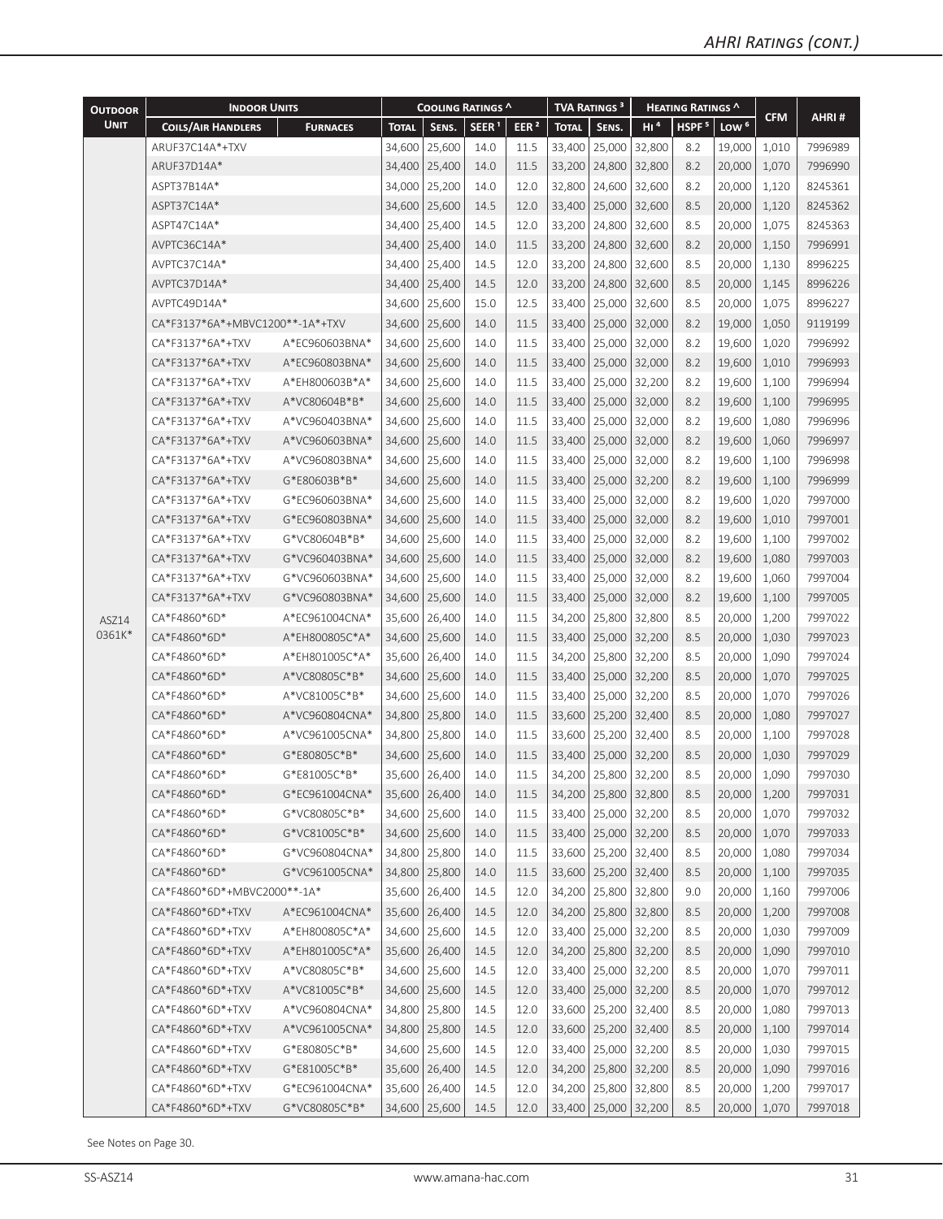## AHRI Ratings (cont.)

| Outdoor Unit | Indoor Units | | Cooling Ratings ^ | | | | TVA Ratings [3] | | Heating Ratings ^ | | | CFM | AHRI # |
|---|---|---|---|---|---|---|---|---|---|---|---|---|---|
| | Coils/Air Handlers | Furnaces | Total | Sens. | SEER [1] | EER [2] | Total | Sens. | HI [4] | HSPF [5] | Low [6] | | |
| ASZ14 0361K* | ARUF37C14A*+TXV | | 34,600 | 25,600 | 14.0 | 11.5 | 33,400 | 25,000 | 32,800 | 8.2 | 19,000 | 1,010 | 7996989 |
| | ARUF37D14A* | | 34,400 | 25,400 | 14.0 | 11.5 | 33,200 | 24,800 | 32,800 | 8.2 | 20,000 | 1,070 | 7996990 |
| | ASPT37B14A* | | 34,000 | 25,200 | 14.0 | 12.0 | 32,800 | 24,600 | 32,600 | 8.2 | 20,000 | 1,120 | 8245361 |
| | ASPT37C14A* | | 34,600 | 25,600 | 14.5 | 12.0 | 33,400 | 25,000 | 32,600 | 8.5 | 20,000 | 1,120 | 8245362 |
| | ASPT47C14A* | | 34,400 | 25,400 | 14.5 | 12.0 | 33,200 | 24,800 | 32,600 | 8.5 | 20,000 | 1,075 | 8245363 |
| | AVPTC36C14A* | | 34,400 | 25,400 | 14.0 | 11.5 | 33,200 | 24,800 | 32,600 | 8.2 | 20,000 | 1,150 | 7996991 |
| | AVPTC37C14A* | | 34,400 | 25,400 | 14.5 | 12.0 | 33,200 | 24,800 | 32,600 | 8.5 | 20,000 | 1,130 | 8996225 |
| | AVPTC37D14A* | | 34,400 | 25,400 | 14.5 | 12.0 | 33,200 | 24,800 | 32,600 | 8.5 | 20,000 | 1,145 | 8996226 |
| | AVPTC49D14A* | | 34,600 | 25,600 | 15.0 | 12.5 | 33,400 | 25,000 | 32,600 | 8.5 | 20,000 | 1,075 | 8996227 |
| | CA*F3137*6A*+MBVC1200**-1A*+TXV | | 34,600 | 25,600 | 14.0 | 11.5 | 33,400 | 25,000 | 32,000 | 8.2 | 19,000 | 1,050 | 9119199 |
| | CA*F3137*6A*+TXV | A*EC960603BNA* | 34,600 | 25,600 | 14.0 | 11.5 | 33,400 | 25,000 | 32,000 | 8.2 | 19,600 | 1,020 | 7996992 |
| | CA*F3137*6A*+TXV | A*EC960803BNA* | 34,600 | 25,600 | 14.0 | 11.5 | 33,400 | 25,000 | 32,000 | 8.2 | 19,600 | 1,010 | 7996993 |
| | CA*F3137*6A*+TXV | A*EH800603B*A* | 34,600 | 25,600 | 14.0 | 11.5 | 33,400 | 25,000 | 32,200 | 8.2 | 19,600 | 1,100 | 7996994 |
| | CA*F3137*6A*+TXV | A*VC80604B*B* | 34,600 | 25,600 | 14.0 | 11.5 | 33,400 | 25,000 | 32,000 | 8.2 | 19,600 | 1,100 | 7996995 |
| | CA*F3137*6A*+TXV | A*VC960403BNA* | 34,600 | 25,600 | 14.0 | 11.5 | 33,400 | 25,000 | 32,000 | 8.2 | 19,600 | 1,080 | 7996996 |
| | CA*F3137*6A*+TXV | A*VC960603BNA* | 34,600 | 25,600 | 14.0 | 11.5 | 33,400 | 25,000 | 32,000 | 8.2 | 19,600 | 1,060 | 7996997 |
| | CA*F3137*6A*+TXV | A*VC960803BNA* | 34,600 | 25,600 | 14.0 | 11.5 | 33,400 | 25,000 | 32,000 | 8.2 | 19,600 | 1,100 | 7996998 |
| | CA*F3137*6A*+TXV | G*E80603B*B* | 34,600 | 25,600 | 14.0 | 11.5 | 33,400 | 25,000 | 32,200 | 8.2 | 19,600 | 1,100 | 7996999 |
| | CA*F3137*6A*+TXV | G*EC960603BNA* | 34,600 | 25,600 | 14.0 | 11.5 | 33,400 | 25,000 | 32,000 | 8.2 | 19,600 | 1,020 | 7997000 |
| | CA*F3137*6A*+TXV | G*EC960803BNA* | 34,600 | 25,600 | 14.0 | 11.5 | 33,400 | 25,000 | 32,000 | 8.2 | 19,600 | 1,010 | 7997001 |
| | CA*F3137*6A*+TXV | G*VC80604B*B* | 34,600 | 25,600 | 14.0 | 11.5 | 33,400 | 25,000 | 32,000 | 8.2 | 19,600 | 1,100 | 7997002 |
| | CA*F3137*6A*+TXV | G*VC960403BNA* | 34,600 | 25,600 | 14.0 | 11.5 | 33,400 | 25,000 | 32,000 | 8.2 | 19,600 | 1,080 | 7997003 |
| | CA*F3137*6A*+TXV | G*VC960603BNA* | 34,600 | 25,600 | 14.0 | 11.5 | 33,400 | 25,000 | 32,000 | 8.2 | 19,600 | 1,060 | 7997004 |
| | CA*F3137*6A*+TXV | G*VC960803BNA* | 34,600 | 25,600 | 14.0 | 11.5 | 33,400 | 25,000 | 32,000 | 8.2 | 19,600 | 1,100 | 7997005 |
| | CA*F4860*6D* | A*EC961004CNA* | 35,600 | 26,400 | 14.0 | 11.5 | 34,200 | 25,800 | 32,800 | 8.5 | 20,000 | 1,200 | 7997022 |
| | CA*F4860*6D* | A*EH800805C*A* | 34,600 | 25,600 | 14.0 | 11.5 | 33,400 | 25,000 | 32,200 | 8.5 | 20,000 | 1,030 | 7997023 |
| | CA*F4860*6D* | A*EH801005C*A* | 35,600 | 26,400 | 14.0 | 11.5 | 34,200 | 25,800 | 32,200 | 8.5 | 20,000 | 1,090 | 7997024 |
| | CA*F4860*6D* | A*VC80805C*B* | 34,600 | 25,600 | 14.0 | 11.5 | 33,400 | 25,000 | 32,200 | 8.5 | 20,000 | 1,070 | 7997025 |
| | CA*F4860*6D* | A*VC81005C*B* | 34,600 | 25,600 | 14.0 | 11.5 | 33,400 | 25,000 | 32,200 | 8.5 | 20,000 | 1,070 | 7997026 |
| | CA*F4860*6D* | A*VC960804CNA* | 34,800 | 25,800 | 14.0 | 11.5 | 33,600 | 25,200 | 32,400 | 8.5 | 20,000 | 1,080 | 7997027 |
| | CA*F4860*6D* | A*VC961005CNA* | 34,800 | 25,800 | 14.0 | 11.5 | 33,600 | 25,200 | 32,400 | 8.5 | 20,000 | 1,100 | 7997028 |
| | CA*F4860*6D* | G*E80805C*B* | 34,600 | 25,600 | 14.0 | 11.5 | 33,400 | 25,000 | 32,200 | 8.5 | 20,000 | 1,030 | 7997029 |
| | CA*F4860*6D* | G*E81005C*B* | 35,600 | 26,400 | 14.0 | 11.5 | 34,200 | 25,800 | 32,200 | 8.5 | 20,000 | 1,090 | 7997030 |
| | CA*F4860*6D* | G*EC961004CNA* | 35,600 | 26,400 | 14.0 | 11.5 | 34,200 | 25,800 | 32,800 | 8.5 | 20,000 | 1,200 | 7997031 |
| | CA*F4860*6D* | G*VC80805C*B* | 34,600 | 25,600 | 14.0 | 11.5 | 33,400 | 25,000 | 32,200 | 8.5 | 20,000 | 1,070 | 7997032 |
| | CA*F4860*6D* | G*VC81005C*B* | 34,600 | 25,600 | 14.0 | 11.5 | 33,400 | 25,000 | 32,200 | 8.5 | 20,000 | 1,070 | 7997033 |
| | CA*F4860*6D* | G*VC960804CNA* | 34,800 | 25,800 | 14.0 | 11.5 | 33,600 | 25,200 | 32,400 | 8.5 | 20,000 | 1,080 | 7997034 |
| | CA*F4860*6D* | G*VC961005CNA* | 34,800 | 25,800 | 14.0 | 11.5 | 33,600 | 25,200 | 32,400 | 8.5 | 20,000 | 1,100 | 7997035 |
| | CA*F4860*6D*+MBVC2000**-1A* | | 35,600 | 26,400 | 14.5 | 12.0 | 34,200 | 25,800 | 32,800 | 9.0 | 20,000 | 1,160 | 7997006 |
| | CA*F4860*6D*+TXV | A*EC961004CNA* | 35,600 | 26,400 | 14.5 | 12.0 | 34,200 | 25,800 | 32,800 | 8.5 | 20,000 | 1,200 | 7997008 |
| | CA*F4860*6D*+TXV | A*EH800805C*A* | 34,600 | 25,600 | 14.5 | 12.0 | 33,400 | 25,000 | 32,200 | 8.5 | 20,000 | 1,030 | 7997009 |
| | CA*F4860*6D*+TXV | A*EH801005C*A* | 35,600 | 26,400 | 14.5 | 12.0 | 34,200 | 25,800 | 32,200 | 8.5 | 20,000 | 1,090 | 7997010 |
| | CA*F4860*6D*+TXV | A*VC80805C*B* | 34,600 | 25,600 | 14.5 | 12.0 | 33,400 | 25,000 | 32,200 | 8.5 | 20,000 | 1,070 | 7997011 |
| | CA*F4860*6D*+TXV | A*VC81005C*B* | 34,600 | 25,600 | 14.5 | 12.0 | 33,400 | 25,000 | 32,200 | 8.5 | 20,000 | 1,070 | 7997012 |
| | CA*F4860*6D*+TXV | A*VC960804CNA* | 34,800 | 25,800 | 14.5 | 12.0 | 33,600 | 25,200 | 32,400 | 8.5 | 20,000 | 1,080 | 7997013 |
| | CA*F4860*6D*+TXV | A*VC961005CNA* | 34,800 | 25,800 | 14.5 | 12.0 | 33,600 | 25,200 | 32,400 | 8.5 | 20,000 | 1,100 | 7997014 |
| | CA*F4860*6D*+TXV | G*E80805C*B* | 34,600 | 25,600 | 14.5 | 12.0 | 33,400 | 25,000 | 32,200 | 8.5 | 20,000 | 1,030 | 7997015 |
| | CA*F4860*6D*+TXV | G*E81005C*B* | 35,600 | 26,400 | 14.5 | 12.0 | 34,200 | 25,800 | 32,200 | 8.5 | 20,000 | 1,090 | 7997016 |
| | CA*F4860*6D*+TXV | G*EC961004CNA* | 35,600 | 26,400 | 14.5 | 12.0 | 34,200 | 25,800 | 32,800 | 8.5 | 20,000 | 1,200 | 7997017 |
| | CA*F4860*6D*+TXV | G*VC80805C*B* | 34,600 | 25,600 | 14.5 | 12.0 | 33,400 | 25,000 | 32,200 | 8.5 | 20,000 | 1,070 | 7997018 |

See Notes on Page 30.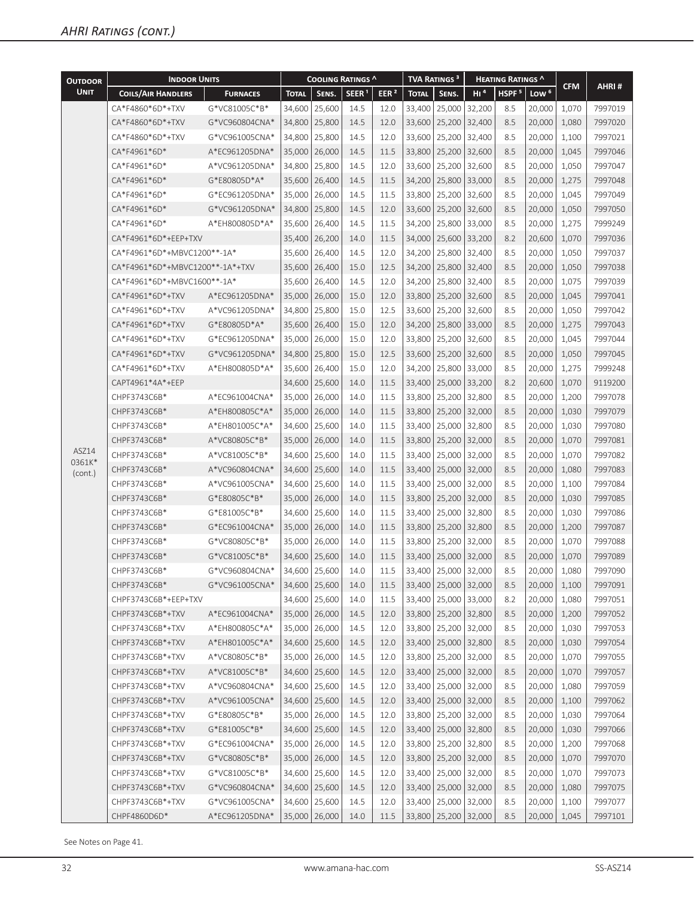## AHRI Ratings (cont.)

| Outdoor Unit | Indoor Units | | Cooling Ratings ^ | | | | TVA Ratings ³ | | Heating Ratings ^ | | | CFM | AHRI # |
|---|---|---|---|---|---|---|---|---|---|---|---|---|---|
| | Coils/Air Handlers | Furnaces | Total | Sens. | SEER ¹ | EER ² | Total | Sens. | HI ⁴ | HSPF ⁵ | Low ⁶ | | |
| ASZ14 0361K* (cont.) | CA*F4860*6D*+TXV | G*VC81005C*B* | 34,600 | 25,600 | 14.5 | 12.0 | 33,400 | 25,000 | 32,200 | 8.5 | 20,000 | 1,070 | 7997019 |
| | CA*F4860*6D*+TXV | G*VC960804CNA* | 34,800 | 25,800 | 14.5 | 12.0 | 33,600 | 25,200 | 32,400 | 8.5 | 20,000 | 1,080 | 7997020 |
| | CA*F4860*6D*+TXV | G*VC961005CNA* | 34,800 | 25,800 | 14.5 | 12.0 | 33,600 | 25,200 | 32,400 | 8.5 | 20,000 | 1,100 | 7997021 |
| | CA*F4961*6D* | A*EC961205DNA* | 35,000 | 26,000 | 14.5 | 11.5 | 33,800 | 25,200 | 32,600 | 8.5 | 20,000 | 1,045 | 7997046 |
| | CA*F4961*6D* | A*VC961205DNA* | 34,800 | 25,800 | 14.5 | 12.0 | 33,600 | 25,200 | 32,600 | 8.5 | 20,000 | 1,050 | 7997047 |
| | CA*F4961*6D* | G*E80805D*A* | 35,600 | 26,400 | 14.5 | 11.5 | 34,200 | 25,800 | 33,000 | 8.5 | 20,000 | 1,275 | 7997048 |
| | CA*F4961*6D* | G*EC961205DNA* | 35,000 | 26,000 | 14.5 | 11.5 | 33,800 | 25,200 | 32,600 | 8.5 | 20,000 | 1,045 | 7997049 |
| | CA*F4961*6D* | G*VC961205DNA* | 34,800 | 25,800 | 14.5 | 12.0 | 33,600 | 25,200 | 32,600 | 8.5 | 20,000 | 1,050 | 7997050 |
| | CA*F4961*6D* | A*EH800805D*A* | 35,600 | 26,400 | 14.5 | 11.5 | 34,200 | 25,800 | 33,000 | 8.5 | 20,000 | 1,275 | 7999249 |
| | CA*F4961*6D*+EEP+TXV | | 35,400 | 26,200 | 14.0 | 11.5 | 34,000 | 25,600 | 33,200 | 8.2 | 20,600 | 1,070 | 7997036 |
| | CA*F4961*6D*+MBVC1200**-1A* | | 35,600 | 26,400 | 14.5 | 12.0 | 34,200 | 25,800 | 32,400 | 8.5 | 20,000 | 1,050 | 7997037 |
| | CA*F4961*6D*+MBVC1200**-1A*+TXV | | 35,600 | 26,400 | 15.0 | 12.5 | 34,200 | 25,800 | 32,400 | 8.5 | 20,000 | 1,050 | 7997038 |
| | CA*F4961*6D*+MBVC1600**-1A* | | 35,600 | 26,400 | 14.5 | 12.0 | 34,200 | 25,800 | 32,400 | 8.5 | 20,000 | 1,075 | 7997039 |
| | CA*F4961*6D*+TXV | A*EC961205DNA* | 35,000 | 26,000 | 15.0 | 12.0 | 33,800 | 25,200 | 32,600 | 8.5 | 20,000 | 1,045 | 7997041 |
| | CA*F4961*6D*+TXV | A*VC961205DNA* | 34,800 | 25,800 | 15.0 | 12.5 | 33,600 | 25,200 | 32,600 | 8.5 | 20,000 | 1,050 | 7997042 |
| | CA*F4961*6D*+TXV | G*E80805D*A* | 35,600 | 26,400 | 15.0 | 12.0 | 34,200 | 25,800 | 33,000 | 8.5 | 20,000 | 1,275 | 7997043 |
| | CA*F4961*6D*+TXV | G*EC961205DNA* | 35,000 | 26,000 | 15.0 | 12.0 | 33,800 | 25,200 | 32,600 | 8.5 | 20,000 | 1,045 | 7997044 |
| | CA*F4961*6D*+TXV | G*VC961205DNA* | 34,800 | 25,800 | 15.0 | 12.5 | 33,600 | 25,200 | 32,600 | 8.5 | 20,000 | 1,050 | 7997045 |
| | CA*F4961*6D*+TXV | A*EH800805D*A* | 35,600 | 26,400 | 15.0 | 12.0 | 34,200 | 25,800 | 33,000 | 8.5 | 20,000 | 1,275 | 7999248 |
| | CAPT4961*4A*+EEP | | 34,600 | 25,600 | 14.0 | 11.5 | 33,400 | 25,000 | 33,200 | 8.2 | 20,600 | 1,070 | 9119200 |
| | CHPF3743C6B* | A*EC961004CNA* | 35,000 | 26,000 | 14.0 | 11.5 | 33,800 | 25,200 | 32,800 | 8.5 | 20,000 | 1,200 | 7997078 |
| | CHPF3743C6B* | A*EH800805C*A* | 35,000 | 26,000 | 14.0 | 11.5 | 33,800 | 25,200 | 32,000 | 8.5 | 20,000 | 1,030 | 7997079 |
| | CHPF3743C6B* | A*EH801005C*A* | 34,600 | 25,600 | 14.0 | 11.5 | 33,400 | 25,000 | 32,800 | 8.5 | 20,000 | 1,030 | 7997080 |
| | CHPF3743C6B* | A*VC80805C*B* | 35,000 | 26,000 | 14.0 | 11.5 | 33,800 | 25,200 | 32,000 | 8.5 | 20,000 | 1,070 | 7997081 |
| | CHPF3743C6B* | A*VC81005C*B* | 34,600 | 25,600 | 14.0 | 11.5 | 33,400 | 25,000 | 32,000 | 8.5 | 20,000 | 1,070 | 7997082 |
| | CHPF3743C6B* | A*VC960804CNA* | 34,600 | 25,600 | 14.0 | 11.5 | 33,400 | 25,000 | 32,000 | 8.5 | 20,000 | 1,080 | 7997083 |
| | CHPF3743C6B* | A*VC961005CNA* | 34,600 | 25,600 | 14.0 | 11.5 | 33,400 | 25,000 | 32,000 | 8.5 | 20,000 | 1,100 | 7997084 |
| | CHPF3743C6B* | G*E80805C*B* | 35,000 | 26,000 | 14.0 | 11.5 | 33,800 | 25,200 | 32,000 | 8.5 | 20,000 | 1,030 | 7997085 |
| | CHPF3743C6B* | G*E81005C*B* | 34,600 | 25,600 | 14.0 | 11.5 | 33,400 | 25,000 | 32,800 | 8.5 | 20,000 | 1,030 | 7997086 |
| | CHPF3743C6B* | G*EC961004CNA* | 35,000 | 26,000 | 14.0 | 11.5 | 33,800 | 25,200 | 32,800 | 8.5 | 20,000 | 1,200 | 7997087 |
| | CHPF3743C6B* | G*VC80805C*B* | 35,000 | 26,000 | 14.0 | 11.5 | 33,800 | 25,200 | 32,000 | 8.5 | 20,000 | 1,070 | 7997088 |
| | CHPF3743C6B* | G*VC81005C*B* | 34,600 | 25,600 | 14.0 | 11.5 | 33,400 | 25,000 | 32,000 | 8.5 | 20,000 | 1,070 | 7997089 |
| | CHPF3743C6B* | G*VC960804CNA* | 34,600 | 25,600 | 14.0 | 11.5 | 33,400 | 25,000 | 32,000 | 8.5 | 20,000 | 1,080 | 7997090 |
| | CHPF3743C6B* | G*VC961005CNA* | 34,600 | 25,600 | 14.0 | 11.5 | 33,400 | 25,000 | 32,000 | 8.5 | 20,000 | 1,100 | 7997091 |
| | CHPF3743C6B*+EEP+TXV | | 34,600 | 25,600 | 14.0 | 11.5 | 33,400 | 25,000 | 33,000 | 8.2 | 20,000 | 1,080 | 7997051 |
| | CHPF3743C6B*+TXV | A*EC961004CNA* | 35,000 | 26,000 | 14.5 | 12.0 | 33,800 | 25,200 | 32,800 | 8.5 | 20,000 | 1,200 | 7997052 |
| | CHPF3743C6B*+TXV | A*EH800805C*A* | 35,000 | 26,000 | 14.5 | 12.0 | 33,800 | 25,200 | 32,000 | 8.5 | 20,000 | 1,030 | 7997053 |
| | CHPF3743C6B*+TXV | A*EH801005C*A* | 34,600 | 25,600 | 14.5 | 12.0 | 33,400 | 25,000 | 32,800 | 8.5 | 20,000 | 1,030 | 7997054 |
| | CHPF3743C6B*+TXV | A*VC80805C*B* | 35,000 | 26,000 | 14.5 | 12.0 | 33,800 | 25,200 | 32,000 | 8.5 | 20,000 | 1,070 | 7997055 |
| | CHPF3743C6B*+TXV | A*VC81005C*B* | 34,600 | 25,600 | 14.5 | 12.0 | 33,400 | 25,000 | 32,000 | 8.5 | 20,000 | 1,070 | 7997057 |
| | CHPF3743C6B*+TXV | A*VC960804CNA* | 34,600 | 25,600 | 14.5 | 12.0 | 33,400 | 25,000 | 32,000 | 8.5 | 20,000 | 1,080 | 7997059 |
| | CHPF3743C6B*+TXV | A*VC961005CNA* | 34,600 | 25,600 | 14.5 | 12.0 | 33,400 | 25,000 | 32,000 | 8.5 | 20,000 | 1,100 | 7997062 |
| | CHPF3743C6B*+TXV | G*E80805C*B* | 35,000 | 26,000 | 14.5 | 12.0 | 33,800 | 25,200 | 32,000 | 8.5 | 20,000 | 1,030 | 7997064 |
| | CHPF3743C6B*+TXV | G*E81005C*B* | 34,600 | 25,600 | 14.5 | 12.0 | 33,400 | 25,000 | 32,800 | 8.5 | 20,000 | 1,030 | 7997066 |
| | CHPF3743C6B*+TXV | G*EC961004CNA* | 35,000 | 26,000 | 14.5 | 12.0 | 33,800 | 25,200 | 32,800 | 8.5 | 20,000 | 1,200 | 7997068 |
| | CHPF3743C6B*+TXV | G*VC80805C*B* | 35,000 | 26,000 | 14.5 | 12.0 | 33,800 | 25,200 | 32,000 | 8.5 | 20,000 | 1,070 | 7997070 |
| | CHPF3743C6B*+TXV | G*VC81005C*B* | 34,600 | 25,600 | 14.5 | 12.0 | 33,400 | 25,000 | 32,000 | 8.5 | 20,000 | 1,070 | 7997073 |
| | CHPF3743C6B*+TXV | G*VC960804CNA* | 34,600 | 25,600 | 14.5 | 12.0 | 33,400 | 25,000 | 32,000 | 8.5 | 20,000 | 1,080 | 7997075 |
| | CHPF3743C6B*+TXV | G*VC961005CNA* | 34,600 | 25,600 | 14.5 | 12.0 | 33,400 | 25,000 | 32,000 | 8.5 | 20,000 | 1,100 | 7997077 |
| | CHPF4860D6D* | A*EC961205DNA* | 35,000 | 26,000 | 14.0 | 11.5 | 33,800 | 25,200 | 32,000 | 8.5 | 20,000 | 1,045 | 7997101 |

See Notes on Page 41.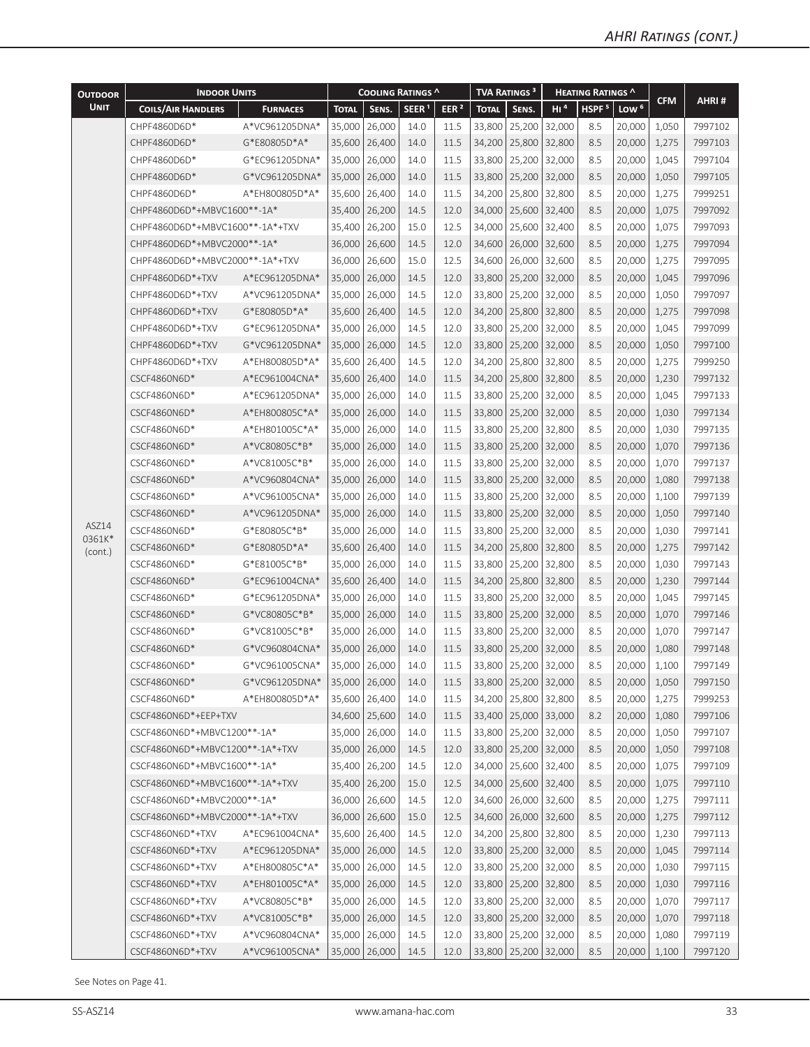# AHRI Ratings (cont.)

| Outdoor Unit | Indoor Units | | Cooling Ratings ^ | | | | TVA Ratings ³ | | Heating Ratings ^ | | | CFM | AHRI # |
|---|---|---|---|---|---|---|---|---|---|---|---|---|---|
| | Coils/Air Handlers | Furnaces | Total | Sens. | SEER ¹ | EER ² | Total | Sens. | HI ⁴ | HSPF ⁵ | Low ⁶ | | |
| ASZ14 0361K* (cont.) | CHPF4860D6D* | A*VC961205DNA* | 35,000 | 26,000 | 14.0 | 11.5 | 33,800 | 25,200 | 32,000 | 8.5 | 20,000 | 1,050 | 7997102 |
| | CHPF4860D6D* | G*E80805D*A* | 35,600 | 26,400 | 14.0 | 11.5 | 34,200 | 25,800 | 32,800 | 8.5 | 20,000 | 1,275 | 7997103 |
| | CHPF4860D6D* | G*EC961205DNA* | 35,000 | 26,000 | 14.0 | 11.5 | 33,800 | 25,200 | 32,000 | 8.5 | 20,000 | 1,045 | 7997104 |
| | CHPF4860D6D* | G*VC961205DNA* | 35,000 | 26,000 | 14.0 | 11.5 | 33,800 | 25,200 | 32,000 | 8.5 | 20,000 | 1,050 | 7997105 |
| | CHPF4860D6D* | A*EH800805D*A* | 35,600 | 26,400 | 14.0 | 11.5 | 34,200 | 25,800 | 32,800 | 8.5 | 20,000 | 1,275 | 7999251 |
| | CHPF4860D6D*+MBVC1600**-1A* | | 35,400 | 26,200 | 14.5 | 12.0 | 34,000 | 25,600 | 32,400 | 8.5 | 20,000 | 1,075 | 7997092 |
| | CHPF4860D6D*+MBVC1600**-1A*+TXV | | 35,400 | 26,200 | 15.0 | 12.5 | 34,000 | 25,600 | 32,400 | 8.5 | 20,000 | 1,075 | 7997093 |
| | CHPF4860D6D*+MBVC2000**-1A* | | 36,000 | 26,600 | 14.5 | 12.0 | 34,600 | 26,000 | 32,600 | 8.5 | 20,000 | 1,275 | 7997094 |
| | CHPF4860D6D*+MBVC2000**-1A*+TXV | | 36,000 | 26,600 | 15.0 | 12.5 | 34,600 | 26,000 | 32,600 | 8.5 | 20,000 | 1,275 | 7997095 |
| | CHPF4860D6D*+TXV | A*EC961205DNA* | 35,000 | 26,000 | 14.5 | 12.0 | 33,800 | 25,200 | 32,000 | 8.5 | 20,000 | 1,045 | 7997096 |
| | CHPF4860D6D*+TXV | A*VC961205DNA* | 35,000 | 26,000 | 14.5 | 12.0 | 33,800 | 25,200 | 32,000 | 8.5 | 20,000 | 1,050 | 7997097 |
| | CHPF4860D6D*+TXV | G*E80805D*A* | 35,600 | 26,400 | 14.5 | 12.0 | 34,200 | 25,800 | 32,800 | 8.5 | 20,000 | 1,275 | 7997098 |
| | CHPF4860D6D*+TXV | G*EC961205DNA* | 35,000 | 26,000 | 14.5 | 12.0 | 33,800 | 25,200 | 32,000 | 8.5 | 20,000 | 1,045 | 7997099 |
| | CHPF4860D6D*+TXV | G*VC961205DNA* | 35,000 | 26,000 | 14.5 | 12.0 | 33,800 | 25,200 | 32,000 | 8.5 | 20,000 | 1,050 | 7997100 |
| | CHPF4860D6D*+TXV | A*EH800805D*A* | 35,600 | 26,400 | 14.5 | 12.0 | 34,200 | 25,800 | 32,800 | 8.5 | 20,000 | 1,275 | 7999250 |
| | CSCF4860N6D* | A*EC961004CNA* | 35,600 | 26,400 | 14.0 | 11.5 | 34,200 | 25,800 | 32,800 | 8.5 | 20,000 | 1,230 | 7997132 |
| | CSCF4860N6D* | A*EC961205DNA* | 35,000 | 26,000 | 14.0 | 11.5 | 33,800 | 25,200 | 32,000 | 8.5 | 20,000 | 1,045 | 7997133 |
| | CSCF4860N6D* | A*EH800805C*A* | 35,000 | 26,000 | 14.0 | 11.5 | 33,800 | 25,200 | 32,000 | 8.5 | 20,000 | 1,030 | 7997134 |
| | CSCF4860N6D* | A*EH801005C*A* | 35,000 | 26,000 | 14.0 | 11.5 | 33,800 | 25,200 | 32,800 | 8.5 | 20,000 | 1,030 | 7997135 |
| | CSCF4860N6D* | A*VC80805C*B* | 35,000 | 26,000 | 14.0 | 11.5 | 33,800 | 25,200 | 32,000 | 8.5 | 20,000 | 1,070 | 7997136 |
| | CSCF4860N6D* | A*VC81005C*B* | 35,000 | 26,000 | 14.0 | 11.5 | 33,800 | 25,200 | 32,000 | 8.5 | 20,000 | 1,070 | 7997137 |
| | CSCF4860N6D* | A*VC960804CNA* | 35,000 | 26,000 | 14.0 | 11.5 | 33,800 | 25,200 | 32,000 | 8.5 | 20,000 | 1,080 | 7997138 |
| | CSCF4860N6D* | A*VC961005CNA* | 35,000 | 26,000 | 14.0 | 11.5 | 33,800 | 25,200 | 32,000 | 8.5 | 20,000 | 1,100 | 7997139 |
| | CSCF4860N6D* | A*VC961205DNA* | 35,000 | 26,000 | 14.0 | 11.5 | 33,800 | 25,200 | 32,000 | 8.5 | 20,000 | 1,050 | 7997140 |
| | CSCF4860N6D* | G*E80805C*B* | 35,000 | 26,000 | 14.0 | 11.5 | 33,800 | 25,200 | 32,000 | 8.5 | 20,000 | 1,030 | 7997141 |
| | CSCF4860N6D* | G*E80805D*A* | 35,600 | 26,400 | 14.0 | 11.5 | 34,200 | 25,800 | 32,800 | 8.5 | 20,000 | 1,275 | 7997142 |
| | CSCF4860N6D* | G*E81005C*B* | 35,000 | 26,000 | 14.0 | 11.5 | 33,800 | 25,200 | 32,800 | 8.5 | 20,000 | 1,030 | 7997143 |
| | CSCF4860N6D* | G*EC961004CNA* | 35,600 | 26,400 | 14.0 | 11.5 | 34,200 | 25,800 | 32,800 | 8.5 | 20,000 | 1,230 | 7997144 |
| | CSCF4860N6D* | G*EC961205DNA* | 35,000 | 26,000 | 14.0 | 11.5 | 33,800 | 25,200 | 32,000 | 8.5 | 20,000 | 1,045 | 7997145 |
| | CSCF4860N6D* | G*VC80805C*B* | 35,000 | 26,000 | 14.0 | 11.5 | 33,800 | 25,200 | 32,000 | 8.5 | 20,000 | 1,070 | 7997146 |
| | CSCF4860N6D* | G*VC81005C*B* | 35,000 | 26,000 | 14.0 | 11.5 | 33,800 | 25,200 | 32,000 | 8.5 | 20,000 | 1,070 | 7997147 |
| | CSCF4860N6D* | G*VC960804CNA* | 35,000 | 26,000 | 14.0 | 11.5 | 33,800 | 25,200 | 32,000 | 8.5 | 20,000 | 1,080 | 7997148 |
| | CSCF4860N6D* | G*VC961005CNA* | 35,000 | 26,000 | 14.0 | 11.5 | 33,800 | 25,200 | 32,000 | 8.5 | 20,000 | 1,100 | 7997149 |
| | CSCF4860N6D* | G*VC961205DNA* | 35,000 | 26,000 | 14.0 | 11.5 | 33,800 | 25,200 | 32,000 | 8.5 | 20,000 | 1,050 | 7997150 |
| | CSCF4860N6D* | A*EH800805D*A* | 35,600 | 26,400 | 14.0 | 11.5 | 34,200 | 25,800 | 32,800 | 8.5 | 20,000 | 1,275 | 7999253 |
| | CSCF4860N6D*+EEP+TXV | | 34,600 | 25,600 | 14.0 | 11.5 | 33,400 | 25,000 | 33,000 | 8.2 | 20,000 | 1,080 | 7997106 |
| | CSCF4860N6D*+MBVC1200**-1A* | | 35,000 | 26,000 | 14.0 | 11.5 | 33,800 | 25,200 | 32,000 | 8.5 | 20,000 | 1,050 | 7997107 |
| | CSCF4860N6D*+MBVC1200**-1A*+TXV | | 35,000 | 26,000 | 14.5 | 12.0 | 33,800 | 25,200 | 32,000 | 8.5 | 20,000 | 1,050 | 7997108 |
| | CSCF4860N6D*+MBVC1600**-1A* | | 35,400 | 26,200 | 14.5 | 12.0 | 34,000 | 25,600 | 32,400 | 8.5 | 20,000 | 1,075 | 7997109 |
| | CSCF4860N6D*+MBVC1600**-1A*+TXV | | 35,400 | 26,200 | 15.0 | 12.5 | 34,000 | 25,600 | 32,400 | 8.5 | 20,000 | 1,075 | 7997110 |
| | CSCF4860N6D*+MBVC2000**-1A* | | 36,000 | 26,600 | 14.5 | 12.0 | 34,600 | 26,000 | 32,600 | 8.5 | 20,000 | 1,275 | 7997111 |
| | CSCF4860N6D*+MBVC2000**-1A*+TXV | | 36,000 | 26,600 | 15.0 | 12.5 | 34,600 | 26,000 | 32,600 | 8.5 | 20,000 | 1,275 | 7997112 |
| | CSCF4860N6D*+TXV | A*EC961004CNA* | 35,600 | 26,400 | 14.5 | 12.0 | 34,200 | 25,800 | 32,800 | 8.5 | 20,000 | 1,230 | 7997113 |
| | CSCF4860N6D*+TXV | A*EC961205DNA* | 35,000 | 26,000 | 14.5 | 12.0 | 33,800 | 25,200 | 32,000 | 8.5 | 20,000 | 1,045 | 7997114 |
| | CSCF4860N6D*+TXV | A*EH800805C*A* | 35,000 | 26,000 | 14.5 | 12.0 | 33,800 | 25,200 | 32,000 | 8.5 | 20,000 | 1,030 | 7997115 |
| | CSCF4860N6D*+TXV | A*EH801005C*A* | 35,000 | 26,000 | 14.5 | 12.0 | 33,800 | 25,200 | 32,800 | 8.5 | 20,000 | 1,030 | 7997116 |
| | CSCF4860N6D*+TXV | A*VC80805C*B* | 35,000 | 26,000 | 14.5 | 12.0 | 33,800 | 25,200 | 32,000 | 8.5 | 20,000 | 1,070 | 7997117 |
| | CSCF4860N6D*+TXV | A*VC81005C*B* | 35,000 | 26,000 | 14.5 | 12.0 | 33,800 | 25,200 | 32,000 | 8.5 | 20,000 | 1,070 | 7997118 |
| | CSCF4860N6D*+TXV | A*VC960804CNA* | 35,000 | 26,000 | 14.5 | 12.0 | 33,800 | 25,200 | 32,000 | 8.5 | 20,000 | 1,080 | 7997119 |
| | CSCF4860N6D*+TXV | A*VC961005CNA* | 35,000 | 26,000 | 14.5 | 12.0 | 33,800 | 25,200 | 32,000 | 8.5 | 20,000 | 1,100 | 7997120 |

See Notes on Page 41.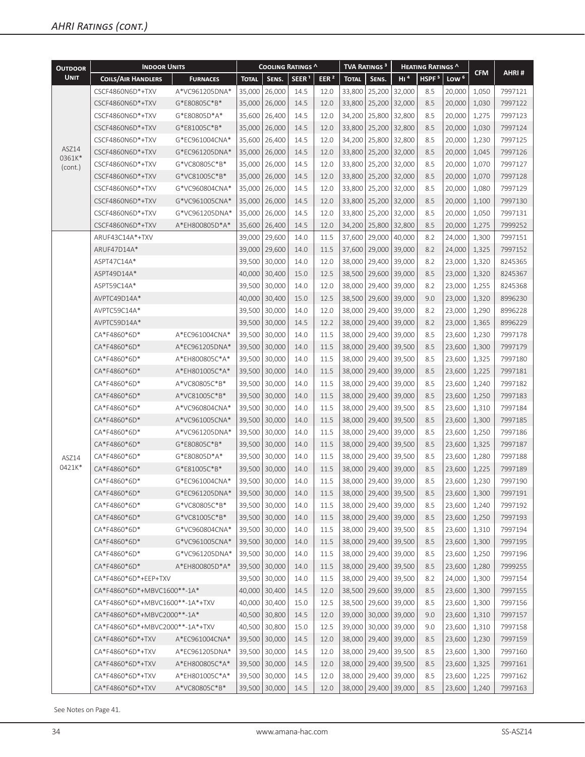## AHRI Ratings (cont.)

| Outdoor Unit | Indoor Units | | Cooling Ratings ^ | | | | TVA Ratings [3] | | Heating Ratings ^ | | | CFM | AHRI # |
|---|---|---|---|---|---|---|---|---|---|---|---|---|---|
| | Coils/Air Handlers | Furnaces | Total | Sens. | SEER [1] | EER [2] | Total | Sens. | HI [4] | HSPF [5] | Low [6] | | |
| ASZ14 0361K* (cont.) | CSCF4860N6D*+TXV | A*VC961205DNA* | 35,000 | 26,000 | 14.5 | 12.0 | 33,800 | 25,200 | 32,000 | 8.5 | 20,000 | 1,050 | 7997121 |
| | CSCF4860N6D*+TXV | G*E80805C*B* | 35,000 | 26,000 | 14.5 | 12.0 | 33,800 | 25,200 | 32,000 | 8.5 | 20,000 | 1,030 | 7997122 |
| | CSCF4860N6D*+TXV | G*E80805D*A* | 35,600 | 26,400 | 14.5 | 12.0 | 34,200 | 25,800 | 32,800 | 8.5 | 20,000 | 1,275 | 7997123 |
| | CSCF4860N6D*+TXV | G*E81005C*B* | 35,000 | 26,000 | 14.5 | 12.0 | 33,800 | 25,200 | 32,800 | 8.5 | 20,000 | 1,030 | 7997124 |
| | CSCF4860N6D*+TXV | G*EC961004CNA* | 35,600 | 26,400 | 14.5 | 12.0 | 34,200 | 25,800 | 32,800 | 8.5 | 20,000 | 1,230 | 7997125 |
| | CSCF4860N6D*+TXV | G*EC961205DNA* | 35,000 | 26,000 | 14.5 | 12.0 | 33,800 | 25,200 | 32,000 | 8.5 | 20,000 | 1,045 | 7997126 |
| | CSCF4860N6D*+TXV | G*VC80805C*B* | 35,000 | 26,000 | 14.5 | 12.0 | 33,800 | 25,200 | 32,000 | 8.5 | 20,000 | 1,070 | 7997127 |
| | CSCF4860N6D*+TXV | G*VC81005C*B* | 35,000 | 26,000 | 14.5 | 12.0 | 33,800 | 25,200 | 32,000 | 8.5 | 20,000 | 1,070 | 7997128 |
| | CSCF4860N6D*+TXV | G*VC960804CNA* | 35,000 | 26,000 | 14.5 | 12.0 | 33,800 | 25,200 | 32,000 | 8.5 | 20,000 | 1,080 | 7997129 |
| | CSCF4860N6D*+TXV | G*VC961005CNA* | 35,000 | 26,000 | 14.5 | 12.0 | 33,800 | 25,200 | 32,000 | 8.5 | 20,000 | 1,100 | 7997130 |
| | CSCF4860N6D*+TXV | G*VC961205DNA* | 35,000 | 26,000 | 14.5 | 12.0 | 33,800 | 25,200 | 32,000 | 8.5 | 20,000 | 1,050 | 7997131 |
| | CSCF4860N6D*+TXV | A*EH800805D*A* | 35,600 | 26,400 | 14.5 | 12.0 | 34,200 | 25,800 | 32,800 | 8.5 | 20,000 | 1,275 | 7999252 |
| ASZ14 0421K* | ARUF43C14A*+TXV | | 39,000 | 29,600 | 14.0 | 11.5 | 37,600 | 29,000 | 40,000 | 8.2 | 24,000 | 1,300 | 7997151 |
| | ARUF47D14A* | | 39,000 | 29,600 | 14.0 | 11.5 | 37,600 | 29,000 | 39,000 | 8.2 | 24,000 | 1,325 | 7997152 |
| | ASPT47C14A* | | 39,500 | 30,000 | 14.0 | 12.0 | 38,000 | 29,400 | 39,000 | 8.2 | 23,000 | 1,320 | 8245365 |
| | ASPT49D14A* | | 40,000 | 30,400 | 15.0 | 12.5 | 38,500 | 29,600 | 39,000 | 8.5 | 23,000 | 1,320 | 8245367 |
| | ASPT59C14A* | | 39,500 | 30,000 | 14.0 | 12.0 | 38,000 | 29,400 | 39,000 | 8.2 | 23,000 | 1,255 | 8245368 |
| | AVPTC49D14A* | | 40,000 | 30,400 | 15.0 | 12.5 | 38,500 | 29,600 | 39,000 | 9.0 | 23,000 | 1,320 | 8996230 |
| | AVPTC59C14A* | | 39,500 | 30,000 | 14.0 | 12.0 | 38,000 | 29,400 | 39,000 | 8.2 | 23,000 | 1,290 | 8996228 |
| | AVPTC59D14A* | | 39,500 | 30,000 | 14.5 | 12.2 | 38,000 | 29,400 | 39,000 | 8.2 | 23,000 | 1,365 | 8996229 |
| | CA*F4860*6D* | A*EC961004CNA* | 39,500 | 30,000 | 14.0 | 11.5 | 38,000 | 29,400 | 39,000 | 8.5 | 23,600 | 1,230 | 7997178 |
| | CA*F4860*6D* | A*EC961205DNA* | 39,500 | 30,000 | 14.0 | 11.5 | 38,000 | 29,400 | 39,500 | 8.5 | 23,600 | 1,300 | 7997179 |
| | CA*F4860*6D* | A*EH800805C*A* | 39,500 | 30,000 | 14.0 | 11.5 | 38,000 | 29,400 | 39,500 | 8.5 | 23,600 | 1,325 | 7997180 |
| | CA*F4860*6D* | A*EH801005C*A* | 39,500 | 30,000 | 14.0 | 11.5 | 38,000 | 29,400 | 39,000 | 8.5 | 23,600 | 1,225 | 7997181 |
| | CA*F4860*6D* | A*VC80805C*B* | 39,500 | 30,000 | 14.0 | 11.5 | 38,000 | 29,400 | 39,000 | 8.5 | 23,600 | 1,240 | 7997182 |
| | CA*F4860*6D* | A*VC81005C*B* | 39,500 | 30,000 | 14.0 | 11.5 | 38,000 | 29,400 | 39,000 | 8.5 | 23,600 | 1,250 | 7997183 |
| | CA*F4860*6D* | A*VC960804CNA* | 39,500 | 30,000 | 14.0 | 11.5 | 38,000 | 29,400 | 39,500 | 8.5 | 23,600 | 1,310 | 7997184 |
| | CA*F4860*6D* | A*VC961005CNA* | 39,500 | 30,000 | 14.0 | 11.5 | 38,000 | 29,400 | 39,500 | 8.5 | 23,600 | 1,300 | 7997185 |
| | CA*F4860*6D* | A*VC961205DNA* | 39,500 | 30,000 | 14.0 | 11.5 | 38,000 | 29,400 | 39,000 | 8.5 | 23,600 | 1,250 | 7997186 |
| | CA*F4860*6D* | G*E80805C*B* | 39,500 | 30,000 | 14.0 | 11.5 | 38,000 | 29,400 | 39,500 | 8.5 | 23,600 | 1,325 | 7997187 |
| | CA*F4860*6D* | G*E80805D*A* | 39,500 | 30,000 | 14.0 | 11.5 | 38,000 | 29,400 | 39,500 | 8.5 | 23,600 | 1,280 | 7997188 |
| | CA*F4860*6D* | G*E81005C*B* | 39,500 | 30,000 | 14.0 | 11.5 | 38,000 | 29,400 | 39,000 | 8.5 | 23,600 | 1,225 | 7997189 |
| | CA*F4860*6D* | G*EC961004CNA* | 39,500 | 30,000 | 14.0 | 11.5 | 38,000 | 29,400 | 39,000 | 8.5 | 23,600 | 1,230 | 7997190 |
| | CA*F4860*6D* | G*EC961205DNA* | 39,500 | 30,000 | 14.0 | 11.5 | 38,000 | 29,400 | 39,500 | 8.5 | 23,600 | 1,300 | 7997191 |
| | CA*F4860*6D* | G*VC80805C*B* | 39,500 | 30,000 | 14.0 | 11.5 | 38,000 | 29,400 | 39,000 | 8.5 | 23,600 | 1,240 | 7997192 |
| | CA*F4860*6D* | G*VC81005C*B* | 39,500 | 30,000 | 14.0 | 11.5 | 38,000 | 29,400 | 39,000 | 8.5 | 23,600 | 1,250 | 7997193 |
| | CA*F4860*6D* | G*VC960804CNA* | 39,500 | 30,000 | 14.0 | 11.5 | 38,000 | 29,400 | 39,500 | 8.5 | 23,600 | 1,310 | 7997194 |
| | CA*F4860*6D* | G*VC961005CNA* | 39,500 | 30,000 | 14.0 | 11.5 | 38,000 | 29,400 | 39,500 | 8.5 | 23,600 | 1,300 | 7997195 |
| | CA*F4860*6D* | G*VC961205DNA* | 39,500 | 30,000 | 14.0 | 11.5 | 38,000 | 29,400 | 39,000 | 8.5 | 23,600 | 1,250 | 7997196 |
| | CA*F4860*6D* | A*EH800805D*A* | 39,500 | 30,000 | 14.0 | 11.5 | 38,000 | 29,400 | 39,500 | 8.5 | 23,600 | 1,280 | 7999255 |
| | CA*F4860*6D*+EEP+TXV | | 39,500 | 30,000 | 14.0 | 11.5 | 38,000 | 29,400 | 39,500 | 8.2 | 24,000 | 1,300 | 7997154 |
| | CA*F4860*6D*+MBVC1600**-1A* | | 40,000 | 30,400 | 14.5 | 12.0 | 38,500 | 29,600 | 39,000 | 8.5 | 23,600 | 1,300 | 7997155 |
| | CA*F4860*6D*+MBVC1600**-1A*+TXV | | 40,000 | 30,400 | 15.0 | 12.5 | 38,500 | 29,600 | 39,000 | 8.5 | 23,600 | 1,300 | 7997156 |
| | CA*F4860*6D*+MBVC2000**-1A* | | 40,500 | 30,800 | 14.5 | 12.0 | 39,000 | 30,000 | 39,000 | 9.0 | 23,600 | 1,310 | 7997157 |
| | CA*F4860*6D*+MBVC2000**-1A*+TXV | | 40,500 | 30,800 | 15.0 | 12.5 | 39,000 | 30,000 | 39,000 | 9.0 | 23,600 | 1,310 | 7997158 |
| | CA*F4860*6D*+TXV | A*EC961004CNA* | 39,500 | 30,000 | 14.5 | 12.0 | 38,000 | 29,400 | 39,000 | 8.5 | 23,600 | 1,230 | 7997159 |
| | CA*F4860*6D*+TXV | A*EC961205DNA* | 39,500 | 30,000 | 14.5 | 12.0 | 38,000 | 29,400 | 39,500 | 8.5 | 23,600 | 1,300 | 7997160 |
| | CA*F4860*6D*+TXV | A*EH800805C*A* | 39,500 | 30,000 | 14.5 | 12.0 | 38,000 | 29,400 | 39,500 | 8.5 | 23,600 | 1,325 | 7997161 |
| | CA*F4860*6D*+TXV | A*EH801005C*A* | 39,500 | 30,000 | 14.5 | 12.0 | 38,000 | 29,400 | 39,000 | 8.5 | 23,600 | 1,225 | 7997162 |
| | CA*F4860*6D*+TXV | A*VC80805C*B* | 39,500 | 30,000 | 14.5 | 12.0 | 38,000 | 29,400 | 39,000 | 8.5 | 23,600 | 1,240 | 7997163 |

See Notes on Page 41.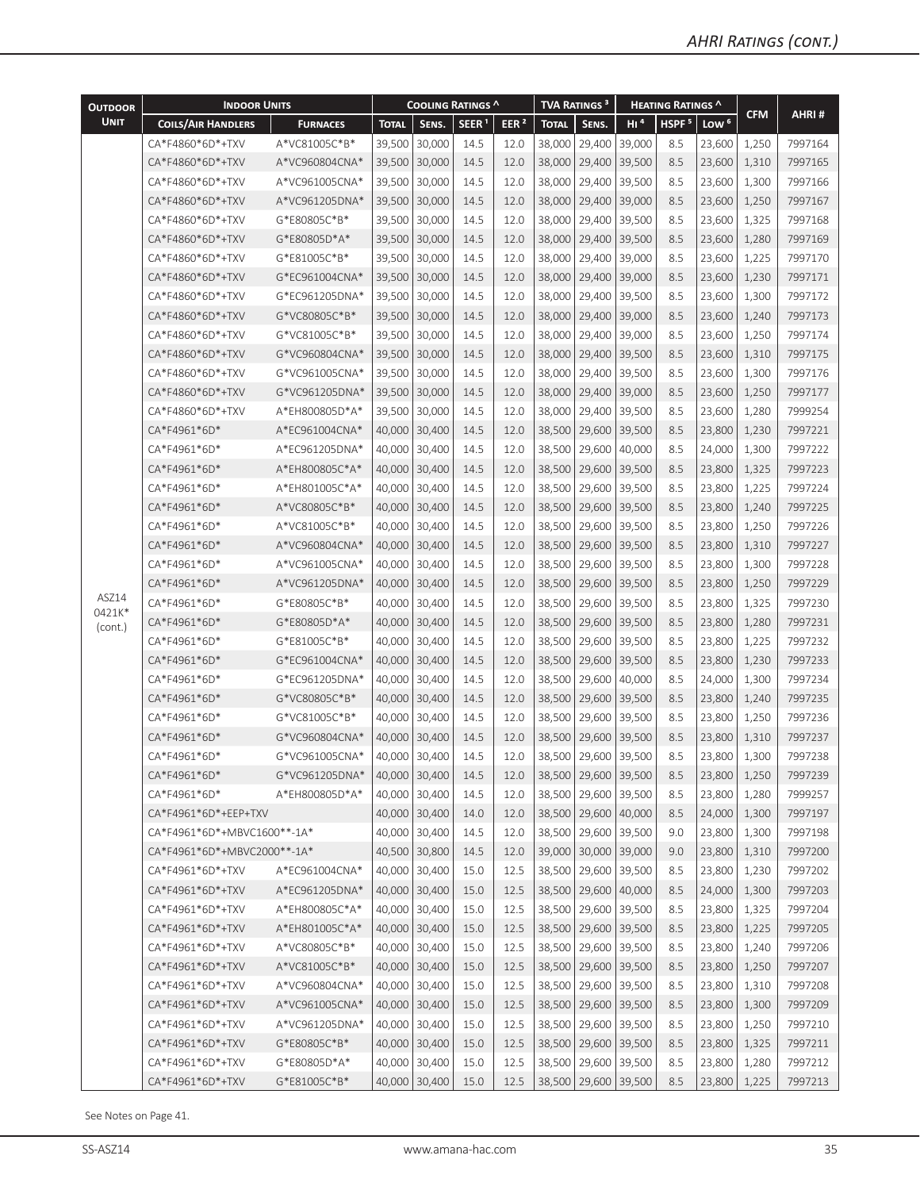## AHRI Ratings (cont.)

| Outdoor Unit | Indoor Units | | Cooling Ratings ^ | | | | TVA Ratings ³ | | Heating Ratings ^ | | | CFM | AHRI # |
|---|---|---|---|---|---|---|---|---|---|---|---|---|---|
| | Coils/Air Handlers | Furnaces | Total | Sens. | SEER [1] | EER [2] | Total | Sens. | HI [4] | HSPF [5] | Low [6] | | |
| ASZ14 0421K* (cont.) | CA*F4860*6D*+TXV | A*VC81005C*B* | 39,500 | 30,000 | 14.5 | 12.0 | 38,000 | 29,400 | 39,000 | 8.5 | 23,600 | 1,250 | 7997164 |
| | CA*F4860*6D*+TXV | A*VC960804CNA* | 39,500 | 30,000 | 14.5 | 12.0 | 38,000 | 29,400 | 39,500 | 8.5 | 23,600 | 1,310 | 7997165 |
| | CA*F4860*6D*+TXV | A*VC961005CNA* | 39,500 | 30,000 | 14.5 | 12.0 | 38,000 | 29,400 | 39,500 | 8.5 | 23,600 | 1,300 | 7997166 |
| | CA*F4860*6D*+TXV | A*VC961205DNA* | 39,500 | 30,000 | 14.5 | 12.0 | 38,000 | 29,400 | 39,000 | 8.5 | 23,600 | 1,250 | 7997167 |
| | CA*F4860*6D*+TXV | G*E80805C*B* | 39,500 | 30,000 | 14.5 | 12.0 | 38,000 | 29,400 | 39,500 | 8.5 | 23,600 | 1,325 | 7997168 |
| | CA*F4860*6D*+TXV | G*E80805D*A* | 39,500 | 30,000 | 14.5 | 12.0 | 38,000 | 29,400 | 39,500 | 8.5 | 23,600 | 1,280 | 7997169 |
| | CA*F4860*6D*+TXV | G*E81005C*B* | 39,500 | 30,000 | 14.5 | 12.0 | 38,000 | 29,400 | 39,000 | 8.5 | 23,600 | 1,225 | 7997170 |
| | CA*F4860*6D*+TXV | G*EC961004CNA* | 39,500 | 30,000 | 14.5 | 12.0 | 38,000 | 29,400 | 39,000 | 8.5 | 23,600 | 1,230 | 7997171 |
| | CA*F4860*6D*+TXV | G*EC961205DNA* | 39,500 | 30,000 | 14.5 | 12.0 | 38,000 | 29,400 | 39,500 | 8.5 | 23,600 | 1,300 | 7997172 |
| | CA*F4860*6D*+TXV | G*VC80805C*B* | 39,500 | 30,000 | 14.5 | 12.0 | 38,000 | 29,400 | 39,000 | 8.5 | 23,600 | 1,240 | 7997173 |
| | CA*F4860*6D*+TXV | G*VC81005C*B* | 39,500 | 30,000 | 14.5 | 12.0 | 38,000 | 29,400 | 39,000 | 8.5 | 23,600 | 1,250 | 7997174 |
| | CA*F4860*6D*+TXV | G*VC960804CNA* | 39,500 | 30,000 | 14.5 | 12.0 | 38,000 | 29,400 | 39,500 | 8.5 | 23,600 | 1,310 | 7997175 |
| | CA*F4860*6D*+TXV | G*VC961005CNA* | 39,500 | 30,000 | 14.5 | 12.0 | 38,000 | 29,400 | 39,500 | 8.5 | 23,600 | 1,300 | 7997176 |
| | CA*F4860*6D*+TXV | G*VC961205DNA* | 39,500 | 30,000 | 14.5 | 12.0 | 38,000 | 29,400 | 39,000 | 8.5 | 23,600 | 1,250 | 7997177 |
| | CA*F4860*6D*+TXV | A*EH800805D*A* | 39,500 | 30,000 | 14.5 | 12.0 | 38,000 | 29,400 | 39,500 | 8.5 | 23,600 | 1,280 | 7999254 |
| | CA*F4961*6D* | A*EC961004CNA* | 40,000 | 30,400 | 14.5 | 12.0 | 38,500 | 29,600 | 39,500 | 8.5 | 23,800 | 1,230 | 7997221 |
| | CA*F4961*6D* | A*EC961205DNA* | 40,000 | 30,400 | 14.5 | 12.0 | 38,500 | 29,600 | 40,000 | 8.5 | 24,000 | 1,300 | 7997222 |
| | CA*F4961*6D* | A*EH800805C*A* | 40,000 | 30,400 | 14.5 | 12.0 | 38,500 | 29,600 | 39,500 | 8.5 | 23,800 | 1,325 | 7997223 |
| | CA*F4961*6D* | A*EH801005C*A* | 40,000 | 30,400 | 14.5 | 12.0 | 38,500 | 29,600 | 39,500 | 8.5 | 23,800 | 1,225 | 7997224 |
| | CA*F4961*6D* | A*VC80805C*B* | 40,000 | 30,400 | 14.5 | 12.0 | 38,500 | 29,600 | 39,500 | 8.5 | 23,800 | 1,240 | 7997225 |
| | CA*F4961*6D* | A*VC81005C*B* | 40,000 | 30,400 | 14.5 | 12.0 | 38,500 | 29,600 | 39,500 | 8.5 | 23,800 | 1,250 | 7997226 |
| | CA*F4961*6D* | A*VC960804CNA* | 40,000 | 30,400 | 14.5 | 12.0 | 38,500 | 29,600 | 39,500 | 8.5 | 23,800 | 1,310 | 7997227 |
| | CA*F4961*6D* | A*VC961005CNA* | 40,000 | 30,400 | 14.5 | 12.0 | 38,500 | 29,600 | 39,500 | 8.5 | 23,800 | 1,300 | 7997228 |
| | CA*F4961*6D* | A*VC961205DNA* | 40,000 | 30,400 | 14.5 | 12.0 | 38,500 | 29,600 | 39,500 | 8.5 | 23,800 | 1,250 | 7997229 |
| | CA*F4961*6D* | G*E80805C*B* | 40,000 | 30,400 | 14.5 | 12.0 | 38,500 | 29,600 | 39,500 | 8.5 | 23,800 | 1,325 | 7997230 |
| | CA*F4961*6D* | G*E80805D*A* | 40,000 | 30,400 | 14.5 | 12.0 | 38,500 | 29,600 | 39,500 | 8.5 | 23,800 | 1,280 | 7997231 |
| | CA*F4961*6D* | G*E81005C*B* | 40,000 | 30,400 | 14.5 | 12.0 | 38,500 | 29,600 | 39,500 | 8.5 | 23,800 | 1,225 | 7997232 |
| | CA*F4961*6D* | G*EC961004CNA* | 40,000 | 30,400 | 14.5 | 12.0 | 38,500 | 29,600 | 39,500 | 8.5 | 23,800 | 1,230 | 7997233 |
| | CA*F4961*6D* | G*EC961205DNA* | 40,000 | 30,400 | 14.5 | 12.0 | 38,500 | 29,600 | 40,000 | 8.5 | 24,000 | 1,300 | 7997234 |
| | CA*F4961*6D* | G*VC80805C*B* | 40,000 | 30,400 | 14.5 | 12.0 | 38,500 | 29,600 | 39,500 | 8.5 | 23,800 | 1,240 | 7997235 |
| | CA*F4961*6D* | G*VC81005C*B* | 40,000 | 30,400 | 14.5 | 12.0 | 38,500 | 29,600 | 39,500 | 8.5 | 23,800 | 1,250 | 7997236 |
| | CA*F4961*6D* | G*VC960804CNA* | 40,000 | 30,400 | 14.5 | 12.0 | 38,500 | 29,600 | 39,500 | 8.5 | 23,800 | 1,310 | 7997237 |
| | CA*F4961*6D* | G*VC961005CNA* | 40,000 | 30,400 | 14.5 | 12.0 | 38,500 | 29,600 | 39,500 | 8.5 | 23,800 | 1,300 | 7997238 |
| | CA*F4961*6D* | G*VC961205DNA* | 40,000 | 30,400 | 14.5 | 12.0 | 38,500 | 29,600 | 39,500 | 8.5 | 23,800 | 1,250 | 7997239 |
| | CA*F4961*6D* | A*EH800805D*A* | 40,000 | 30,400 | 14.5 | 12.0 | 38,500 | 29,600 | 39,500 | 8.5 | 23,800 | 1,280 | 7999257 |
| | CA*F4961*6D*+EEP+TXV | | 40,000 | 30,400 | 14.0 | 12.0 | 38,500 | 29,600 | 40,000 | 8.5 | 24,000 | 1,300 | 7997197 |
| | CA*F4961*6D*+MBVC1600**-1A* | | 40,000 | 30,400 | 14.5 | 12.0 | 38,500 | 29,600 | 39,500 | 9.0 | 23,800 | 1,300 | 7997198 |
| | CA*F4961*6D*+MBVC2000**-1A* | | 40,500 | 30,800 | 14.5 | 12.0 | 39,000 | 30,000 | 39,000 | 9.0 | 23,800 | 1,310 | 7997200 |
| | CA*F4961*6D*+TXV | A*EC961004CNA* | 40,000 | 30,400 | 15.0 | 12.5 | 38,500 | 29,600 | 39,500 | 8.5 | 23,800 | 1,230 | 7997202 |
| | CA*F4961*6D*+TXV | A*EC961205DNA* | 40,000 | 30,400 | 15.0 | 12.5 | 38,500 | 29,600 | 40,000 | 8.5 | 24,000 | 1,300 | 7997203 |
| | CA*F4961*6D*+TXV | A*EH800805C*A* | 40,000 | 30,400 | 15.0 | 12.5 | 38,500 | 29,600 | 39,500 | 8.5 | 23,800 | 1,325 | 7997204 |
| | CA*F4961*6D*+TXV | A*EH801005C*A* | 40,000 | 30,400 | 15.0 | 12.5 | 38,500 | 29,600 | 39,500 | 8.5 | 23,800 | 1,225 | 7997205 |
| | CA*F4961*6D*+TXV | A*VC80805C*B* | 40,000 | 30,400 | 15.0 | 12.5 | 38,500 | 29,600 | 39,500 | 8.5 | 23,800 | 1,240 | 7997206 |
| | CA*F4961*6D*+TXV | A*VC81005C*B* | 40,000 | 30,400 | 15.0 | 12.5 | 38,500 | 29,600 | 39,500 | 8.5 | 23,800 | 1,250 | 7997207 |
| | CA*F4961*6D*+TXV | A*VC960804CNA* | 40,000 | 30,400 | 15.0 | 12.5 | 38,500 | 29,600 | 39,500 | 8.5 | 23,800 | 1,310 | 7997208 |
| | CA*F4961*6D*+TXV | A*VC961005CNA* | 40,000 | 30,400 | 15.0 | 12.5 | 38,500 | 29,600 | 39,500 | 8.5 | 23,800 | 1,300 | 7997209 |
| | CA*F4961*6D*+TXV | A*VC961205DNA* | 40,000 | 30,400 | 15.0 | 12.5 | 38,500 | 29,600 | 39,500 | 8.5 | 23,800 | 1,250 | 7997210 |
| | CA*F4961*6D*+TXV | G*E80805C*B* | 40,000 | 30,400 | 15.0 | 12.5 | 38,500 | 29,600 | 39,500 | 8.5 | 23,800 | 1,325 | 7997211 |
| | CA*F4961*6D*+TXV | G*E80805D*A* | 40,000 | 30,400 | 15.0 | 12.5 | 38,500 | 29,600 | 39,500 | 8.5 | 23,800 | 1,280 | 7997212 |
| | CA*F4961*6D*+TXV | G*E81005C*B* | 40,000 | 30,400 | 15.0 | 12.5 | 38,500 | 29,600 | 39,500 | 8.5 | 23,800 | 1,225 | 7997213 |

See Notes on Page 41.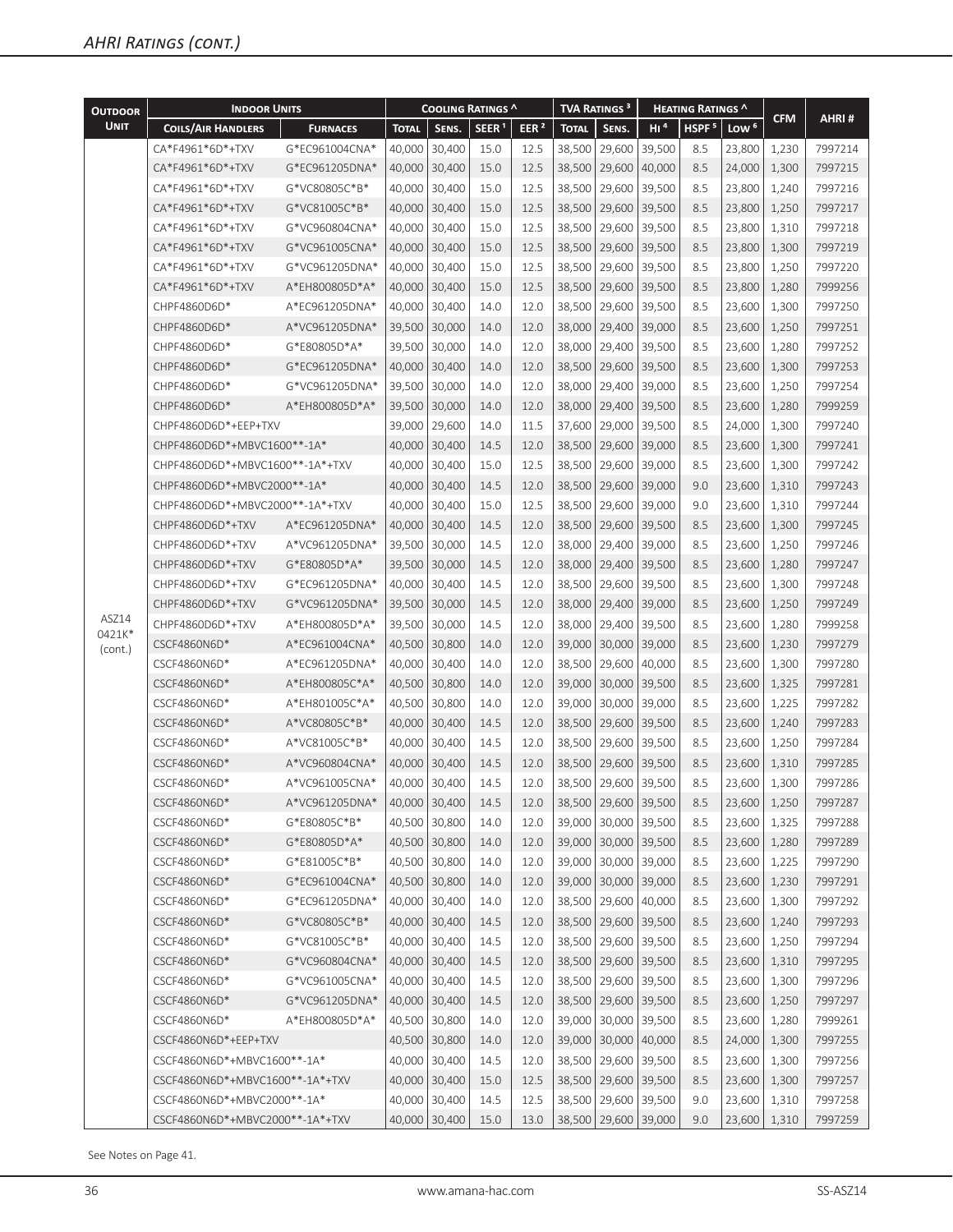## AHRI Ratings (cont.)

| Outdoor Unit | Indoor Units | | Cooling Ratings ^ | | | | TVA Ratings ³ | | Heating Ratings ^ | | | CFM | AHRI # |
|---|---|---|---|---|---|---|---|---|---|---|---|---|---|
| | Coils/Air Handlers | Furnaces | Total | Sens. | SEER ¹ | EER ² | Total | Sens. | HI ⁴ | HSPF ⁵ | Low ⁶ | | |
| ASZ14 0421K* (cont.) | CA*F4961*6D*+TXV | G*EC961004CNA* | 40,000 | 30,400 | 15.0 | 12.5 | 38,500 | 29,600 | 39,500 | 8.5 | 23,800 | 1,230 | 7997214 |
| | CA*F4961*6D*+TXV | G*EC961205DNA* | 40,000 | 30,400 | 15.0 | 12.5 | 38,500 | 29,600 | 40,000 | 8.5 | 24,000 | 1,300 | 7997215 |
| | CA*F4961*6D*+TXV | G*VC80805C*B* | 40,000 | 30,400 | 15.0 | 12.5 | 38,500 | 29,600 | 39,500 | 8.5 | 23,800 | 1,240 | 7997216 |
| | CA*F4961*6D*+TXV | G*VC81005C*B* | 40,000 | 30,400 | 15.0 | 12.5 | 38,500 | 29,600 | 39,500 | 8.5 | 23,800 | 1,250 | 7997217 |
| | CA*F4961*6D*+TXV | G*VC960804CNA* | 40,000 | 30,400 | 15.0 | 12.5 | 38,500 | 29,600 | 39,500 | 8.5 | 23,800 | 1,310 | 7997218 |
| | CA*F4961*6D*+TXV | G*VC961005CNA* | 40,000 | 30,400 | 15.0 | 12.5 | 38,500 | 29,600 | 39,500 | 8.5 | 23,800 | 1,300 | 7997219 |
| | CA*F4961*6D*+TXV | G*VC961205DNA* | 40,000 | 30,400 | 15.0 | 12.5 | 38,500 | 29,600 | 39,500 | 8.5 | 23,800 | 1,250 | 7997220 |
| | CA*F4961*6D*+TXV | A*EH800805D*A* | 40,000 | 30,400 | 15.0 | 12.5 | 38,500 | 29,600 | 39,500 | 8.5 | 23,800 | 1,280 | 7999256 |
| | CHPF4860D6D* | A*EC961205DNA* | 40,000 | 30,400 | 14.0 | 12.0 | 38,500 | 29,600 | 39,500 | 8.5 | 23,600 | 1,300 | 7997250 |
| | CHPF4860D6D* | A*VC961205DNA* | 39,500 | 30,000 | 14.0 | 12.0 | 38,000 | 29,400 | 39,000 | 8.5 | 23,600 | 1,250 | 7997251 |
| | CHPF4860D6D* | G*E80805D*A* | 39,500 | 30,000 | 14.0 | 12.0 | 38,000 | 29,400 | 39,500 | 8.5 | 23,600 | 1,280 | 7997252 |
| | CHPF4860D6D* | G*EC961205DNA* | 40,000 | 30,400 | 14.0 | 12.0 | 38,500 | 29,600 | 39,500 | 8.5 | 23,600 | 1,300 | 7997253 |
| | CHPF4860D6D* | G*VC961205DNA* | 39,500 | 30,000 | 14.0 | 12.0 | 38,000 | 29,400 | 39,000 | 8.5 | 23,600 | 1,250 | 7997254 |
| | CHPF4860D6D* | A*EH800805D*A* | 39,500 | 30,000 | 14.0 | 12.0 | 38,000 | 29,400 | 39,500 | 8.5 | 23,600 | 1,280 | 7999259 |
| | CHPF4860D6D*+EEP+TXV | | 39,000 | 29,600 | 14.0 | 11.5 | 37,600 | 29,000 | 39,500 | 8.5 | 24,000 | 1,300 | 7997240 |
| | CHPF4860D6D*+MBVC1600**-1A* | | 40,000 | 30,400 | 14.5 | 12.0 | 38,500 | 29,600 | 39,000 | 8.5 | 23,600 | 1,300 | 7997241 |
| | CHPF4860D6D*+MBVC1600**-1A*+TXV | | 40,000 | 30,400 | 15.0 | 12.5 | 38,500 | 29,600 | 39,000 | 8.5 | 23,600 | 1,300 | 7997242 |
| | CHPF4860D6D*+MBVC2000**-1A* | | 40,000 | 30,400 | 14.5 | 12.0 | 38,500 | 29,600 | 39,000 | 9.0 | 23,600 | 1,310 | 7997243 |
| | CHPF4860D6D*+MBVC2000**-1A*+TXV | | 40,000 | 30,400 | 15.0 | 12.5 | 38,500 | 29,600 | 39,000 | 9.0 | 23,600 | 1,310 | 7997244 |
| | CHPF4860D6D*+TXV | A*EC961205DNA* | 40,000 | 30,400 | 14.5 | 12.0 | 38,500 | 29,600 | 39,500 | 8.5 | 23,600 | 1,300 | 7997245 |
| | CHPF4860D6D*+TXV | A*VC961205DNA* | 39,500 | 30,000 | 14.5 | 12.0 | 38,000 | 29,400 | 39,000 | 8.5 | 23,600 | 1,250 | 7997246 |
| | CHPF4860D6D*+TXV | G*E80805D*A* | 39,500 | 30,000 | 14.5 | 12.0 | 38,000 | 29,400 | 39,500 | 8.5 | 23,600 | 1,280 | 7997247 |
| | CHPF4860D6D*+TXV | G*EC961205DNA* | 40,000 | 30,400 | 14.5 | 12.0 | 38,500 | 29,600 | 39,500 | 8.5 | 23,600 | 1,300 | 7997248 |
| | CHPF4860D6D*+TXV | G*VC961205DNA* | 39,500 | 30,000 | 14.5 | 12.0 | 38,000 | 29,400 | 39,000 | 8.5 | 23,600 | 1,250 | 7997249 |
| | CHPF4860D6D*+TXV | A*EH800805D*A* | 39,500 | 30,000 | 14.5 | 12.0 | 38,000 | 29,400 | 39,500 | 8.5 | 23,600 | 1,280 | 7999258 |
| | CSCF4860N6D* | A*EC961004CNA* | 40,500 | 30,800 | 14.0 | 12.0 | 39,000 | 30,000 | 39,000 | 8.5 | 23,600 | 1,230 | 7997279 |
| | CSCF4860N6D* | A*EC961205DNA* | 40,000 | 30,400 | 14.0 | 12.0 | 38,500 | 29,600 | 40,000 | 8.5 | 23,600 | 1,300 | 7997280 |
| | CSCF4860N6D* | A*EH800805C*A* | 40,500 | 30,800 | 14.0 | 12.0 | 39,000 | 30,000 | 39,500 | 8.5 | 23,600 | 1,325 | 7997281 |
| | CSCF4860N6D* | A*EH801005C*A* | 40,500 | 30,800 | 14.0 | 12.0 | 39,000 | 30,000 | 39,000 | 8.5 | 23,600 | 1,225 | 7997282 |
| | CSCF4860N6D* | A*VC80805C*B* | 40,000 | 30,400 | 14.5 | 12.0 | 38,500 | 29,600 | 39,500 | 8.5 | 23,600 | 1,240 | 7997283 |
| | CSCF4860N6D* | A*VC81005C*B* | 40,000 | 30,400 | 14.5 | 12.0 | 38,500 | 29,600 | 39,500 | 8.5 | 23,600 | 1,250 | 7997284 |
| | CSCF4860N6D* | A*VC960804CNA* | 40,000 | 30,400 | 14.5 | 12.0 | 38,500 | 29,600 | 39,500 | 8.5 | 23,600 | 1,310 | 7997285 |
| | CSCF4860N6D* | A*VC961005CNA* | 40,000 | 30,400 | 14.5 | 12.0 | 38,500 | 29,600 | 39,500 | 8.5 | 23,600 | 1,300 | 7997286 |
| | CSCF4860N6D* | A*VC961205DNA* | 40,000 | 30,400 | 14.5 | 12.0 | 38,500 | 29,600 | 39,500 | 8.5 | 23,600 | 1,250 | 7997287 |
| | CSCF4860N6D* | G*E80805C*B* | 40,500 | 30,800 | 14.0 | 12.0 | 39,000 | 30,000 | 39,500 | 8.5 | 23,600 | 1,325 | 7997288 |
| | CSCF4860N6D* | G*E80805D*A* | 40,500 | 30,800 | 14.0 | 12.0 | 39,000 | 30,000 | 39,500 | 8.5 | 23,600 | 1,280 | 7997289 |
| | CSCF4860N6D* | G*E81005C*B* | 40,500 | 30,800 | 14.0 | 12.0 | 39,000 | 30,000 | 39,000 | 8.5 | 23,600 | 1,225 | 7997290 |
| | CSCF4860N6D* | G*EC961004CNA* | 40,500 | 30,800 | 14.0 | 12.0 | 39,000 | 30,000 | 39,000 | 8.5 | 23,600 | 1,230 | 7997291 |
| | CSCF4860N6D* | G*EC961205DNA* | 40,000 | 30,400 | 14.0 | 12.0 | 38,500 | 29,600 | 40,000 | 8.5 | 23,600 | 1,300 | 7997292 |
| | CSCF4860N6D* | G*VC80805C*B* | 40,000 | 30,400 | 14.5 | 12.0 | 38,500 | 29,600 | 39,500 | 8.5 | 23,600 | 1,240 | 7997293 |
| | CSCF4860N6D* | G*VC81005C*B* | 40,000 | 30,400 | 14.5 | 12.0 | 38,500 | 29,600 | 39,500 | 8.5 | 23,600 | 1,250 | 7997294 |
| | CSCF4860N6D* | G*VC960804CNA* | 40,000 | 30,400 | 14.5 | 12.0 | 38,500 | 29,600 | 39,500 | 8.5 | 23,600 | 1,310 | 7997295 |
| | CSCF4860N6D* | G*VC961005CNA* | 40,000 | 30,400 | 14.5 | 12.0 | 38,500 | 29,600 | 39,500 | 8.5 | 23,600 | 1,300 | 7997296 |
| | CSCF4860N6D* | G*VC961205DNA* | 40,000 | 30,400 | 14.5 | 12.0 | 38,500 | 29,600 | 39,500 | 8.5 | 23,600 | 1,250 | 7997297 |
| | CSCF4860N6D* | A*EH800805D*A* | 40,500 | 30,800 | 14.0 | 12.0 | 39,000 | 30,000 | 39,500 | 8.5 | 23,600 | 1,280 | 7999261 |
| | CSCF4860N6D*+EEP+TXV | | 40,500 | 30,800 | 14.0 | 12.0 | 39,000 | 30,000 | 40,000 | 8.5 | 24,000 | 1,300 | 7997255 |
| | CSCF4860N6D*+MBVC1600**-1A* | | 40,000 | 30,400 | 14.5 | 12.0 | 38,500 | 29,600 | 39,500 | 8.5 | 23,600 | 1,300 | 7997256 |
| | CSCF4860N6D*+MBVC1600**-1A*+TXV | | 40,000 | 30,400 | 15.0 | 12.5 | 38,500 | 29,600 | 39,500 | 8.5 | 23,600 | 1,300 | 7997257 |
| | CSCF4860N6D*+MBVC2000**-1A* | | 40,000 | 30,400 | 14.5 | 12.5 | 38,500 | 29,600 | 39,500 | 9.0 | 23,600 | 1,310 | 7997258 |
| | CSCF4860N6D*+MBVC2000**-1A*+TXV | | 40,000 | 30,400 | 15.0 | 13.0 | 38,500 | 29,600 | 39,000 | 9.0 | 23,600 | 1,310 | 7997259 |

See Notes on Page 41.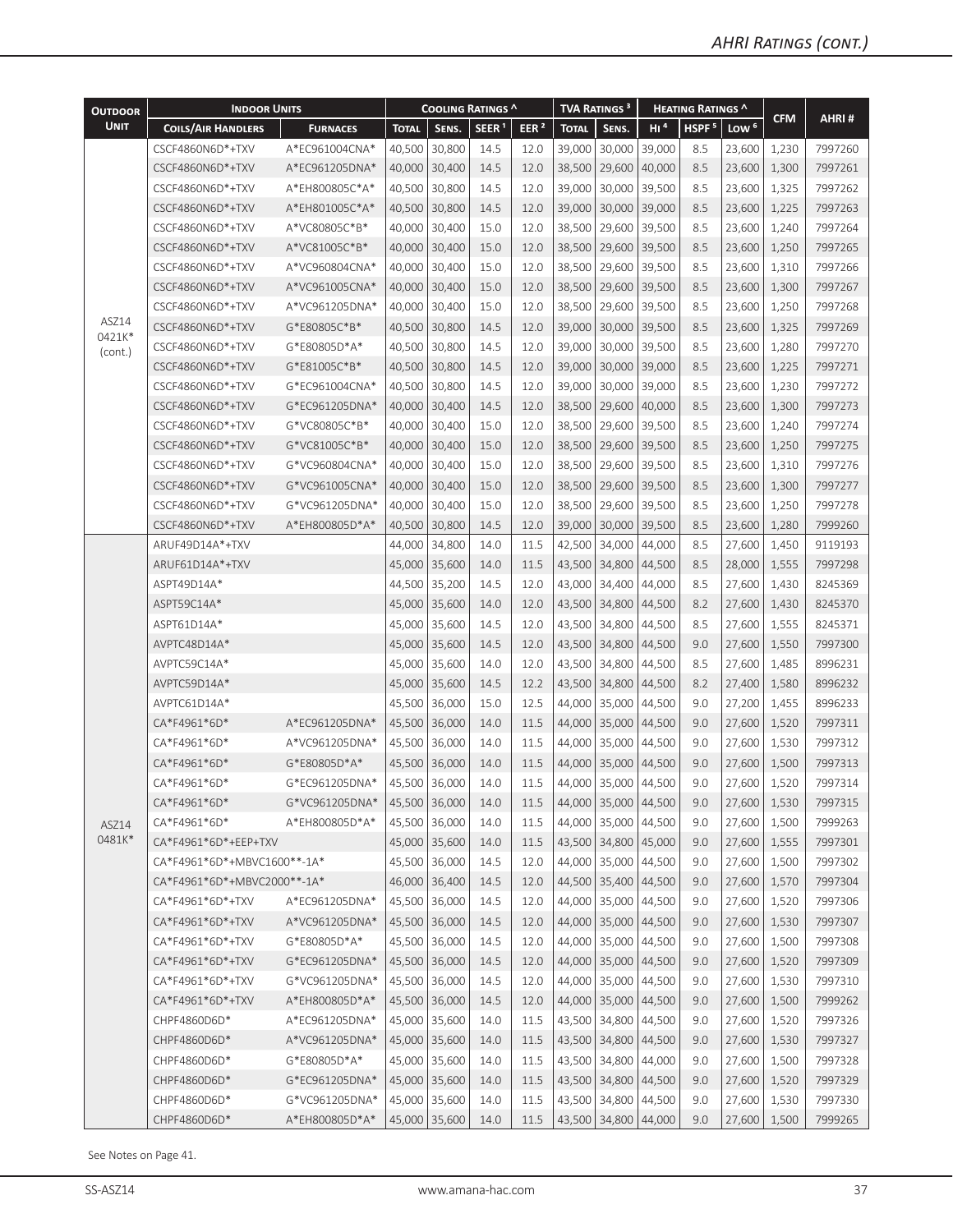## AHRI Ratings (cont.)

| Outdoor Unit | Indoor Units | | Cooling Ratings ^ | | | | TVA Ratings [3] | | Heating Ratings ^ | | | CFM | AHRI # |
|---|---|---|---|---|---|---|---|---|---|---|---|---|---|
| | Coils/Air Handlers | Furnaces | Total | Sens. | SEER [1] | EER [2] | Total | Sens. | HI [4] | HSPF [5] | Low [6] | | |
| ASZ14 0421K* (cont.) | CSCF4860N6D*+TXV | A*EC961004CNA* | 40,500 | 30,800 | 14.5 | 12.0 | 39,000 | 30,000 | 39,000 | 8.5 | 23,600 | 1,230 | 7997260 |
| | CSCF4860N6D*+TXV | A*EC961205DNA* | 40,000 | 30,400 | 14.5 | 12.0 | 38,500 | 29,600 | 40,000 | 8.5 | 23,600 | 1,300 | 7997261 |
| | CSCF4860N6D*+TXV | A*EH800805C*A* | 40,500 | 30,800 | 14.5 | 12.0 | 39,000 | 30,000 | 39,500 | 8.5 | 23,600 | 1,325 | 7997262 |
| | CSCF4860N6D*+TXV | A*EH801005C*A* | 40,500 | 30,800 | 14.5 | 12.0 | 39,000 | 30,000 | 39,000 | 8.5 | 23,600 | 1,225 | 7997263 |
| | CSCF4860N6D*+TXV | A*VC80805C*B* | 40,000 | 30,400 | 15.0 | 12.0 | 38,500 | 29,600 | 39,500 | 8.5 | 23,600 | 1,240 | 7997264 |
| | CSCF4860N6D*+TXV | A*VC81005C*B* | 40,000 | 30,400 | 15.0 | 12.0 | 38,500 | 29,600 | 39,500 | 8.5 | 23,600 | 1,250 | 7997265 |
| | CSCF4860N6D*+TXV | A*VC960804CNA* | 40,000 | 30,400 | 15.0 | 12.0 | 38,500 | 29,600 | 39,500 | 8.5 | 23,600 | 1,310 | 7997266 |
| | CSCF4860N6D*+TXV | A*VC961005CNA* | 40,000 | 30,400 | 15.0 | 12.0 | 38,500 | 29,600 | 39,500 | 8.5 | 23,600 | 1,300 | 7997267 |
| | CSCF4860N6D*+TXV | A*VC961205DNA* | 40,000 | 30,400 | 15.0 | 12.0 | 38,500 | 29,600 | 39,500 | 8.5 | 23,600 | 1,250 | 7997268 |
| | CSCF4860N6D*+TXV | G*E80805C*B* | 40,500 | 30,800 | 14.5 | 12.0 | 39,000 | 30,000 | 39,500 | 8.5 | 23,600 | 1,325 | 7997269 |
| | CSCF4860N6D*+TXV | G*E80805D*A* | 40,500 | 30,800 | 14.5 | 12.0 | 39,000 | 30,000 | 39,500 | 8.5 | 23,600 | 1,280 | 7997270 |
| | CSCF4860N6D*+TXV | G*E81005C*B* | 40,500 | 30,800 | 14.5 | 12.0 | 39,000 | 30,000 | 39,000 | 8.5 | 23,600 | 1,225 | 7997271 |
| | CSCF4860N6D*+TXV | G*EC961004CNA* | 40,500 | 30,800 | 14.5 | 12.0 | 39,000 | 30,000 | 39,000 | 8.5 | 23,600 | 1,230 | 7997272 |
| | CSCF4860N6D*+TXV | G*EC961205DNA* | 40,000 | 30,400 | 14.5 | 12.0 | 38,500 | 29,600 | 40,000 | 8.5 | 23,600 | 1,300 | 7997273 |
| | CSCF4860N6D*+TXV | G*VC80805C*B* | 40,000 | 30,400 | 15.0 | 12.0 | 38,500 | 29,600 | 39,500 | 8.5 | 23,600 | 1,240 | 7997274 |
| | CSCF4860N6D*+TXV | G*VC81005C*B* | 40,000 | 30,400 | 15.0 | 12.0 | 38,500 | 29,600 | 39,500 | 8.5 | 23,600 | 1,250 | 7997275 |
| | CSCF4860N6D*+TXV | G*VC960804CNA* | 40,000 | 30,400 | 15.0 | 12.0 | 38,500 | 29,600 | 39,500 | 8.5 | 23,600 | 1,310 | 7997276 |
| | CSCF4860N6D*+TXV | G*VC961005CNA* | 40,000 | 30,400 | 15.0 | 12.0 | 38,500 | 29,600 | 39,500 | 8.5 | 23,600 | 1,300 | 7997277 |
| | CSCF4860N6D*+TXV | G*VC961205DNA* | 40,000 | 30,400 | 15.0 | 12.0 | 38,500 | 29,600 | 39,500 | 8.5 | 23,600 | 1,250 | 7997278 |
| | CSCF4860N6D*+TXV | A*EH800805D*A* | 40,500 | 30,800 | 14.5 | 12.0 | 39,000 | 30,000 | 39,500 | 8.5 | 23,600 | 1,280 | 7999260 |
| ASZ14 0481K* | ARUF49D14A*+TXV | | 44,000 | 34,800 | 14.0 | 11.5 | 42,500 | 34,000 | 44,000 | 8.5 | 27,600 | 1,450 | 9119193 |
| | ARUF61D14A*+TXV | | 45,000 | 35,600 | 14.0 | 11.5 | 43,500 | 34,800 | 44,500 | 8.5 | 28,000 | 1,555 | 7997298 |
| | ASPT49D14A* | | 44,500 | 35,200 | 14.5 | 12.0 | 43,000 | 34,400 | 44,000 | 8.5 | 27,600 | 1,430 | 8245369 |
| | ASPT59C14A* | | 45,000 | 35,600 | 14.0 | 12.0 | 43,500 | 34,800 | 44,500 | 8.2 | 27,600 | 1,430 | 8245370 |
| | ASPT61D14A* | | 45,000 | 35,600 | 14.5 | 12.0 | 43,500 | 34,800 | 44,500 | 8.5 | 27,600 | 1,555 | 8245371 |
| | AVPTC48D14A* | | 45,000 | 35,600 | 14.5 | 12.0 | 43,500 | 34,800 | 44,500 | 9.0 | 27,600 | 1,550 | 7997300 |
| | AVPTC59C14A* | | 45,000 | 35,600 | 14.0 | 12.0 | 43,500 | 34,800 | 44,500 | 8.5 | 27,600 | 1,485 | 8996231 |
| | AVPTC59D14A* | | 45,000 | 35,600 | 14.5 | 12.2 | 43,500 | 34,800 | 44,500 | 8.2 | 27,400 | 1,580 | 8996232 |
| | AVPTC61D14A* | | 45,500 | 36,000 | 15.0 | 12.5 | 44,000 | 35,000 | 44,500 | 9.0 | 27,200 | 1,455 | 8996233 |
| | CA*F4961*6D* | A*EC961205DNA* | 45,500 | 36,000 | 14.0 | 11.5 | 44,000 | 35,000 | 44,500 | 9.0 | 27,600 | 1,520 | 7997311 |
| | CA*F4961*6D* | A*VC961205DNA* | 45,500 | 36,000 | 14.0 | 11.5 | 44,000 | 35,000 | 44,500 | 9.0 | 27,600 | 1,530 | 7997312 |
| | CA*F4961*6D* | G*E80805D*A* | 45,500 | 36,000 | 14.0 | 11.5 | 44,000 | 35,000 | 44,500 | 9.0 | 27,600 | 1,500 | 7997313 |
| | CA*F4961*6D* | G*EC961205DNA* | 45,500 | 36,000 | 14.0 | 11.5 | 44,000 | 35,000 | 44,500 | 9.0 | 27,600 | 1,520 | 7997314 |
| | CA*F4961*6D* | G*VC961205DNA* | 45,500 | 36,000 | 14.0 | 11.5 | 44,000 | 35,000 | 44,500 | 9.0 | 27,600 | 1,530 | 7997315 |
| | CA*F4961*6D* | A*EH800805D*A* | 45,500 | 36,000 | 14.0 | 11.5 | 44,000 | 35,000 | 44,500 | 9.0 | 27,600 | 1,500 | 7999263 |
| | CA*F4961*6D*+EEP+TXV | | 45,000 | 35,600 | 14.0 | 11.5 | 43,500 | 34,800 | 45,000 | 9.0 | 27,600 | 1,555 | 7997301 |
| | CA*F4961*6D*+MBVC1600**-1A* | | 45,500 | 36,000 | 14.5 | 12.0 | 44,000 | 35,000 | 44,500 | 9.0 | 27,600 | 1,500 | 7997302 |
| | CA*F4961*6D*+MBVC2000**-1A* | | 46,000 | 36,400 | 14.5 | 12.0 | 44,500 | 35,400 | 44,500 | 9.0 | 27,600 | 1,570 | 7997304 |
| | CA*F4961*6D*+TXV | A*EC961205DNA* | 45,500 | 36,000 | 14.5 | 12.0 | 44,000 | 35,000 | 44,500 | 9.0 | 27,600 | 1,520 | 7997306 |
| | CA*F4961*6D*+TXV | A*VC961205DNA* | 45,500 | 36,000 | 14.5 | 12.0 | 44,000 | 35,000 | 44,500 | 9.0 | 27,600 | 1,530 | 7997307 |
| | CA*F4961*6D*+TXV | G*E80805D*A* | 45,500 | 36,000 | 14.5 | 12.0 | 44,000 | 35,000 | 44,500 | 9.0 | 27,600 | 1,500 | 7997308 |
| | CA*F4961*6D*+TXV | G*EC961205DNA* | 45,500 | 36,000 | 14.5 | 12.0 | 44,000 | 35,000 | 44,500 | 9.0 | 27,600 | 1,520 | 7997309 |
| | CA*F4961*6D*+TXV | G*VC961205DNA* | 45,500 | 36,000 | 14.5 | 12.0 | 44,000 | 35,000 | 44,500 | 9.0 | 27,600 | 1,530 | 7997310 |
| | CA*F4961*6D*+TXV | A*EH800805D*A* | 45,500 | 36,000 | 14.5 | 12.0 | 44,000 | 35,000 | 44,500 | 9.0 | 27,600 | 1,500 | 7999262 |
| | CHPF4860D6D* | A*EC961205DNA* | 45,000 | 35,600 | 14.0 | 11.5 | 43,500 | 34,800 | 44,500 | 9.0 | 27,600 | 1,520 | 7997326 |
| | CHPF4860D6D* | A*VC961205DNA* | 45,000 | 35,600 | 14.0 | 11.5 | 43,500 | 34,800 | 44,500 | 9.0 | 27,600 | 1,530 | 7997327 |
| | CHPF4860D6D* | G*E80805D*A* | 45,000 | 35,600 | 14.0 | 11.5 | 43,500 | 34,800 | 44,000 | 9.0 | 27,600 | 1,500 | 7997328 |
| | CHPF4860D6D* | G*EC961205DNA* | 45,000 | 35,600 | 14.0 | 11.5 | 43,500 | 34,800 | 44,500 | 9.0 | 27,600 | 1,520 | 7997329 |
| | CHPF4860D6D* | G*VC961205DNA* | 45,000 | 35,600 | 14.0 | 11.5 | 43,500 | 34,800 | 44,500 | 9.0 | 27,600 | 1,530 | 7997330 |
| | CHPF4860D6D* | A*EH800805D*A* | 45,000 | 35,600 | 14.0 | 11.5 | 43,500 | 34,800 | 44,000 | 9.0 | 27,600 | 1,500 | 7999265 |

See Notes on Page 41.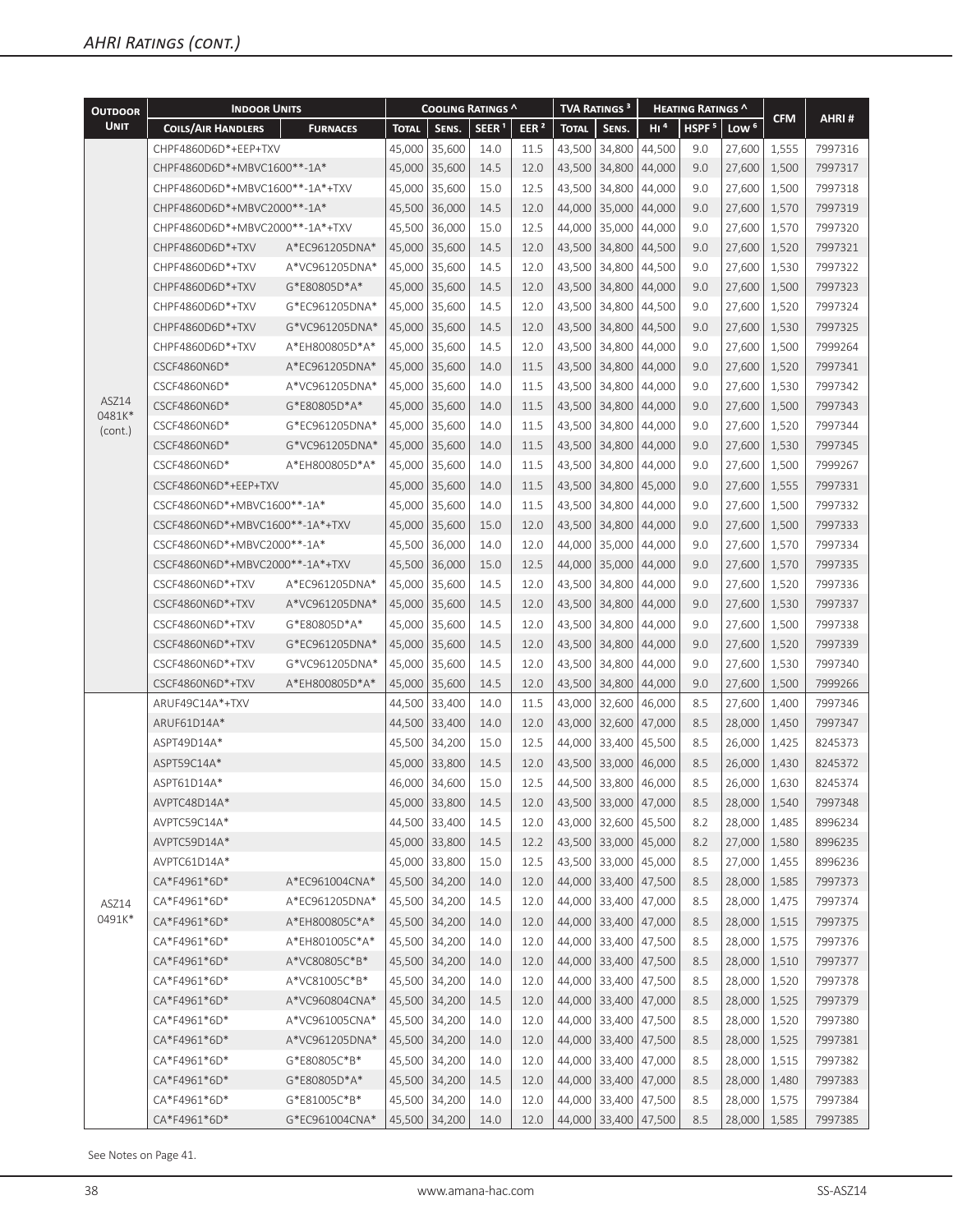## AHRI Ratings (cont.)

| Outdoor Unit | Indoor Units | | Cooling Ratings ^ | | | | TVA Ratings 3 | | Heating Ratings ^ | | | CFM | AHRI # |
|---|---|---|---|---|---|---|---|---|---|---|---|---|---|
| | Coils/Air Handlers | Furnaces | Total | Sens. | SEER 1 | EER 2 | Total | Sens. | HI 4 | HSPF 5 | Low 6 | | |
| ASZ14 0481K* (cont.) | CHPF4860D6D*+EEP+TXV | | 45,000 | 35,600 | 14.0 | 11.5 | 43,500 | 34,800 | 44,500 | 9.0 | 27,600 | 1,555 | 7997316 |
| | CHPF4860D6D*+MBVC1600**-1A* | | 45,000 | 35,600 | 14.5 | 12.0 | 43,500 | 34,800 | 44,000 | 9.0 | 27,600 | 1,500 | 7997317 |
| | CHPF4860D6D*+MBVC1600**-1A*+TXV | | 45,000 | 35,600 | 15.0 | 12.5 | 43,500 | 34,800 | 44,000 | 9.0 | 27,600 | 1,500 | 7997318 |
| | CHPF4860D6D*+MBVC2000**-1A* | | 45,500 | 36,000 | 14.5 | 12.0 | 44,000 | 35,000 | 44,000 | 9.0 | 27,600 | 1,570 | 7997319 |
| | CHPF4860D6D*+MBVC2000**-1A*+TXV | | 45,500 | 36,000 | 15.0 | 12.5 | 44,000 | 35,000 | 44,000 | 9.0 | 27,600 | 1,570 | 7997320 |
| | CHPF4860D6D*+TXV | A*EC961205DNA* | 45,000 | 35,600 | 14.5 | 12.0 | 43,500 | 34,800 | 44,500 | 9.0 | 27,600 | 1,520 | 7997321 |
| | CHPF4860D6D*+TXV | A*VC961205DNA* | 45,000 | 35,600 | 14.5 | 12.0 | 43,500 | 34,800 | 44,500 | 9.0 | 27,600 | 1,530 | 7997322 |
| | CHPF4860D6D*+TXV | G*E80805D*A* | 45,000 | 35,600 | 14.5 | 12.0 | 43,500 | 34,800 | 44,000 | 9.0 | 27,600 | 1,500 | 7997323 |
| | CHPF4860D6D*+TXV | G*EC961205DNA* | 45,000 | 35,600 | 14.5 | 12.0 | 43,500 | 34,800 | 44,500 | 9.0 | 27,600 | 1,520 | 7997324 |
| | CHPF4860D6D*+TXV | G*VC961205DNA* | 45,000 | 35,600 | 14.5 | 12.0 | 43,500 | 34,800 | 44,500 | 9.0 | 27,600 | 1,530 | 7997325 |
| | CHPF4860D6D*+TXV | A*EH800805D*A* | 45,000 | 35,600 | 14.5 | 12.0 | 43,500 | 34,800 | 44,000 | 9.0 | 27,600 | 1,500 | 7999264 |
| | CSCF4860N6D* | A*EC961205DNA* | 45,000 | 35,600 | 14.0 | 11.5 | 43,500 | 34,800 | 44,000 | 9.0 | 27,600 | 1,520 | 7997341 |
| | CSCF4860N6D* | A*VC961205DNA* | 45,000 | 35,600 | 14.0 | 11.5 | 43,500 | 34,800 | 44,000 | 9.0 | 27,600 | 1,530 | 7997342 |
| | CSCF4860N6D* | G*E80805D*A* | 45,000 | 35,600 | 14.0 | 11.5 | 43,500 | 34,800 | 44,000 | 9.0 | 27,600 | 1,500 | 7997343 |
| | CSCF4860N6D* | G*EC961205DNA* | 45,000 | 35,600 | 14.0 | 11.5 | 43,500 | 34,800 | 44,000 | 9.0 | 27,600 | 1,520 | 7997344 |
| | CSCF4860N6D* | G*VC961205DNA* | 45,000 | 35,600 | 14.0 | 11.5 | 43,500 | 34,800 | 44,000 | 9.0 | 27,600 | 1,530 | 7997345 |
| | CSCF4860N6D* | A*EH800805D*A* | 45,000 | 35,600 | 14.0 | 11.5 | 43,500 | 34,800 | 44,000 | 9.0 | 27,600 | 1,500 | 7999267 |
| | CSCF4860N6D*+EEP+TXV | | 45,000 | 35,600 | 14.0 | 11.5 | 43,500 | 34,800 | 45,000 | 9.0 | 27,600 | 1,555 | 7997331 |
| | CSCF4860N6D*+MBVC1600**-1A* | | 45,000 | 35,600 | 14.0 | 11.5 | 43,500 | 34,800 | 44,000 | 9.0 | 27,600 | 1,500 | 7997332 |
| | CSCF4860N6D*+MBVC1600**-1A*+TXV | | 45,000 | 35,600 | 15.0 | 12.0 | 43,500 | 34,800 | 44,000 | 9.0 | 27,600 | 1,500 | 7997333 |
| | CSCF4860N6D*+MBVC2000**-1A* | | 45,500 | 36,000 | 14.0 | 12.0 | 44,000 | 35,000 | 44,000 | 9.0 | 27,600 | 1,570 | 7997334 |
| | CSCF4860N6D*+MBVC2000**-1A*+TXV | | 45,500 | 36,000 | 15.0 | 12.5 | 44,000 | 35,000 | 44,000 | 9.0 | 27,600 | 1,570 | 7997335 |
| | CSCF4860N6D*+TXV | A*EC961205DNA* | 45,000 | 35,600 | 14.5 | 12.0 | 43,500 | 34,800 | 44,000 | 9.0 | 27,600 | 1,520 | 7997336 |
| | CSCF4860N6D*+TXV | A*VC961205DNA* | 45,000 | 35,600 | 14.5 | 12.0 | 43,500 | 34,800 | 44,000 | 9.0 | 27,600 | 1,530 | 7997337 |
| | CSCF4860N6D*+TXV | G*E80805D*A* | 45,000 | 35,600 | 14.5 | 12.0 | 43,500 | 34,800 | 44,000 | 9.0 | 27,600 | 1,500 | 7997338 |
| | CSCF4860N6D*+TXV | G*EC961205DNA* | 45,000 | 35,600 | 14.5 | 12.0 | 43,500 | 34,800 | 44,000 | 9.0 | 27,600 | 1,520 | 7997339 |
| | CSCF4860N6D*+TXV | G*VC961205DNA* | 45,000 | 35,600 | 14.5 | 12.0 | 43,500 | 34,800 | 44,000 | 9.0 | 27,600 | 1,530 | 7997340 |
| | CSCF4860N6D*+TXV | A*EH800805D*A* | 45,000 | 35,600 | 14.5 | 12.0 | 43,500 | 34,800 | 44,000 | 9.0 | 27,600 | 1,500 | 7999266 |
| ASZ14 0491K* | ARUF49C14A*+TXV | | 44,500 | 33,400 | 14.0 | 11.5 | 43,000 | 32,600 | 46,000 | 8.5 | 27,600 | 1,400 | 7997346 |
| | ARUF61D14A* | | 44,500 | 33,400 | 14.0 | 12.0 | 43,000 | 32,600 | 47,000 | 8.5 | 28,000 | 1,450 | 7997347 |
| | ASPT49D14A* | | 45,500 | 34,200 | 15.0 | 12.5 | 44,000 | 33,400 | 45,500 | 8.5 | 26,000 | 1,425 | 8245373 |
| | ASPT59C14A* | | 45,000 | 33,800 | 14.5 | 12.0 | 43,500 | 33,000 | 46,000 | 8.5 | 26,000 | 1,430 | 8245372 |
| | ASPT61D14A* | | 46,000 | 34,600 | 15.0 | 12.5 | 44,500 | 33,800 | 46,000 | 8.5 | 26,000 | 1,630 | 8245374 |
| | AVPTC48D14A* | | 45,000 | 33,800 | 14.5 | 12.0 | 43,500 | 33,000 | 47,000 | 8.5 | 28,000 | 1,540 | 7997348 |
| | AVPTC59C14A* | | 44,500 | 33,400 | 14.5 | 12.0 | 43,000 | 32,600 | 45,500 | 8.2 | 28,000 | 1,485 | 8996234 |
| | AVPTC59D14A* | | 45,000 | 33,800 | 14.5 | 12.2 | 43,500 | 33,000 | 45,000 | 8.2 | 27,000 | 1,580 | 8996235 |
| | AVPTC61D14A* | | 45,000 | 33,800 | 15.0 | 12.5 | 43,500 | 33,000 | 45,000 | 8.5 | 27,000 | 1,455 | 8996236 |
| | CA*F4961*6D* | A*EC961004CNA* | 45,500 | 34,200 | 14.0 | 12.0 | 44,000 | 33,400 | 47,500 | 8.5 | 28,000 | 1,585 | 7997373 |
| | CA*F4961*6D* | A*EC961205DNA* | 45,500 | 34,200 | 14.5 | 12.0 | 44,000 | 33,400 | 47,000 | 8.5 | 28,000 | 1,475 | 7997374 |
| | CA*F4961*6D* | A*EH800805C*A* | 45,500 | 34,200 | 14.0 | 12.0 | 44,000 | 33,400 | 47,000 | 8.5 | 28,000 | 1,515 | 7997375 |
| | CA*F4961*6D* | A*EH801005C*A* | 45,500 | 34,200 | 14.0 | 12.0 | 44,000 | 33,400 | 47,500 | 8.5 | 28,000 | 1,575 | 7997376 |
| | CA*F4961*6D* | A*VC80805C*B* | 45,500 | 34,200 | 14.0 | 12.0 | 44,000 | 33,400 | 47,500 | 8.5 | 28,000 | 1,510 | 7997377 |
| | CA*F4961*6D* | A*VC81005C*B* | 45,500 | 34,200 | 14.0 | 12.0 | 44,000 | 33,400 | 47,500 | 8.5 | 28,000 | 1,520 | 7997378 |
| | CA*F4961*6D* | A*VC960804CNA* | 45,500 | 34,200 | 14.5 | 12.0 | 44,000 | 33,400 | 47,000 | 8.5 | 28,000 | 1,525 | 7997379 |
| | CA*F4961*6D* | A*VC961005CNA* | 45,500 | 34,200 | 14.0 | 12.0 | 44,000 | 33,400 | 47,500 | 8.5 | 28,000 | 1,520 | 7997380 |
| | CA*F4961*6D* | A*VC961205DNA* | 45,500 | 34,200 | 14.0 | 12.0 | 44,000 | 33,400 | 47,500 | 8.5 | 28,000 | 1,525 | 7997381 |
| | CA*F4961*6D* | G*E80805C*B* | 45,500 | 34,200 | 14.0 | 12.0 | 44,000 | 33,400 | 47,000 | 8.5 | 28,000 | 1,515 | 7997382 |
| | CA*F4961*6D* | G*E80805D*A* | 45,500 | 34,200 | 14.5 | 12.0 | 44,000 | 33,400 | 47,000 | 8.5 | 28,000 | 1,480 | 7997383 |
| | CA*F4961*6D* | G*E81005C*B* | 45,500 | 34,200 | 14.0 | 12.0 | 44,000 | 33,400 | 47,500 | 8.5 | 28,000 | 1,575 | 7997384 |
| | CA*F4961*6D* | G*EC961004CNA* | 45,500 | 34,200 | 14.0 | 12.0 | 44,000 | 33,400 | 47,500 | 8.5 | 28,000 | 1,585 | 7997385 |

See Notes on Page 41.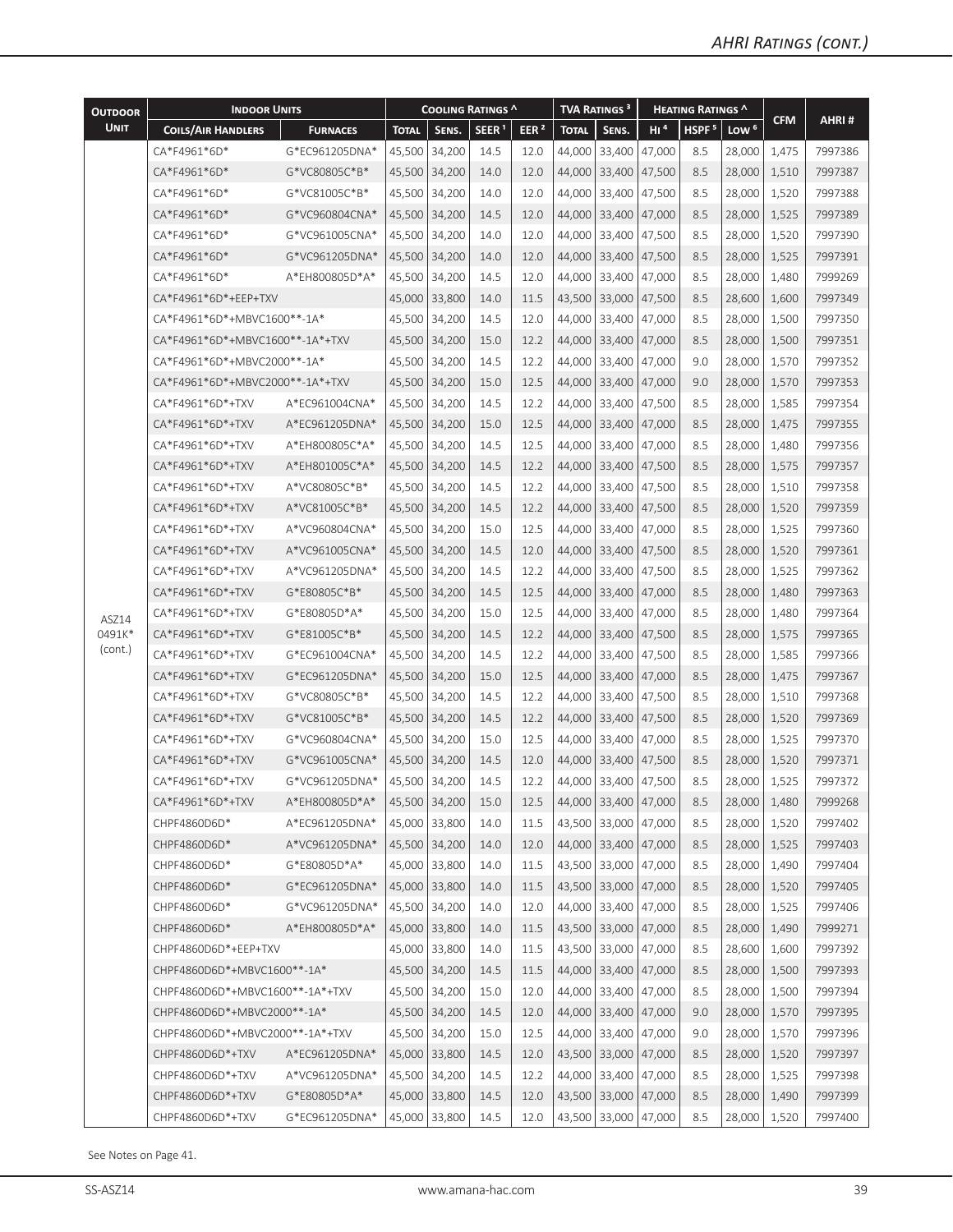## AHRI Ratings (cont.)

| Outdoor Unit | Indoor Units | | Cooling Ratings ^ | | | | TVA Ratings [3] | | Heating Ratings ^ | | | CFM | AHRI # |
|---|---|---|---|---|---|---|---|---|---|---|---|---|---|
| | Coils/Air Handlers | Furnaces | Total | Sens. | SEER [1] | EER [2] | Total | Sens. | HI [4] | HSPF [5] | Low [6] | | |
| ASZ14 0491K* (cont.) | CA*F4961*6D* | G*EC961205DNA* | 45,500 | 34,200 | 14.5 | 12.0 | 44,000 | 33,400 | 47,000 | 8.5 | 28,000 | 1,475 | 7997386 |
| | CA*F4961*6D* | G*VC80805C*B* | 45,500 | 34,200 | 14.0 | 12.0 | 44,000 | 33,400 | 47,500 | 8.5 | 28,000 | 1,510 | 7997387 |
| | CA*F4961*6D* | G*VC81005C*B* | 45,500 | 34,200 | 14.0 | 12.0 | 44,000 | 33,400 | 47,500 | 8.5 | 28,000 | 1,520 | 7997388 |
| | CA*F4961*6D* | G*VC960804CNA* | 45,500 | 34,200 | 14.5 | 12.0 | 44,000 | 33,400 | 47,000 | 8.5 | 28,000 | 1,525 | 7997389 |
| | CA*F4961*6D* | G*VC961005CNA* | 45,500 | 34,200 | 14.0 | 12.0 | 44,000 | 33,400 | 47,500 | 8.5 | 28,000 | 1,520 | 7997390 |
| | CA*F4961*6D* | G*VC961205DNA* | 45,500 | 34,200 | 14.0 | 12.0 | 44,000 | 33,400 | 47,500 | 8.5 | 28,000 | 1,525 | 7997391 |
| | CA*F4961*6D* | A*EH800805D*A* | 45,500 | 34,200 | 14.5 | 12.0 | 44,000 | 33,400 | 47,000 | 8.5 | 28,000 | 1,480 | 7999269 |
| | CA*F4961*6D*+EEP+TXV | | 45,000 | 33,800 | 14.0 | 11.5 | 43,500 | 33,000 | 47,500 | 8.5 | 28,600 | 1,600 | 7997349 |
| | CA*F4961*6D*+MBVC1600**-1A* | | 45,500 | 34,200 | 14.5 | 12.0 | 44,000 | 33,400 | 47,000 | 8.5 | 28,000 | 1,500 | 7997350 |
| | CA*F4961*6D*+MBVC1600**-1A*+TXV | | 45,500 | 34,200 | 15.0 | 12.2 | 44,000 | 33,400 | 47,000 | 8.5 | 28,000 | 1,500 | 7997351 |
| | CA*F4961*6D*+MBVC2000**-1A* | | 45,500 | 34,200 | 14.5 | 12.2 | 44,000 | 33,400 | 47,000 | 9.0 | 28,000 | 1,570 | 7997352 |
| | CA*F4961*6D*+MBVC2000**-1A*+TXV | | 45,500 | 34,200 | 15.0 | 12.5 | 44,000 | 33,400 | 47,000 | 9.0 | 28,000 | 1,570 | 7997353 |
| | CA*F4961*6D*+TXV | A*EC961004CNA* | 45,500 | 34,200 | 14.5 | 12.2 | 44,000 | 33,400 | 47,500 | 8.5 | 28,000 | 1,585 | 7997354 |
| | CA*F4961*6D*+TXV | A*EC961205DNA* | 45,500 | 34,200 | 15.0 | 12.5 | 44,000 | 33,400 | 47,000 | 8.5 | 28,000 | 1,475 | 7997355 |
| | CA*F4961*6D*+TXV | A*EH800805C*A* | 45,500 | 34,200 | 14.5 | 12.5 | 44,000 | 33,400 | 47,000 | 8.5 | 28,000 | 1,480 | 7997356 |
| | CA*F4961*6D*+TXV | A*EH801005C*A* | 45,500 | 34,200 | 14.5 | 12.2 | 44,000 | 33,400 | 47,500 | 8.5 | 28,000 | 1,575 | 7997357 |
| | CA*F4961*6D*+TXV | A*VC80805C*B* | 45,500 | 34,200 | 14.5 | 12.2 | 44,000 | 33,400 | 47,500 | 8.5 | 28,000 | 1,510 | 7997358 |
| | CA*F4961*6D*+TXV | A*VC81005C*B* | 45,500 | 34,200 | 14.5 | 12.2 | 44,000 | 33,400 | 47,500 | 8.5 | 28,000 | 1,520 | 7997359 |
| | CA*F4961*6D*+TXV | A*VC960804CNA* | 45,500 | 34,200 | 15.0 | 12.5 | 44,000 | 33,400 | 47,000 | 8.5 | 28,000 | 1,525 | 7997360 |
| | CA*F4961*6D*+TXV | A*VC961005CNA* | 45,500 | 34,200 | 14.5 | 12.0 | 44,000 | 33,400 | 47,500 | 8.5 | 28,000 | 1,520 | 7997361 |
| | CA*F4961*6D*+TXV | A*VC961205DNA* | 45,500 | 34,200 | 14.5 | 12.2 | 44,000 | 33,400 | 47,500 | 8.5 | 28,000 | 1,525 | 7997362 |
| | CA*F4961*6D*+TXV | G*E80805C*B* | 45,500 | 34,200 | 14.5 | 12.5 | 44,000 | 33,400 | 47,000 | 8.5 | 28,000 | 1,480 | 7997363 |
| | CA*F4961*6D*+TXV | G*E80805D*A* | 45,500 | 34,200 | 15.0 | 12.5 | 44,000 | 33,400 | 47,000 | 8.5 | 28,000 | 1,480 | 7997364 |
| | CA*F4961*6D*+TXV | G*E81005C*B* | 45,500 | 34,200 | 14.5 | 12.2 | 44,000 | 33,400 | 47,500 | 8.5 | 28,000 | 1,575 | 7997365 |
| | CA*F4961*6D*+TXV | G*EC961004CNA* | 45,500 | 34,200 | 14.5 | 12.2 | 44,000 | 33,400 | 47,500 | 8.5 | 28,000 | 1,585 | 7997366 |
| | CA*F4961*6D*+TXV | G*EC961205DNA* | 45,500 | 34,200 | 15.0 | 12.5 | 44,000 | 33,400 | 47,000 | 8.5 | 28,000 | 1,475 | 7997367 |
| | CA*F4961*6D*+TXV | G*VC80805C*B* | 45,500 | 34,200 | 14.5 | 12.2 | 44,000 | 33,400 | 47,500 | 8.5 | 28,000 | 1,510 | 7997368 |
| | CA*F4961*6D*+TXV | G*VC81005C*B* | 45,500 | 34,200 | 14.5 | 12.2 | 44,000 | 33,400 | 47,500 | 8.5 | 28,000 | 1,520 | 7997369 |
| | CA*F4961*6D*+TXV | G*VC960804CNA* | 45,500 | 34,200 | 15.0 | 12.5 | 44,000 | 33,400 | 47,000 | 8.5 | 28,000 | 1,525 | 7997370 |
| | CA*F4961*6D*+TXV | G*VC961005CNA* | 45,500 | 34,200 | 14.5 | 12.0 | 44,000 | 33,400 | 47,500 | 8.5 | 28,000 | 1,520 | 7997371 |
| | CA*F4961*6D*+TXV | G*VC961205DNA* | 45,500 | 34,200 | 14.5 | 12.2 | 44,000 | 33,400 | 47,500 | 8.5 | 28,000 | 1,525 | 7997372 |
| | CA*F4961*6D*+TXV | A*EH800805D*A* | 45,500 | 34,200 | 15.0 | 12.5 | 44,000 | 33,400 | 47,000 | 8.5 | 28,000 | 1,480 | 7999268 |
| | CHPF4860D6D* | A*EC961205DNA* | 45,000 | 33,800 | 14.0 | 11.5 | 43,500 | 33,000 | 47,000 | 8.5 | 28,000 | 1,520 | 7997402 |
| | CHPF4860D6D* | A*VC961205DNA* | 45,500 | 34,200 | 14.0 | 12.0 | 44,000 | 33,400 | 47,000 | 8.5 | 28,000 | 1,525 | 7997403 |
| | CHPF4860D6D* | G*E80805D*A* | 45,000 | 33,800 | 14.0 | 11.5 | 43,500 | 33,000 | 47,000 | 8.5 | 28,000 | 1,490 | 7997404 |
| | CHPF4860D6D* | G*EC961205DNA* | 45,000 | 33,800 | 14.0 | 11.5 | 43,500 | 33,000 | 47,000 | 8.5 | 28,000 | 1,520 | 7997405 |
| | CHPF4860D6D* | G*VC961205DNA* | 45,500 | 34,200 | 14.0 | 12.0 | 44,000 | 33,400 | 47,000 | 8.5 | 28,000 | 1,525 | 7997406 |
| | CHPF4860D6D* | A*EH800805D*A* | 45,000 | 33,800 | 14.0 | 11.5 | 43,500 | 33,000 | 47,000 | 8.5 | 28,000 | 1,490 | 7999271 |
| | CHPF4860D6D*+EEP+TXV | | 45,000 | 33,800 | 14.0 | 11.5 | 43,500 | 33,000 | 47,000 | 8.5 | 28,600 | 1,600 | 7997392 |
| | CHPF4860D6D*+MBVC1600**-1A* | | 45,500 | 34,200 | 14.5 | 11.5 | 44,000 | 33,400 | 47,000 | 8.5 | 28,000 | 1,500 | 7997393 |
| | CHPF4860D6D*+MBVC1600**-1A*+TXV | | 45,500 | 34,200 | 15.0 | 12.0 | 44,000 | 33,400 | 47,000 | 8.5 | 28,000 | 1,500 | 7997394 |
| | CHPF4860D6D*+MBVC2000**-1A* | | 45,500 | 34,200 | 14.5 | 12.0 | 44,000 | 33,400 | 47,000 | 9.0 | 28,000 | 1,570 | 7997395 |
| | CHPF4860D6D*+MBVC2000**-1A*+TXV | | 45,500 | 34,200 | 15.0 | 12.5 | 44,000 | 33,400 | 47,000 | 9.0 | 28,000 | 1,570 | 7997396 |
| | CHPF4860D6D*+TXV | A*EC961205DNA* | 45,000 | 33,800 | 14.5 | 12.0 | 43,500 | 33,000 | 47,000 | 8.5 | 28,000 | 1,520 | 7997397 |
| | CHPF4860D6D*+TXV | A*VC961205DNA* | 45,500 | 34,200 | 14.5 | 12.2 | 44,000 | 33,400 | 47,000 | 8.5 | 28,000 | 1,525 | 7997398 |
| | CHPF4860D6D*+TXV | G*E80805D*A* | 45,000 | 33,800 | 14.5 | 12.0 | 43,500 | 33,000 | 47,000 | 8.5 | 28,000 | 1,490 | 7997399 |
| | CHPF4860D6D*+TXV | G*EC961205DNA* | 45,000 | 33,800 | 14.5 | 12.0 | 43,500 | 33,000 | 47,000 | 8.5 | 28,000 | 1,520 | 7997400 |

See Notes on Page 41.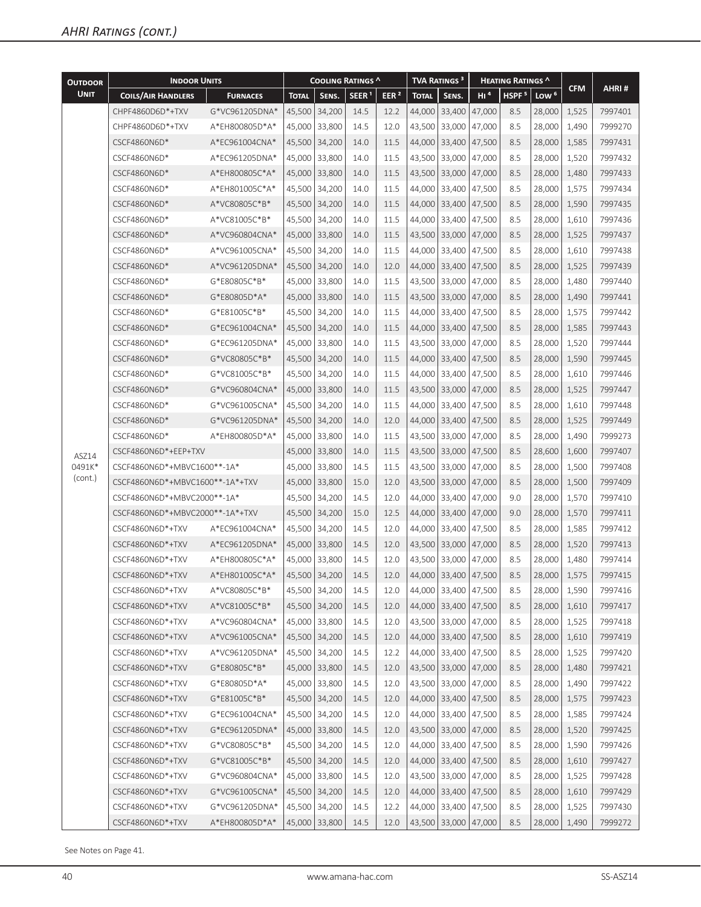## AHRI Ratings (cont.)

| Outdoor Unit | Indoor Units | | Cooling Ratings ^ | | | | TVA Ratings ³ | | Heating Ratings ^ | | | CFM | AHRI # |
|---|---|---|---|---|---|---|---|---|---|---|---|---|---|
| | Coils/Air Handlers | Furnaces | Total | Sens. | SEER [1] | EER [2] | Total | Sens. | Hi [4] | HSPF [5] | Low [6] | | |
| ASZ14 0491K* (cont.) | CHPF4860D6D*+TXV | G*VC961205DNA* | 45,500 | 34,200 | 14.5 | 12.2 | 44,000 | 33,400 | 47,000 | 8.5 | 28,000 | 1,525 | 7997401 |
| | CHPF4860D6D*+TXV | A*EH800805D*A* | 45,000 | 33,800 | 14.5 | 12.0 | 43,500 | 33,000 | 47,000 | 8.5 | 28,000 | 1,490 | 7999270 |
| | CSCF4860N6D* | A*EC961004CNA* | 45,500 | 34,200 | 14.0 | 11.5 | 44,000 | 33,400 | 47,500 | 8.5 | 28,000 | 1,585 | 7997431 |
| | CSCF4860N6D* | A*EC961205DNA* | 45,000 | 33,800 | 14.0 | 11.5 | 43,500 | 33,000 | 47,000 | 8.5 | 28,000 | 1,520 | 7997432 |
| | CSCF4860N6D* | A*EH800805C*A* | 45,000 | 33,800 | 14.0 | 11.5 | 43,500 | 33,000 | 47,000 | 8.5 | 28,000 | 1,480 | 7997433 |
| | CSCF4860N6D* | A*EH801005C*A* | 45,500 | 34,200 | 14.0 | 11.5 | 44,000 | 33,400 | 47,500 | 8.5 | 28,000 | 1,575 | 7997434 |
| | CSCF4860N6D* | A*VC80805C*B* | 45,500 | 34,200 | 14.0 | 11.5 | 44,000 | 33,400 | 47,500 | 8.5 | 28,000 | 1,590 | 7997435 |
| | CSCF4860N6D* | A*VC81005C*B* | 45,500 | 34,200 | 14.0 | 11.5 | 44,000 | 33,400 | 47,500 | 8.5 | 28,000 | 1,610 | 7997436 |
| | CSCF4860N6D* | A*VC960804CNA* | 45,000 | 33,800 | 14.0 | 11.5 | 43,500 | 33,000 | 47,000 | 8.5 | 28,000 | 1,525 | 7997437 |
| | CSCF4860N6D* | A*VC961005CNA* | 45,500 | 34,200 | 14.0 | 11.5 | 44,000 | 33,400 | 47,500 | 8.5 | 28,000 | 1,610 | 7997438 |
| | CSCF4860N6D* | A*VC961205DNA* | 45,500 | 34,200 | 14.0 | 12.0 | 44,000 | 33,400 | 47,500 | 8.5 | 28,000 | 1,525 | 7997439 |
| | CSCF4860N6D* | G*E80805C*B* | 45,000 | 33,800 | 14.0 | 11.5 | 43,500 | 33,000 | 47,000 | 8.5 | 28,000 | 1,480 | 7997440 |
| | CSCF4860N6D* | G*E80805D*A* | 45,000 | 33,800 | 14.0 | 11.5 | 43,500 | 33,000 | 47,000 | 8.5 | 28,000 | 1,490 | 7997441 |
| | CSCF4860N6D* | G*E81005C*B* | 45,500 | 34,200 | 14.0 | 11.5 | 44,000 | 33,400 | 47,500 | 8.5 | 28,000 | 1,575 | 7997442 |
| | CSCF4860N6D* | G*EC961004CNA* | 45,500 | 34,200 | 14.0 | 11.5 | 44,000 | 33,400 | 47,500 | 8.5 | 28,000 | 1,585 | 7997443 |
| | CSCF4860N6D* | G*EC961205DNA* | 45,000 | 33,800 | 14.0 | 11.5 | 43,500 | 33,000 | 47,000 | 8.5 | 28,000 | 1,520 | 7997444 |
| | CSCF4860N6D* | G*VC80805C*B* | 45,500 | 34,200 | 14.0 | 11.5 | 44,000 | 33,400 | 47,500 | 8.5 | 28,000 | 1,590 | 7997445 |
| | CSCF4860N6D* | G*VC81005C*B* | 45,500 | 34,200 | 14.0 | 11.5 | 44,000 | 33,400 | 47,500 | 8.5 | 28,000 | 1,610 | 7997446 |
| | CSCF4860N6D* | G*VC960804CNA* | 45,000 | 33,800 | 14.0 | 11.5 | 43,500 | 33,000 | 47,000 | 8.5 | 28,000 | 1,525 | 7997447 |
| | CSCF4860N6D* | G*VC961005CNA* | 45,500 | 34,200 | 14.0 | 11.5 | 44,000 | 33,400 | 47,500 | 8.5 | 28,000 | 1,610 | 7997448 |
| | CSCF4860N6D* | G*VC961205DNA* | 45,500 | 34,200 | 14.0 | 12.0 | 44,000 | 33,400 | 47,500 | 8.5 | 28,000 | 1,525 | 7997449 |
| | CSCF4860N6D* | A*EH800805D*A* | 45,000 | 33,800 | 14.0 | 11.5 | 43,500 | 33,000 | 47,000 | 8.5 | 28,000 | 1,490 | 7999273 |
| | CSCF4860N6D*+EEP+TXV | | 45,000 | 33,800 | 14.0 | 11.5 | 43,500 | 33,000 | 47,500 | 8.5 | 28,600 | 1,600 | 7997407 |
| | CSCF4860N6D*+MBVC1600**-1A* | | 45,000 | 33,800 | 14.5 | 11.5 | 43,500 | 33,000 | 47,000 | 8.5 | 28,000 | 1,500 | 7997408 |
| | CSCF4860N6D*+MBVC1600**-1A*+TXV | | 45,000 | 33,800 | 15.0 | 12.0 | 43,500 | 33,000 | 47,000 | 8.5 | 28,000 | 1,500 | 7997409 |
| | CSCF4860N6D*+MBVC2000**-1A* | | 45,500 | 34,200 | 14.5 | 12.0 | 44,000 | 33,400 | 47,000 | 9.0 | 28,000 | 1,570 | 7997410 |
| | CSCF4860N6D*+MBVC2000**-1A*+TXV | | 45,500 | 34,200 | 15.0 | 12.5 | 44,000 | 33,400 | 47,000 | 9.0 | 28,000 | 1,570 | 7997411 |
| | CSCF4860N6D*+TXV | A*EC961004CNA* | 45,500 | 34,200 | 14.5 | 12.0 | 44,000 | 33,400 | 47,500 | 8.5 | 28,000 | 1,585 | 7997412 |
| | CSCF4860N6D*+TXV | A*EC961205DNA* | 45,000 | 33,800 | 14.5 | 12.0 | 43,500 | 33,000 | 47,000 | 8.5 | 28,000 | 1,520 | 7997413 |
| | CSCF4860N6D*+TXV | A*EH800805C*A* | 45,000 | 33,800 | 14.5 | 12.0 | 43,500 | 33,000 | 47,000 | 8.5 | 28,000 | 1,480 | 7997414 |
| | CSCF4860N6D*+TXV | A*EH801005C*A* | 45,500 | 34,200 | 14.5 | 12.0 | 44,000 | 33,400 | 47,500 | 8.5 | 28,000 | 1,575 | 7997415 |
| | CSCF4860N6D*+TXV | A*VC80805C*B* | 45,500 | 34,200 | 14.5 | 12.0 | 44,000 | 33,400 | 47,500 | 8.5 | 28,000 | 1,590 | 7997416 |
| | CSCF4860N6D*+TXV | A*VC81005C*B* | 45,500 | 34,200 | 14.5 | 12.0 | 44,000 | 33,400 | 47,500 | 8.5 | 28,000 | 1,610 | 7997417 |
| | CSCF4860N6D*+TXV | A*VC960804CNA* | 45,000 | 33,800 | 14.5 | 12.0 | 43,500 | 33,000 | 47,000 | 8.5 | 28,000 | 1,525 | 7997418 |
| | CSCF4860N6D*+TXV | A*VC961005CNA* | 45,500 | 34,200 | 14.5 | 12.0 | 44,000 | 33,400 | 47,500 | 8.5 | 28,000 | 1,610 | 7997419 |
| | CSCF4860N6D*+TXV | A*VC961205DNA* | 45,500 | 34,200 | 14.5 | 12.2 | 44,000 | 33,400 | 47,500 | 8.5 | 28,000 | 1,525 | 7997420 |
| | CSCF4860N6D*+TXV | G*E80805C*B* | 45,000 | 33,800 | 14.5 | 12.0 | 43,500 | 33,000 | 47,000 | 8.5 | 28,000 | 1,480 | 7997421 |
| | CSCF4860N6D*+TXV | G*E80805D*A* | 45,000 | 33,800 | 14.5 | 12.0 | 43,500 | 33,000 | 47,000 | 8.5 | 28,000 | 1,490 | 7997422 |
| | CSCF4860N6D*+TXV | G*E81005C*B* | 45,500 | 34,200 | 14.5 | 12.0 | 44,000 | 33,400 | 47,500 | 8.5 | 28,000 | 1,575 | 7997423 |
| | CSCF4860N6D*+TXV | G*EC961004CNA* | 45,500 | 34,200 | 14.5 | 12.0 | 44,000 | 33,400 | 47,500 | 8.5 | 28,000 | 1,585 | 7997424 |
| | CSCF4860N6D*+TXV | G*EC961205DNA* | 45,000 | 33,800 | 14.5 | 12.0 | 43,500 | 33,000 | 47,000 | 8.5 | 28,000 | 1,520 | 7997425 |
| | CSCF4860N6D*+TXV | G*VC80805C*B* | 45,500 | 34,200 | 14.5 | 12.0 | 44,000 | 33,400 | 47,500 | 8.5 | 28,000 | 1,590 | 7997426 |
| | CSCF4860N6D*+TXV | G*VC81005C*B* | 45,500 | 34,200 | 14.5 | 12.0 | 44,000 | 33,400 | 47,500 | 8.5 | 28,000 | 1,610 | 7997427 |
| | CSCF4860N6D*+TXV | G*VC960804CNA* | 45,000 | 33,800 | 14.5 | 12.0 | 43,500 | 33,000 | 47,000 | 8.5 | 28,000 | 1,525 | 7997428 |
| | CSCF4860N6D*+TXV | G*VC961005CNA* | 45,500 | 34,200 | 14.5 | 12.0 | 44,000 | 33,400 | 47,500 | 8.5 | 28,000 | 1,610 | 7997429 |
| | CSCF4860N6D*+TXV | G*VC961205DNA* | 45,500 | 34,200 | 14.5 | 12.2 | 44,000 | 33,400 | 47,500 | 8.5 | 28,000 | 1,525 | 7997430 |
| | CSCF4860N6D*+TXV | A*EH800805D*A* | 45,000 | 33,800 | 14.5 | 12.0 | 43,500 | 33,000 | 47,000 | 8.5 | 28,000 | 1,490 | 7999272 |

See Notes on Page 41.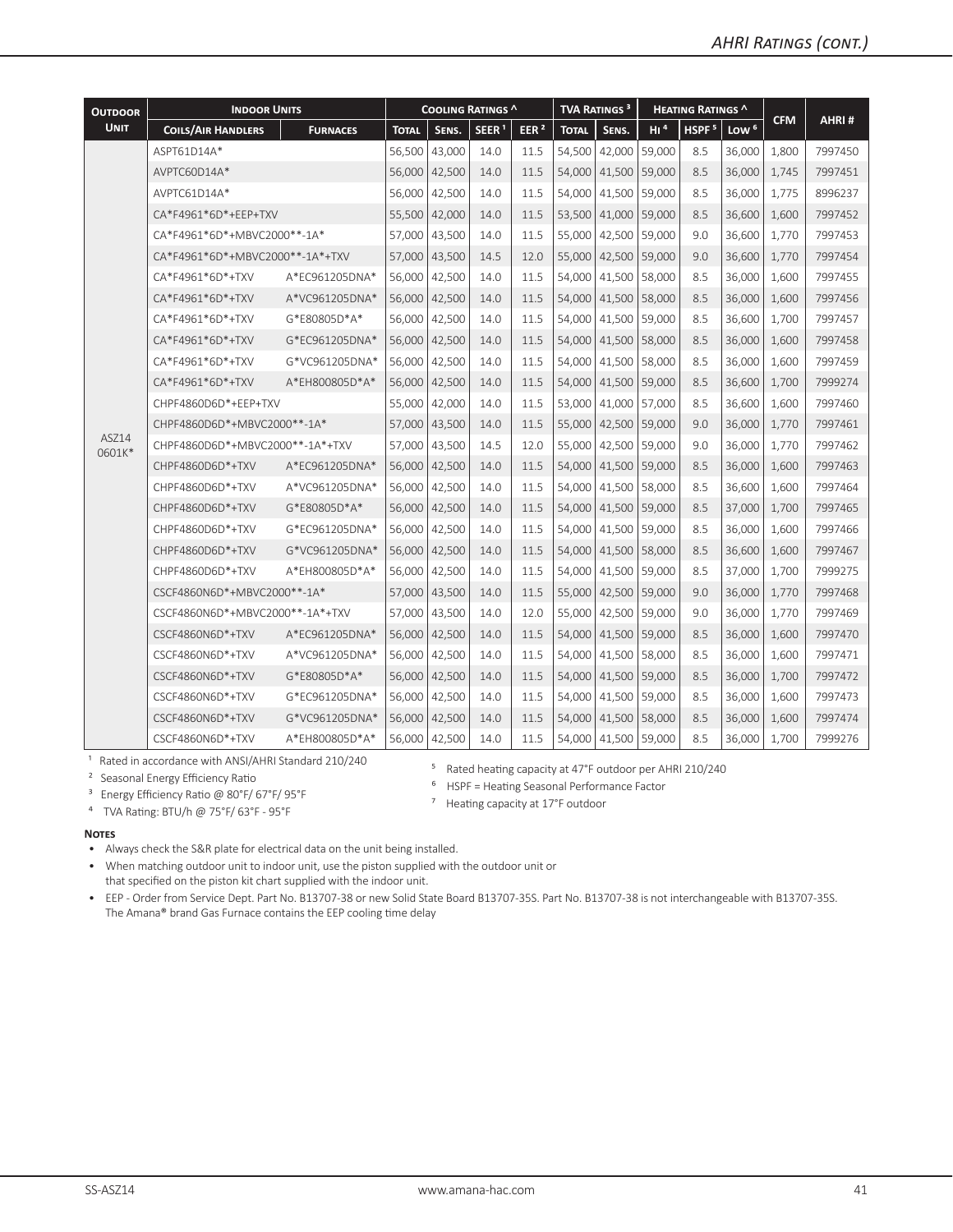## AHRI Ratings (cont.)

| Outdoor Unit | Indoor Units | | Cooling Ratings ^ | | | | TVA Ratings [3] | | Heating Ratings ^ | | | CFM | AHRI # |
|---|---|---|---|---|---|---|---|---|---|---|---|---|---|
| | Coils/Air Handlers | Furnaces | Total | Sens. | SEER [1] | EER [2] | Total | Sens. | Hi [4] | HSPF [5] | Low [6] | | |
| ASZ14 0601K* | ASPT61D14A* | | 56,500 | 43,000 | 14.0 | 11.5 | 54,500 | 42,000 | 59,000 | 8.5 | 36,000 | 1,800 | 7997450 |
| | AVPTC60D14A* | | 56,000 | 42,500 | 14.0 | 11.5 | 54,000 | 41,500 | 59,000 | 8.5 | 36,000 | 1,745 | 7997451 |
| | AVPTC61D14A* | | 56,000 | 42,500 | 14.0 | 11.5 | 54,000 | 41,500 | 59,000 | 8.5 | 36,000 | 1,775 | 8996237 |
| | CA*F4961*6D*+EEP+TXV | | 55,500 | 42,000 | 14.0 | 11.5 | 53,500 | 41,000 | 59,000 | 8.5 | 36,600 | 1,600 | 7997452 |
| | CA*F4961*6D*+MBVC2000**-1A* | | 57,000 | 43,500 | 14.0 | 11.5 | 55,000 | 42,500 | 59,000 | 9.0 | 36,600 | 1,770 | 7997453 |
| | CA*F4961*6D*+MBVC2000**-1A*+TXV | | 57,000 | 43,500 | 14.5 | 12.0 | 55,000 | 42,500 | 59,000 | 9.0 | 36,600 | 1,770 | 7997454 |
| | CA*F4961*6D*+TXV | A*EC961205DNA* | 56,000 | 42,500 | 14.0 | 11.5 | 54,000 | 41,500 | 58,000 | 8.5 | 36,000 | 1,600 | 7997455 |
| | CA*F4961*6D*+TXV | A*VC961205DNA* | 56,000 | 42,500 | 14.0 | 11.5 | 54,000 | 41,500 | 58,000 | 8.5 | 36,000 | 1,600 | 7997456 |
| | CA*F4961*6D*+TXV | G*E80805D*A* | 56,000 | 42,500 | 14.0 | 11.5 | 54,000 | 41,500 | 59,000 | 8.5 | 36,600 | 1,700 | 7997457 |
| | CA*F4961*6D*+TXV | G*EC961205DNA* | 56,000 | 42,500 | 14.0 | 11.5 | 54,000 | 41,500 | 58,000 | 8.5 | 36,000 | 1,600 | 7997458 |
| | CA*F4961*6D*+TXV | G*VC961205DNA* | 56,000 | 42,500 | 14.0 | 11.5 | 54,000 | 41,500 | 58,000 | 8.5 | 36,000 | 1,600 | 7997459 |
| | CA*F4961*6D*+TXV | A*EH800805D*A* | 56,000 | 42,500 | 14.0 | 11.5 | 54,000 | 41,500 | 59,000 | 8.5 | 36,600 | 1,700 | 7999274 |
| | CHPF4860D6D*+EEP+TXV | | 55,000 | 42,000 | 14.0 | 11.5 | 53,000 | 41,000 | 57,000 | 8.5 | 36,600 | 1,600 | 7997460 |
| | CHPF4860D6D*+MBVC2000**-1A* | | 57,000 | 43,500 | 14.0 | 11.5 | 55,000 | 42,500 | 59,000 | 9.0 | 36,000 | 1,770 | 7997461 |
| | CHPF4860D6D*+MBVC2000**-1A*+TXV | | 57,000 | 43,500 | 14.5 | 12.0 | 55,000 | 42,500 | 59,000 | 9.0 | 36,000 | 1,770 | 7997462 |
| | CHPF4860D6D*+TXV | A*EC961205DNA* | 56,000 | 42,500 | 14.0 | 11.5 | 54,000 | 41,500 | 59,000 | 8.5 | 36,000 | 1,600 | 7997463 |
| | CHPF4860D6D*+TXV | A*VC961205DNA* | 56,000 | 42,500 | 14.0 | 11.5 | 54,000 | 41,500 | 58,000 | 8.5 | 36,600 | 1,600 | 7997464 |
| | CHPF4860D6D*+TXV | G*E80805D*A* | 56,000 | 42,500 | 14.0 | 11.5 | 54,000 | 41,500 | 59,000 | 8.5 | 37,000 | 1,700 | 7997465 |
| | CHPF4860D6D*+TXV | G*EC961205DNA* | 56,000 | 42,500 | 14.0 | 11.5 | 54,000 | 41,500 | 59,000 | 8.5 | 36,000 | 1,600 | 7997466 |
| | CHPF4860D6D*+TXV | G*VC961205DNA* | 56,000 | 42,500 | 14.0 | 11.5 | 54,000 | 41,500 | 58,000 | 8.5 | 36,600 | 1,600 | 7997467 |
| | CHPF4860D6D*+TXV | A*EH800805D*A* | 56,000 | 42,500 | 14.0 | 11.5 | 54,000 | 41,500 | 59,000 | 8.5 | 37,000 | 1,700 | 7999275 |
| | CSCF4860N6D*+MBVC2000**-1A* | | 57,000 | 43,500 | 14.0 | 11.5 | 55,000 | 42,500 | 59,000 | 9.0 | 36,000 | 1,770 | 7997468 |
| | CSCF4860N6D*+MBVC2000**-1A*+TXV | | 57,000 | 43,500 | 14.0 | 12.0 | 55,000 | 42,500 | 59,000 | 9.0 | 36,000 | 1,770 | 7997469 |
| | CSCF4860N6D*+TXV | A*EC961205DNA* | 56,000 | 42,500 | 14.0 | 11.5 | 54,000 | 41,500 | 59,000 | 8.5 | 36,000 | 1,600 | 7997470 |
| | CSCF4860N6D*+TXV | A*VC961205DNA* | 56,000 | 42,500 | 14.0 | 11.5 | 54,000 | 41,500 | 58,000 | 8.5 | 36,000 | 1,600 | 7997471 |
| | CSCF4860N6D*+TXV | G*E80805D*A* | 56,000 | 42,500 | 14.0 | 11.5 | 54,000 | 41,500 | 59,000 | 8.5 | 36,000 | 1,700 | 7997472 |
| | CSCF4860N6D*+TXV | G*EC961205DNA* | 56,000 | 42,500 | 14.0 | 11.5 | 54,000 | 41,500 | 59,000 | 8.5 | 36,000 | 1,600 | 7997473 |
| | CSCF4860N6D*+TXV | G*VC961205DNA* | 56,000 | 42,500 | 14.0 | 11.5 | 54,000 | 41,500 | 58,000 | 8.5 | 36,000 | 1,600 | 7997474 |
| | CSCF4860N6D*+TXV | A*EH800805D*A* | 56,000 | 42,500 | 14.0 | 11.5 | 54,000 | 41,500 | 59,000 | 8.5 | 36,000 | 1,700 | 7999276 |

[1] Rated in accordance with ANSI/AHRI Standard 210/240

[2] Seasonal Energy Efficiency Ratio

[3] Energy Efficiency Ratio @ 80°F/ 67°F/ 95°F

[4] TVA Rating: BTU/h @ 75°F/ 63°F - 95°F

[5] Rated heating capacity at 47°F outdoor per AHRI 210/240

[6] HSPF = Heating Seasonal Performance Factor

[7] Heating capacity at 17°F outdoor

**Notes**

- Always check the S&R plate for electrical data on the unit being installed.
- When matching outdoor unit to indoor unit, use the piston supplied with the outdoor unit or that specified on the piston kit chart supplied with the indoor unit.
- EEP - Order from Service Dept. Part No. B13707-38 or new Solid State Board B13707-35S. Part No. B13707-38 is not interchangeable with B13707-35S. The Amana® brand Gas Furnace contains the EEP cooling time delay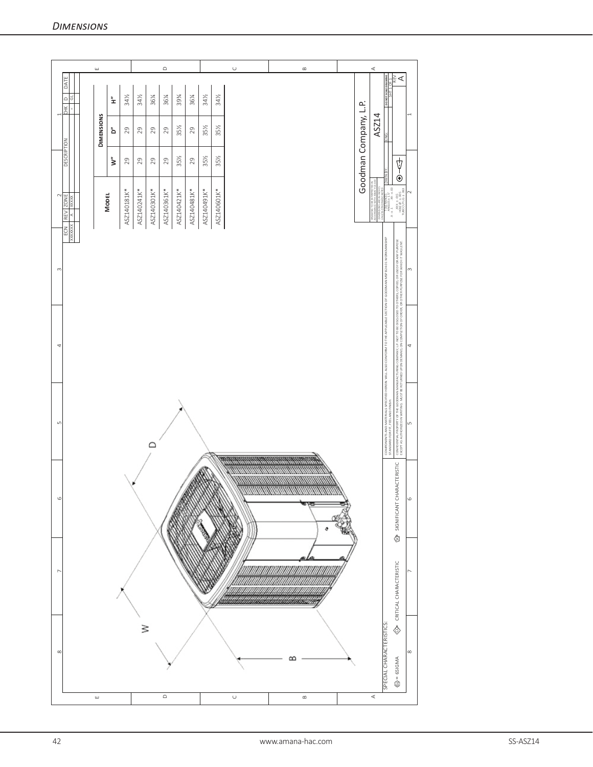## Dimensions

| Model | W" | D" | H" |
|---|---|---|---|
| ASZ140181K* | 29 | 29 | 34½ |
| ASZ140241K* | 29 | 29 | 34½ |
| ASZ140301K* | 29 | 29 | 36¼ |
| ASZ140361K* | 29 | 29 | 36¼ |
| ASZ140421K* | 35½ | 35½ | 39¾ |
| ASZ140481K* | 29 | 29 | 36¼ |
| ASZ140491K* | 35½ | 35½ | 34½ |
| ASZ140601K* | 35½ | 35½ | 34½ |

W

D

B

SPECIAL CHARACTERISTICS:

= 6SIGMA　　CRITICAL CHARACTERISTIC　　SIGNIFICANT CHARACTERISTIC

COMPONENTS AND MATERIALS SPECIFIED HEREIN WILL ALSO CONFORM TO THE APPLICABLE SECTION OF GOODMAN MSP 824-01 WORKMANSHIP STANDARD FOR FIT, FEEL AND FINISH.

CONFIDENTIAL PROPERTY OF THE GOODMAN MANUFACTURING COMPANY, L.P. NOT TO BE DISCLOSED TO OTHERS, COPIED, OR USED FOR ANY PURPOSE EXCEPT AS AUTHORIZED IN WRITING. MUST BE RETURNED UPON DEMAND, OR COMPLETION OF ORDER, OR OTHER PURPOSE FOR WHICH IT WAS LENT.

Goodman Company, L.P.

ASZ14

REV A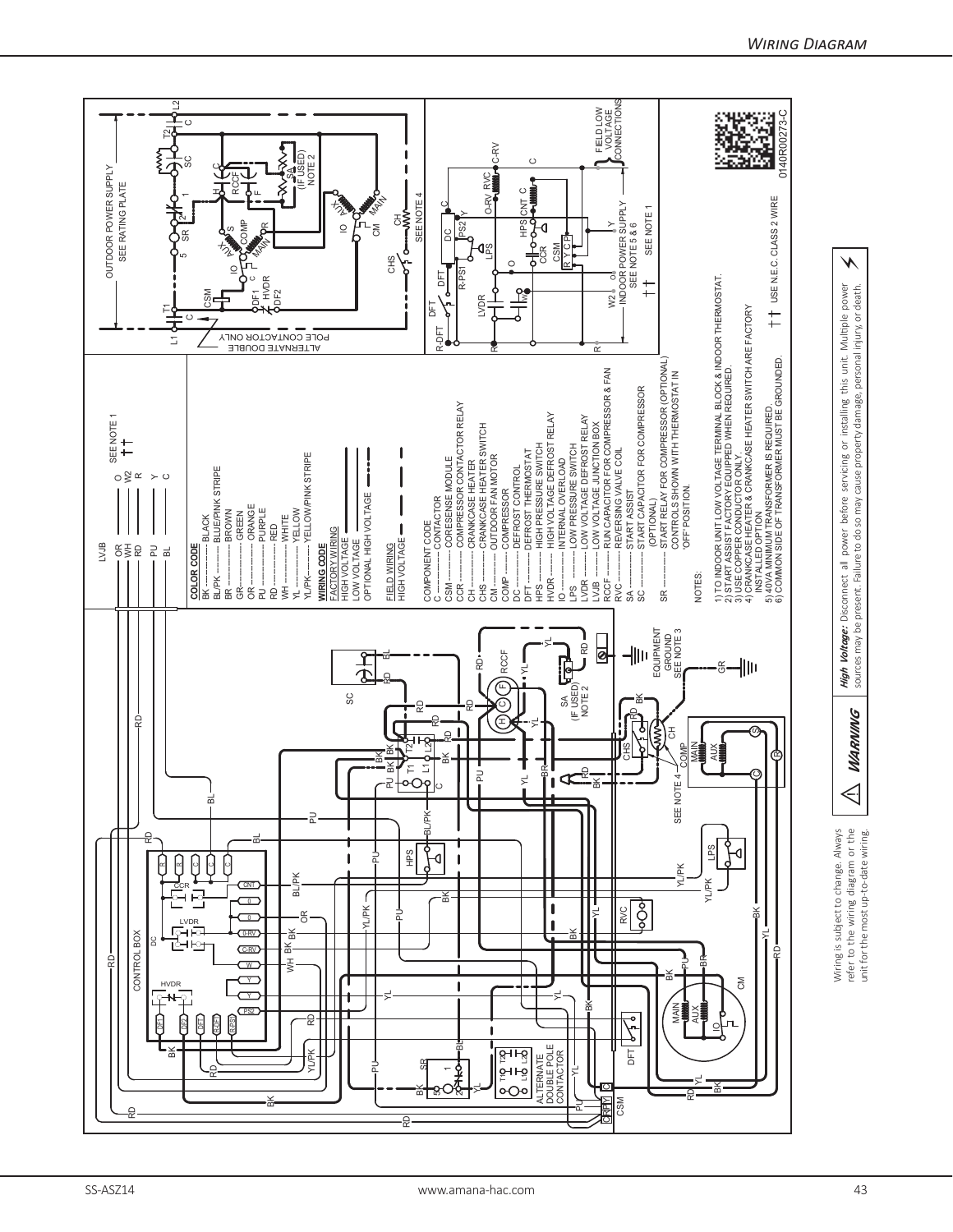# Wiring Diagram

COLOR CODE

- BK ............ BLACK
- BL/PK ......... BLUE/PINK STRIPE
- BR ............ BROWN
- GR ............ GREEN
- OR ............ ORANGE
- PU ............ PURPLE
- RD ............ RED
- WH ............ WHITE
- YL ............ YELLOW
- YL/PK ......... YELLOW/PINK STRIPE

WIRING CODE

FACTORY WIRING
- HIGH VOLTAGE
- LOW VOLTAGE
- OPTIONAL HIGH VOLTAGE

FIELD WIRING
- HIGH VOLTAGE

COMPONENT CODE

- C ............ CONTACTOR
- CSM .......... COMPRESSOR SOUND MODULE
- CCR .......... COMPRESSOR CONTACTOR RELAY
- CH ........... CRANKCASE HEATER
- CHS .......... CRANKCASE HEATER SWITCH
- CM ........... OUTDOOR FAN MOTOR
- COMP ......... COMPRESSOR
- DC ........... DEFROST CONTROL
- DFT .......... DEFROST THERMOSTAT
- HPS .......... HIGH PRESSURE SWITCH
- HVDR ......... HIGH VOLTAGE DEFROST RELAY
- IO ........... INTERNAL OVERLOAD
- LPS .......... LOW PRESSURE SWITCH
- LVDR ......... LOW VOLTAGE DEFROST RELAY
- LVJB ......... LOW VOLTAGE JUNCTION BOX
- RCCF ......... RUN CAPACITOR FOR COMPRESSOR & FAN
- RVC .......... REVERSING VALVE COIL
- SA ........... START ASSIST
- SC ........... START CAPACITOR FOR COMPRESSOR (OPTIONAL)
- SR ........... START RELAY FOR COMPRESSOR (OPTIONAL)

CONTROLS SHOWN WITH THERMOSTAT IN 'OFF' POSITION.

NOTES:

1) TO INDOOR UNIT LOW VOLTAGE TERMINAL BLOCK & INDOOR THERMOSTAT.
2) START ASSIST FACTORY EQUIPPED WHEN REQUIRED.
3) USE COPPER CONDUCTOR ONLY.
4) CRANKCASE HEATER & CRANKCASE HEATER SWITCH ARE FACTORY INSTALLED OPTION.
5) 40VA MINIMUM TRANSFORMER IS REQUIRED.
6) COMMON SIDE OF TRANSFORMER MUST BE GROUNDED.

†† USE N.E.C. CLASS 2 WIRE

OUTDOOR POWER SUPPLY SEE RATING PLATE

ALTERNATE DOUBLE POLE CONTACTOR ONLY

INDOOR POWER SUPPLY SEE NOTE 5 & 6

FIELD LOW VOLTAGE CONNECTIONS

0140R00273-C

Wiring is subject to change. Always refer to the wiring diagram or the unit for the most up-to-date wiring.

**WARNING** — ***High Voltage:*** Disconnect all power before servicing or installing this unit. Multiple power sources may be present. Failure to do so may cause property damage, personal injury, or death.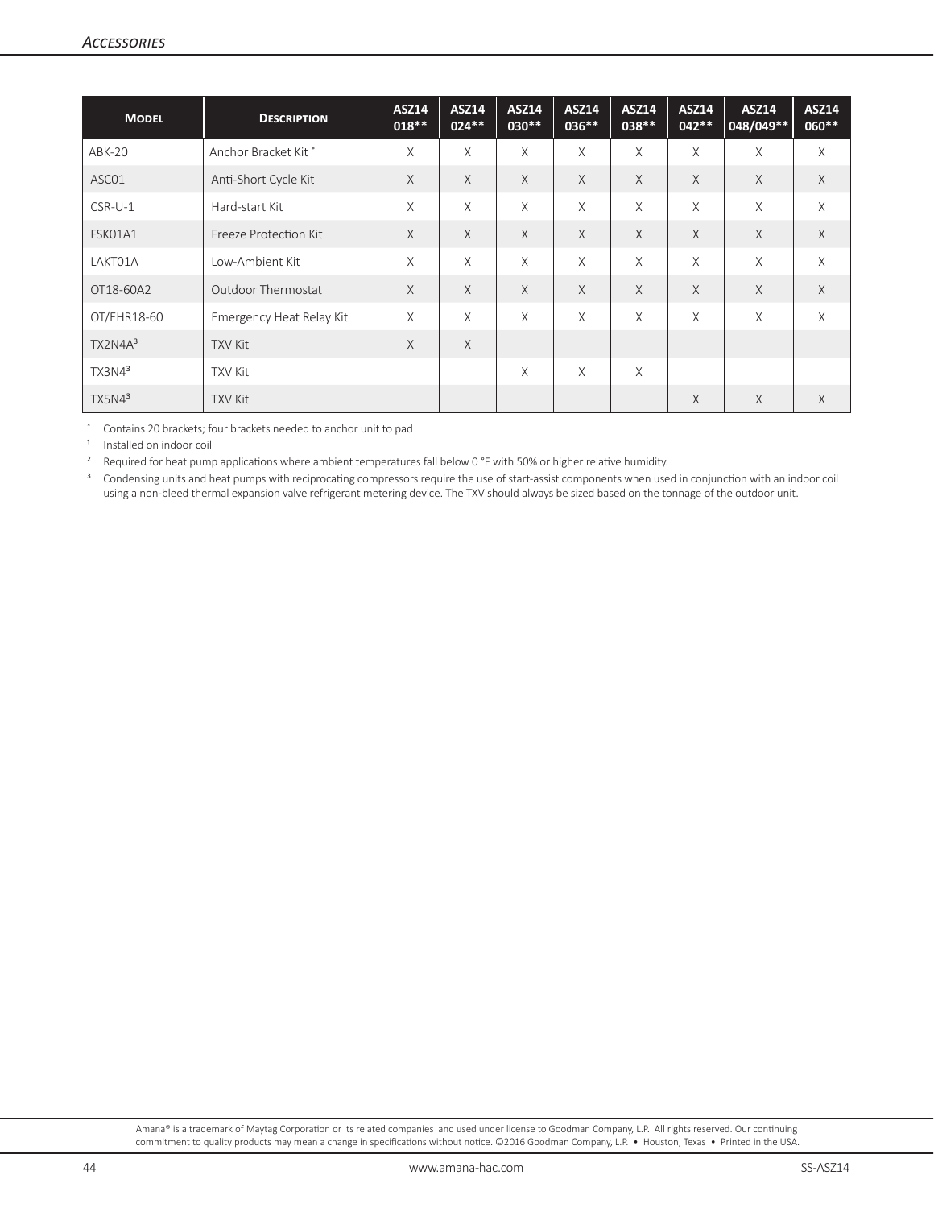## *Accessories*

| Model | Description | ASZ14 018** | ASZ14 024** | ASZ14 030** | ASZ14 036** | ASZ14 038** | ASZ14 042** | ASZ14 048/049** | ASZ14 060** |
|---|---|---|---|---|---|---|---|---|---|
| ABK-20 | Anchor Bracket Kit * | X | X | X | X | X | X | X | X |
| ASC01 | Anti-Short Cycle Kit | X | X | X | X | X | X | X | X |
| CSR-U-1 | Hard-start Kit | X | X | X | X | X | X | X | X |
| FSK01A1 | Freeze Protection Kit | X | X | X | X | X | X | X | X |
| LAKT01A | Low-Ambient Kit | X | X | X | X | X | X | X | X |
| OT18-60A2 | Outdoor Thermostat | X | X | X | X | X | X | X | X |
| OT/EHR18-60 | Emergency Heat Relay Kit | X | X | X | X | X | X | X | X |
| TX2N4A[3] | TXV Kit | X | X | | | | | | |
| TX3N4[3] | TXV Kit | | | X | X | X | | | |
| TX5N4[3] | TXV Kit | | | | | | X | X | X |

* Contains 20 brackets; four brackets needed to anchor unit to pad

[1] Installed on indoor coil

[2] Required for heat pump applications where ambient temperatures fall below 0 °F with 50% or higher relative humidity.

[3] Condensing units and heat pumps with reciprocating compressors require the use of start-assist components when used in conjunction with an indoor coil using a non-bleed thermal expansion valve refrigerant metering device. The TXV should always be sized based on the tonnage of the outdoor unit.

Amana® is a trademark of Maytag Corporation or its related companies and used under license to Goodman Company, L.P. All rights reserved. Our continuing commitment to quality products may mean a change in specifications without notice. ©2016 Goodman Company, L.P. • Houston, Texas • Printed in the USA.

www.amana-hac.com

SS-ASZ14